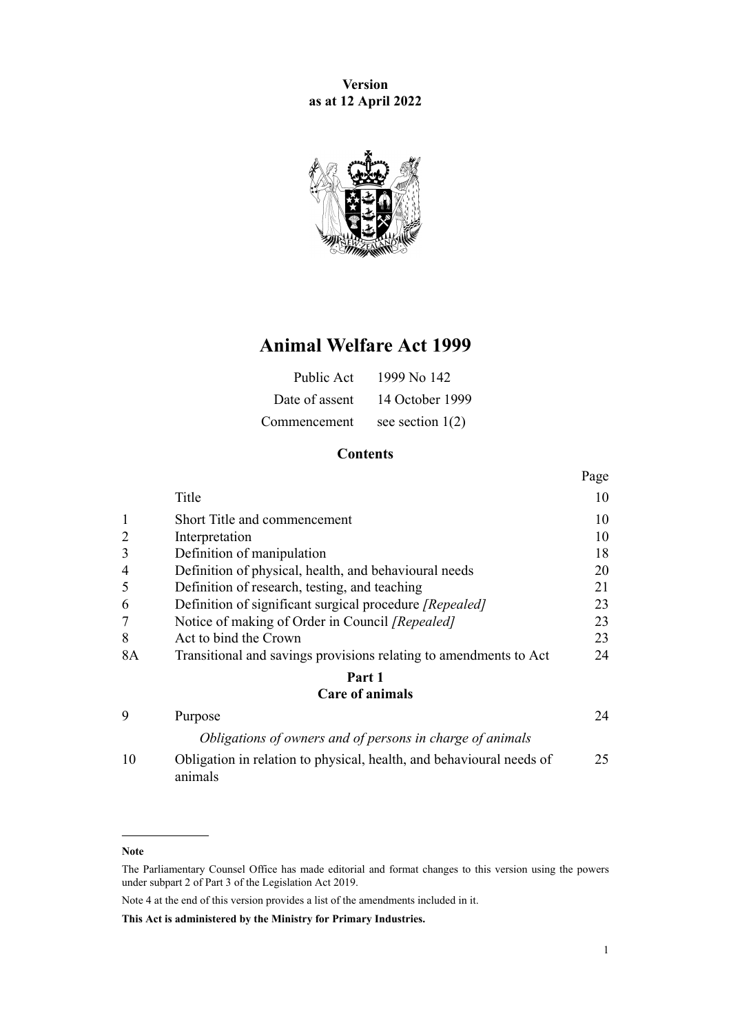**Version**
**as at 12 April 2022**

# Animal Welfare Act 1999

| | |
|---|---|
| Public Act | 1999 No 142 |
| Date of assent | 14 October 1999 |
| Commencement | see section 1(2) |

## Contents

| | | Page |
|---|---|---|
| | Title | 10 |
| 1 | Short Title and commencement | 10 |
| 2 | Interpretation | 10 |
| 3 | Definition of manipulation | 18 |
| 4 | Definition of physical, health, and behavioural needs | 20 |
| 5 | Definition of research, testing, and teaching | 21 |
| 6 | Definition of significant surgical procedure *[Repealed]* | 23 |
| 7 | Notice of making of Order in Council *[Repealed]* | 23 |
| 8 | Act to bind the Crown | 23 |
| 8A | Transitional and savings provisions relating to amendments to Act | 24 |
| | **Part 1** **Care of animals** | |
| 9 | Purpose | 24 |
| | *Obligations of owners and of persons in charge of animals* | |
| 10 | Obligation in relation to physical, health, and behavioural needs of animals | 25 |

**Note**

The Parliamentary Counsel Office has made editorial and format changes to this version using the powers under subpart 2 of Part 3 of the Legislation Act 2019.

Note 4 at the end of this version provides a list of the amendments included in it.

**This Act is administered by the Ministry for Primary Industries.**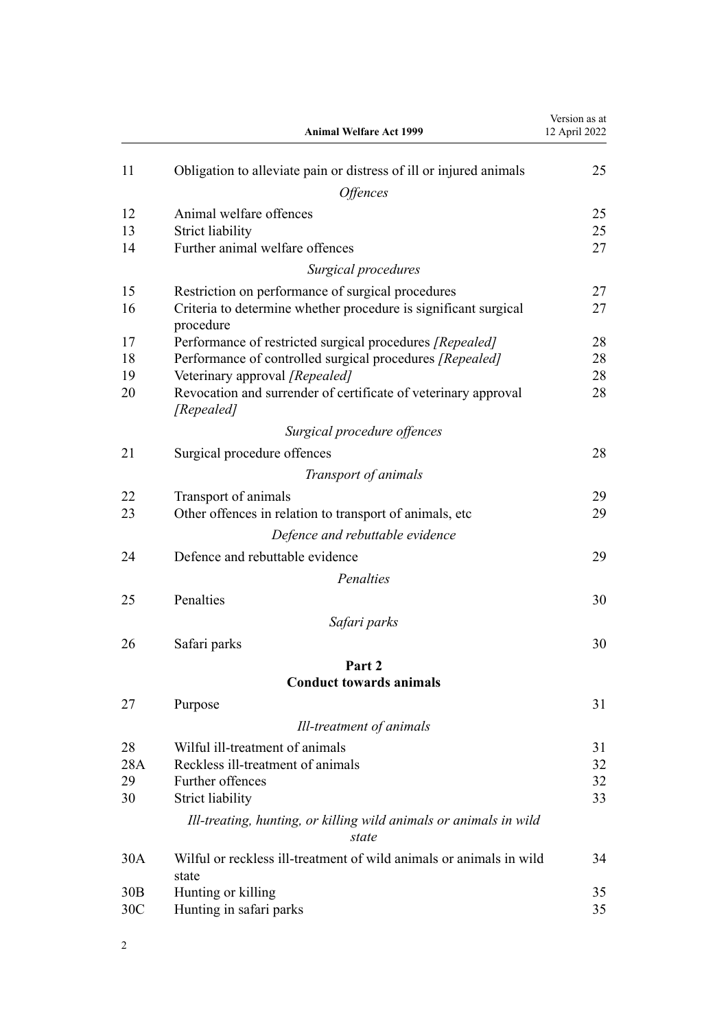| | | |
|---|---|---|
| 11 | Obligation to alleviate pain or distress of ill or injured animals | 25 |
| | *Offences* | |
| 12 | Animal welfare offences | 25 |
| 13 | Strict liability | 25 |
| 14 | Further animal welfare offences | 27 |
| | *Surgical procedures* | |
| 15 | Restriction on performance of surgical procedures | 27 |
| 16 | Criteria to determine whether procedure is significant surgical procedure | 27 |
| 17 | Performance of restricted surgical procedures *[Repealed]* | 28 |
| 18 | Performance of controlled surgical procedures *[Repealed]* | 28 |
| 19 | Veterinary approval *[Repealed]* | 28 |
| 20 | Revocation and surrender of certificate of veterinary approval *[Repealed]* | 28 |
| | *Surgical procedure offences* | |
| 21 | Surgical procedure offences | 28 |
| | *Transport of animals* | |
| 22 | Transport of animals | 29 |
| 23 | Other offences in relation to transport of animals, etc | 29 |
| | *Defence and rebuttable evidence* | |
| 24 | Defence and rebuttable evidence | 29 |
| | *Penalties* | |
| 25 | Penalties | 30 |
| | *Safari parks* | |
| 26 | Safari parks | 30 |
| | **Part 2** **Conduct towards animals** | |
| 27 | Purpose | 31 |
| | *Ill-treatment of animals* | |
| 28 | Wilful ill-treatment of animals | 31 |
| 28A | Reckless ill-treatment of animals | 32 |
| 29 | Further offences | 32 |
| 30 | Strict liability | 33 |
| | *Ill-treating, hunting, or killing wild animals or animals in wild state* | |
| 30A | Wilful or reckless ill-treatment of wild animals or animals in wild state | 34 |
| 30B | Hunting or killing | 35 |
| 30C | Hunting in safari parks | 35 |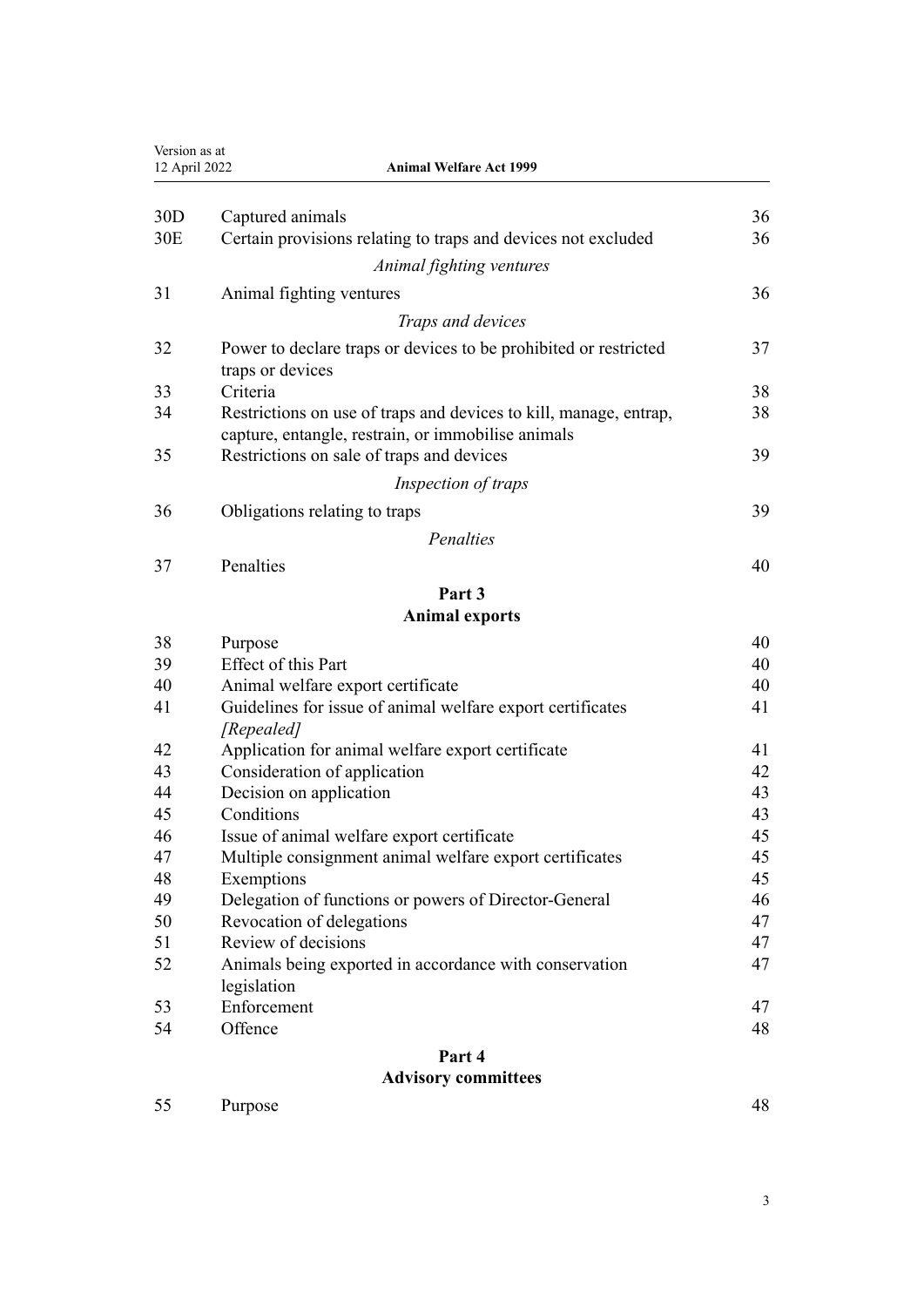| | | |
|---|---|---|
| 30D | Captured animals | 36 |
| 30E | Certain provisions relating to traps and devices not excluded | 36 |
| | *Animal fighting ventures* | |
| 31 | Animal fighting ventures | 36 |
| | *Traps and devices* | |
| 32 | Power to declare traps or devices to be prohibited or restricted traps or devices | 37 |
| 33 | Criteria | 38 |
| 34 | Restrictions on use of traps and devices to kill, manage, entrap, capture, entangle, restrain, or immobilise animals | 38 |
| 35 | Restrictions on sale of traps and devices | 39 |
| | *Inspection of traps* | |
| 36 | Obligations relating to traps | 39 |
| | *Penalties* | |
| 37 | Penalties | 40 |

## Part 3
## Animal exports

| | | |
|---|---|---|
| 38 | Purpose | 40 |
| 39 | Effect of this Part | 40 |
| 40 | Animal welfare export certificate | 40 |
| 41 | Guidelines for issue of animal welfare export certificates *[Repealed]* | 41 |
| 42 | Application for animal welfare export certificate | 41 |
| 43 | Consideration of application | 42 |
| 44 | Decision on application | 43 |
| 45 | Conditions | 43 |
| 46 | Issue of animal welfare export certificate | 45 |
| 47 | Multiple consignment animal welfare export certificates | 45 |
| 48 | Exemptions | 45 |
| 49 | Delegation of functions or powers of Director-General | 46 |
| 50 | Revocation of delegations | 47 |
| 51 | Review of decisions | 47 |
| 52 | Animals being exported in accordance with conservation legislation | 47 |
| 53 | Enforcement | 47 |
| 54 | Offence | 48 |

## Part 4
## Advisory committees

| | | |
|---|---|---|
| 55 | Purpose | 48 |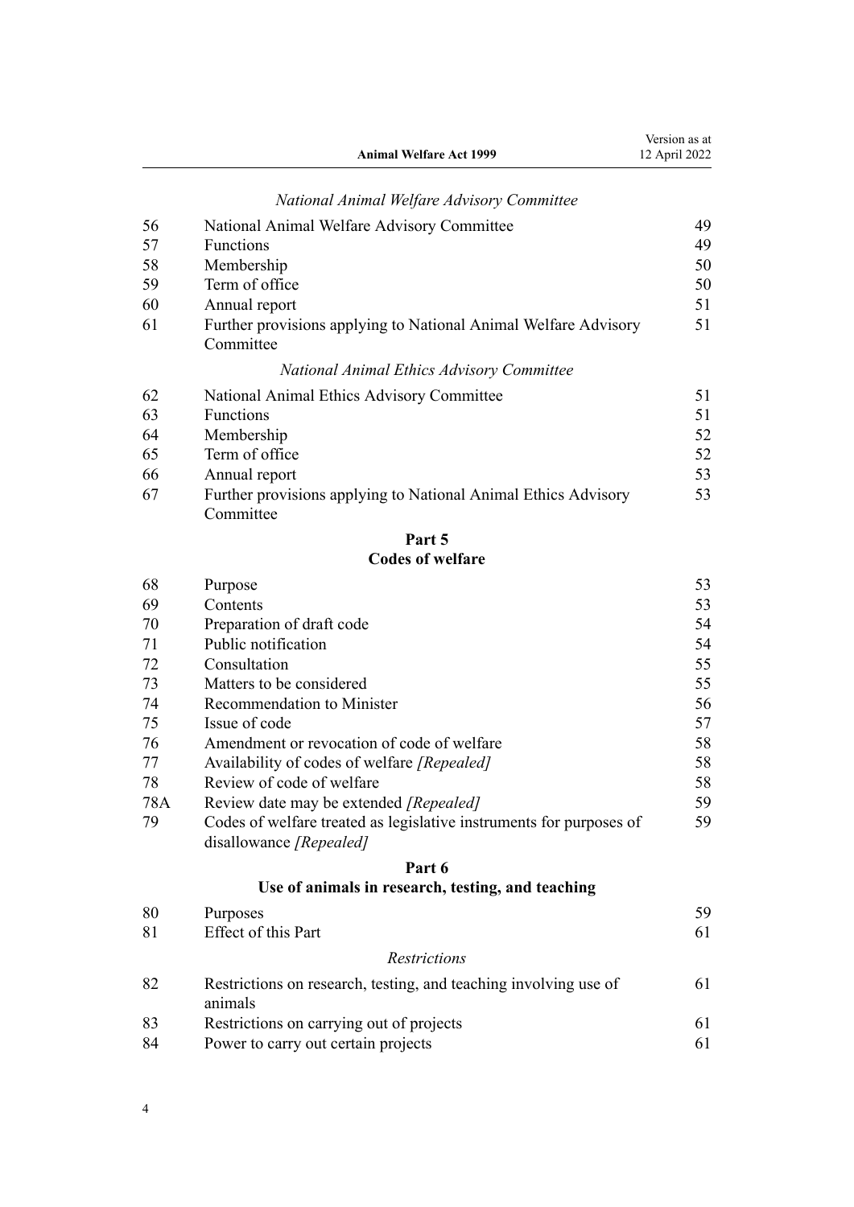*National Animal Welfare Advisory Committee*

| | | |
|---|---|---|
| 56 | National Animal Welfare Advisory Committee | 49 |
| 57 | Functions | 49 |
| 58 | Membership | 50 |
| 59 | Term of office | 50 |
| 60 | Annual report | 51 |
| 61 | Further provisions applying to National Animal Welfare Advisory Committee | 51 |

*National Animal Ethics Advisory Committee*

| | | |
|---|---|---|
| 62 | National Animal Ethics Advisory Committee | 51 |
| 63 | Functions | 51 |
| 64 | Membership | 52 |
| 65 | Term of office | 52 |
| 66 | Annual report | 53 |
| 67 | Further provisions applying to National Animal Ethics Advisory Committee | 53 |

**Part 5**
**Codes of welfare**

| | | |
|---|---|---|
| 68 | Purpose | 53 |
| 69 | Contents | 53 |
| 70 | Preparation of draft code | 54 |
| 71 | Public notification | 54 |
| 72 | Consultation | 55 |
| 73 | Matters to be considered | 55 |
| 74 | Recommendation to Minister | 56 |
| 75 | Issue of code | 57 |
| 76 | Amendment or revocation of code of welfare | 58 |
| 77 | Availability of codes of welfare *[Repealed]* | 58 |
| 78 | Review of code of welfare | 58 |
| 78A | Review date may be extended *[Repealed]* | 59 |
| 79 | Codes of welfare treated as legislative instruments for purposes of disallowance *[Repealed]* | 59 |

**Part 6**
**Use of animals in research, testing, and teaching**

| | | |
|---|---|---|
| 80 | Purposes | 59 |
| 81 | Effect of this Part | 61 |

*Restrictions*

| | | |
|---|---|---|
| 82 | Restrictions on research, testing, and teaching involving use of animals | 61 |
| 83 | Restrictions on carrying out of projects | 61 |
| 84 | Power to carry out certain projects | 61 |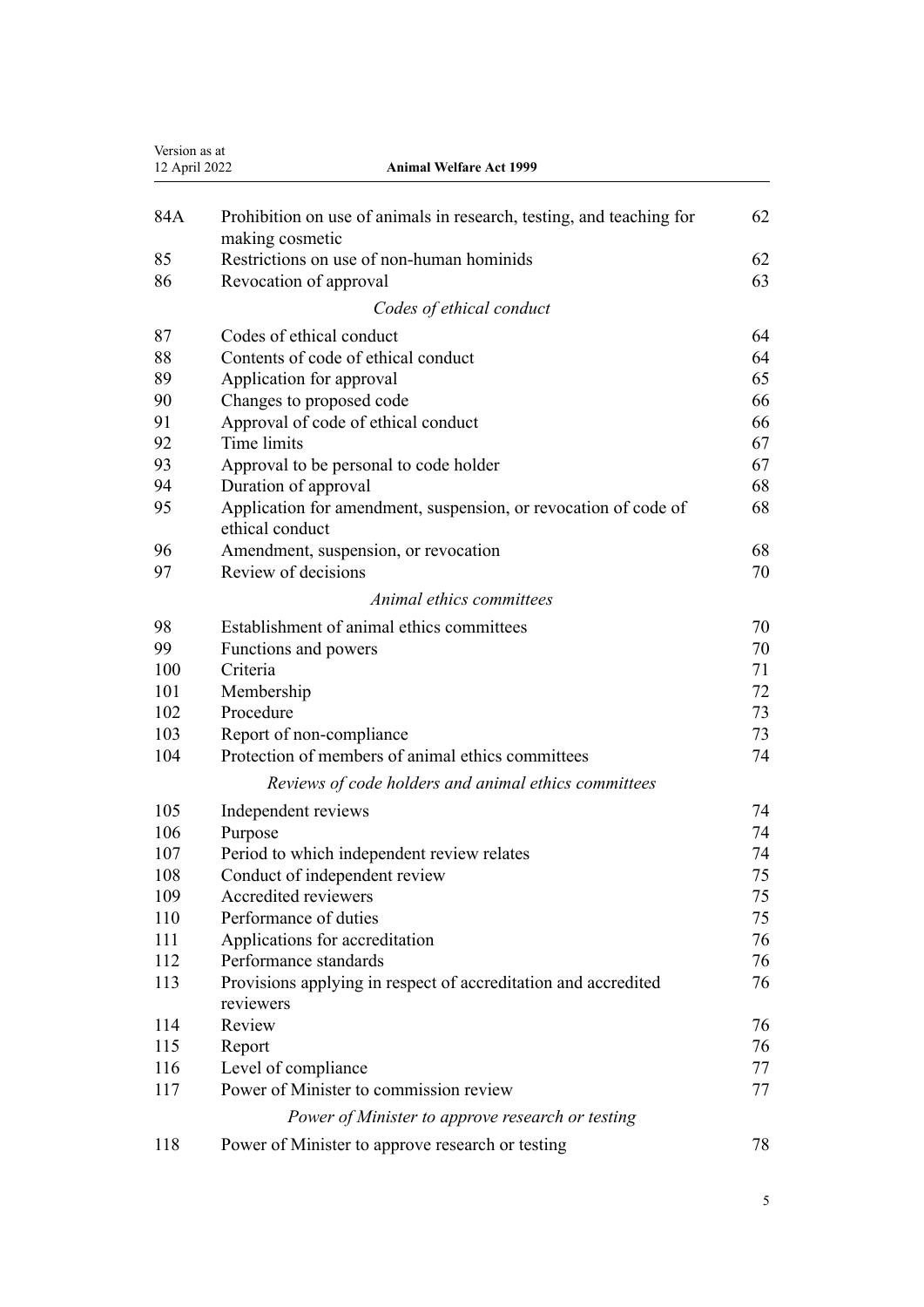| | | |
|---|---|---|
| 84A | Prohibition on use of animals in research, testing, and teaching for making cosmetic | 62 |
| 85 | Restrictions on use of non-human hominids | 62 |
| 86 | Revocation of approval | 63 |
| | *Codes of ethical conduct* | |
| 87 | Codes of ethical conduct | 64 |
| 88 | Contents of code of ethical conduct | 64 |
| 89 | Application for approval | 65 |
| 90 | Changes to proposed code | 66 |
| 91 | Approval of code of ethical conduct | 66 |
| 92 | Time limits | 67 |
| 93 | Approval to be personal to code holder | 67 |
| 94 | Duration of approval | 68 |
| 95 | Application for amendment, suspension, or revocation of code of ethical conduct | 68 |
| 96 | Amendment, suspension, or revocation | 68 |
| 97 | Review of decisions | 70 |
| | *Animal ethics committees* | |
| 98 | Establishment of animal ethics committees | 70 |
| 99 | Functions and powers | 70 |
| 100 | Criteria | 71 |
| 101 | Membership | 72 |
| 102 | Procedure | 73 |
| 103 | Report of non-compliance | 73 |
| 104 | Protection of members of animal ethics committees | 74 |
| | *Reviews of code holders and animal ethics committees* | |
| 105 | Independent reviews | 74 |
| 106 | Purpose | 74 |
| 107 | Period to which independent review relates | 74 |
| 108 | Conduct of independent review | 75 |
| 109 | Accredited reviewers | 75 |
| 110 | Performance of duties | 75 |
| 111 | Applications for accreditation | 76 |
| 112 | Performance standards | 76 |
| 113 | Provisions applying in respect of accreditation and accredited reviewers | 76 |
| 114 | Review | 76 |
| 115 | Report | 76 |
| 116 | Level of compliance | 77 |
| 117 | Power of Minister to commission review | 77 |
| | *Power of Minister to approve research or testing* | |
| 118 | Power of Minister to approve research or testing | 78 |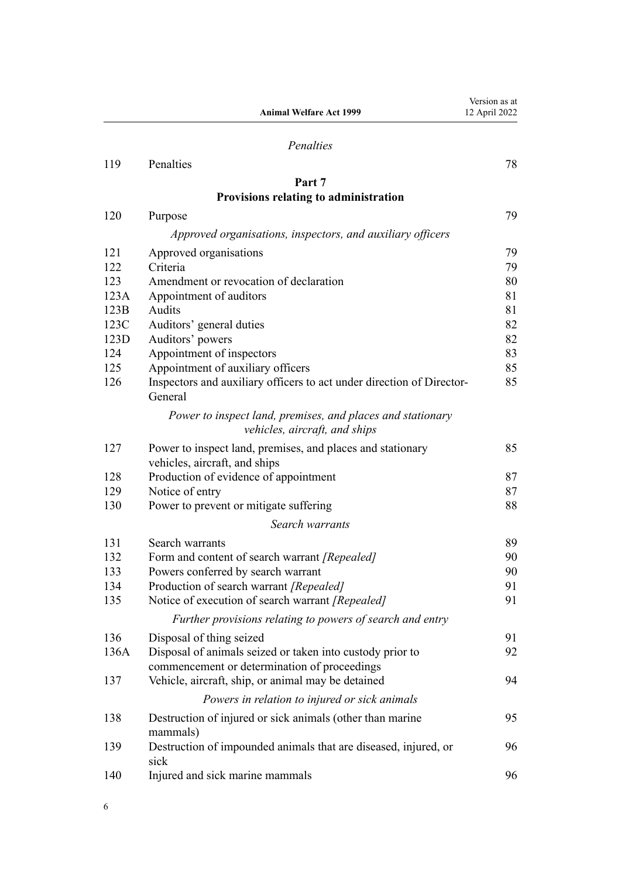*Penalties*

| | | |
|---|---|---|
| 119 | Penalties | 78 |

**Part 7**

**Provisions relating to administration**

| | | |
|---|---|---|
| 120 | Purpose | 79 |
| | *Approved organisations, inspectors, and auxiliary officers* | |
| 121 | Approved organisations | 79 |
| 122 | Criteria | 79 |
| 123 | Amendment or revocation of declaration | 80 |
| 123A | Appointment of auditors | 81 |
| 123B | Audits | 81 |
| 123C | Auditors' general duties | 82 |
| 123D | Auditors' powers | 82 |
| 124 | Appointment of inspectors | 83 |
| 125 | Appointment of auxiliary officers | 85 |
| 126 | Inspectors and auxiliary officers to act under direction of Director-General | 85 |
| | *Power to inspect land, premises, and places and stationary vehicles, aircraft, and ships* | |
| 127 | Power to inspect land, premises, and places and stationary vehicles, aircraft, and ships | 85 |
| 128 | Production of evidence of appointment | 87 |
| 129 | Notice of entry | 87 |
| 130 | Power to prevent or mitigate suffering | 88 |
| | *Search warrants* | |
| 131 | Search warrants | 89 |
| 132 | Form and content of search warrant *[Repealed]* | 90 |
| 133 | Powers conferred by search warrant | 90 |
| 134 | Production of search warrant *[Repealed]* | 91 |
| 135 | Notice of execution of search warrant *[Repealed]* | 91 |
| | *Further provisions relating to powers of search and entry* | |
| 136 | Disposal of thing seized | 91 |
| 136A | Disposal of animals seized or taken into custody prior to commencement or determination of proceedings | 92 |
| 137 | Vehicle, aircraft, ship, or animal may be detained | 94 |
| | *Powers in relation to injured or sick animals* | |
| 138 | Destruction of injured or sick animals (other than marine mammals) | 95 |
| 139 | Destruction of impounded animals that are diseased, injured, or sick | 96 |
| 140 | Injured and sick marine mammals | 96 |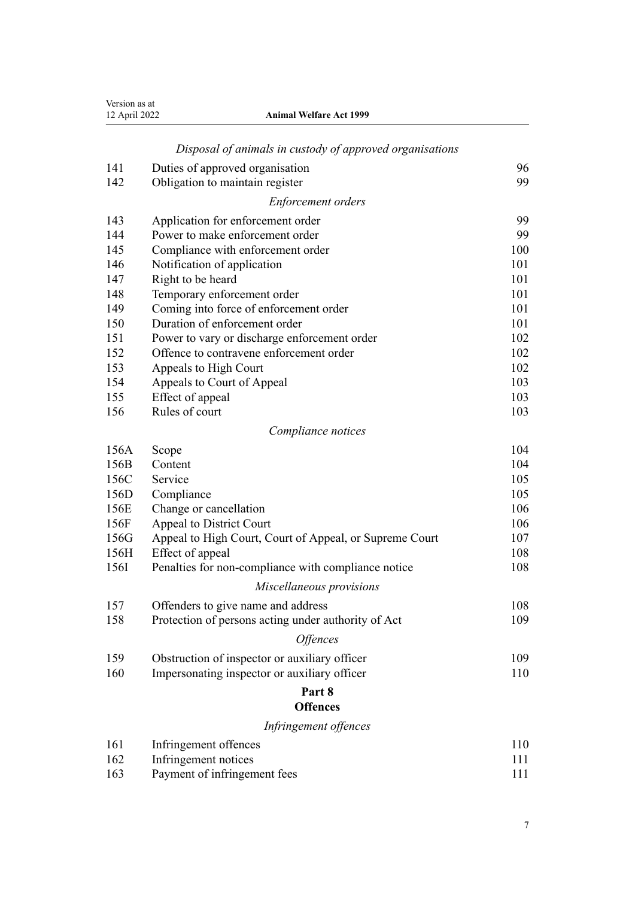*Disposal of animals in custody of approved organisations*

| | | |
|---|---|---|
| 141 | Duties of approved organisation | 96 |
| 142 | Obligation to maintain register | 99 |

*Enforcement orders*

| | | |
|---|---|---|
| 143 | Application for enforcement order | 99 |
| 144 | Power to make enforcement order | 99 |
| 145 | Compliance with enforcement order | 100 |
| 146 | Notification of application | 101 |
| 147 | Right to be heard | 101 |
| 148 | Temporary enforcement order | 101 |
| 149 | Coming into force of enforcement order | 101 |
| 150 | Duration of enforcement order | 101 |
| 151 | Power to vary or discharge enforcement order | 102 |
| 152 | Offence to contravene enforcement order | 102 |
| 153 | Appeals to High Court | 102 |
| 154 | Appeals to Court of Appeal | 103 |
| 155 | Effect of appeal | 103 |
| 156 | Rules of court | 103 |

*Compliance notices*

| | | |
|---|---|---|
| 156A | Scope | 104 |
| 156B | Content | 104 |
| 156C | Service | 105 |
| 156D | Compliance | 105 |
| 156E | Change or cancellation | 106 |
| 156F | Appeal to District Court | 106 |
| 156G | Appeal to High Court, Court of Appeal, or Supreme Court | 107 |
| 156H | Effect of appeal | 108 |
| 156I | Penalties for non-compliance with compliance notice | 108 |

*Miscellaneous provisions*

| | | |
|---|---|---|
| 157 | Offenders to give name and address | 108 |
| 158 | Protection of persons acting under authority of Act | 109 |

*Offences*

| | | |
|---|---|---|
| 159 | Obstruction of inspector or auxiliary officer | 109 |
| 160 | Impersonating inspector or auxiliary officer | 110 |

**Part 8**
**Offences**

*Infringement offences*

| | | |
|---|---|---|
| 161 | Infringement offences | 110 |
| 162 | Infringement notices | 111 |
| 163 | Payment of infringement fees | 111 |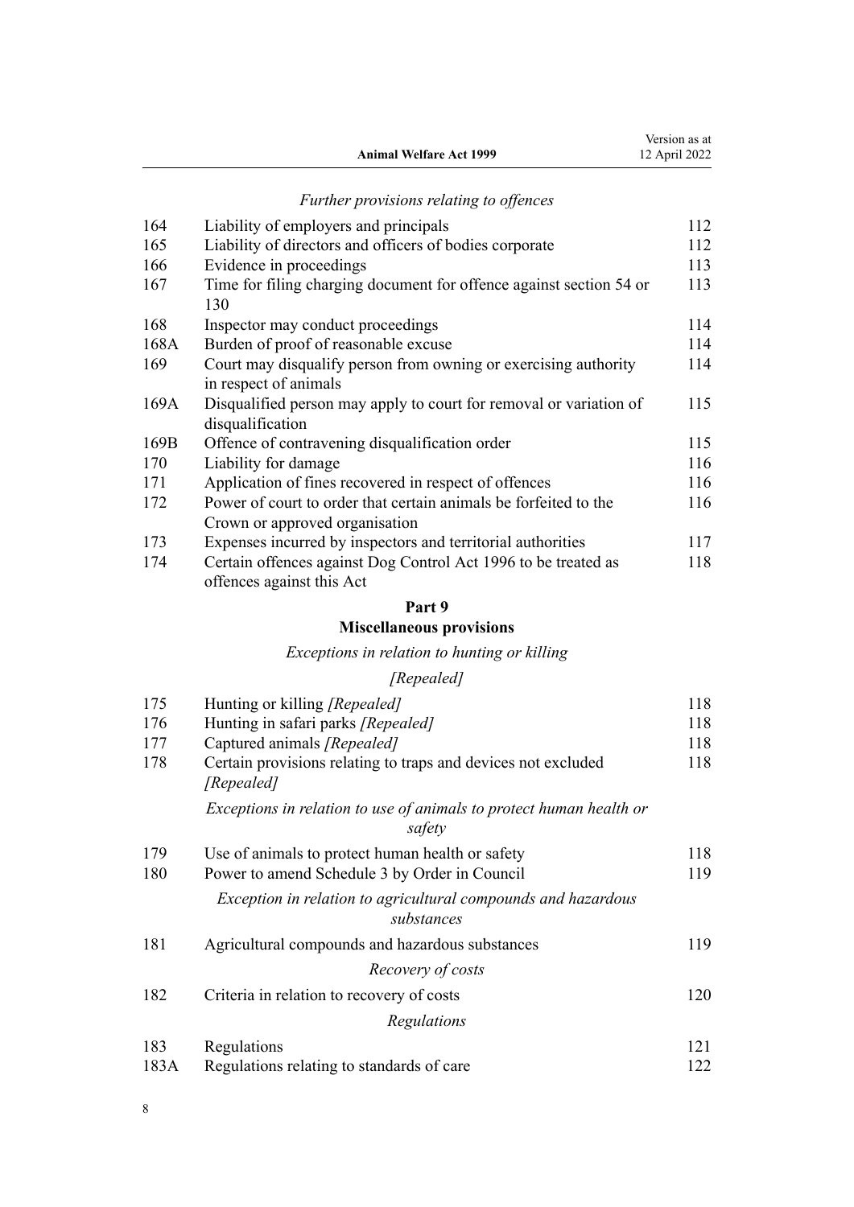*Further provisions relating to offences*

| | | |
|---|---|---|
| 164 | Liability of employers and principals | 112 |
| 165 | Liability of directors and officers of bodies corporate | 112 |
| 166 | Evidence in proceedings | 113 |
| 167 | Time for filing charging document for offence against section 54 or 130 | 113 |
| 168 | Inspector may conduct proceedings | 114 |
| 168A | Burden of proof of reasonable excuse | 114 |
| 169 | Court may disqualify person from owning or exercising authority in respect of animals | 114 |
| 169A | Disqualified person may apply to court for removal or variation of disqualification | 115 |
| 169B | Offence of contravening disqualification order | 115 |
| 170 | Liability for damage | 116 |
| 171 | Application of fines recovered in respect of offences | 116 |
| 172 | Power of court to order that certain animals be forfeited to the Crown or approved organisation | 116 |
| 173 | Expenses incurred by inspectors and territorial authorities | 117 |
| 174 | Certain offences against Dog Control Act 1996 to be treated as offences against this Act | 118 |

## Part 9
## Miscellaneous provisions

*Exceptions in relation to hunting or killing*

*[Repealed]*

| | | |
|---|---|---|
| 175 | Hunting or killing *[Repealed]* | 118 |
| 176 | Hunting in safari parks *[Repealed]* | 118 |
| 177 | Captured animals *[Repealed]* | 118 |
| 178 | Certain provisions relating to traps and devices not excluded *[Repealed]* | 118 |

*Exceptions in relation to use of animals to protect human health or safety*

| | | |
|---|---|---|
| 179 | Use of animals to protect human health or safety | 118 |
| 180 | Power to amend Schedule 3 by Order in Council | 119 |

*Exception in relation to agricultural compounds and hazardous substances*

| | | |
|---|---|---|
| 181 | Agricultural compounds and hazardous substances | 119 |

*Recovery of costs*

| | | |
|---|---|---|
| 182 | Criteria in relation to recovery of costs | 120 |

*Regulations*

| | | |
|---|---|---|
| 183 | Regulations | 121 |
| 183A | Regulations relating to standards of care | 122 |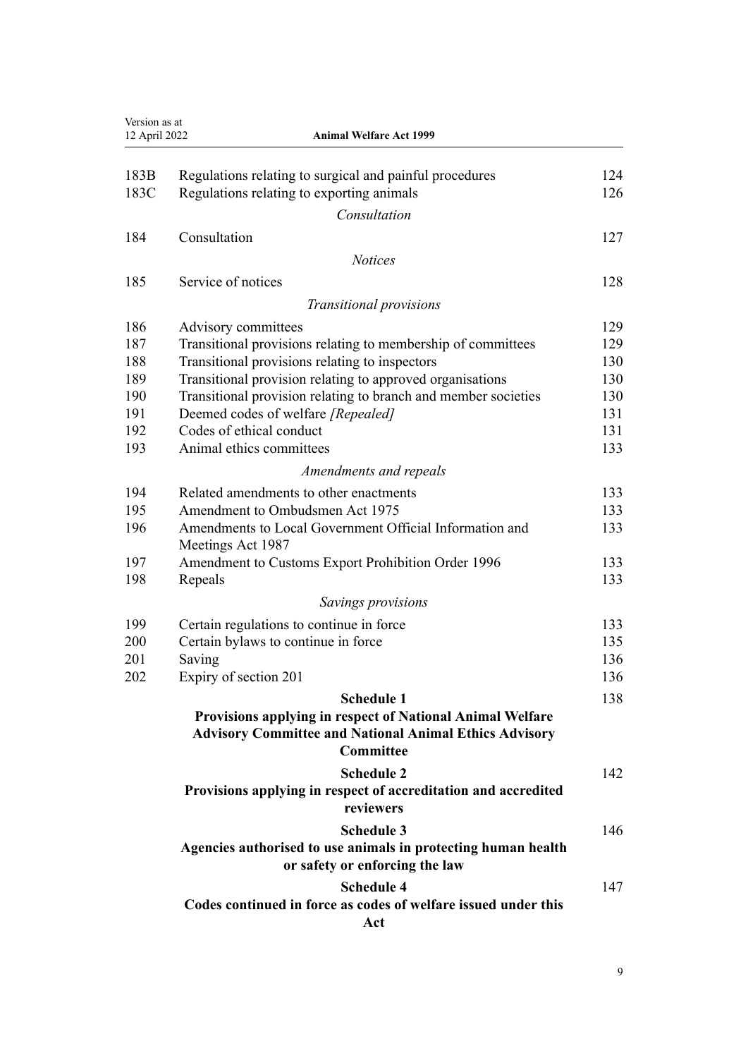| | | |
|---|---|---|
| 183B | Regulations relating to surgical and painful procedures | 124 |
| 183C | Regulations relating to exporting animals | 126 |
| | *Consultation* | |
| 184 | Consultation | 127 |
| | *Notices* | |
| 185 | Service of notices | 128 |
| | *Transitional provisions* | |
| 186 | Advisory committees | 129 |
| 187 | Transitional provisions relating to membership of committees | 129 |
| 188 | Transitional provisions relating to inspectors | 130 |
| 189 | Transitional provision relating to approved organisations | 130 |
| 190 | Transitional provision relating to branch and member societies | 130 |
| 191 | Deemed codes of welfare *[Repealed]* | 131 |
| 192 | Codes of ethical conduct | 131 |
| 193 | Animal ethics committees | 133 |
| | *Amendments and repeals* | |
| 194 | Related amendments to other enactments | 133 |
| 195 | Amendment to Ombudsmen Act 1975 | 133 |
| 196 | Amendments to Local Government Official Information and Meetings Act 1987 | 133 |
| 197 | Amendment to Customs Export Prohibition Order 1996 | 133 |
| 198 | Repeals | 133 |
| | *Savings provisions* | |
| 199 | Certain regulations to continue in force | 133 |
| 200 | Certain bylaws to continue in force | 135 |
| 201 | Saving | 136 |
| 202 | Expiry of section 201 | 136 |
| | **Schedule 1**<br>**Provisions applying in respect of National Animal Welfare Advisory Committee and National Animal Ethics Advisory Committee** | 138 |
| | **Schedule 2**<br>**Provisions applying in respect of accreditation and accredited reviewers** | 142 |
| | **Schedule 3**<br>**Agencies authorised to use animals in protecting human health or safety or enforcing the law** | 146 |
| | **Schedule 4**<br>**Codes continued in force as codes of welfare issued under this Act** | 147 |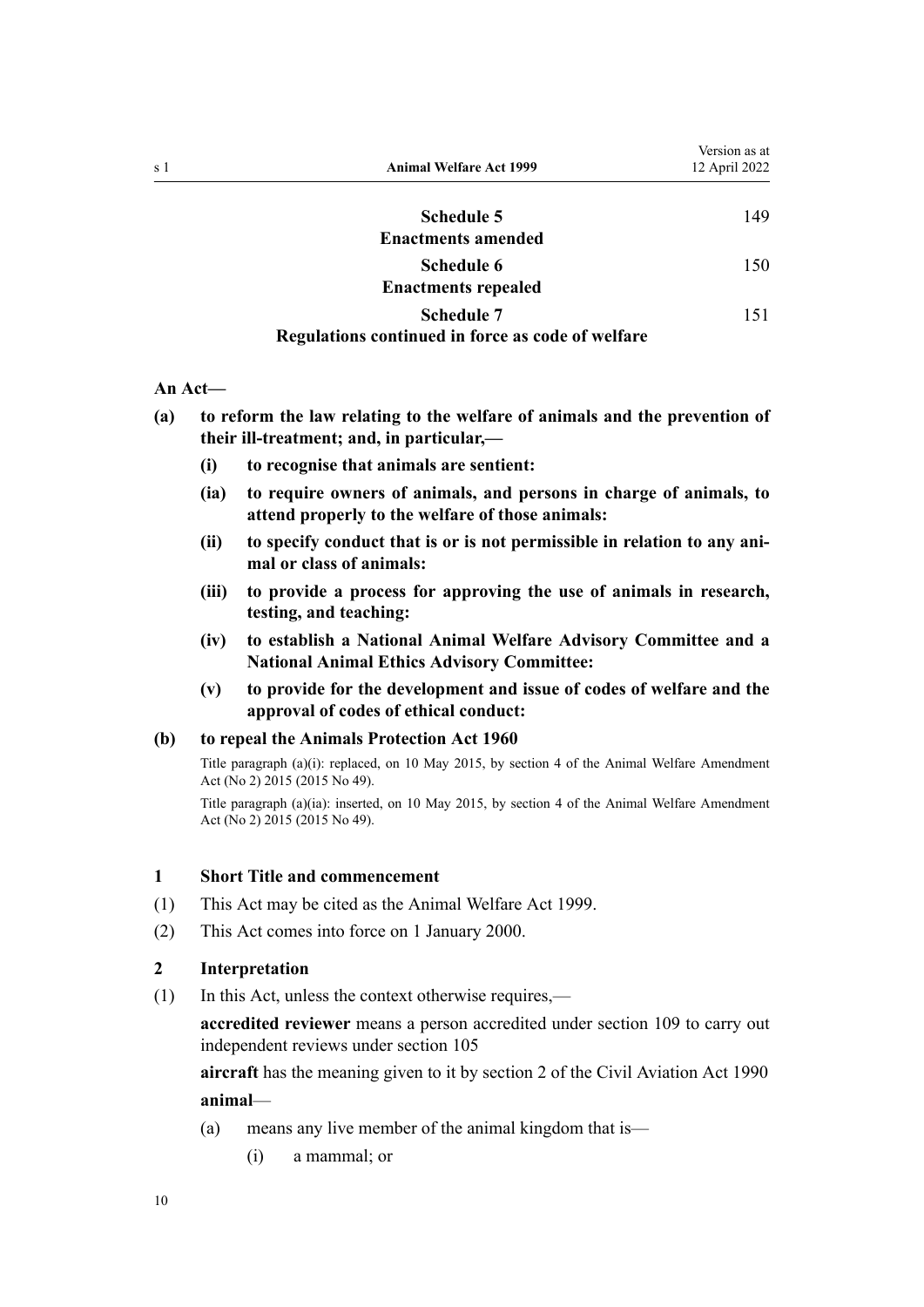| | |
|---|---|
| **Schedule 5**<br>**Enactments amended** | 149 |
| **Schedule 6**<br>**Enactments repealed** | 150 |
| **Schedule 7**<br>**Regulations continued in force as code of welfare** | 151 |

**An Act—**

**(a) to reform the law relating to the welfare of animals and the prevention of their ill-treatment; and, in particular,—**

- **(i) to recognise that animals are sentient:**
- **(ia) to require owners of animals, and persons in charge of animals, to attend properly to the welfare of those animals:**
- **(ii) to specify conduct that is or is not permissible in relation to any animal or class of animals:**
- **(iii) to provide a process for approving the use of animals in research, testing, and teaching:**
- **(iv) to establish a National Animal Welfare Advisory Committee and a National Animal Ethics Advisory Committee:**
- **(v) to provide for the development and issue of codes of welfare and the approval of codes of ethical conduct:**

**(b) to repeal the Animals Protection Act 1960**

Title paragraph (a)(i): replaced, on 10 May 2015, by section 4 of the Animal Welfare Amendment Act (No 2) 2015 (2015 No 49).

Title paragraph (a)(ia): inserted, on 10 May 2015, by section 4 of the Animal Welfare Amendment Act (No 2) 2015 (2015 No 49).

### 1 Short Title and commencement

(1) This Act may be cited as the Animal Welfare Act 1999.

(2) This Act comes into force on 1 January 2000.

### 2 Interpretation

(1) In this Act, unless the context otherwise requires,—

**accredited reviewer** means a person accredited under section 109 to carry out independent reviews under section 105

**aircraft** has the meaning given to it by section 2 of the Civil Aviation Act 1990

**animal**—

- (a) means any live member of the animal kingdom that is—
    - (i) a mammal; or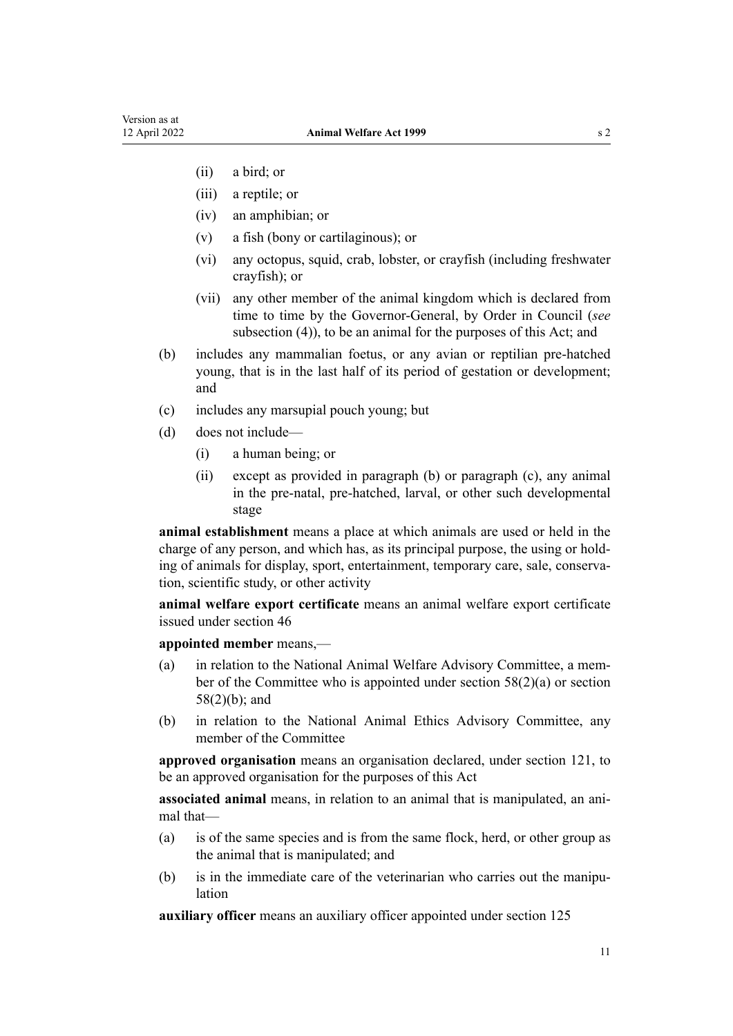- (ii) a bird; or
  - (iii) a reptile; or
  - (iv) an amphibian; or
  - (v) a fish (bony or cartilaginous); or
  - (vi) any octopus, squid, crab, lobster, or crayfish (including freshwater crayfish); or
  - (vii) any other member of the animal kingdom which is declared from time to time by the Governor-General, by Order in Council (*see* subsection (4)), to be an animal for the purposes of this Act; and
- (b) includes any mammalian foetus, or any avian or reptilian pre-hatched young, that is in the last half of its period of gestation or development; and
- (c) includes any marsupial pouch young; but
- (d) does not include—
  - (i) a human being; or
  - (ii) except as provided in paragraph (b) or paragraph (c), any animal in the pre-natal, pre-hatched, larval, or other such developmental stage

**animal establishment** means a place at which animals are used or held in the charge of any person, and which has, as its principal purpose, the using or holding of animals for display, sport, entertainment, temporary care, sale, conservation, scientific study, or other activity

**animal welfare export certificate** means an animal welfare export certificate issued under section 46

**appointed member** means,—

- (a) in relation to the National Animal Welfare Advisory Committee, a member of the Committee who is appointed under section 58(2)(a) or section 58(2)(b); and
- (b) in relation to the National Animal Ethics Advisory Committee, any member of the Committee

**approved organisation** means an organisation declared, under section 121, to be an approved organisation for the purposes of this Act

**associated animal** means, in relation to an animal that is manipulated, an animal that—

- (a) is of the same species and is from the same flock, herd, or other group as the animal that is manipulated; and
- (b) is in the immediate care of the veterinarian who carries out the manipulation

**auxiliary officer** means an auxiliary officer appointed under section 125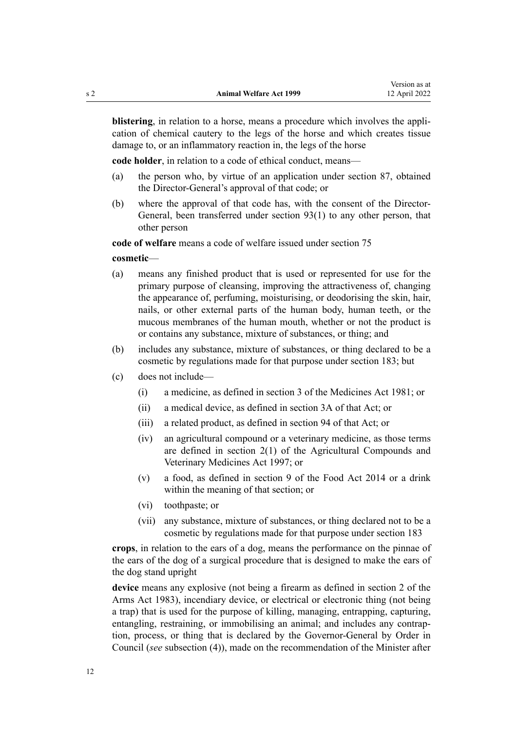**blistering**, in relation to a horse, means a procedure which involves the application of chemical cautery to the legs of the horse and which creates tissue damage to, or an inflammatory reaction in, the legs of the horse

**code holder**, in relation to a code of ethical conduct, means—

- (a) the person who, by virtue of an application under section 87, obtained the Director-General's approval of that code; or
- (b) where the approval of that code has, with the consent of the Director-General, been transferred under section 93(1) to any other person, that other person

**code of welfare** means a code of welfare issued under section 75

**cosmetic**—

- (a) means any finished product that is used or represented for use for the primary purpose of cleansing, improving the attractiveness of, changing the appearance of, perfuming, moisturising, or deodorising the skin, hair, nails, or other external parts of the human body, human teeth, or the mucous membranes of the human mouth, whether or not the product is or contains any substance, mixture of substances, or thing; and
- (b) includes any substance, mixture of substances, or thing declared to be a cosmetic by regulations made for that purpose under section 183; but
- (c) does not include—
  - (i) a medicine, as defined in section 3 of the Medicines Act 1981; or
  - (ii) a medical device, as defined in section 3A of that Act; or
  - (iii) a related product, as defined in section 94 of that Act; or
  - (iv) an agricultural compound or a veterinary medicine, as those terms are defined in section 2(1) of the Agricultural Compounds and Veterinary Medicines Act 1997; or
  - (v) a food, as defined in section 9 of the Food Act 2014 or a drink within the meaning of that section; or
  - (vi) toothpaste; or
  - (vii) any substance, mixture of substances, or thing declared not to be a cosmetic by regulations made for that purpose under section 183

**crops**, in relation to the ears of a dog, means the performance on the pinnae of the ears of the dog of a surgical procedure that is designed to make the ears of the dog stand upright

**device** means any explosive (not being a firearm as defined in section 2 of the Arms Act 1983), incendiary device, or electrical or electronic thing (not being a trap) that is used for the purpose of killing, managing, entrapping, capturing, entangling, restraining, or immobilising an animal; and includes any contraption, process, or thing that is declared by the Governor-General by Order in Council (*see* subsection (4)), made on the recommendation of the Minister after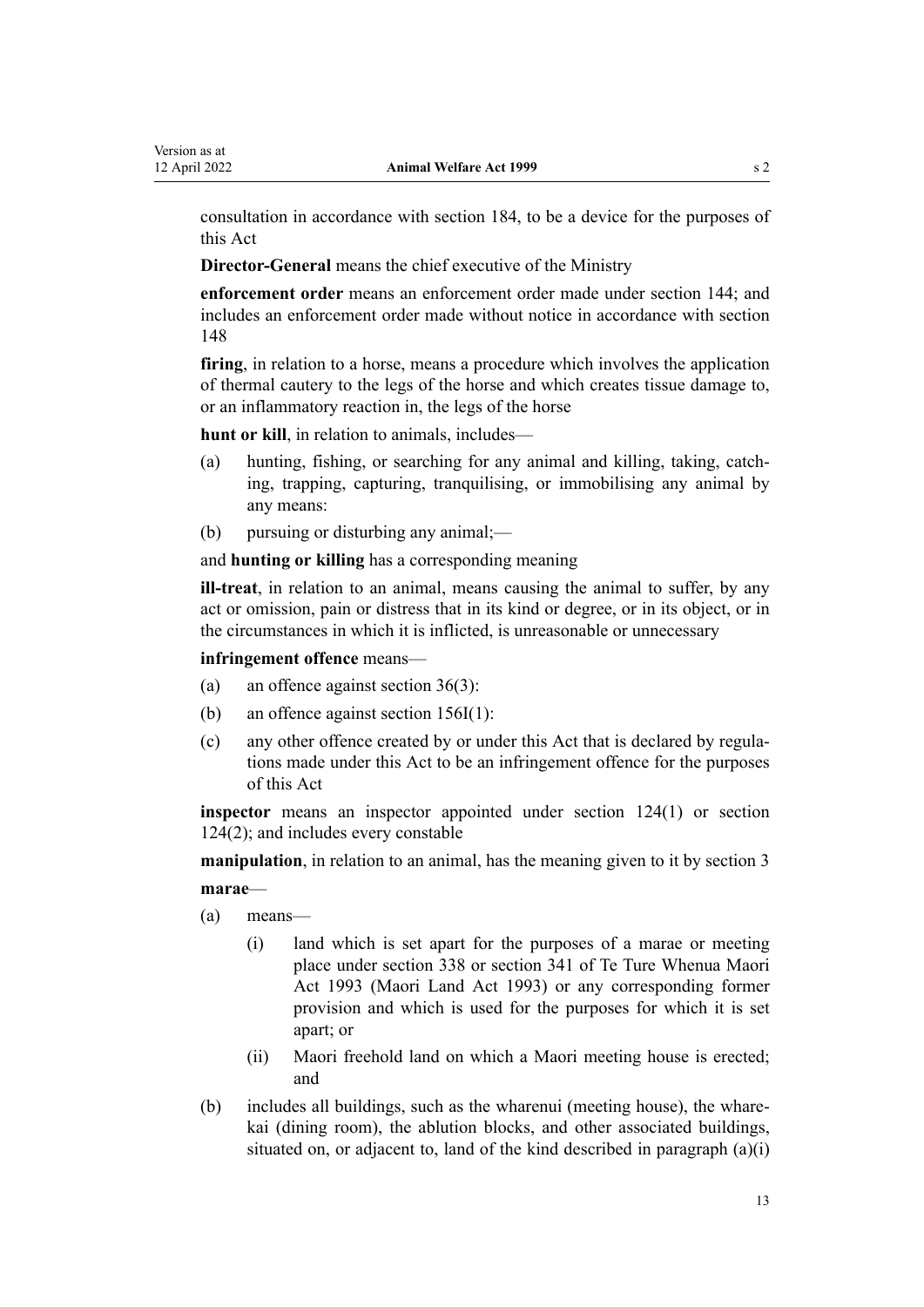consultation in accordance with section 184, to be a device for the purposes of this Act

**Director-General** means the chief executive of the Ministry

**enforcement order** means an enforcement order made under section 144; and includes an enforcement order made without notice in accordance with section 148

**firing**, in relation to a horse, means a procedure which involves the application of thermal cautery to the legs of the horse and which creates tissue damage to, or an inflammatory reaction in, the legs of the horse

**hunt or kill**, in relation to animals, includes—

- (a) hunting, fishing, or searching for any animal and killing, taking, catching, trapping, capturing, tranquilising, or immobilising any animal by any means:
- (b) pursuing or disturbing any animal;—

and **hunting or killing** has a corresponding meaning

**ill-treat**, in relation to an animal, means causing the animal to suffer, by any act or omission, pain or distress that in its kind or degree, or in its object, or in the circumstances in which it is inflicted, is unreasonable or unnecessary

**infringement offence** means—

- (a) an offence against section 36(3):
- (b) an offence against section 156I(1):
- (c) any other offence created by or under this Act that is declared by regulations made under this Act to be an infringement offence for the purposes of this Act

**inspector** means an inspector appointed under section 124(1) or section 124(2); and includes every constable

**manipulation**, in relation to an animal, has the meaning given to it by section 3

**marae**—

- (a) means—
  - (i) land which is set apart for the purposes of a marae or meeting place under section 338 or section 341 of Te Ture Whenua Maori Act 1993 (Maori Land Act 1993) or any corresponding former provision and which is used for the purposes for which it is set apart; or
  - (ii) Maori freehold land on which a Maori meeting house is erected; and
- (b) includes all buildings, such as the wharenui (meeting house), the wharekai (dining room), the ablution blocks, and other associated buildings, situated on, or adjacent to, land of the kind described in paragraph (a)(i)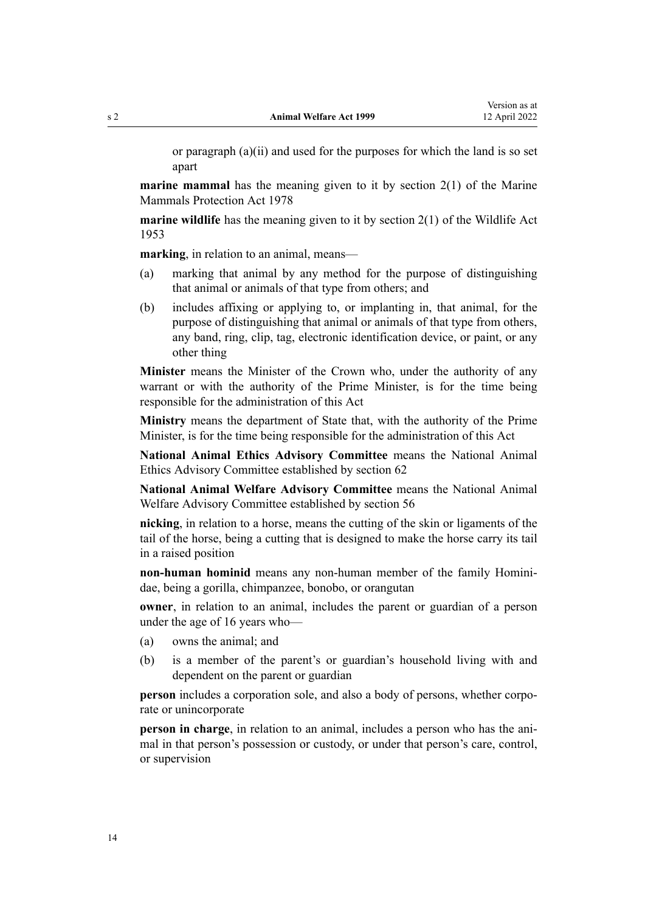or paragraph (a)(ii) and used for the purposes for which the land is so set apart

**marine mammal** has the meaning given to it by section 2(1) of the Marine Mammals Protection Act 1978

**marine wildlife** has the meaning given to it by section 2(1) of the Wildlife Act 1953

**marking**, in relation to an animal, means—

- (a) marking that animal by any method for the purpose of distinguishing that animal or animals of that type from others; and
- (b) includes affixing or applying to, or implanting in, that animal, for the purpose of distinguishing that animal or animals of that type from others, any band, ring, clip, tag, electronic identification device, or paint, or any other thing

**Minister** means the Minister of the Crown who, under the authority of any warrant or with the authority of the Prime Minister, is for the time being responsible for the administration of this Act

**Ministry** means the department of State that, with the authority of the Prime Minister, is for the time being responsible for the administration of this Act

**National Animal Ethics Advisory Committee** means the National Animal Ethics Advisory Committee established by section 62

**National Animal Welfare Advisory Committee** means the National Animal Welfare Advisory Committee established by section 56

**nicking**, in relation to a horse, means the cutting of the skin or ligaments of the tail of the horse, being a cutting that is designed to make the horse carry its tail in a raised position

**non-human hominid** means any non-human member of the family Hominidae, being a gorilla, chimpanzee, bonobo, or orangutan

**owner**, in relation to an animal, includes the parent or guardian of a person under the age of 16 years who—

- (a) owns the animal; and
- (b) is a member of the parent's or guardian's household living with and dependent on the parent or guardian

**person** includes a corporation sole, and also a body of persons, whether corporate or unincorporate

**person in charge**, in relation to an animal, includes a person who has the animal in that person's possession or custody, or under that person's care, control, or supervision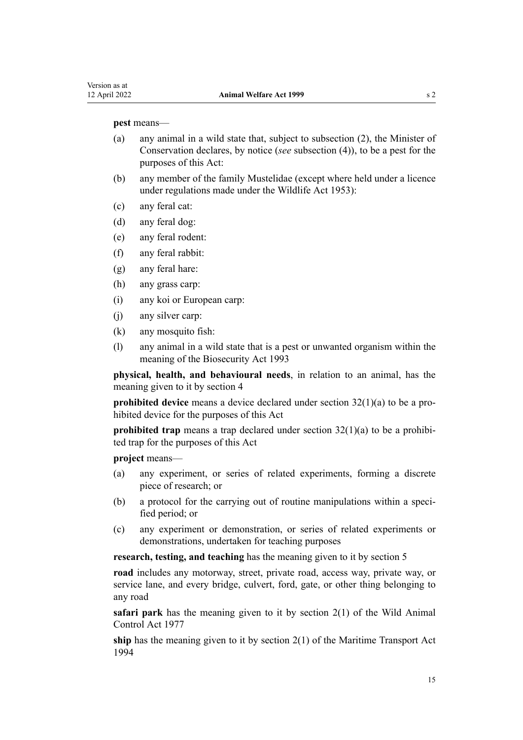**pest** means—

- (a) any animal in a wild state that, subject to subsection (2), the Minister of Conservation declares, by notice (*see* subsection (4)), to be a pest for the purposes of this Act:
- (b) any member of the family Mustelidae (except where held under a licence under regulations made under the Wildlife Act 1953):
- (c) any feral cat:
- (d) any feral dog:
- (e) any feral rodent:
- (f) any feral rabbit:
- (g) any feral hare:
- (h) any grass carp:
- (i) any koi or European carp:
- (j) any silver carp:
- (k) any mosquito fish:
- (l) any animal in a wild state that is a pest or unwanted organism within the meaning of the Biosecurity Act 1993

**physical, health, and behavioural needs**, in relation to an animal, has the meaning given to it by section 4

**prohibited device** means a device declared under section 32(1)(a) to be a prohibited device for the purposes of this Act

**prohibited trap** means a trap declared under section 32(1)(a) to be a prohibited trap for the purposes of this Act

**project** means—

- (a) any experiment, or series of related experiments, forming a discrete piece of research; or
- (b) a protocol for the carrying out of routine manipulations within a specified period; or
- (c) any experiment or demonstration, or series of related experiments or demonstrations, undertaken for teaching purposes

**research, testing, and teaching** has the meaning given to it by section 5

**road** includes any motorway, street, private road, access way, private way, or service lane, and every bridge, culvert, ford, gate, or other thing belonging to any road

**safari park** has the meaning given to it by section 2(1) of the Wild Animal Control Act 1977

**ship** has the meaning given to it by section 2(1) of the Maritime Transport Act 1994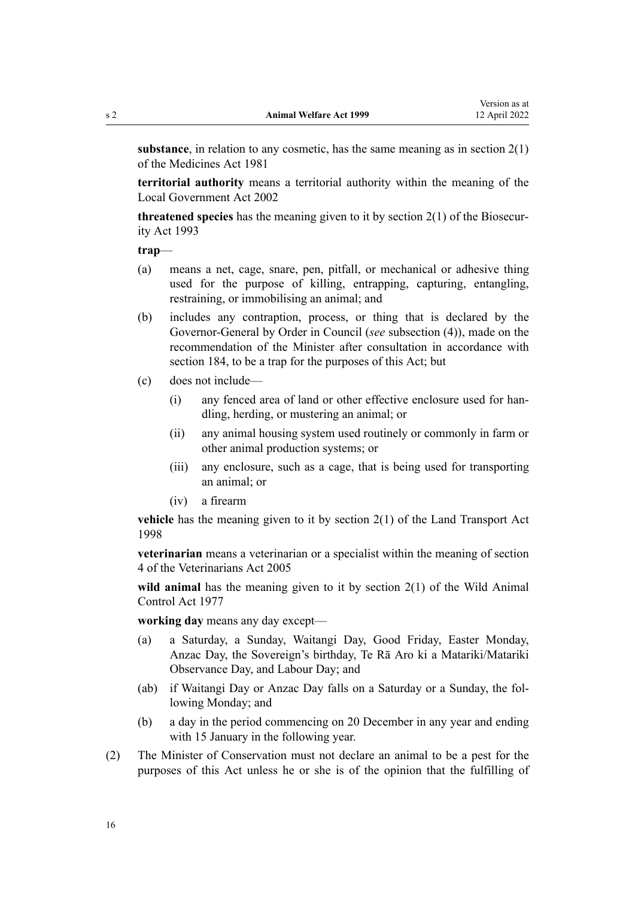**substance**, in relation to any cosmetic, has the same meaning as in section 2(1) of the Medicines Act 1981

**territorial authority** means a territorial authority within the meaning of the Local Government Act 2002

**threatened species** has the meaning given to it by section 2(1) of the Biosecurity Act 1993

**trap**—

(a) means a net, cage, snare, pen, pitfall, or mechanical or adhesive thing used for the purpose of killing, entrapping, capturing, entangling, restraining, or immobilising an animal; and

(b) includes any contraption, process, or thing that is declared by the Governor-General by Order in Council (*see* subsection (4)), made on the recommendation of the Minister after consultation in accordance with section 184, to be a trap for the purposes of this Act; but

(c) does not include—

  (i) any fenced area of land or other effective enclosure used for handling, herding, or mustering an animal; or

  (ii) any animal housing system used routinely or commonly in farm or other animal production systems; or

  (iii) any enclosure, such as a cage, that is being used for transporting an animal; or

  (iv) a firearm

**vehicle** has the meaning given to it by section 2(1) of the Land Transport Act 1998

**veterinarian** means a veterinarian or a specialist within the meaning of section 4 of the Veterinarians Act 2005

**wild animal** has the meaning given to it by section 2(1) of the Wild Animal Control Act 1977

**working day** means any day except—

(a) a Saturday, a Sunday, Waitangi Day, Good Friday, Easter Monday, Anzac Day, the Sovereign's birthday, Te Rā Aro ki a Matariki/Matariki Observance Day, and Labour Day; and

(ab) if Waitangi Day or Anzac Day falls on a Saturday or a Sunday, the following Monday; and

(b) a day in the period commencing on 20 December in any year and ending with 15 January in the following year.

(2) The Minister of Conservation must not declare an animal to be a pest for the purposes of this Act unless he or she is of the opinion that the fulfilling of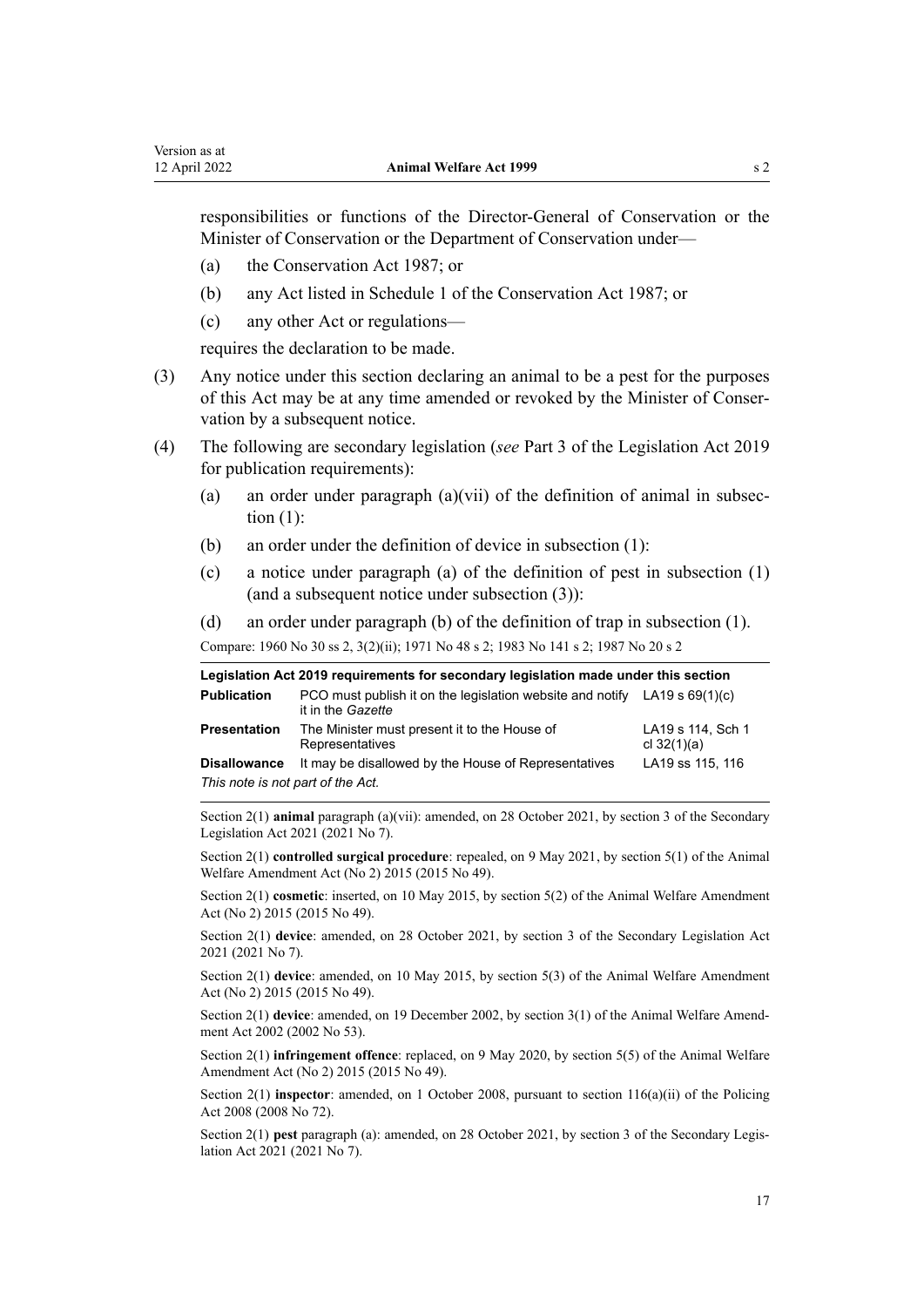responsibilities or functions of the Director-General of Conservation or the Minister of Conservation or the Department of Conservation under—

(a) the Conservation Act 1987; or

(b) any Act listed in Schedule 1 of the Conservation Act 1987; or

(c) any other Act or regulations—

requires the declaration to be made.

(3) Any notice under this section declaring an animal to be a pest for the purposes of this Act may be at any time amended or revoked by the Minister of Conservation by a subsequent notice.

(4) The following are secondary legislation (*see* Part 3 of the Legislation Act 2019 for publication requirements):

(a) an order under paragraph (a)(vii) of the definition of animal in subsection (1):

(b) an order under the definition of device in subsection (1):

(c) a notice under paragraph (a) of the definition of pest in subsection (1) (and a subsequent notice under subsection (3)):

(d) an order under paragraph (b) of the definition of trap in subsection (1).

Compare: 1960 No 30 ss 2, 3(2)(ii); 1971 No 48 s 2; 1983 No 141 s 2; 1987 No 20 s 2

| **Legislation Act 2019 requirements for secondary legislation made under this section** | | |
|---|---|---|
| **Publication** | PCO must publish it on the legislation website and notify it in the *Gazette* | LA19 s 69(1)(c) |
| **Presentation** | The Minister must present it to the House of Representatives | LA19 s 114, Sch 1 cl 32(1)(a) |
| **Disallowance** | It may be disallowed by the House of Representatives | LA19 ss 115, 116 |
| *This note is not part of the Act.* | | |

Section 2(1) **animal** paragraph (a)(vii): amended, on 28 October 2021, by section 3 of the Secondary Legislation Act 2021 (2021 No 7).

Section 2(1) **controlled surgical procedure**: repealed, on 9 May 2021, by section 5(1) of the Animal Welfare Amendment Act (No 2) 2015 (2015 No 49).

Section 2(1) **cosmetic**: inserted, on 10 May 2015, by section 5(2) of the Animal Welfare Amendment Act (No 2) 2015 (2015 No 49).

Section 2(1) **device**: amended, on 28 October 2021, by section 3 of the Secondary Legislation Act 2021 (2021 No 7).

Section 2(1) **device**: amended, on 10 May 2015, by section 5(3) of the Animal Welfare Amendment Act (No 2) 2015 (2015 No 49).

Section 2(1) **device**: amended, on 19 December 2002, by section 3(1) of the Animal Welfare Amendment Act 2002 (2002 No 53).

Section 2(1) **infringement offence**: replaced, on 9 May 2020, by section 5(5) of the Animal Welfare Amendment Act (No 2) 2015 (2015 No 49).

Section 2(1) **inspector**: amended, on 1 October 2008, pursuant to section 116(a)(ii) of the Policing Act 2008 (2008 No 72).

Section 2(1) **pest** paragraph (a): amended, on 28 October 2021, by section 3 of the Secondary Legislation Act 2021 (2021 No 7).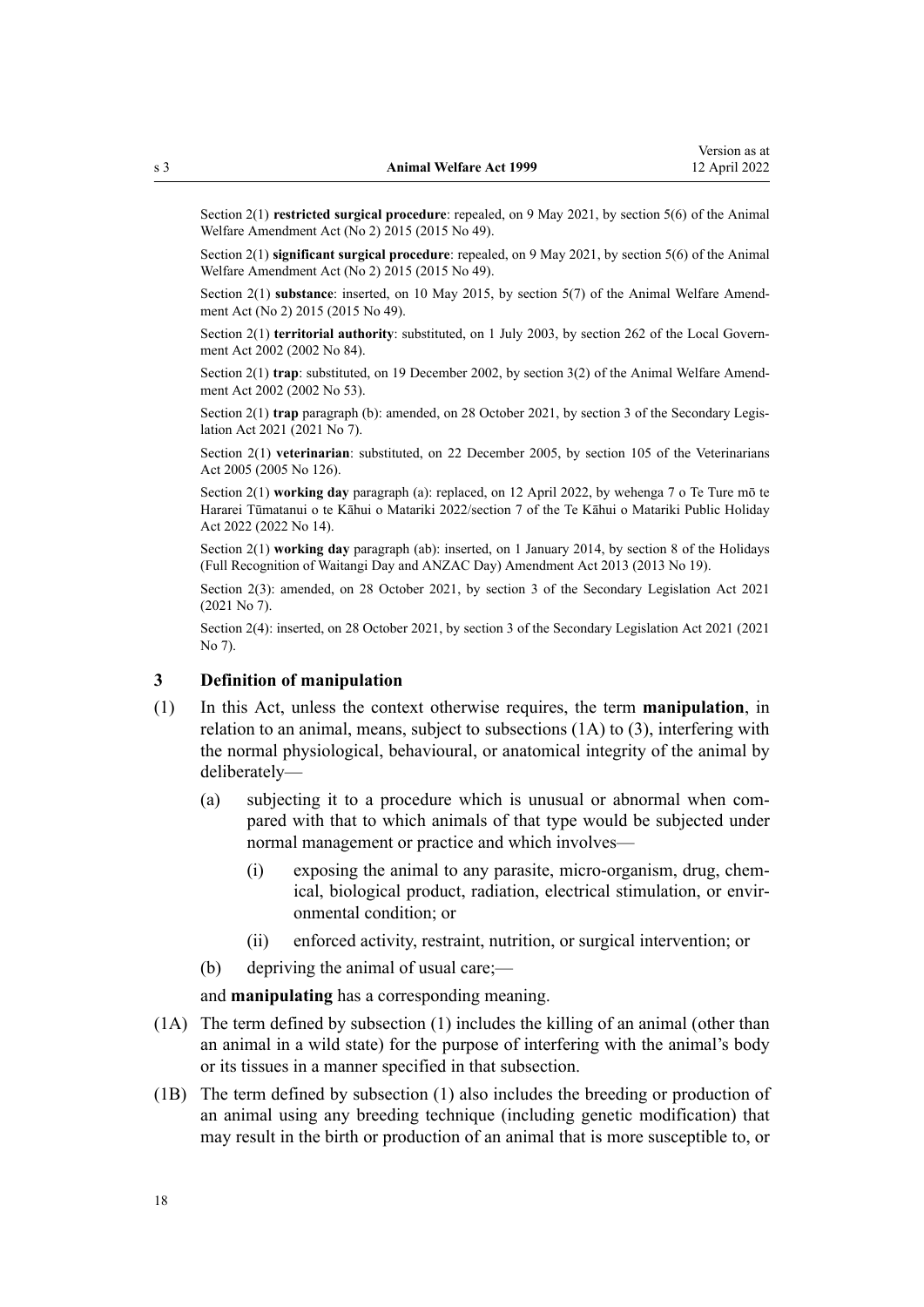Section 2(1) **restricted surgical procedure**: repealed, on 9 May 2021, by section 5(6) of the Animal Welfare Amendment Act (No 2) 2015 (2015 No 49).

Section 2(1) **significant surgical procedure**: repealed, on 9 May 2021, by section 5(6) of the Animal Welfare Amendment Act (No 2) 2015 (2015 No 49).

Section 2(1) **substance**: inserted, on 10 May 2015, by section 5(7) of the Animal Welfare Amendment Act (No 2) 2015 (2015 No 49).

Section 2(1) **territorial authority**: substituted, on 1 July 2003, by section 262 of the Local Government Act 2002 (2002 No 84).

Section 2(1) **trap**: substituted, on 19 December 2002, by section 3(2) of the Animal Welfare Amendment Act 2002 (2002 No 53).

Section 2(1) **trap** paragraph (b): amended, on 28 October 2021, by section 3 of the Secondary Legislation Act 2021 (2021 No 7).

Section 2(1) **veterinarian**: substituted, on 22 December 2005, by section 105 of the Veterinarians Act 2005 (2005 No 126).

Section 2(1) **working day** paragraph (a): replaced, on 12 April 2022, by wehenga 7 o Te Ture mō te Hararei Tūmatanui o te Kāhui o Matariki 2022/section 7 of the Te Kāhui o Matariki Public Holiday Act 2022 (2022 No 14).

Section 2(1) **working day** paragraph (ab): inserted, on 1 January 2014, by section 8 of the Holidays (Full Recognition of Waitangi Day and ANZAC Day) Amendment Act 2013 (2013 No 19).

Section 2(3): amended, on 28 October 2021, by section 3 of the Secondary Legislation Act 2021 (2021 No 7).

Section 2(4): inserted, on 28 October 2021, by section 3 of the Secondary Legislation Act 2021 (2021 No 7).

### 3 Definition of manipulation

(1) In this Act, unless the context otherwise requires, the term **manipulation**, in relation to an animal, means, subject to subsections (1A) to (3), interfering with the normal physiological, behavioural, or anatomical integrity of the animal by deliberately—

- (a) subjecting it to a procedure which is unusual or abnormal when compared with that to which animals of that type would be subjected under normal management or practice and which involves—
  - (i) exposing the animal to any parasite, micro-organism, drug, chemical, biological product, radiation, electrical stimulation, or environmental condition; or
  - (ii) enforced activity, restraint, nutrition, or surgical intervention; or
- (b) depriving the animal of usual care;—

and **manipulating** has a corresponding meaning.

(1A) The term defined by subsection (1) includes the killing of an animal (other than an animal in a wild state) for the purpose of interfering with the animal's body or its tissues in a manner specified in that subsection.

(1B) The term defined by subsection (1) also includes the breeding or production of an animal using any breeding technique (including genetic modification) that may result in the birth or production of an animal that is more susceptible to, or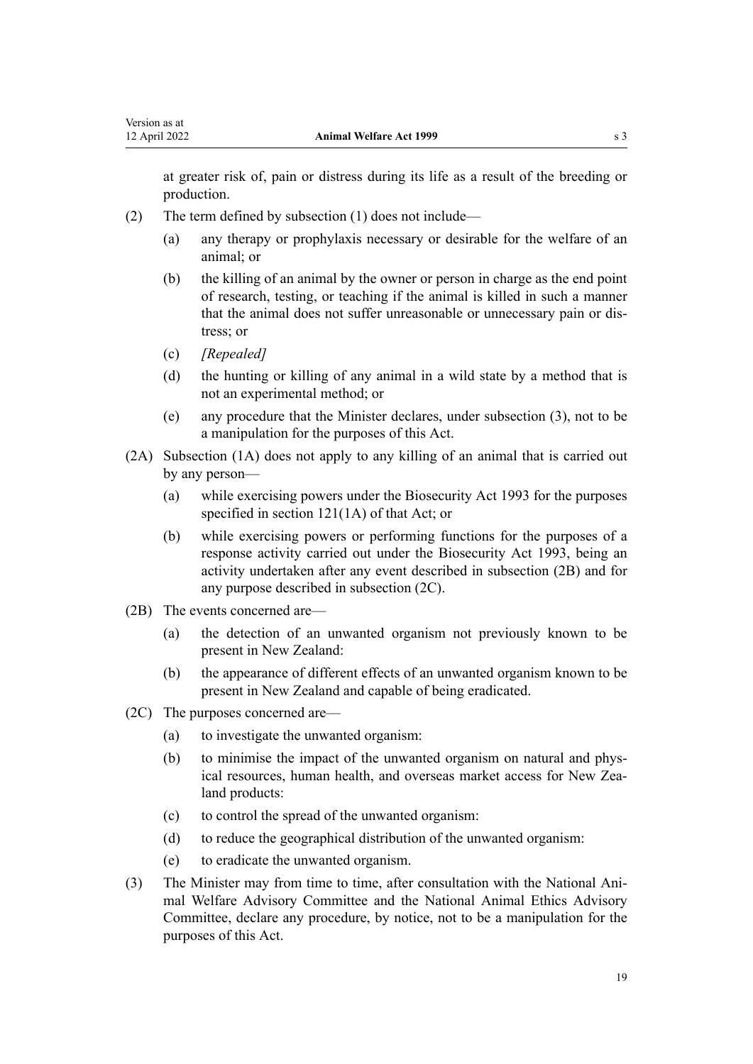at greater risk of, pain or distress during its life as a result of the breeding or production.

(2) The term defined by subsection (1) does not include—

  (a) any therapy or prophylaxis necessary or desirable for the welfare of an animal; or

  (b) the killing of an animal by the owner or person in charge as the end point of research, testing, or teaching if the animal is killed in such a manner that the animal does not suffer unreasonable or unnecessary pain or distress; or

  (c) *[Repealed]*

  (d) the hunting or killing of any animal in a wild state by a method that is not an experimental method; or

  (e) any procedure that the Minister declares, under subsection (3), not to be a manipulation for the purposes of this Act.

(2A) Subsection (1A) does not apply to any killing of an animal that is carried out by any person—

  (a) while exercising powers under the Biosecurity Act 1993 for the purposes specified in section 121(1A) of that Act; or

  (b) while exercising powers or performing functions for the purposes of a response activity carried out under the Biosecurity Act 1993, being an activity undertaken after any event described in subsection (2B) and for any purpose described in subsection (2C).

(2B) The events concerned are—

  (a) the detection of an unwanted organism not previously known to be present in New Zealand:

  (b) the appearance of different effects of an unwanted organism known to be present in New Zealand and capable of being eradicated.

(2C) The purposes concerned are—

  (a) to investigate the unwanted organism:

  (b) to minimise the impact of the unwanted organism on natural and physical resources, human health, and overseas market access for New Zealand products:

  (c) to control the spread of the unwanted organism:

  (d) to reduce the geographical distribution of the unwanted organism:

  (e) to eradicate the unwanted organism.

(3) The Minister may from time to time, after consultation with the National Animal Welfare Advisory Committee and the National Animal Ethics Advisory Committee, declare any procedure, by notice, not to be a manipulation for the purposes of this Act.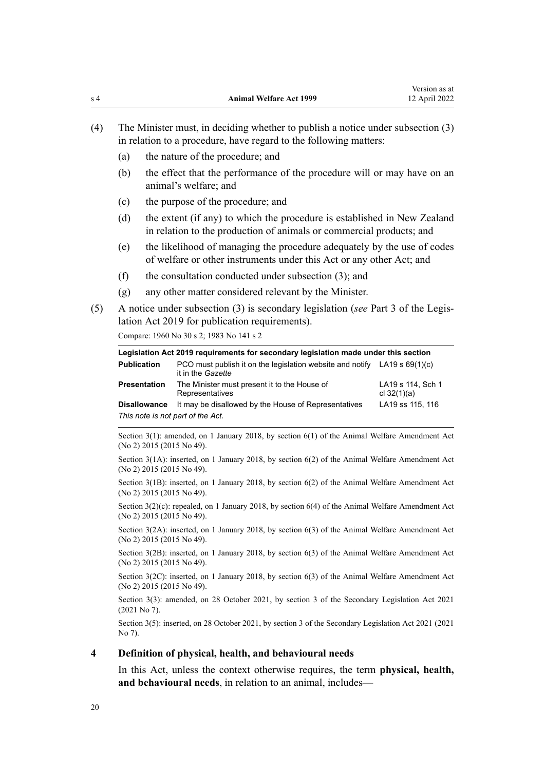(4) The Minister must, in deciding whether to publish a notice under subsection (3) in relation to a procedure, have regard to the following matters:

(a) the nature of the procedure; and

(b) the effect that the performance of the procedure will or may have on an animal's welfare; and

(c) the purpose of the procedure; and

(d) the extent (if any) to which the procedure is established in New Zealand in relation to the production of animals or commercial products; and

(e) the likelihood of managing the procedure adequately by the use of codes of welfare or other instruments under this Act or any other Act; and

(f) the consultation conducted under subsection (3); and

(g) any other matter considered relevant by the Minister.

(5) A notice under subsection (3) is secondary legislation (*see* Part 3 of the Legislation Act 2019 for publication requirements).

Compare: 1960 No 30 s 2; 1983 No 141 s 2

| Legislation Act 2019 requirements for secondary legislation made under this section | | |
|---|---|---|
| **Publication** | PCO must publish it on the legislation website and notify it in the *Gazette* | LA19 s 69(1)(c) |
| **Presentation** | The Minister must present it to the House of Representatives | LA19 s 114, Sch 1 cl 32(1)(a) |
| **Disallowance** | It may be disallowed by the House of Representatives | LA19 ss 115, 116 |
| *This note is not part of the Act.* | | |

Section 3(1): amended, on 1 January 2018, by section 6(1) of the Animal Welfare Amendment Act (No 2) 2015 (2015 No 49).

Section 3(1A): inserted, on 1 January 2018, by section 6(2) of the Animal Welfare Amendment Act (No 2) 2015 (2015 No 49).

Section 3(1B): inserted, on 1 January 2018, by section 6(2) of the Animal Welfare Amendment Act (No 2) 2015 (2015 No 49).

Section 3(2)(c): repealed, on 1 January 2018, by section 6(4) of the Animal Welfare Amendment Act (No 2) 2015 (2015 No 49).

Section 3(2A): inserted, on 1 January 2018, by section 6(3) of the Animal Welfare Amendment Act (No 2) 2015 (2015 No 49).

Section 3(2B): inserted, on 1 January 2018, by section 6(3) of the Animal Welfare Amendment Act (No 2) 2015 (2015 No 49).

Section 3(2C): inserted, on 1 January 2018, by section 6(3) of the Animal Welfare Amendment Act (No 2) 2015 (2015 No 49).

Section 3(3): amended, on 28 October 2021, by section 3 of the Secondary Legislation Act 2021 (2021 No 7).

Section 3(5): inserted, on 28 October 2021, by section 3 of the Secondary Legislation Act 2021 (2021 No 7).

### 4 Definition of physical, health, and behavioural needs

In this Act, unless the context otherwise requires, the term **physical, health, and behavioural needs**, in relation to an animal, includes—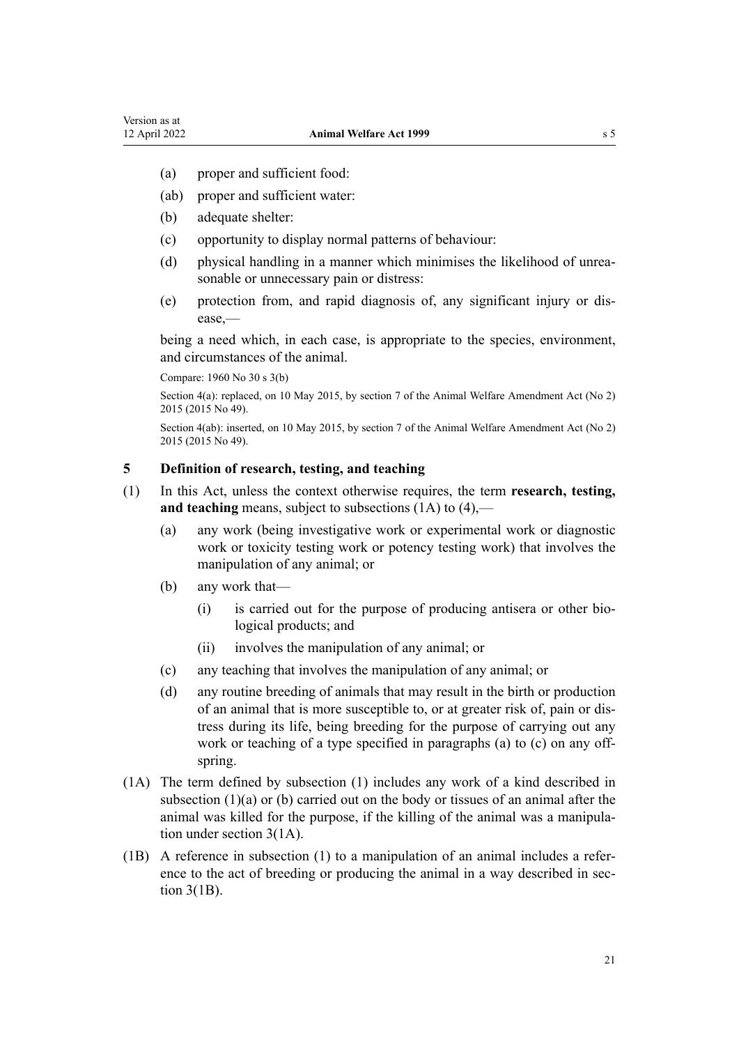(a) proper and sufficient food:

(ab) proper and sufficient water:

(b) adequate shelter:

(c) opportunity to display normal patterns of behaviour:

(d) physical handling in a manner which minimises the likelihood of unreasonable or unnecessary pain or distress:

(e) protection from, and rapid diagnosis of, any significant injury or disease,—

being a need which, in each case, is appropriate to the species, environment, and circumstances of the animal.

Compare: 1960 No 30 s 3(b)

Section 4(a): replaced, on 10 May 2015, by section 7 of the Animal Welfare Amendment Act (No 2) 2015 (2015 No 49).

Section 4(ab): inserted, on 10 May 2015, by section 7 of the Animal Welfare Amendment Act (No 2) 2015 (2015 No 49).

## 5 Definition of research, testing, and teaching

(1) In this Act, unless the context otherwise requires, the term **research, testing, and teaching** means, subject to subsections (1A) to (4),—

(a) any work (being investigative work or experimental work or diagnostic work or toxicity testing work or potency testing work) that involves the manipulation of any animal; or

(b) any work that—

(i) is carried out for the purpose of producing antisera or other biological products; and

(ii) involves the manipulation of any animal; or

(c) any teaching that involves the manipulation of any animal; or

(d) any routine breeding of animals that may result in the birth or production of an animal that is more susceptible to, or at greater risk of, pain or distress during its life, being breeding for the purpose of carrying out any work or teaching of a type specified in paragraphs (a) to (c) on any offspring.

(1A) The term defined by subsection (1) includes any work of a kind described in subsection (1)(a) or (b) carried out on the body or tissues of an animal after the animal was killed for the purpose, if the killing of the animal was a manipulation under section 3(1A).

(1B) A reference in subsection (1) to a manipulation of an animal includes a reference to the act of breeding or producing the animal in a way described in section 3(1B).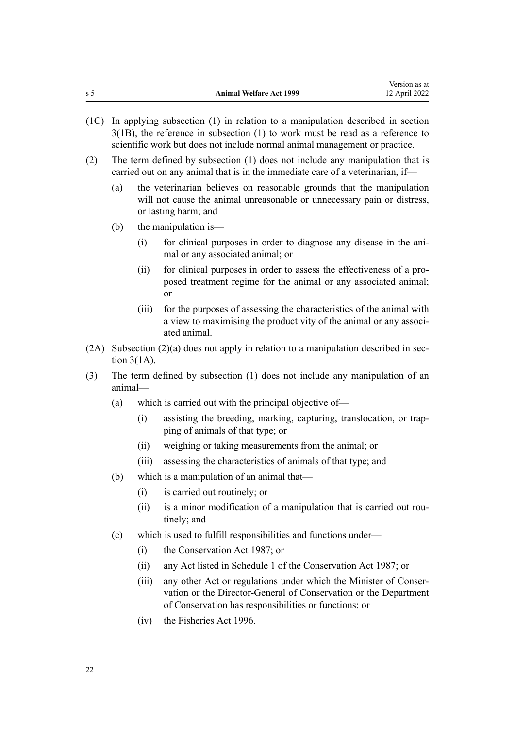(1C) In applying subsection (1) in relation to a manipulation described in section 3(1B), the reference in subsection (1) to work must be read as a reference to scientific work but does not include normal animal management or practice.

(2) The term defined by subsection (1) does not include any manipulation that is carried out on any animal that is in the immediate care of a veterinarian, if—

  (a) the veterinarian believes on reasonable grounds that the manipulation will not cause the animal unreasonable or unnecessary pain or distress, or lasting harm; and

  (b) the manipulation is—

    (i) for clinical purposes in order to diagnose any disease in the animal or any associated animal; or

    (ii) for clinical purposes in order to assess the effectiveness of a proposed treatment regime for the animal or any associated animal; or

    (iii) for the purposes of assessing the characteristics of the animal with a view to maximising the productivity of the animal or any associated animal.

(2A) Subsection (2)(a) does not apply in relation to a manipulation described in section 3(1A).

(3) The term defined by subsection (1) does not include any manipulation of an animal—

  (a) which is carried out with the principal objective of—

    (i) assisting the breeding, marking, capturing, translocation, or trapping of animals of that type; or

    (ii) weighing or taking measurements from the animal; or

    (iii) assessing the characteristics of animals of that type; and

  (b) which is a manipulation of an animal that—

    (i) is carried out routinely; or

    (ii) is a minor modification of a manipulation that is carried out routinely; and

  (c) which is used to fulfill responsibilities and functions under—

    (i) the Conservation Act 1987; or

    (ii) any Act listed in Schedule 1 of the Conservation Act 1987; or

    (iii) any other Act or regulations under which the Minister of Conservation or the Director-General of Conservation or the Department of Conservation has responsibilities or functions; or

    (iv) the Fisheries Act 1996.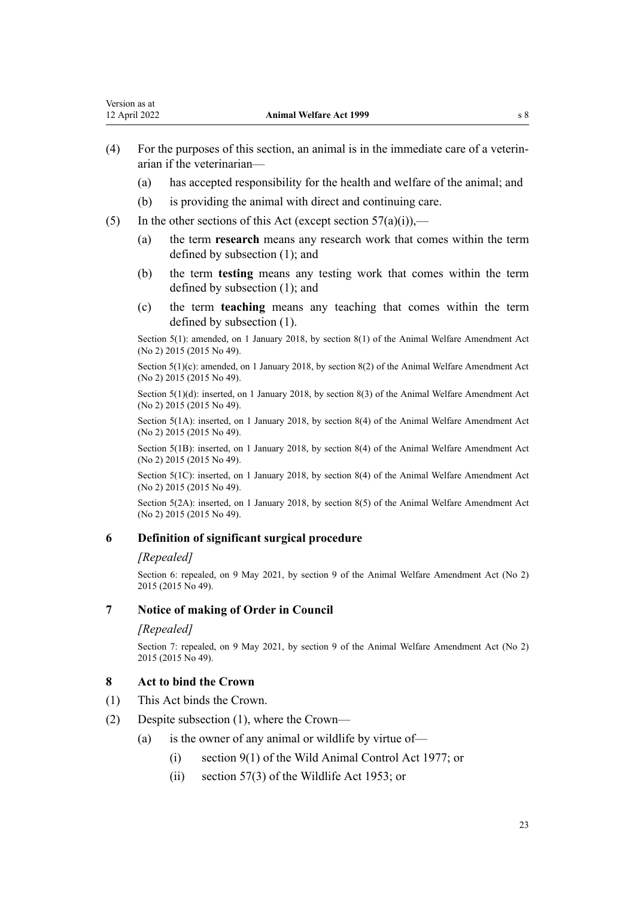(4) For the purposes of this section, an animal is in the immediate care of a veterinarian if the veterinarian—

(a) has accepted responsibility for the health and welfare of the animal; and

(b) is providing the animal with direct and continuing care.

(5) In the other sections of this Act (except section 57(a)(i)),—

(a) the term **research** means any research work that comes within the term defined by subsection (1); and

(b) the term **testing** means any testing work that comes within the term defined by subsection (1); and

(c) the term **teaching** means any teaching that comes within the term defined by subsection (1).

Section 5(1): amended, on 1 January 2018, by section 8(1) of the Animal Welfare Amendment Act (No 2) 2015 (2015 No 49).

Section 5(1)(c): amended, on 1 January 2018, by section 8(2) of the Animal Welfare Amendment Act (No 2) 2015 (2015 No 49).

Section 5(1)(d): inserted, on 1 January 2018, by section 8(3) of the Animal Welfare Amendment Act (No 2) 2015 (2015 No 49).

Section 5(1A): inserted, on 1 January 2018, by section 8(4) of the Animal Welfare Amendment Act (No 2) 2015 (2015 No 49).

Section 5(1B): inserted, on 1 January 2018, by section 8(4) of the Animal Welfare Amendment Act (No 2) 2015 (2015 No 49).

Section 5(1C): inserted, on 1 January 2018, by section 8(4) of the Animal Welfare Amendment Act (No 2) 2015 (2015 No 49).

Section 5(2A): inserted, on 1 January 2018, by section 8(5) of the Animal Welfare Amendment Act (No 2) 2015 (2015 No 49).

### 6 Definition of significant surgical procedure

*[Repealed]*

Section 6: repealed, on 9 May 2021, by section 9 of the Animal Welfare Amendment Act (No 2) 2015 (2015 No 49).

### 7 Notice of making of Order in Council

*[Repealed]*

Section 7: repealed, on 9 May 2021, by section 9 of the Animal Welfare Amendment Act (No 2) 2015 (2015 No 49).

### 8 Act to bind the Crown

(1) This Act binds the Crown.

(2) Despite subsection (1), where the Crown—

(a) is the owner of any animal or wildlife by virtue of—

(i) section 9(1) of the Wild Animal Control Act 1977; or

(ii) section 57(3) of the Wildlife Act 1953; or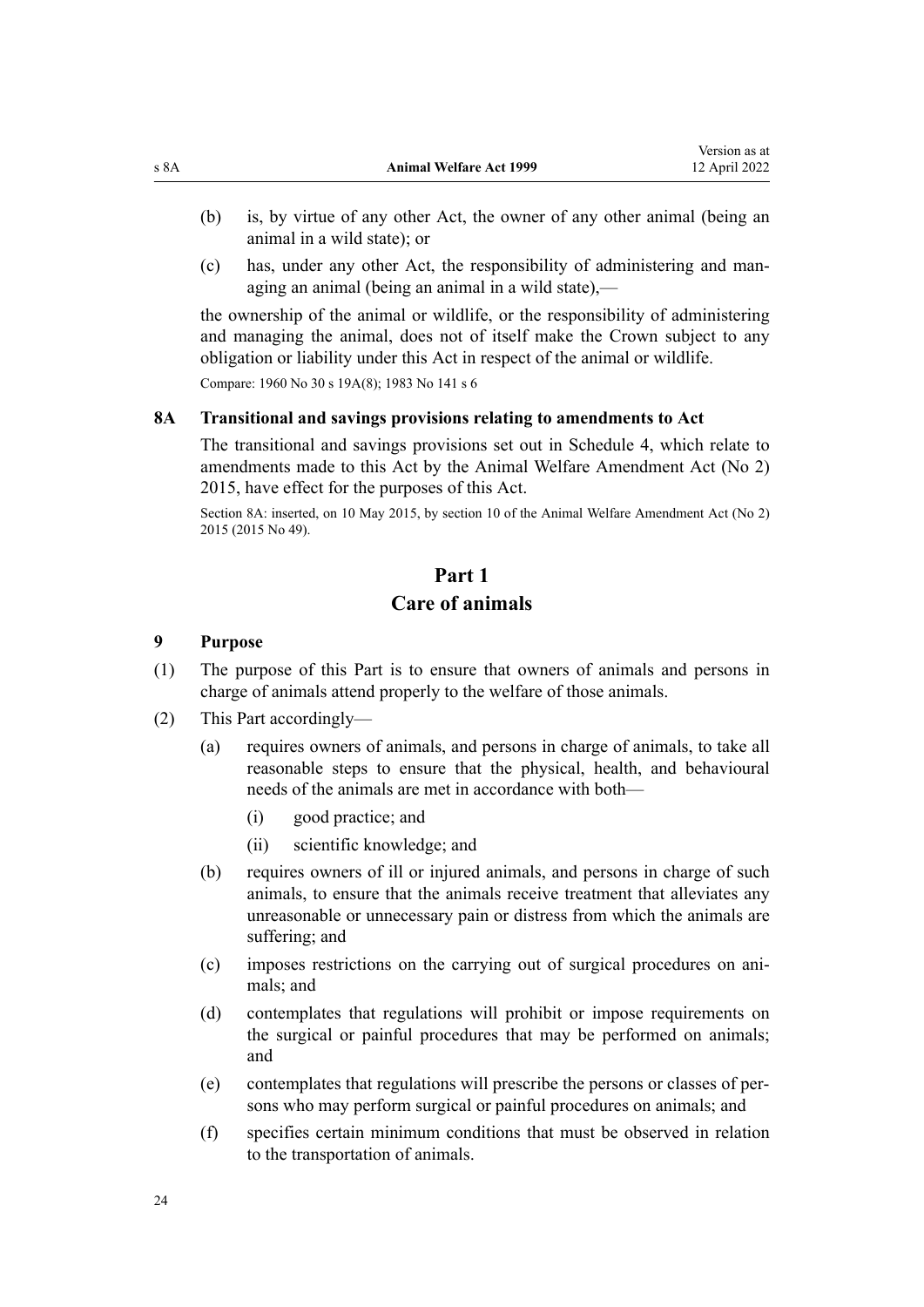(b) is, by virtue of any other Act, the owner of any other animal (being an animal in a wild state); or

(c) has, under any other Act, the responsibility of administering and managing an animal (being an animal in a wild state),—

the ownership of the animal or wildlife, or the responsibility of administering and managing the animal, does not of itself make the Crown subject to any obligation or liability under this Act in respect of the animal or wildlife.

Compare: 1960 No 30 s 19A(8); 1983 No 141 s 6

### 8A Transitional and savings provisions relating to amendments to Act

The transitional and savings provisions set out in Schedule 4, which relate to amendments made to this Act by the Animal Welfare Amendment Act (No 2) 2015, have effect for the purposes of this Act.

Section 8A: inserted, on 10 May 2015, by section 10 of the Animal Welfare Amendment Act (No 2) 2015 (2015 No 49).

## Part 1
## Care of animals

### 9 Purpose

(1) The purpose of this Part is to ensure that owners of animals and persons in charge of animals attend properly to the welfare of those animals.

(2) This Part accordingly—

(a) requires owners of animals, and persons in charge of animals, to take all reasonable steps to ensure that the physical, health, and behavioural needs of the animals are met in accordance with both—

(i) good practice; and

(ii) scientific knowledge; and

(b) requires owners of ill or injured animals, and persons in charge of such animals, to ensure that the animals receive treatment that alleviates any unreasonable or unnecessary pain or distress from which the animals are suffering; and

(c) imposes restrictions on the carrying out of surgical procedures on animals; and

(d) contemplates that regulations will prohibit or impose requirements on the surgical or painful procedures that may be performed on animals; and

(e) contemplates that regulations will prescribe the persons or classes of persons who may perform surgical or painful procedures on animals; and

(f) specifies certain minimum conditions that must be observed in relation to the transportation of animals.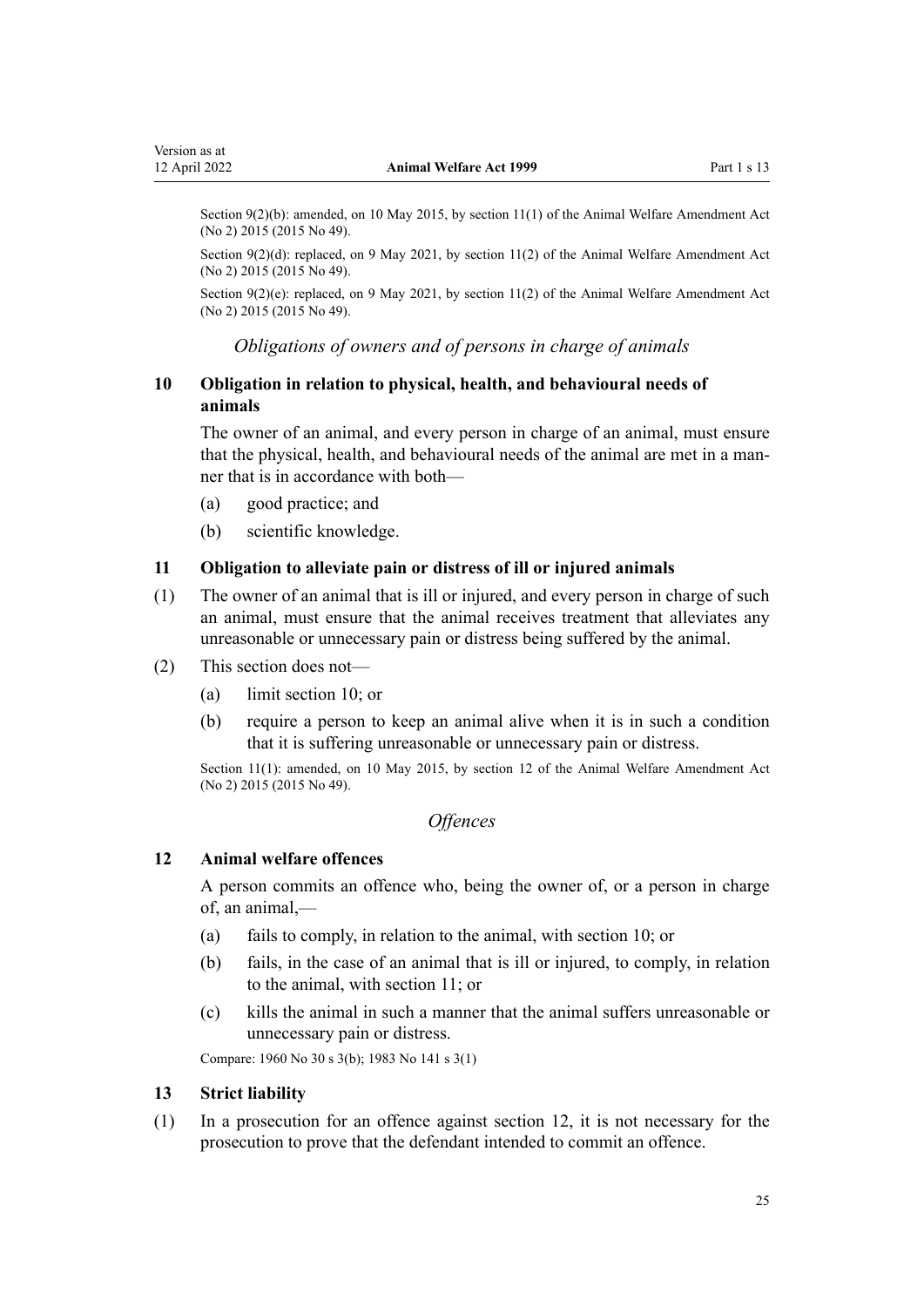Section 9(2)(b): amended, on 10 May 2015, by section 11(1) of the Animal Welfare Amendment Act (No 2) 2015 (2015 No 49).

Section 9(2)(d): replaced, on 9 May 2021, by section 11(2) of the Animal Welfare Amendment Act (No 2) 2015 (2015 No 49).

Section 9(2)(e): replaced, on 9 May 2021, by section 11(2) of the Animal Welfare Amendment Act (No 2) 2015 (2015 No 49).

### *Obligations of owners and of persons in charge of animals*

**10 Obligation in relation to physical, health, and behavioural needs of animals**

The owner of an animal, and every person in charge of an animal, must ensure that the physical, health, and behavioural needs of the animal are met in a manner that is in accordance with both—

(a) good practice; and

(b) scientific knowledge.

**11 Obligation to alleviate pain or distress of ill or injured animals**

(1) The owner of an animal that is ill or injured, and every person in charge of such an animal, must ensure that the animal receives treatment that alleviates any unreasonable or unnecessary pain or distress being suffered by the animal.

(2) This section does not—

(a) limit section 10; or

(b) require a person to keep an animal alive when it is in such a condition that it is suffering unreasonable or unnecessary pain or distress.

Section 11(1): amended, on 10 May 2015, by section 12 of the Animal Welfare Amendment Act (No 2) 2015 (2015 No 49).

### *Offences*

**12 Animal welfare offences**

A person commits an offence who, being the owner of, or a person in charge of, an animal,—

(a) fails to comply, in relation to the animal, with section 10; or

(b) fails, in the case of an animal that is ill or injured, to comply, in relation to the animal, with section 11; or

(c) kills the animal in such a manner that the animal suffers unreasonable or unnecessary pain or distress.

Compare: 1960 No 30 s 3(b); 1983 No 141 s 3(1)

**13 Strict liability**

(1) In a prosecution for an offence against section 12, it is not necessary for the prosecution to prove that the defendant intended to commit an offence.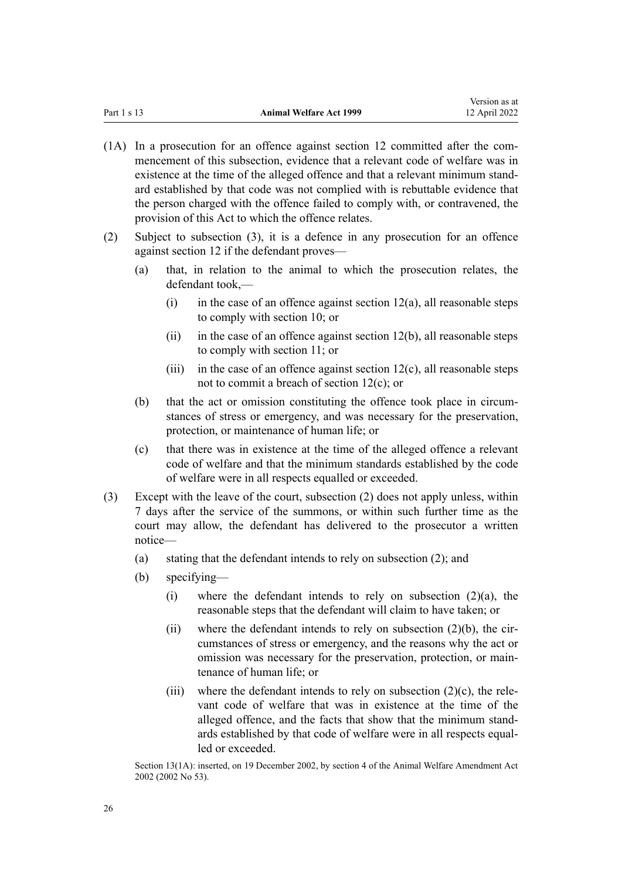(1A) In a prosecution for an offence against section 12 committed after the commencement of this subsection, evidence that a relevant code of welfare was in existence at the time of the alleged offence and that a relevant minimum standard established by that code was not complied with is rebuttable evidence that the person charged with the offence failed to comply with, or contravened, the provision of this Act to which the offence relates.

(2) Subject to subsection (3), it is a defence in any prosecution for an offence against section 12 if the defendant proves—

- (a) that, in relation to the animal to which the prosecution relates, the defendant took,—
  - (i) in the case of an offence against section 12(a), all reasonable steps to comply with section 10; or
  - (ii) in the case of an offence against section 12(b), all reasonable steps to comply with section 11; or
  - (iii) in the case of an offence against section 12(c), all reasonable steps not to commit a breach of section 12(c); or
- (b) that the act or omission constituting the offence took place in circumstances of stress or emergency, and was necessary for the preservation, protection, or maintenance of human life; or
- (c) that there was in existence at the time of the alleged offence a relevant code of welfare and that the minimum standards established by the code of welfare were in all respects equalled or exceeded.

(3) Except with the leave of the court, subsection (2) does not apply unless, within 7 days after the service of the summons, or within such further time as the court may allow, the defendant has delivered to the prosecutor a written notice—

- (a) stating that the defendant intends to rely on subsection (2); and
- (b) specifying—
  - (i) where the defendant intends to rely on subsection (2)(a), the reasonable steps that the defendant will claim to have taken; or
  - (ii) where the defendant intends to rely on subsection (2)(b), the circumstances of stress or emergency, and the reasons why the act or omission was necessary for the preservation, protection, or maintenance of human life; or
  - (iii) where the defendant intends to rely on subsection (2)(c), the relevant code of welfare that was in existence at the time of the alleged offence, and the facts that show that the minimum standards established by that code of welfare were in all respects equalled or exceeded.

Section 13(1A): inserted, on 19 December 2002, by section 4 of the Animal Welfare Amendment Act 2002 (2002 No 53).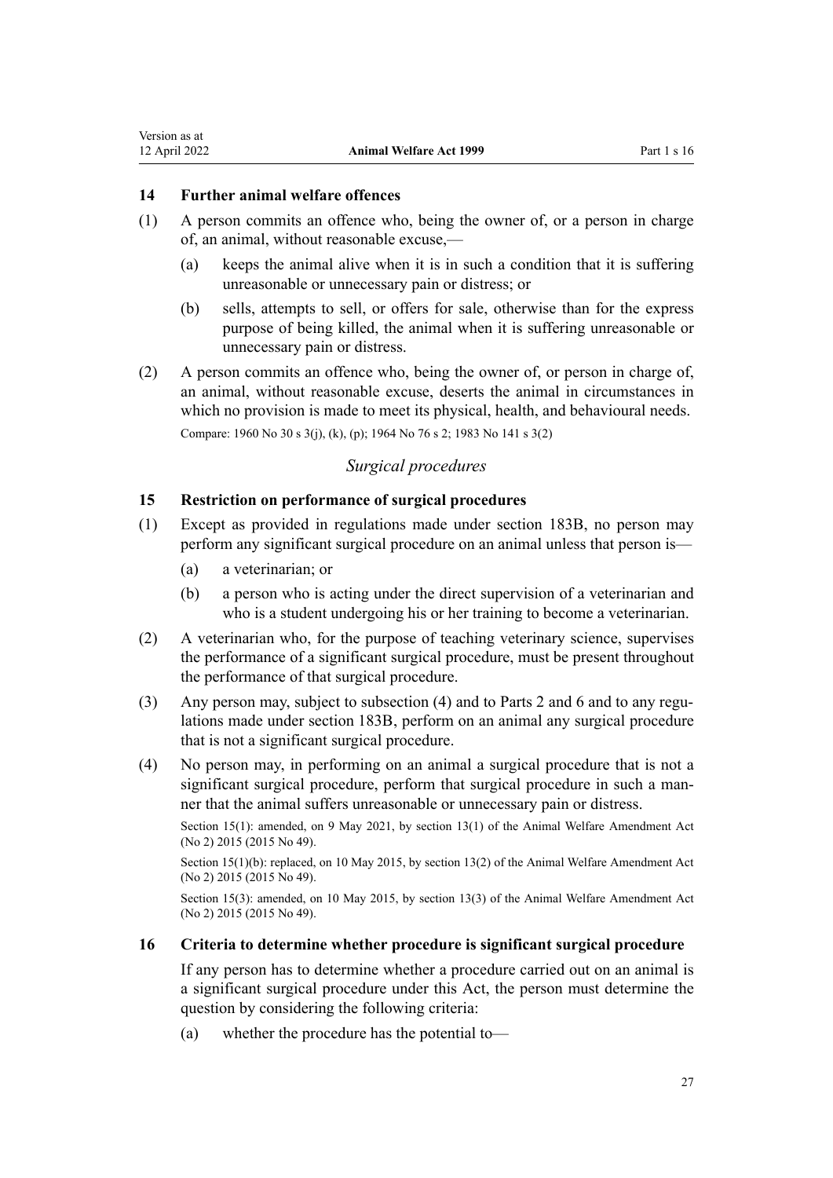### 14 Further animal welfare offences

(1) A person commits an offence who, being the owner of, or a person in charge of, an animal, without reasonable excuse,—

- (a) keeps the animal alive when it is in such a condition that it is suffering unreasonable or unnecessary pain or distress; or
- (b) sells, attempts to sell, or offers for sale, otherwise than for the express purpose of being killed, the animal when it is suffering unreasonable or unnecessary pain or distress.

(2) A person commits an offence who, being the owner of, or person in charge of, an animal, without reasonable excuse, deserts the animal in circumstances in which no provision is made to meet its physical, health, and behavioural needs.

Compare: 1960 No 30 s 3(j), (k), (p); 1964 No 76 s 2; 1983 No 141 s 3(2)

*Surgical procedures*

### 15 Restriction on performance of surgical procedures

(1) Except as provided in regulations made under section 183B, no person may perform any significant surgical procedure on an animal unless that person is—

- (a) a veterinarian; or
- (b) a person who is acting under the direct supervision of a veterinarian and who is a student undergoing his or her training to become a veterinarian.

(2) A veterinarian who, for the purpose of teaching veterinary science, supervises the performance of a significant surgical procedure, must be present throughout the performance of that surgical procedure.

(3) Any person may, subject to subsection (4) and to Parts 2 and 6 and to any regulations made under section 183B, perform on an animal any surgical procedure that is not a significant surgical procedure.

(4) No person may, in performing on an animal a surgical procedure that is not a significant surgical procedure, perform that surgical procedure in such a manner that the animal suffers unreasonable or unnecessary pain or distress.

Section 15(1): amended, on 9 May 2021, by section 13(1) of the Animal Welfare Amendment Act (No 2) 2015 (2015 No 49).

Section 15(1)(b): replaced, on 10 May 2015, by section 13(2) of the Animal Welfare Amendment Act (No 2) 2015 (2015 No 49).

Section 15(3): amended, on 10 May 2015, by section 13(3) of the Animal Welfare Amendment Act (No 2) 2015 (2015 No 49).

### 16 Criteria to determine whether procedure is significant surgical procedure

If any person has to determine whether a procedure carried out on an animal is a significant surgical procedure under this Act, the person must determine the question by considering the following criteria:

- (a) whether the procedure has the potential to—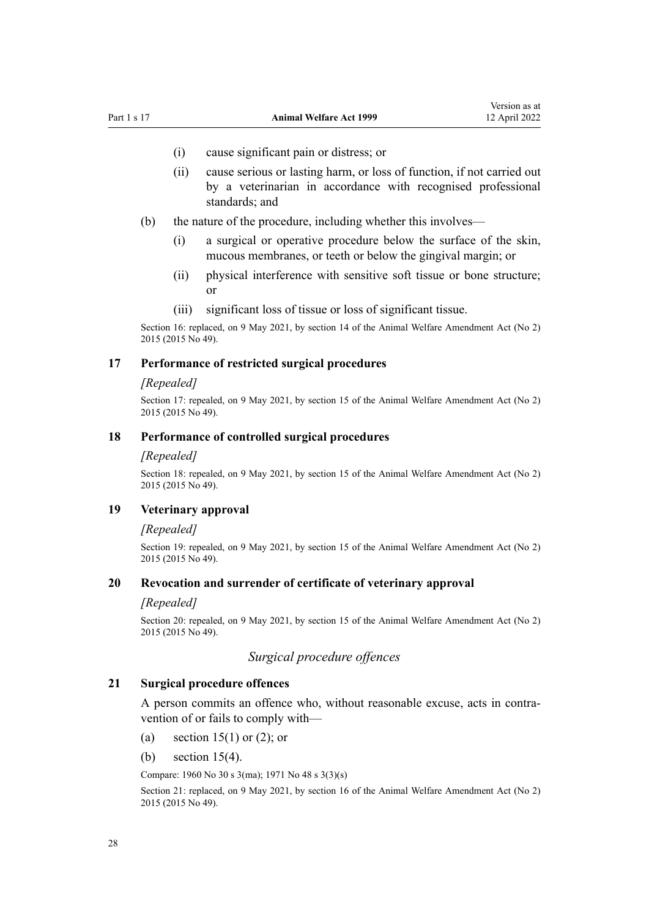(i) cause significant pain or distress; or

(ii) cause serious or lasting harm, or loss of function, if not carried out by a veterinarian in accordance with recognised professional standards; and

(b) the nature of the procedure, including whether this involves—

(i) a surgical or operative procedure below the surface of the skin, mucous membranes, or teeth or below the gingival margin; or

(ii) physical interference with sensitive soft tissue or bone structure; or

(iii) significant loss of tissue or loss of significant tissue.

Section 16: replaced, on 9 May 2021, by section 14 of the Animal Welfare Amendment Act (No 2) 2015 (2015 No 49).

### 17 Performance of restricted surgical procedures

*[Repealed]*

Section 17: repealed, on 9 May 2021, by section 15 of the Animal Welfare Amendment Act (No 2) 2015 (2015 No 49).

### 18 Performance of controlled surgical procedures

*[Repealed]*

Section 18: repealed, on 9 May 2021, by section 15 of the Animal Welfare Amendment Act (No 2) 2015 (2015 No 49).

### 19 Veterinary approval

*[Repealed]*

Section 19: repealed, on 9 May 2021, by section 15 of the Animal Welfare Amendment Act (No 2) 2015 (2015 No 49).

### 20 Revocation and surrender of certificate of veterinary approval

*[Repealed]*

Section 20: repealed, on 9 May 2021, by section 15 of the Animal Welfare Amendment Act (No 2) 2015 (2015 No 49).

## *Surgical procedure offences*

### 21 Surgical procedure offences

A person commits an offence who, without reasonable excuse, acts in contravention of or fails to comply with—

(a) section 15(1) or (2); or

(b) section 15(4).

Compare: 1960 No 30 s 3(ma); 1971 No 48 s 3(3)(s)

Section 21: replaced, on 9 May 2021, by section 16 of the Animal Welfare Amendment Act (No 2) 2015 (2015 No 49).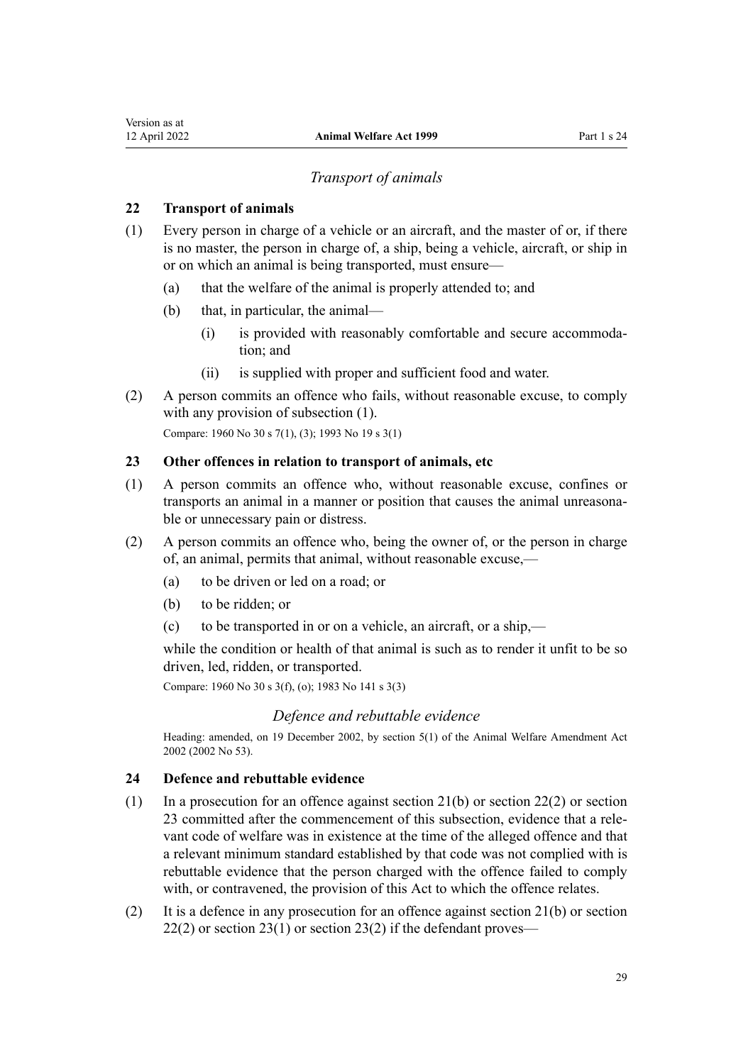*Transport of animals*

### 22 Transport of animals

(1) Every person in charge of a vehicle or an aircraft, and the master of or, if there is no master, the person in charge of, a ship, being a vehicle, aircraft, or ship in or on which an animal is being transported, must ensure—

(a) that the welfare of the animal is properly attended to; and

(b) that, in particular, the animal—

(i) is provided with reasonably comfortable and secure accommodation; and

(ii) is supplied with proper and sufficient food and water.

(2) A person commits an offence who fails, without reasonable excuse, to comply with any provision of subsection (1).

Compare: 1960 No 30 s 7(1), (3); 1993 No 19 s 3(1)

### 23 Other offences in relation to transport of animals, etc

(1) A person commits an offence who, without reasonable excuse, confines or transports an animal in a manner or position that causes the animal unreasonable or unnecessary pain or distress.

(2) A person commits an offence who, being the owner of, or the person in charge of, an animal, permits that animal, without reasonable excuse,—

(a) to be driven or led on a road; or

(b) to be ridden; or

(c) to be transported in or on a vehicle, an aircraft, or a ship,—

while the condition or health of that animal is such as to render it unfit to be so driven, led, ridden, or transported.

Compare: 1960 No 30 s 3(f), (o); 1983 No 141 s 3(3)

*Defence and rebuttable evidence*

Heading: amended, on 19 December 2002, by section 5(1) of the Animal Welfare Amendment Act 2002 (2002 No 53).

### 24 Defence and rebuttable evidence

(1) In a prosecution for an offence against section 21(b) or section 22(2) or section 23 committed after the commencement of this subsection, evidence that a relevant code of welfare was in existence at the time of the alleged offence and that a relevant minimum standard established by that code was not complied with is rebuttable evidence that the person charged with the offence failed to comply with, or contravened, the provision of this Act to which the offence relates.

(2) It is a defence in any prosecution for an offence against section 21(b) or section 22(2) or section 23(1) or section 23(2) if the defendant proves—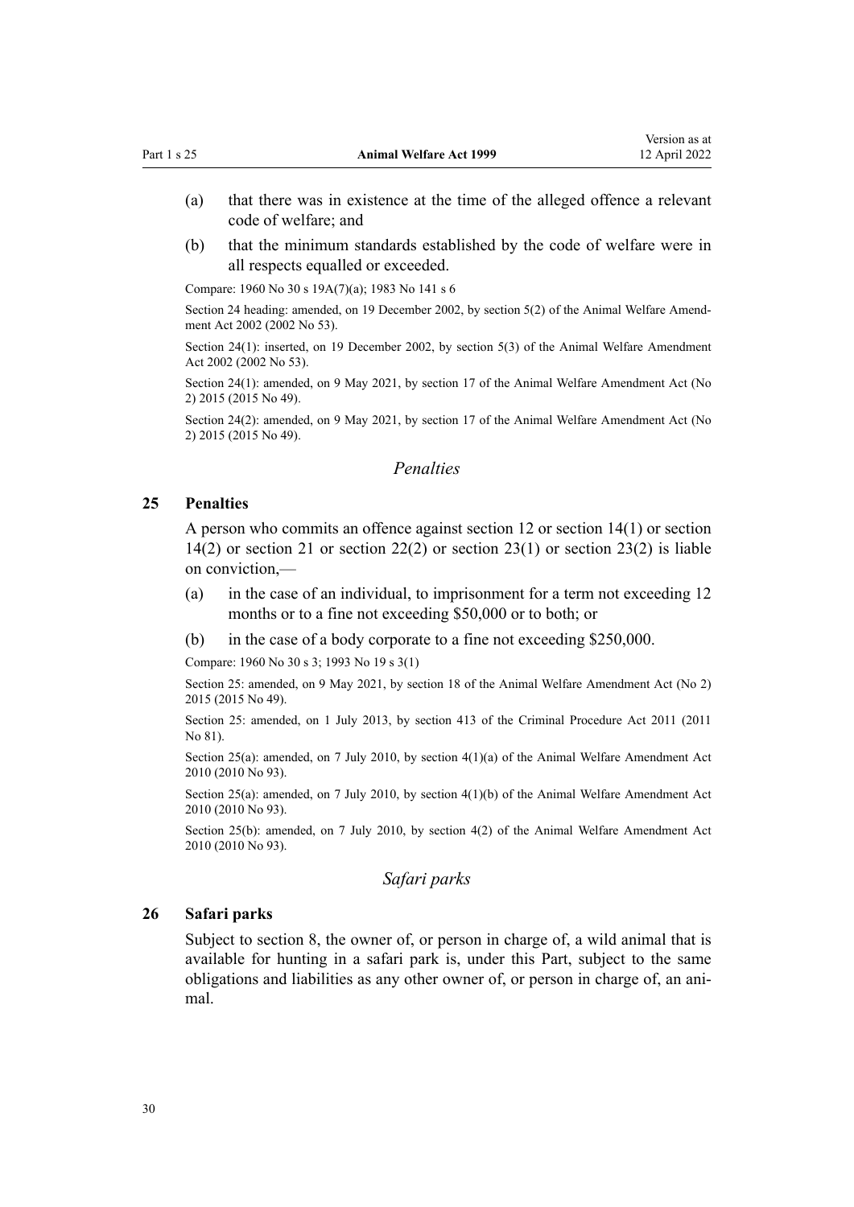(a) that there was in existence at the time of the alleged offence a relevant code of welfare; and

(b) that the minimum standards established by the code of welfare were in all respects equalled or exceeded.

Compare: 1960 No 30 s 19A(7)(a); 1983 No 141 s 6

Section 24 heading: amended, on 19 December 2002, by section 5(2) of the Animal Welfare Amendment Act 2002 (2002 No 53).

Section 24(1): inserted, on 19 December 2002, by section 5(3) of the Animal Welfare Amendment Act 2002 (2002 No 53).

Section 24(1): amended, on 9 May 2021, by section 17 of the Animal Welfare Amendment Act (No 2) 2015 (2015 No 49).

Section 24(2): amended, on 9 May 2021, by section 17 of the Animal Welfare Amendment Act (No 2) 2015 (2015 No 49).

## *Penalties*

### 25 Penalties

A person who commits an offence against section 12 or section 14(1) or section 14(2) or section 21 or section 22(2) or section 23(1) or section 23(2) is liable on conviction,—

(a) in the case of an individual, to imprisonment for a term not exceeding 12 months or to a fine not exceeding $50,000 or to both; or

(b) in the case of a body corporate to a fine not exceeding $250,000.

Compare: 1960 No 30 s 3; 1993 No 19 s 3(1)

Section 25: amended, on 9 May 2021, by section 18 of the Animal Welfare Amendment Act (No 2) 2015 (2015 No 49).

Section 25: amended, on 1 July 2013, by section 413 of the Criminal Procedure Act 2011 (2011 No 81).

Section 25(a): amended, on 7 July 2010, by section 4(1)(a) of the Animal Welfare Amendment Act 2010 (2010 No 93).

Section 25(a): amended, on 7 July 2010, by section 4(1)(b) of the Animal Welfare Amendment Act 2010 (2010 No 93).

Section 25(b): amended, on 7 July 2010, by section 4(2) of the Animal Welfare Amendment Act 2010 (2010 No 93).

## *Safari parks*

### 26 Safari parks

Subject to section 8, the owner of, or person in charge of, a wild animal that is available for hunting in a safari park is, under this Part, subject to the same obligations and liabilities as any other owner of, or person in charge of, an animal.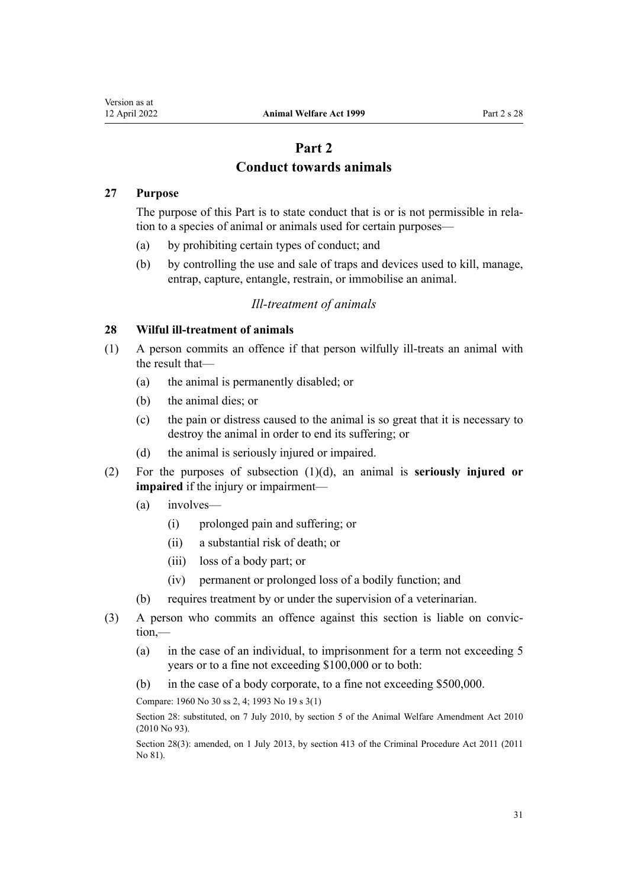# Part 2
# Conduct towards animals

### 27 Purpose

The purpose of this Part is to state conduct that is or is not permissible in relation to a species of animal or animals used for certain purposes—

(a) by prohibiting certain types of conduct; and

(b) by controlling the use and sale of traps and devices used to kill, manage, entrap, capture, entangle, restrain, or immobilise an animal.

## *Ill-treatment of animals*

### 28 Wilful ill-treatment of animals

(1) A person commits an offence if that person wilfully ill-treats an animal with the result that—

(a) the animal is permanently disabled; or

(b) the animal dies; or

(c) the pain or distress caused to the animal is so great that it is necessary to destroy the animal in order to end its suffering; or

(d) the animal is seriously injured or impaired.

(2) For the purposes of subsection (1)(d), an animal is **seriously injured or impaired** if the injury or impairment—

(a) involves—

(i) prolonged pain and suffering; or

(ii) a substantial risk of death; or

(iii) loss of a body part; or

(iv) permanent or prolonged loss of a bodily function; and

(b) requires treatment by or under the supervision of a veterinarian.

(3) A person who commits an offence against this section is liable on conviction,—

(a) in the case of an individual, to imprisonment for a term not exceeding 5 years or to a fine not exceeding $100,000 or to both:

(b) in the case of a body corporate, to a fine not exceeding $500,000.

Compare: 1960 No 30 ss 2, 4; 1993 No 19 s 3(1)

Section 28: substituted, on 7 July 2010, by section 5 of the Animal Welfare Amendment Act 2010 (2010 No 93).

Section 28(3): amended, on 1 July 2013, by section 413 of the Criminal Procedure Act 2011 (2011 No 81).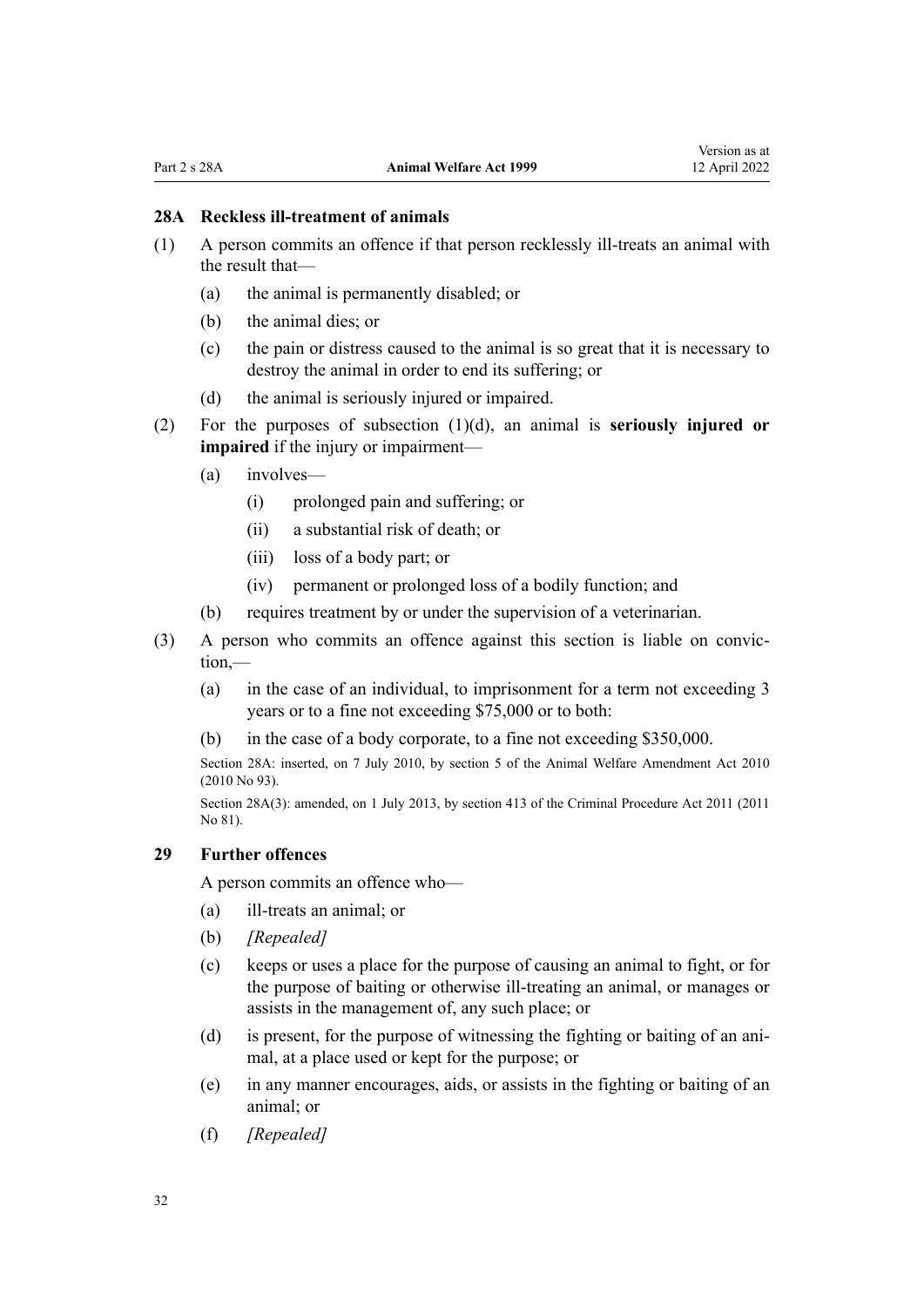### 28A Reckless ill-treatment of animals

(1) A person commits an offence if that person recklessly ill-treats an animal with the result that—

(a) the animal is permanently disabled; or

(b) the animal dies; or

(c) the pain or distress caused to the animal is so great that it is necessary to destroy the animal in order to end its suffering; or

(d) the animal is seriously injured or impaired.

(2) For the purposes of subsection (1)(d), an animal is **seriously injured or impaired** if the injury or impairment—

(a) involves—

(i) prolonged pain and suffering; or

(ii) a substantial risk of death; or

(iii) loss of a body part; or

(iv) permanent or prolonged loss of a bodily function; and

(b) requires treatment by or under the supervision of a veterinarian.

(3) A person who commits an offence against this section is liable on conviction,—

(a) in the case of an individual, to imprisonment for a term not exceeding 3 years or to a fine not exceeding $75,000 or to both:

(b) in the case of a body corporate, to a fine not exceeding $350,000.

Section 28A: inserted, on 7 July 2010, by section 5 of the Animal Welfare Amendment Act 2010 (2010 No 93).

Section 28A(3): amended, on 1 July 2013, by section 413 of the Criminal Procedure Act 2011 (2011 No 81).

### 29 Further offences

A person commits an offence who—

(a) ill-treats an animal; or

(b) *[Repealed]*

(c) keeps or uses a place for the purpose of causing an animal to fight, or for the purpose of baiting or otherwise ill-treating an animal, or manages or assists in the management of, any such place; or

(d) is present, for the purpose of witnessing the fighting or baiting of an animal, at a place used or kept for the purpose; or

(e) in any manner encourages, aids, or assists in the fighting or baiting of an animal; or

(f) *[Repealed]*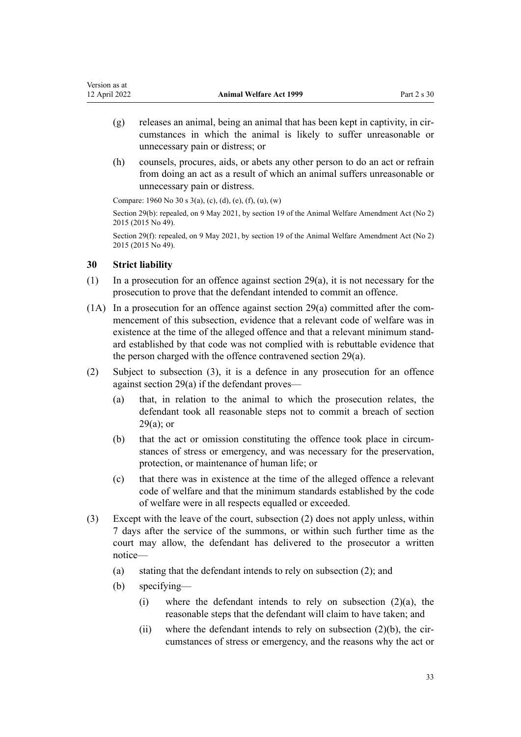(g) releases an animal, being an animal that has been kept in captivity, in circumstances in which the animal is likely to suffer unreasonable or unnecessary pain or distress; or

(h) counsels, procures, aids, or abets any other person to do an act or refrain from doing an act as a result of which an animal suffers unreasonable or unnecessary pain or distress.

Compare: 1960 No 30 s 3(a), (c), (d), (e), (f), (u), (w)

Section 29(b): repealed, on 9 May 2021, by section 19 of the Animal Welfare Amendment Act (No 2) 2015 (2015 No 49).

Section 29(f): repealed, on 9 May 2021, by section 19 of the Animal Welfare Amendment Act (No 2) 2015 (2015 No 49).

### 30 Strict liability

(1) In a prosecution for an offence against section 29(a), it is not necessary for the prosecution to prove that the defendant intended to commit an offence.

(1A) In a prosecution for an offence against section 29(a) committed after the commencement of this subsection, evidence that a relevant code of welfare was in existence at the time of the alleged offence and that a relevant minimum standard established by that code was not complied with is rebuttable evidence that the person charged with the offence contravened section 29(a).

(2) Subject to subsection (3), it is a defence in any prosecution for an offence against section 29(a) if the defendant proves—

(a) that, in relation to the animal to which the prosecution relates, the defendant took all reasonable steps not to commit a breach of section 29(a); or

(b) that the act or omission constituting the offence took place in circumstances of stress or emergency, and was necessary for the preservation, protection, or maintenance of human life; or

(c) that there was in existence at the time of the alleged offence a relevant code of welfare and that the minimum standards established by the code of welfare were in all respects equalled or exceeded.

(3) Except with the leave of the court, subsection (2) does not apply unless, within 7 days after the service of the summons, or within such further time as the court may allow, the defendant has delivered to the prosecutor a written notice—

(a) stating that the defendant intends to rely on subsection (2); and

(b) specifying—

(i) where the defendant intends to rely on subsection (2)(a), the reasonable steps that the defendant will claim to have taken; and

(ii) where the defendant intends to rely on subsection (2)(b), the circumstances of stress or emergency, and the reasons why the act or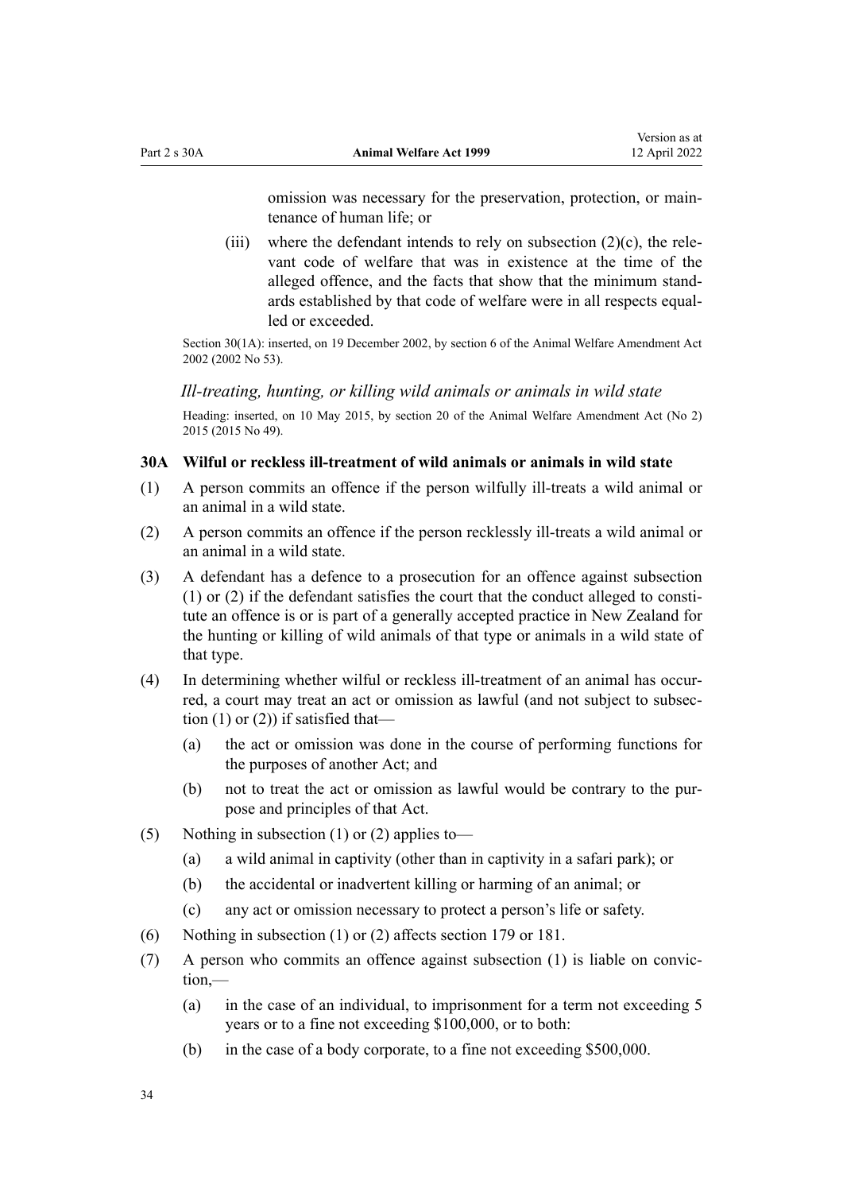omission was necessary for the preservation, protection, or maintenance of human life; or

(iii) where the defendant intends to rely on subsection (2)(c), the relevant code of welfare that was in existence at the time of the alleged offence, and the facts that show that the minimum standards established by that code of welfare were in all respects equalled or exceeded.

Section 30(1A): inserted, on 19 December 2002, by section 6 of the Animal Welfare Amendment Act 2002 (2002 No 53).

*Ill-treating, hunting, or killing wild animals or animals in wild state*

Heading: inserted, on 10 May 2015, by section 20 of the Animal Welfare Amendment Act (No 2) 2015 (2015 No 49).

### 30A Wilful or reckless ill-treatment of wild animals or animals in wild state

(1) A person commits an offence if the person wilfully ill-treats a wild animal or an animal in a wild state.

(2) A person commits an offence if the person recklessly ill-treats a wild animal or an animal in a wild state.

(3) A defendant has a defence to a prosecution for an offence against subsection (1) or (2) if the defendant satisfies the court that the conduct alleged to constitute an offence is or is part of a generally accepted practice in New Zealand for the hunting or killing of wild animals of that type or animals in a wild state of that type.

(4) In determining whether wilful or reckless ill-treatment of an animal has occurred, a court may treat an act or omission as lawful (and not subject to subsection (1) or (2)) if satisfied that—

- (a) the act or omission was done in the course of performing functions for the purposes of another Act; and
- (b) not to treat the act or omission as lawful would be contrary to the purpose and principles of that Act.

(5) Nothing in subsection (1) or (2) applies to—

- (a) a wild animal in captivity (other than in captivity in a safari park); or
- (b) the accidental or inadvertent killing or harming of an animal; or
- (c) any act or omission necessary to protect a person's life or safety.

(6) Nothing in subsection (1) or (2) affects section 179 or 181.

(7) A person who commits an offence against subsection (1) is liable on conviction,—

- (a) in the case of an individual, to imprisonment for a term not exceeding 5 years or to a fine not exceeding $100,000, or to both:
- (b) in the case of a body corporate, to a fine not exceeding $500,000.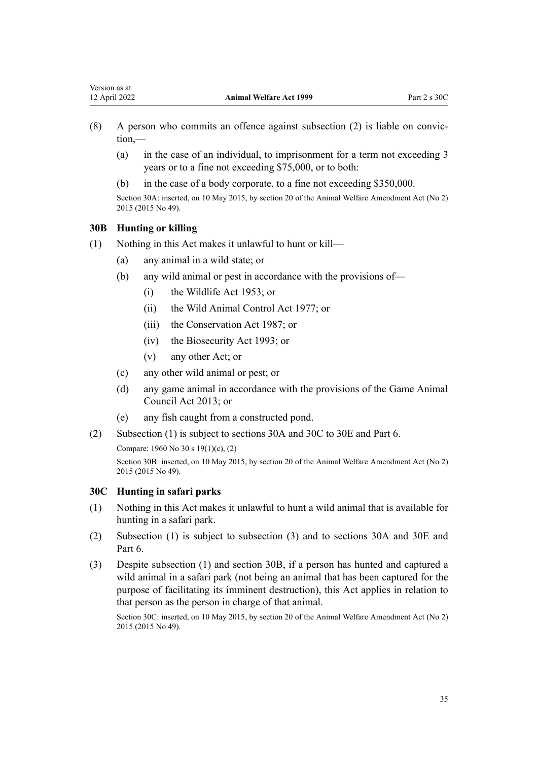(8) A person who commits an offence against subsection (2) is liable on conviction,—

(a) in the case of an individual, to imprisonment for a term not exceeding 3 years or to a fine not exceeding $75,000, or to both:

(b) in the case of a body corporate, to a fine not exceeding $350,000.

Section 30A: inserted, on 10 May 2015, by section 20 of the Animal Welfare Amendment Act (No 2) 2015 (2015 No 49).

### 30B Hunting or killing

(1) Nothing in this Act makes it unlawful to hunt or kill—

(a) any animal in a wild state; or

(b) any wild animal or pest in accordance with the provisions of—

(i) the Wildlife Act 1953; or

(ii) the Wild Animal Control Act 1977; or

(iii) the Conservation Act 1987; or

(iv) the Biosecurity Act 1993; or

(v) any other Act; or

(c) any other wild animal or pest; or

(d) any game animal in accordance with the provisions of the Game Animal Council Act 2013; or

(e) any fish caught from a constructed pond.

(2) Subsection (1) is subject to sections 30A and 30C to 30E and Part 6.

Compare: 1960 No 30 s 19(1)(c), (2)

Section 30B: inserted, on 10 May 2015, by section 20 of the Animal Welfare Amendment Act (No 2) 2015 (2015 No 49).

### 30C Hunting in safari parks

(1) Nothing in this Act makes it unlawful to hunt a wild animal that is available for hunting in a safari park.

(2) Subsection (1) is subject to subsection (3) and to sections 30A and 30E and Part 6.

(3) Despite subsection (1) and section 30B, if a person has hunted and captured a wild animal in a safari park (not being an animal that has been captured for the purpose of facilitating its imminent destruction), this Act applies in relation to that person as the person in charge of that animal.

Section 30C: inserted, on 10 May 2015, by section 20 of the Animal Welfare Amendment Act (No 2) 2015 (2015 No 49).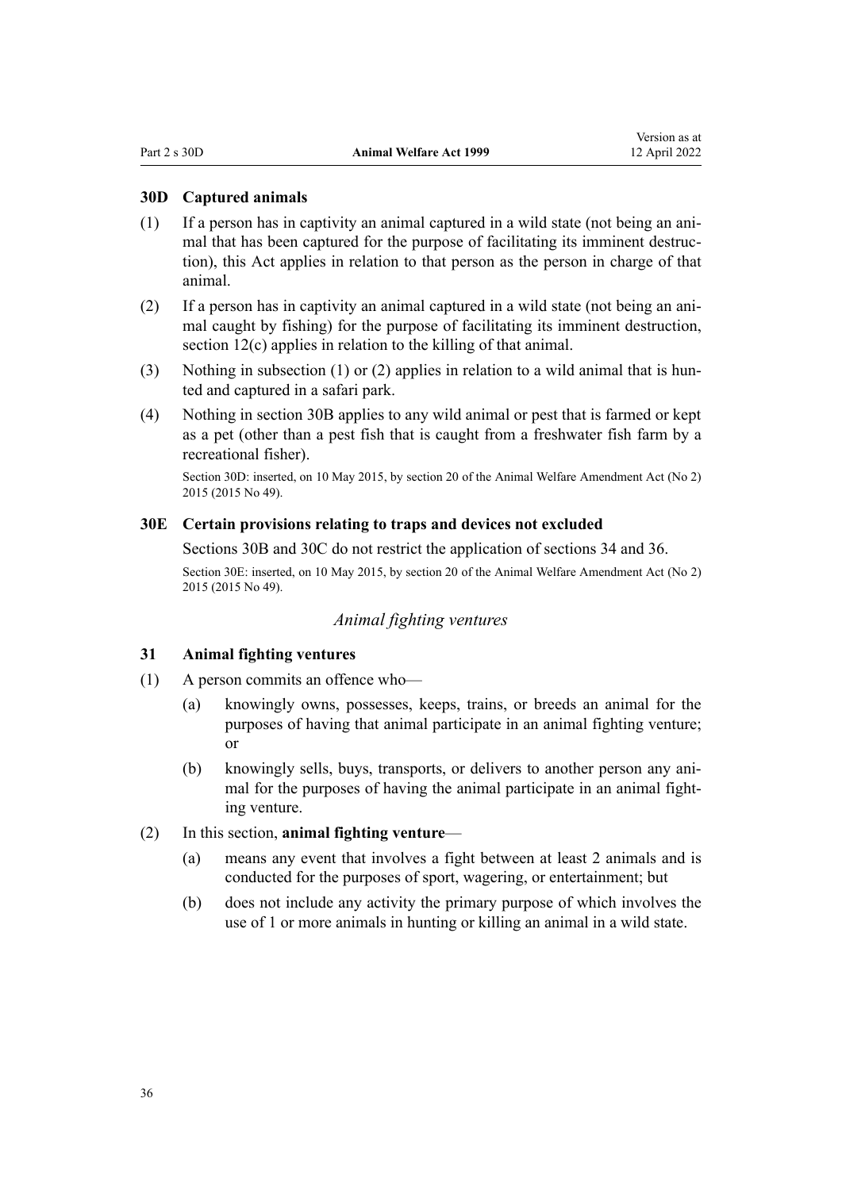### 30D Captured animals

(1) If a person has in captivity an animal captured in a wild state (not being an animal that has been captured for the purpose of facilitating its imminent destruction), this Act applies in relation to that person as the person in charge of that animal.

(2) If a person has in captivity an animal captured in a wild state (not being an animal caught by fishing) for the purpose of facilitating its imminent destruction, section 12(c) applies in relation to the killing of that animal.

(3) Nothing in subsection (1) or (2) applies in relation to a wild animal that is hunted and captured in a safari park.

(4) Nothing in section 30B applies to any wild animal or pest that is farmed or kept as a pet (other than a pest fish that is caught from a freshwater fish farm by a recreational fisher).

Section 30D: inserted, on 10 May 2015, by section 20 of the Animal Welfare Amendment Act (No 2) 2015 (2015 No 49).

### 30E Certain provisions relating to traps and devices not excluded

Sections 30B and 30C do not restrict the application of sections 34 and 36.

Section 30E: inserted, on 10 May 2015, by section 20 of the Animal Welfare Amendment Act (No 2) 2015 (2015 No 49).

*Animal fighting ventures*

### 31 Animal fighting ventures

(1) A person commits an offence who—

- (a) knowingly owns, possesses, keeps, trains, or breeds an animal for the purposes of having that animal participate in an animal fighting venture; or
- (b) knowingly sells, buys, transports, or delivers to another person any animal for the purposes of having the animal participate in an animal fighting venture.

(2) In this section, **animal fighting venture**—

- (a) means any event that involves a fight between at least 2 animals and is conducted for the purposes of sport, wagering, or entertainment; but
- (b) does not include any activity the primary purpose of which involves the use of 1 or more animals in hunting or killing an animal in a wild state.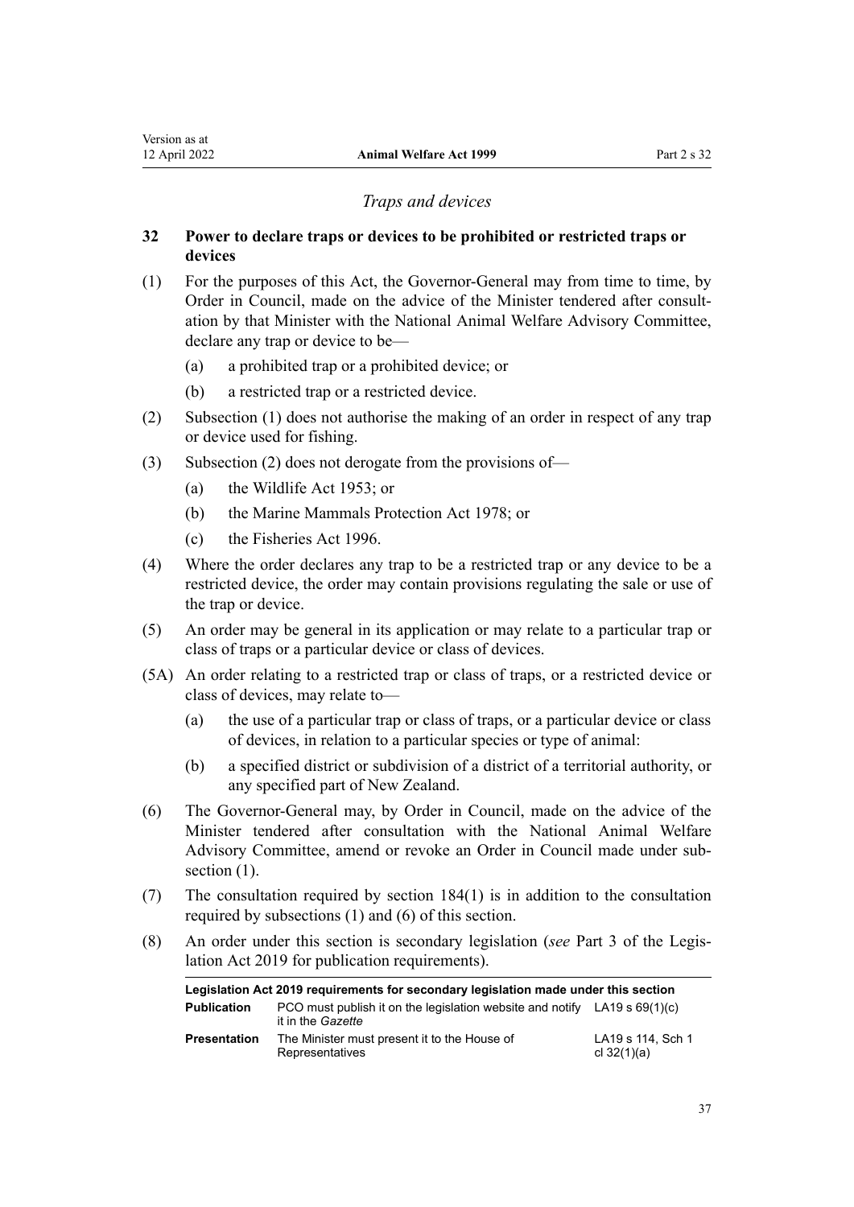*Traps and devices*

### 32 Power to declare traps or devices to be prohibited or restricted traps or devices

(1) For the purposes of this Act, the Governor-General may from time to time, by Order in Council, made on the advice of the Minister tendered after consultation by that Minister with the National Animal Welfare Advisory Committee, declare any trap or device to be—

- (a) a prohibited trap or a prohibited device; or
- (b) a restricted trap or a restricted device.

(2) Subsection (1) does not authorise the making of an order in respect of any trap or device used for fishing.

(3) Subsection (2) does not derogate from the provisions of—

- (a) the Wildlife Act 1953; or
- (b) the Marine Mammals Protection Act 1978; or
- (c) the Fisheries Act 1996.

(4) Where the order declares any trap to be a restricted trap or any device to be a restricted device, the order may contain provisions regulating the sale or use of the trap or device.

(5) An order may be general in its application or may relate to a particular trap or class of traps or a particular device or class of devices.

(5A) An order relating to a restricted trap or class of traps, or a restricted device or class of devices, may relate to—

- (a) the use of a particular trap or class of traps, or a particular device or class of devices, in relation to a particular species or type of animal:
- (b) a specified district or subdivision of a district of a territorial authority, or any specified part of New Zealand.

(6) The Governor-General may, by Order in Council, made on the advice of the Minister tendered after consultation with the National Animal Welfare Advisory Committee, amend or revoke an Order in Council made under subsection (1).

(7) The consultation required by section 184(1) is in addition to the consultation required by subsections (1) and (6) of this section.

(8) An order under this section is secondary legislation (*see* Part 3 of the Legislation Act 2019 for publication requirements).

| Legislation Act 2019 requirements for secondary legislation made under this section | | |
|---|---|---|
| **Publication** | PCO must publish it on the legislation website and notify it in the *Gazette* | LA19 s 69(1)(c) |
| **Presentation** | The Minister must present it to the House of Representatives | LA19 s 114, Sch 1 cl 32(1)(a) |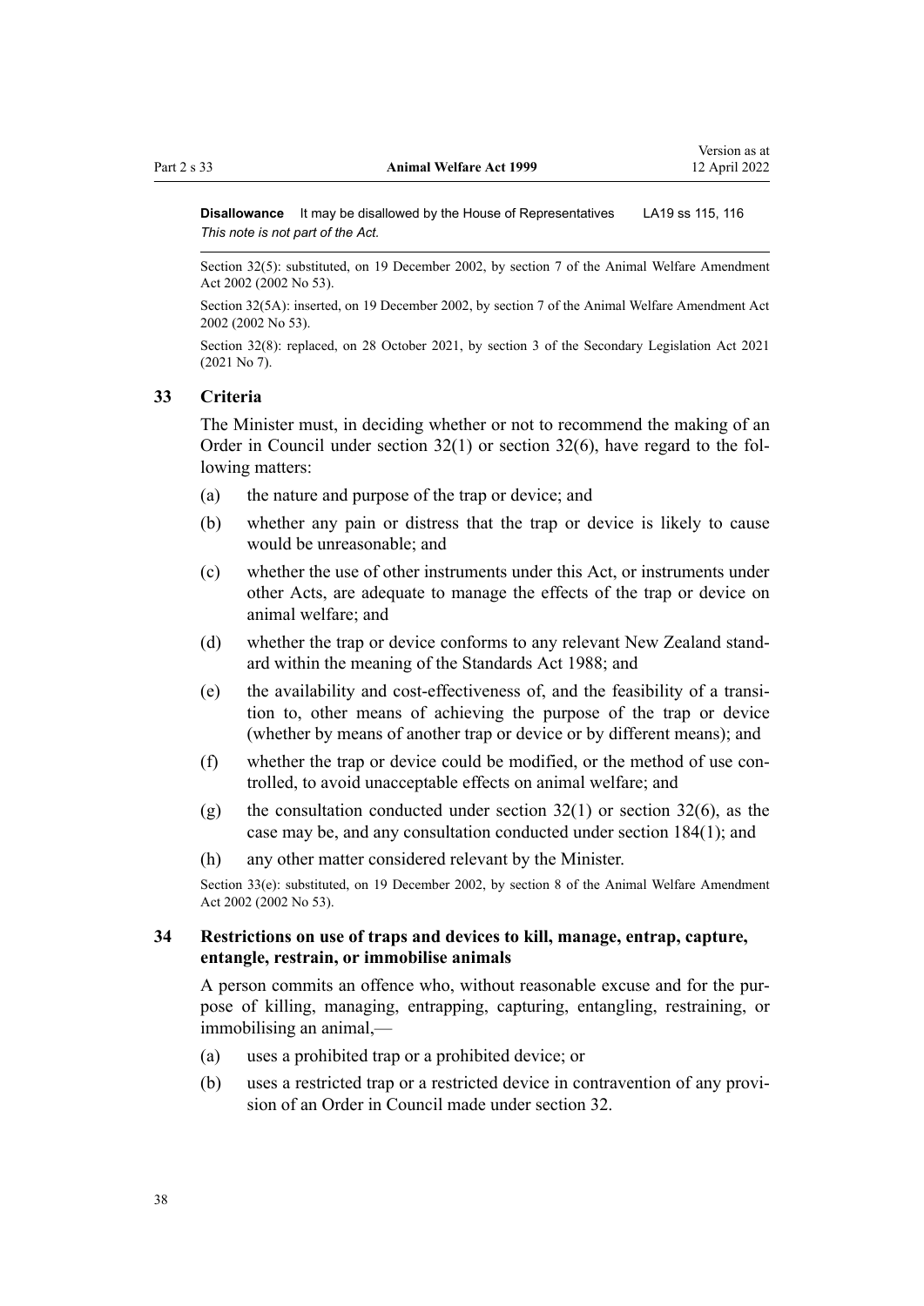**Disallowance** It may be disallowed by the House of Representatives LA19 ss 115, 116
*This note is not part of the Act.*

Section 32(5): substituted, on 19 December 2002, by section 7 of the Animal Welfare Amendment Act 2002 (2002 No 53).

Section 32(5A): inserted, on 19 December 2002, by section 7 of the Animal Welfare Amendment Act 2002 (2002 No 53).

Section 32(8): replaced, on 28 October 2021, by section 3 of the Secondary Legislation Act 2021 (2021 No 7).

### 33 Criteria

The Minister must, in deciding whether or not to recommend the making of an Order in Council under section 32(1) or section 32(6), have regard to the following matters:

(a) the nature and purpose of the trap or device; and

(b) whether any pain or distress that the trap or device is likely to cause would be unreasonable; and

(c) whether the use of other instruments under this Act, or instruments under other Acts, are adequate to manage the effects of the trap or device on animal welfare; and

(d) whether the trap or device conforms to any relevant New Zealand standard within the meaning of the Standards Act 1988; and

(e) the availability and cost-effectiveness of, and the feasibility of a transition to, other means of achieving the purpose of the trap or device (whether by means of another trap or device or by different means); and

(f) whether the trap or device could be modified, or the method of use controlled, to avoid unacceptable effects on animal welfare; and

(g) the consultation conducted under section 32(1) or section 32(6), as the case may be, and any consultation conducted under section 184(1); and

(h) any other matter considered relevant by the Minister.

Section 33(e): substituted, on 19 December 2002, by section 8 of the Animal Welfare Amendment Act 2002 (2002 No 53).

### 34 Restrictions on use of traps and devices to kill, manage, entrap, capture, entangle, restrain, or immobilise animals

A person commits an offence who, without reasonable excuse and for the purpose of killing, managing, entrapping, capturing, entangling, restraining, or immobilising an animal,—

(a) uses a prohibited trap or a prohibited device; or

(b) uses a restricted trap or a restricted device in contravention of any provision of an Order in Council made under section 32.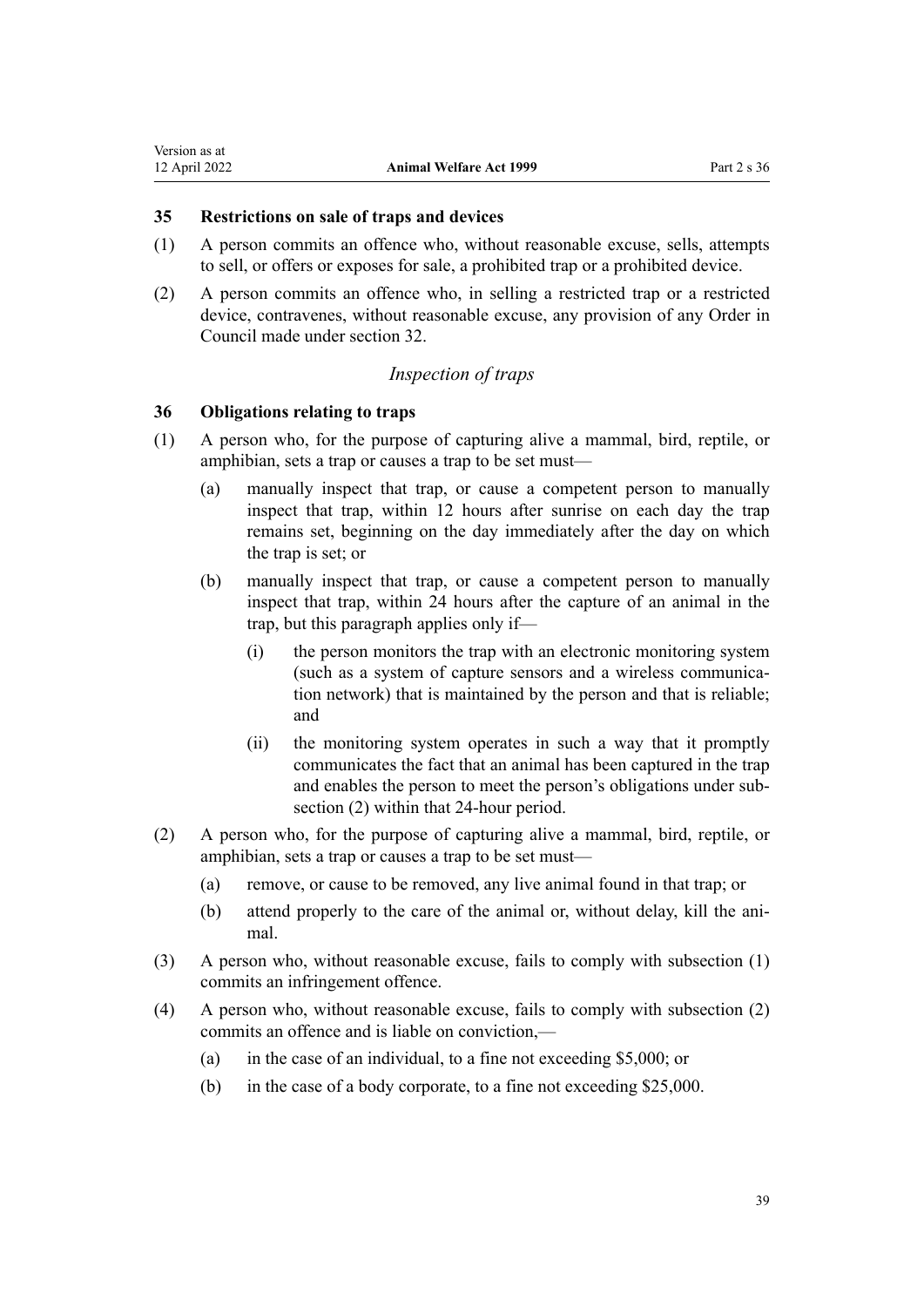### 35 Restrictions on sale of traps and devices

(1) A person commits an offence who, without reasonable excuse, sells, attempts to sell, or offers or exposes for sale, a prohibited trap or a prohibited device.

(2) A person commits an offence who, in selling a restricted trap or a restricted device, contravenes, without reasonable excuse, any provision of any Order in Council made under section 32.

*Inspection of traps*

### 36 Obligations relating to traps

(1) A person who, for the purpose of capturing alive a mammal, bird, reptile, or amphibian, sets a trap or causes a trap to be set must—

(a) manually inspect that trap, or cause a competent person to manually inspect that trap, within 12 hours after sunrise on each day the trap remains set, beginning on the day immediately after the day on which the trap is set; or

(b) manually inspect that trap, or cause a competent person to manually inspect that trap, within 24 hours after the capture of an animal in the trap, but this paragraph applies only if—

(i) the person monitors the trap with an electronic monitoring system (such as a system of capture sensors and a wireless communication network) that is maintained by the person and that is reliable; and

(ii) the monitoring system operates in such a way that it promptly communicates the fact that an animal has been captured in the trap and enables the person to meet the person's obligations under subsection (2) within that 24-hour period.

(2) A person who, for the purpose of capturing alive a mammal, bird, reptile, or amphibian, sets a trap or causes a trap to be set must—

(a) remove, or cause to be removed, any live animal found in that trap; or

(b) attend properly to the care of the animal or, without delay, kill the animal.

(3) A person who, without reasonable excuse, fails to comply with subsection (1) commits an infringement offence.

(4) A person who, without reasonable excuse, fails to comply with subsection (2) commits an offence and is liable on conviction,—

(a) in the case of an individual, to a fine not exceeding $5,000; or

(b) in the case of a body corporate, to a fine not exceeding $25,000.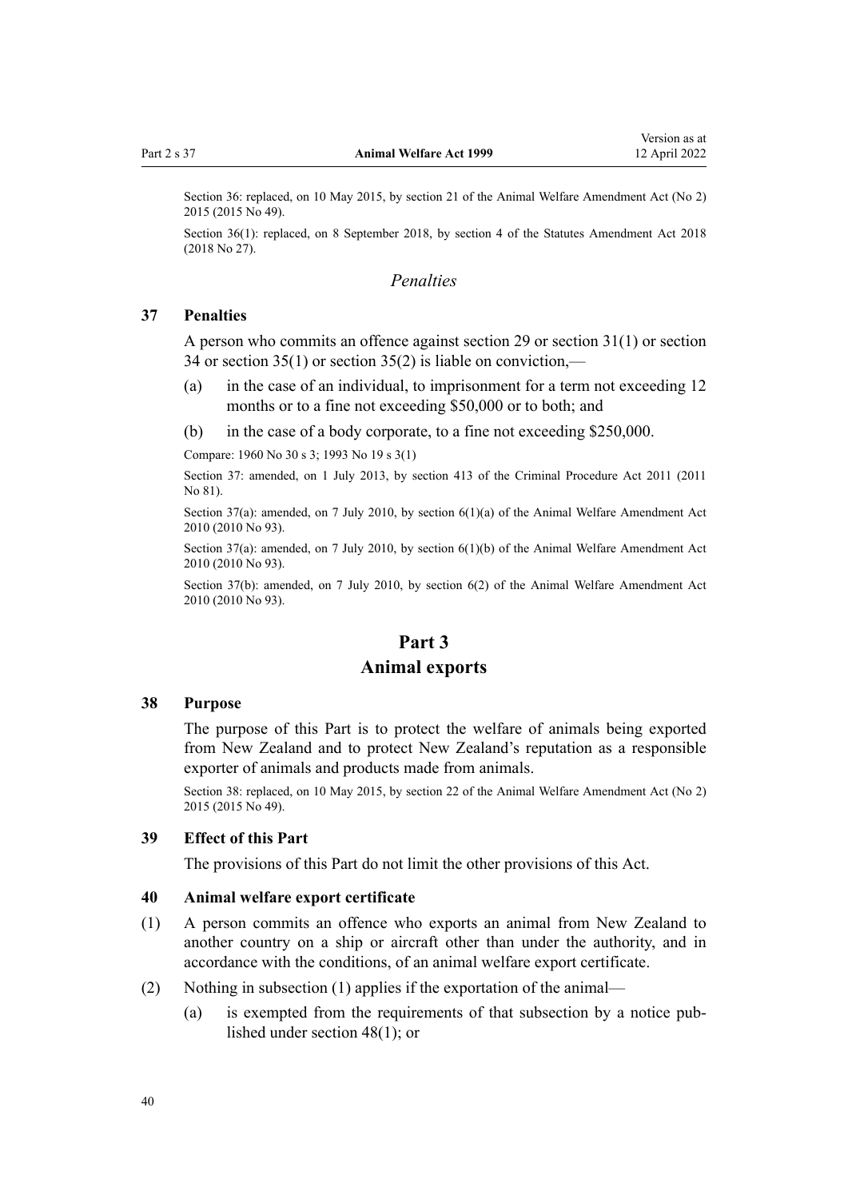Section 36: replaced, on 10 May 2015, by section 21 of the Animal Welfare Amendment Act (No 2) 2015 (2015 No 49).

Section 36(1): replaced, on 8 September 2018, by section 4 of the Statutes Amendment Act 2018 (2018 No 27).

*Penalties*

### 37 Penalties

A person who commits an offence against section 29 or section 31(1) or section 34 or section 35(1) or section 35(2) is liable on conviction,—

(a) in the case of an individual, to imprisonment for a term not exceeding 12 months or to a fine not exceeding $50,000 or to both; and

(b) in the case of a body corporate, to a fine not exceeding $250,000.

Compare: 1960 No 30 s 3; 1993 No 19 s 3(1)

Section 37: amended, on 1 July 2013, by section 413 of the Criminal Procedure Act 2011 (2011 No 81).

Section 37(a): amended, on 7 July 2010, by section 6(1)(a) of the Animal Welfare Amendment Act 2010 (2010 No 93).

Section 37(a): amended, on 7 July 2010, by section 6(1)(b) of the Animal Welfare Amendment Act 2010 (2010 No 93).

Section 37(b): amended, on 7 July 2010, by section 6(2) of the Animal Welfare Amendment Act 2010 (2010 No 93).

## Part 3
## Animal exports

### 38 Purpose

The purpose of this Part is to protect the welfare of animals being exported from New Zealand and to protect New Zealand's reputation as a responsible exporter of animals and products made from animals.

Section 38: replaced, on 10 May 2015, by section 22 of the Animal Welfare Amendment Act (No 2) 2015 (2015 No 49).

### 39 Effect of this Part

The provisions of this Part do not limit the other provisions of this Act.

### 40 Animal welfare export certificate

(1) A person commits an offence who exports an animal from New Zealand to another country on a ship or aircraft other than under the authority, and in accordance with the conditions, of an animal welfare export certificate.

(2) Nothing in subsection (1) applies if the exportation of the animal—

(a) is exempted from the requirements of that subsection by a notice published under section 48(1); or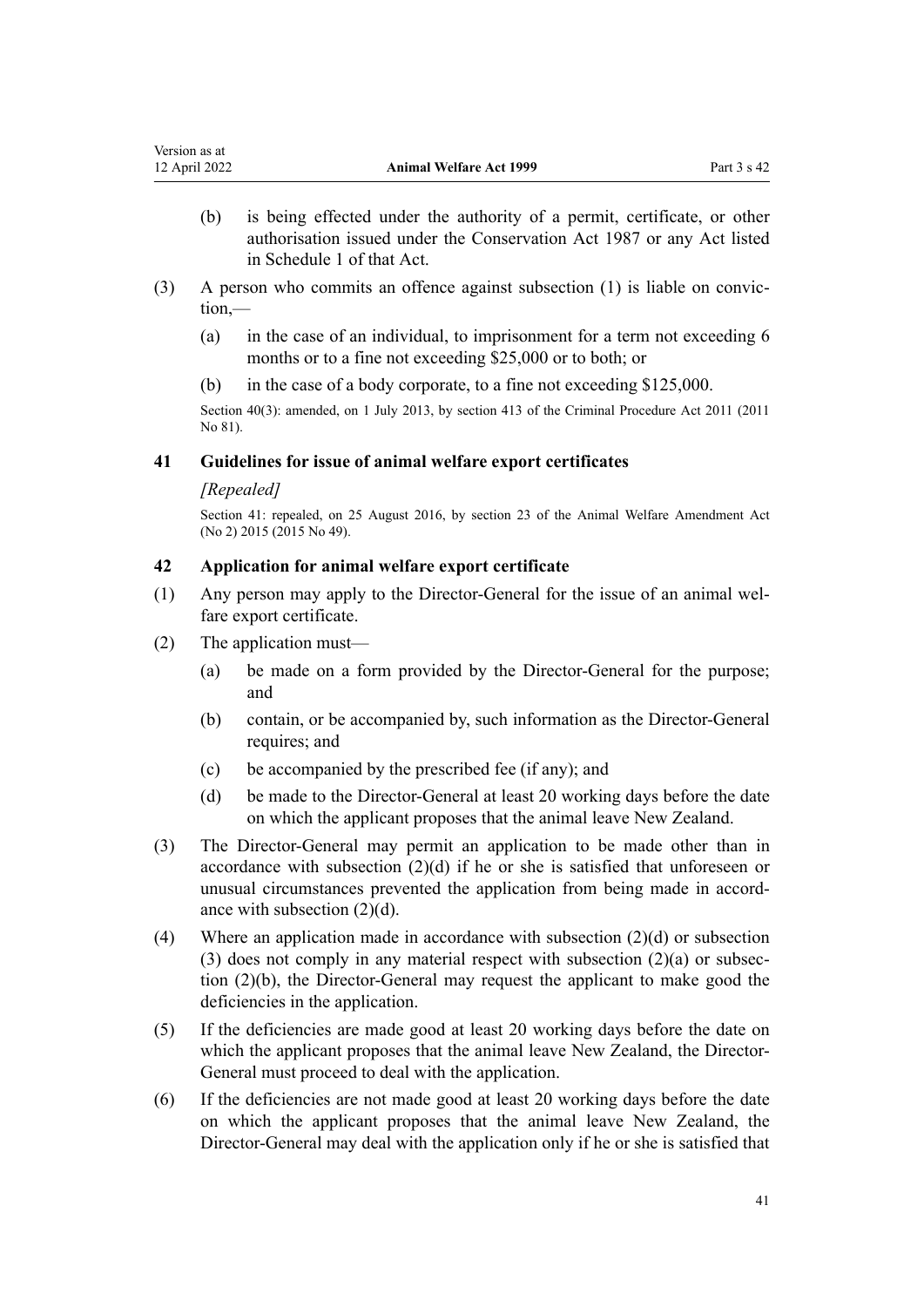(b) is being effected under the authority of a permit, certificate, or other authorisation issued under the Conservation Act 1987 or any Act listed in Schedule 1 of that Act.

(3) A person who commits an offence against subsection (1) is liable on conviction,—

(a) in the case of an individual, to imprisonment for a term not exceeding 6 months or to a fine not exceeding $25,000 or to both; or

(b) in the case of a body corporate, to a fine not exceeding $125,000.

Section 40(3): amended, on 1 July 2013, by section 413 of the Criminal Procedure Act 2011 (2011 No 81).

### 41 Guidelines for issue of animal welfare export certificates

*[Repealed]*

Section 41: repealed, on 25 August 2016, by section 23 of the Animal Welfare Amendment Act (No 2) 2015 (2015 No 49).

### 42 Application for animal welfare export certificate

(1) Any person may apply to the Director-General for the issue of an animal welfare export certificate.

(2) The application must—

(a) be made on a form provided by the Director-General for the purpose; and

(b) contain, or be accompanied by, such information as the Director-General requires; and

(c) be accompanied by the prescribed fee (if any); and

(d) be made to the Director-General at least 20 working days before the date on which the applicant proposes that the animal leave New Zealand.

(3) The Director-General may permit an application to be made other than in accordance with subsection (2)(d) if he or she is satisfied that unforeseen or unusual circumstances prevented the application from being made in accordance with subsection (2)(d).

(4) Where an application made in accordance with subsection (2)(d) or subsection (3) does not comply in any material respect with subsection (2)(a) or subsection (2)(b), the Director-General may request the applicant to make good the deficiencies in the application.

(5) If the deficiencies are made good at least 20 working days before the date on which the applicant proposes that the animal leave New Zealand, the Director-General must proceed to deal with the application.

(6) If the deficiencies are not made good at least 20 working days before the date on which the applicant proposes that the animal leave New Zealand, the Director-General may deal with the application only if he or she is satisfied that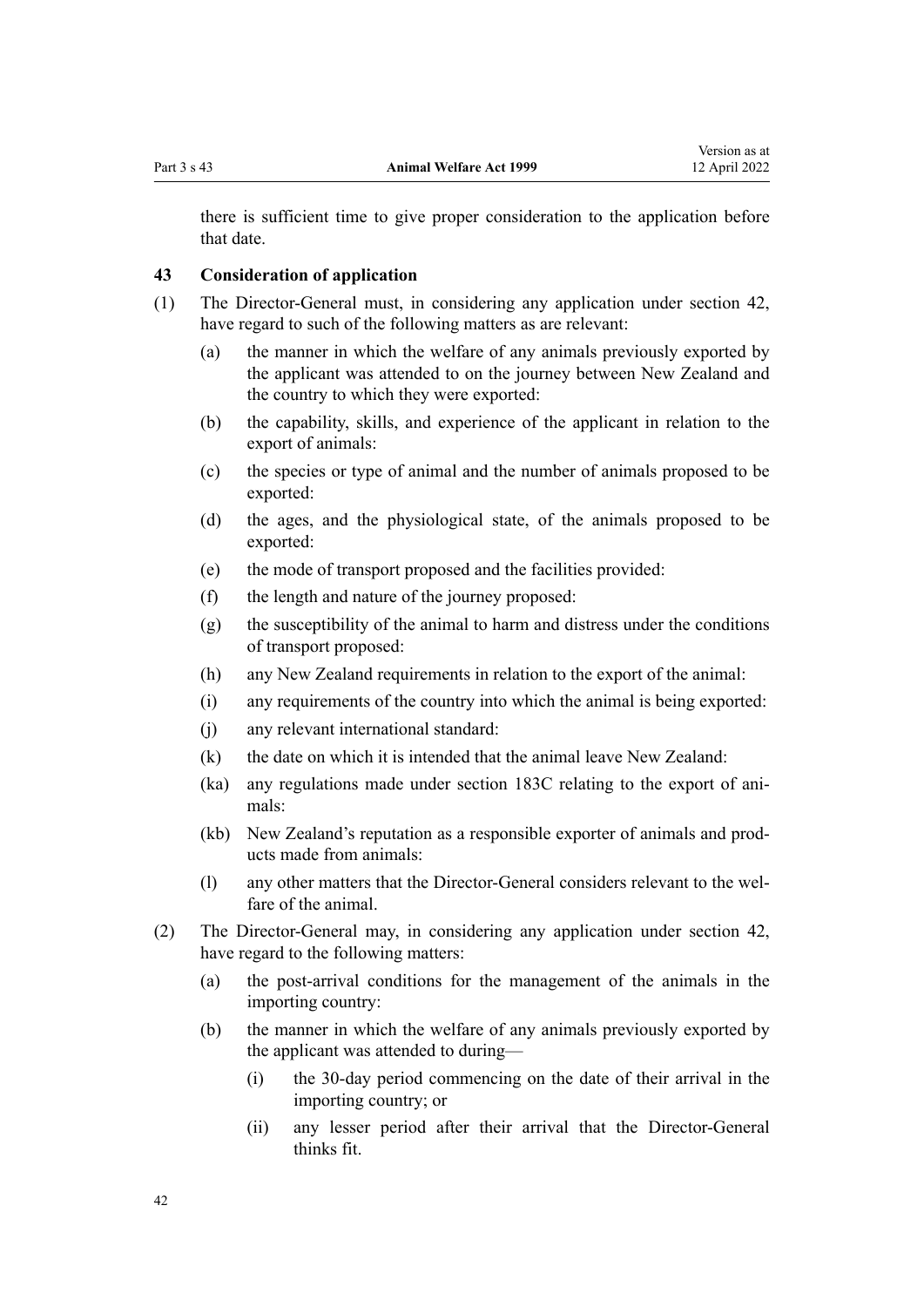there is sufficient time to give proper consideration to the application before that date.

### 43 Consideration of application

(1) The Director-General must, in considering any application under section 42, have regard to such of the following matters as are relevant:

  (a) the manner in which the welfare of any animals previously exported by the applicant was attended to on the journey between New Zealand and the country to which they were exported:

  (b) the capability, skills, and experience of the applicant in relation to the export of animals:

  (c) the species or type of animal and the number of animals proposed to be exported:

  (d) the ages, and the physiological state, of the animals proposed to be exported:

  (e) the mode of transport proposed and the facilities provided:

  (f) the length and nature of the journey proposed:

  (g) the susceptibility of the animal to harm and distress under the conditions of transport proposed:

  (h) any New Zealand requirements in relation to the export of the animal:

  (i) any requirements of the country into which the animal is being exported:

  (j) any relevant international standard:

  (k) the date on which it is intended that the animal leave New Zealand:

  (ka) any regulations made under section 183C relating to the export of animals:

  (kb) New Zealand's reputation as a responsible exporter of animals and products made from animals:

  (l) any other matters that the Director-General considers relevant to the welfare of the animal.

(2) The Director-General may, in considering any application under section 42, have regard to the following matters:

  (a) the post-arrival conditions for the management of the animals in the importing country:

  (b) the manner in which the welfare of any animals previously exported by the applicant was attended to during—

    (i) the 30-day period commencing on the date of their arrival in the importing country; or

    (ii) any lesser period after their arrival that the Director-General thinks fit.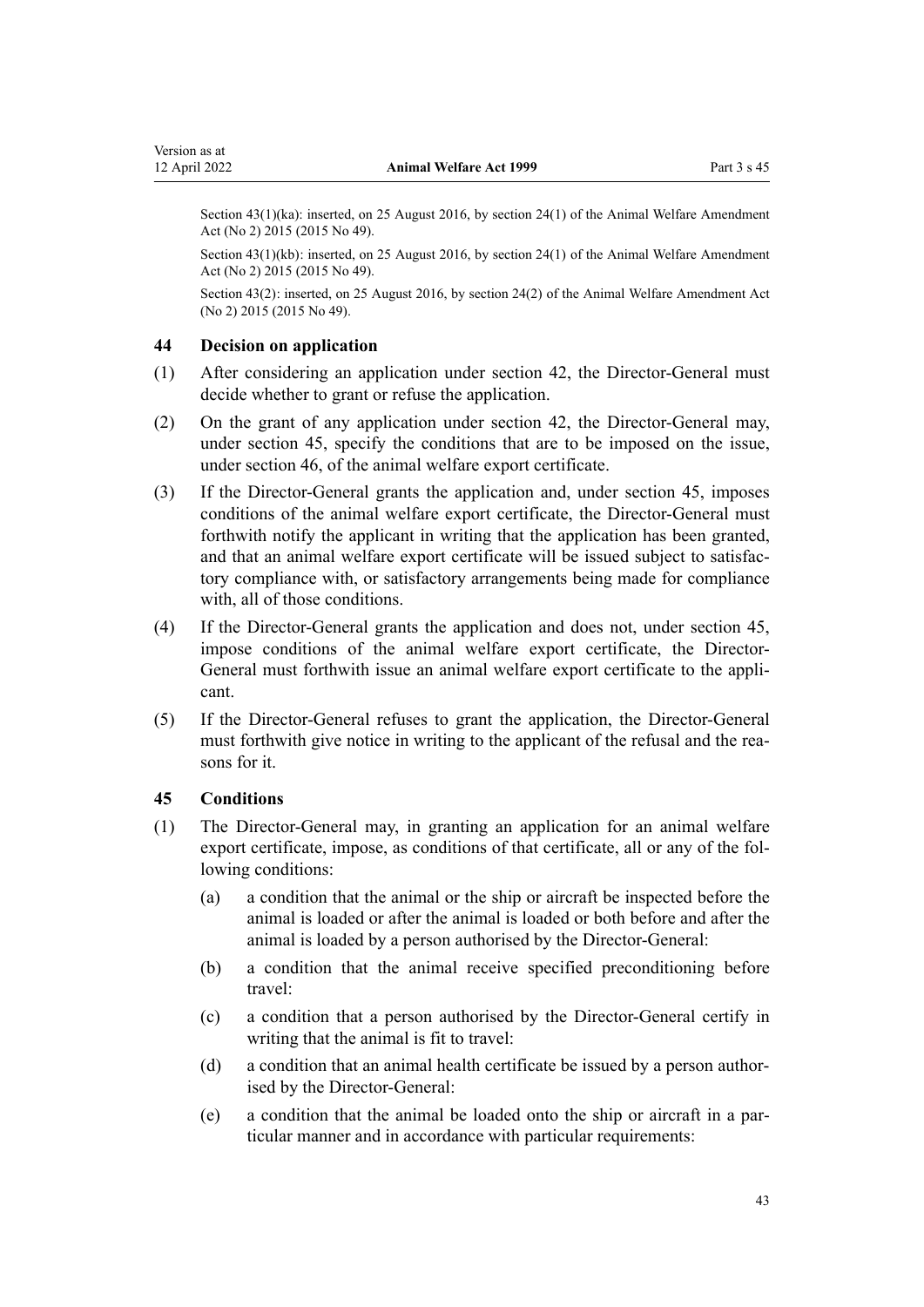Section 43(1)(ka): inserted, on 25 August 2016, by section 24(1) of the Animal Welfare Amendment Act (No 2) 2015 (2015 No 49).

Section 43(1)(kb): inserted, on 25 August 2016, by section 24(1) of the Animal Welfare Amendment Act (No 2) 2015 (2015 No 49).

Section 43(2): inserted, on 25 August 2016, by section 24(2) of the Animal Welfare Amendment Act (No 2) 2015 (2015 No 49).

### 44 Decision on application

(1) After considering an application under section 42, the Director-General must decide whether to grant or refuse the application.

(2) On the grant of any application under section 42, the Director-General may, under section 45, specify the conditions that are to be imposed on the issue, under section 46, of the animal welfare export certificate.

(3) If the Director-General grants the application and, under section 45, imposes conditions of the animal welfare export certificate, the Director-General must forthwith notify the applicant in writing that the application has been granted, and that an animal welfare export certificate will be issued subject to satisfactory compliance with, or satisfactory arrangements being made for compliance with, all of those conditions.

(4) If the Director-General grants the application and does not, under section 45, impose conditions of the animal welfare export certificate, the Director-General must forthwith issue an animal welfare export certificate to the applicant.

(5) If the Director-General refuses to grant the application, the Director-General must forthwith give notice in writing to the applicant of the refusal and the reasons for it.

### 45 Conditions

(1) The Director-General may, in granting an application for an animal welfare export certificate, impose, as conditions of that certificate, all or any of the following conditions:

  (a) a condition that the animal or the ship or aircraft be inspected before the animal is loaded or after the animal is loaded or both before and after the animal is loaded by a person authorised by the Director-General:

  (b) a condition that the animal receive specified preconditioning before travel:

  (c) a condition that a person authorised by the Director-General certify in writing that the animal is fit to travel:

  (d) a condition that an animal health certificate be issued by a person authorised by the Director-General:

  (e) a condition that the animal be loaded onto the ship or aircraft in a particular manner and in accordance with particular requirements: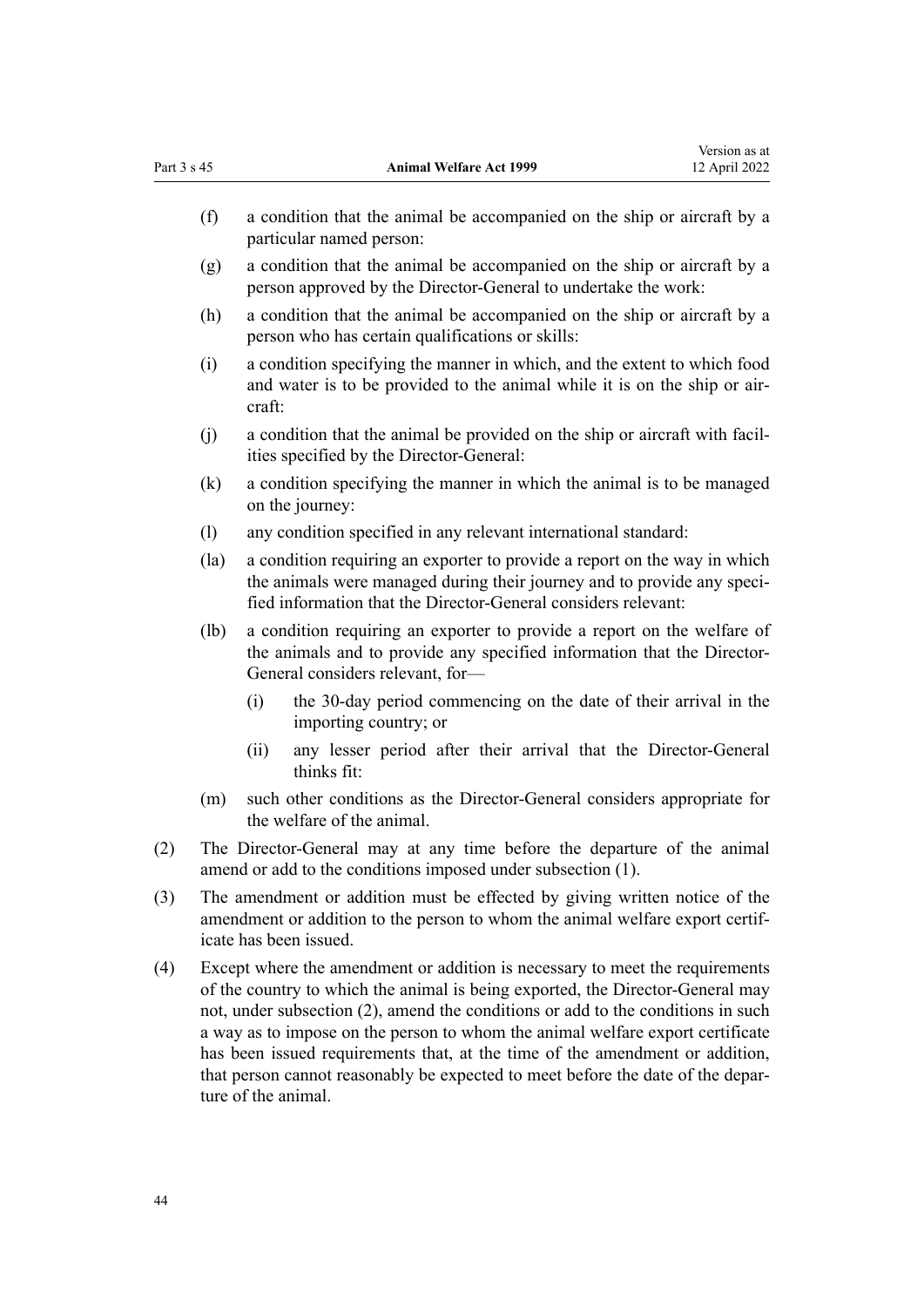(f) a condition that the animal be accompanied on the ship or aircraft by a particular named person:

(g) a condition that the animal be accompanied on the ship or aircraft by a person approved by the Director-General to undertake the work:

(h) a condition that the animal be accompanied on the ship or aircraft by a person who has certain qualifications or skills:

(i) a condition specifying the manner in which, and the extent to which food and water is to be provided to the animal while it is on the ship or aircraft:

(j) a condition that the animal be provided on the ship or aircraft with facilities specified by the Director-General:

(k) a condition specifying the manner in which the animal is to be managed on the journey:

(l) any condition specified in any relevant international standard:

(la) a condition requiring an exporter to provide a report on the way in which the animals were managed during their journey and to provide any specified information that the Director-General considers relevant:

(lb) a condition requiring an exporter to provide a report on the welfare of the animals and to provide any specified information that the Director-General considers relevant, for—

  (i) the 30-day period commencing on the date of their arrival in the importing country; or

  (ii) any lesser period after their arrival that the Director-General thinks fit:

(m) such other conditions as the Director-General considers appropriate for the welfare of the animal.

(2) The Director-General may at any time before the departure of the animal amend or add to the conditions imposed under subsection (1).

(3) The amendment or addition must be effected by giving written notice of the amendment or addition to the person to whom the animal welfare export certificate has been issued.

(4) Except where the amendment or addition is necessary to meet the requirements of the country to which the animal is being exported, the Director-General may not, under subsection (2), amend the conditions or add to the conditions in such a way as to impose on the person to whom the animal welfare export certificate has been issued requirements that, at the time of the amendment or addition, that person cannot reasonably be expected to meet before the date of the departure of the animal.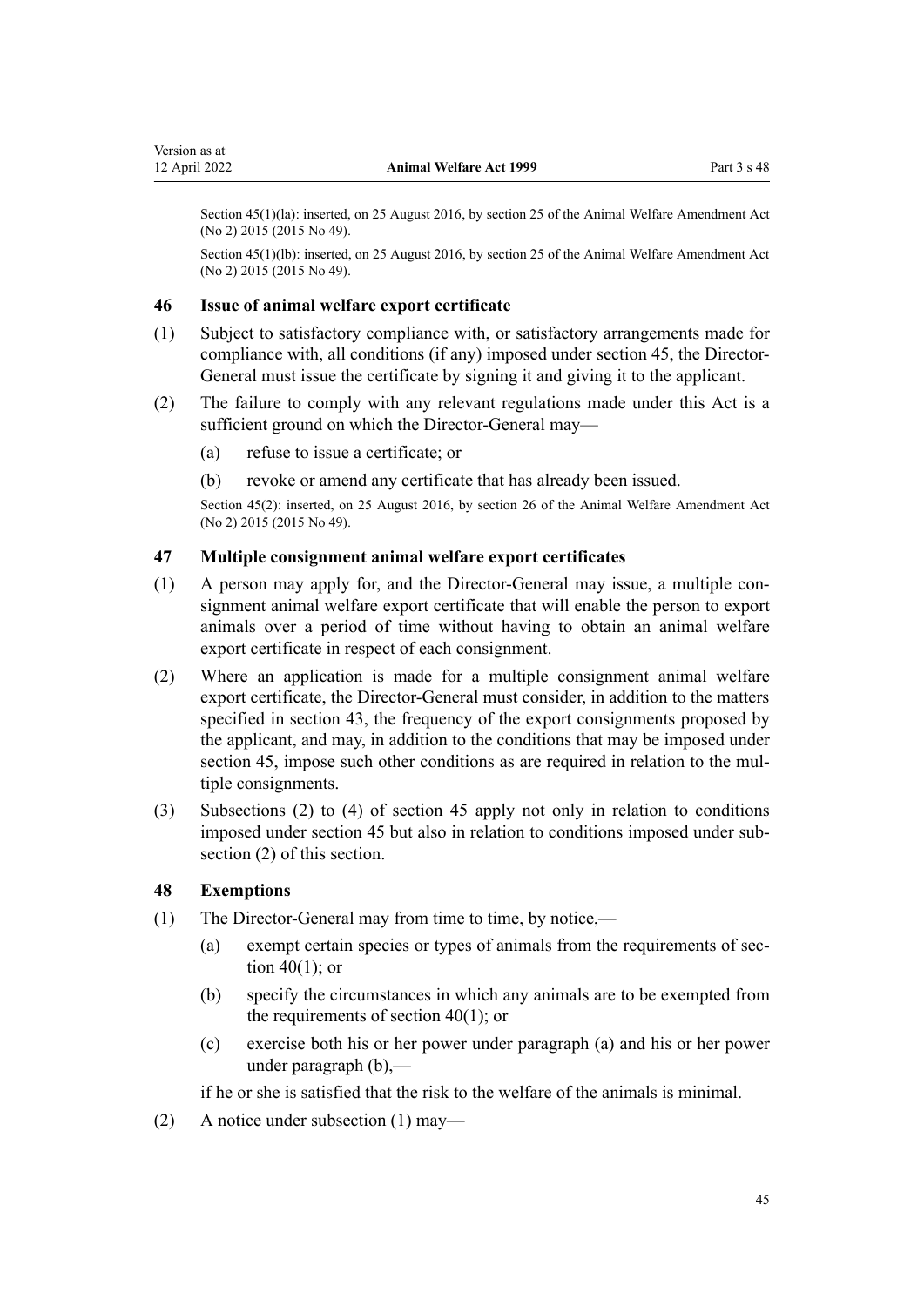Section 45(1)(la): inserted, on 25 August 2016, by section 25 of the Animal Welfare Amendment Act (No 2) 2015 (2015 No 49).

Section 45(1)(lb): inserted, on 25 August 2016, by section 25 of the Animal Welfare Amendment Act (No 2) 2015 (2015 No 49).

### 46 Issue of animal welfare export certificate

(1) Subject to satisfactory compliance with, or satisfactory arrangements made for compliance with, all conditions (if any) imposed under section 45, the Director-General must issue the certificate by signing it and giving it to the applicant.

(2) The failure to comply with any relevant regulations made under this Act is a sufficient ground on which the Director-General may—

(a) refuse to issue a certificate; or

(b) revoke or amend any certificate that has already been issued.

Section 45(2): inserted, on 25 August 2016, by section 26 of the Animal Welfare Amendment Act (No 2) 2015 (2015 No 49).

### 47 Multiple consignment animal welfare export certificates

(1) A person may apply for, and the Director-General may issue, a multiple consignment animal welfare export certificate that will enable the person to export animals over a period of time without having to obtain an animal welfare export certificate in respect of each consignment.

(2) Where an application is made for a multiple consignment animal welfare export certificate, the Director-General must consider, in addition to the matters specified in section 43, the frequency of the export consignments proposed by the applicant, and may, in addition to the conditions that may be imposed under section 45, impose such other conditions as are required in relation to the multiple consignments.

(3) Subsections (2) to (4) of section 45 apply not only in relation to conditions imposed under section 45 but also in relation to conditions imposed under subsection (2) of this section.

### 48 Exemptions

(1) The Director-General may from time to time, by notice,—

(a) exempt certain species or types of animals from the requirements of section 40(1); or

(b) specify the circumstances in which any animals are to be exempted from the requirements of section 40(1); or

(c) exercise both his or her power under paragraph (a) and his or her power under paragraph (b),—

if he or she is satisfied that the risk to the welfare of the animals is minimal.

(2) A notice under subsection (1) may—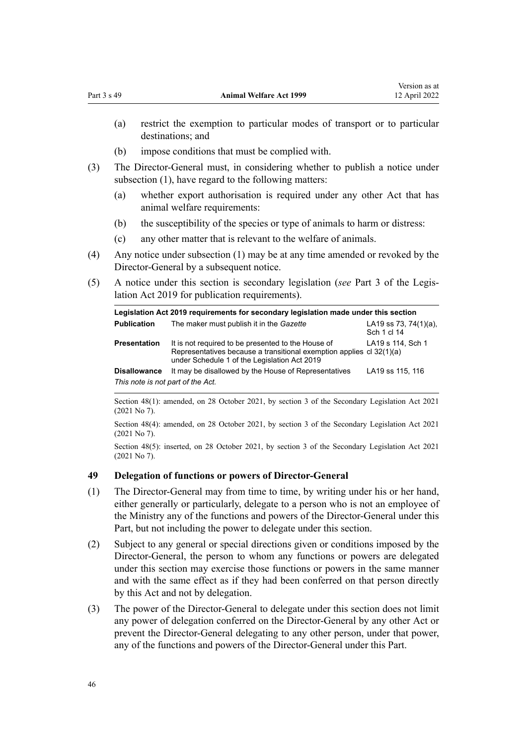(a) restrict the exemption to particular modes of transport or to particular destinations; and

(b) impose conditions that must be complied with.

(3) The Director-General must, in considering whether to publish a notice under subsection (1), have regard to the following matters:

(a) whether export authorisation is required under any other Act that has animal welfare requirements:

(b) the susceptibility of the species or type of animals to harm or distress:

(c) any other matter that is relevant to the welfare of animals.

(4) Any notice under subsection (1) may be at any time amended or revoked by the Director-General by a subsequent notice.

(5) A notice under this section is secondary legislation (*see* Part 3 of the Legislation Act 2019 for publication requirements).

| Legislation Act 2019 requirements for secondary legislation made under this section | | |
|---|---|---|
| **Publication** | The maker must publish it in the *Gazette* | LA19 ss 73, 74(1)(a), Sch 1 cl 14 |
| **Presentation** | It is not required to be presented to the House of Representatives because a transitional exemption applies under Schedule 1 of the Legislation Act 2019 | LA19 s 114, Sch 1 cl 32(1)(a) |
| **Disallowance** | It may be disallowed by the House of Representatives | LA19 ss 115, 116 |
| *This note is not part of the Act.* | | |

Section 48(1): amended, on 28 October 2021, by section 3 of the Secondary Legislation Act 2021 (2021 No 7).

Section 48(4): amended, on 28 October 2021, by section 3 of the Secondary Legislation Act 2021 (2021 No 7).

Section 48(5): inserted, on 28 October 2021, by section 3 of the Secondary Legislation Act 2021 (2021 No 7).

### 49 Delegation of functions or powers of Director-General

(1) The Director-General may from time to time, by writing under his or her hand, either generally or particularly, delegate to a person who is not an employee of the Ministry any of the functions and powers of the Director-General under this Part, but not including the power to delegate under this section.

(2) Subject to any general or special directions given or conditions imposed by the Director-General, the person to whom any functions or powers are delegated under this section may exercise those functions or powers in the same manner and with the same effect as if they had been conferred on that person directly by this Act and not by delegation.

(3) The power of the Director-General to delegate under this section does not limit any power of delegation conferred on the Director-General by any other Act or prevent the Director-General delegating to any other person, under that power, any of the functions and powers of the Director-General under this Part.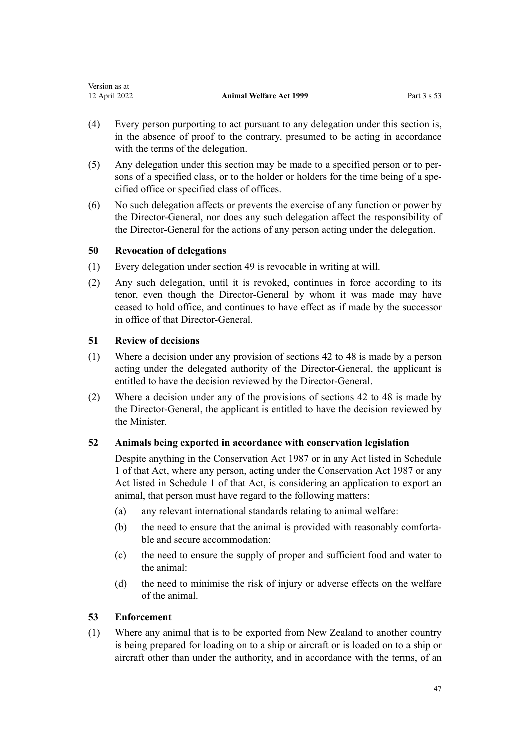(4) Every person purporting to act pursuant to any delegation under this section is, in the absence of proof to the contrary, presumed to be acting in accordance with the terms of the delegation.

(5) Any delegation under this section may be made to a specified person or to persons of a specified class, or to the holder or holders for the time being of a specified office or specified class of offices.

(6) No such delegation affects or prevents the exercise of any function or power by the Director-General, nor does any such delegation affect the responsibility of the Director-General for the actions of any person acting under the delegation.

### 50 Revocation of delegations

(1) Every delegation under section 49 is revocable in writing at will.

(2) Any such delegation, until it is revoked, continues in force according to its tenor, even though the Director-General by whom it was made may have ceased to hold office, and continues to have effect as if made by the successor in office of that Director-General.

### 51 Review of decisions

(1) Where a decision under any provision of sections 42 to 48 is made by a person acting under the delegated authority of the Director-General, the applicant is entitled to have the decision reviewed by the Director-General.

(2) Where a decision under any of the provisions of sections 42 to 48 is made by the Director-General, the applicant is entitled to have the decision reviewed by the Minister.

### 52 Animals being exported in accordance with conservation legislation

Despite anything in the Conservation Act 1987 or in any Act listed in Schedule 1 of that Act, where any person, acting under the Conservation Act 1987 or any Act listed in Schedule 1 of that Act, is considering an application to export an animal, that person must have regard to the following matters:

(a) any relevant international standards relating to animal welfare:

(b) the need to ensure that the animal is provided with reasonably comfortable and secure accommodation:

(c) the need to ensure the supply of proper and sufficient food and water to the animal:

(d) the need to minimise the risk of injury or adverse effects on the welfare of the animal.

### 53 Enforcement

(1) Where any animal that is to be exported from New Zealand to another country is being prepared for loading on to a ship or aircraft or is loaded on to a ship or aircraft other than under the authority, and in accordance with the terms, of an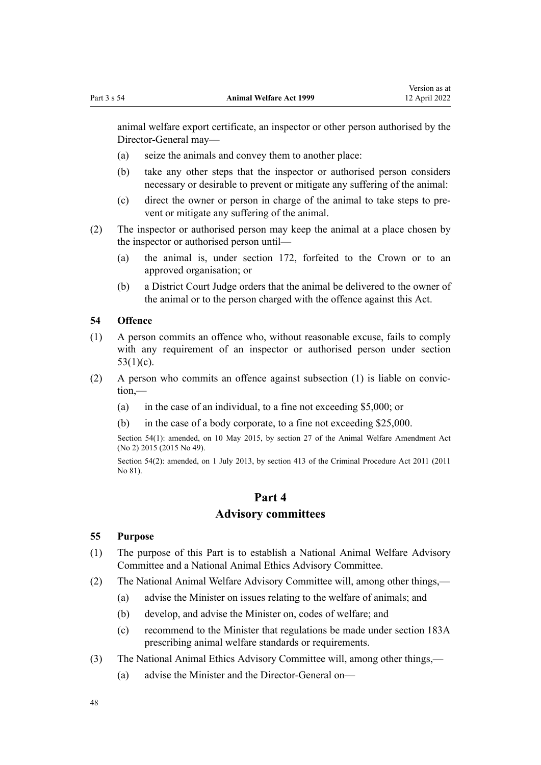animal welfare export certificate, an inspector or other person authorised by the Director-General may—

(a) seize the animals and convey them to another place:

(b) take any other steps that the inspector or authorised person considers necessary or desirable to prevent or mitigate any suffering of the animal:

(c) direct the owner or person in charge of the animal to take steps to prevent or mitigate any suffering of the animal.

(2) The inspector or authorised person may keep the animal at a place chosen by the inspector or authorised person until—

(a) the animal is, under section 172, forfeited to the Crown or to an approved organisation; or

(b) a District Court Judge orders that the animal be delivered to the owner of the animal or to the person charged with the offence against this Act.

### 54 Offence

(1) A person commits an offence who, without reasonable excuse, fails to comply with any requirement of an inspector or authorised person under section 53(1)(c).

(2) A person who commits an offence against subsection (1) is liable on conviction,—

(a) in the case of an individual, to a fine not exceeding $5,000; or

(b) in the case of a body corporate, to a fine not exceeding $25,000.

Section 54(1): amended, on 10 May 2015, by section 27 of the Animal Welfare Amendment Act (No 2) 2015 (2015 No 49).

Section 54(2): amended, on 1 July 2013, by section 413 of the Criminal Procedure Act 2011 (2011 No 81).

## Part 4
## Advisory committees

### 55 Purpose

(1) The purpose of this Part is to establish a National Animal Welfare Advisory Committee and a National Animal Ethics Advisory Committee.

(2) The National Animal Welfare Advisory Committee will, among other things,—

(a) advise the Minister on issues relating to the welfare of animals; and

(b) develop, and advise the Minister on, codes of welfare; and

(c) recommend to the Minister that regulations be made under section 183A prescribing animal welfare standards or requirements.

(3) The National Animal Ethics Advisory Committee will, among other things,—

(a) advise the Minister and the Director-General on—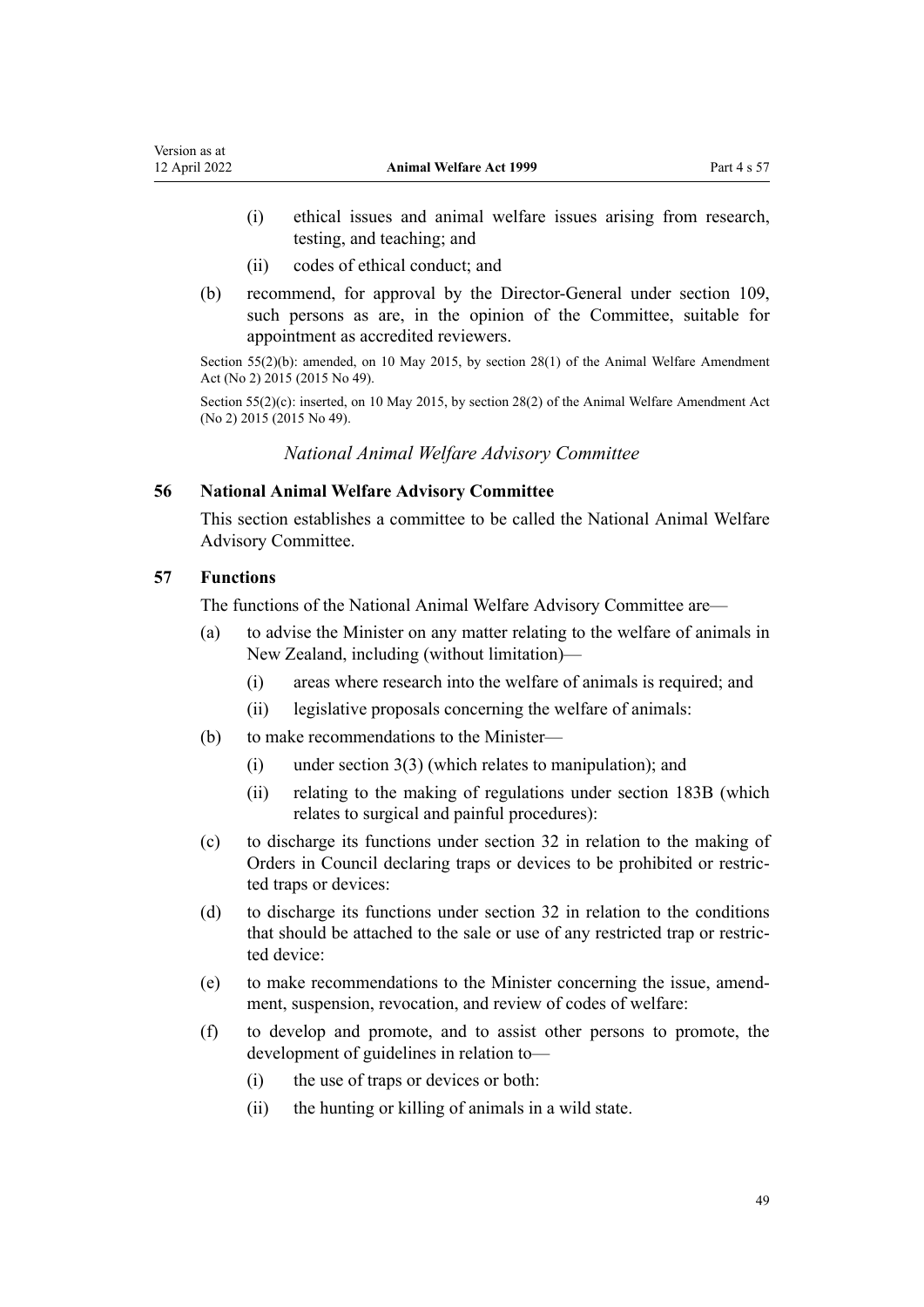(i) ethical issues and animal welfare issues arising from research, testing, and teaching; and

(ii) codes of ethical conduct; and

(b) recommend, for approval by the Director-General under section 109, such persons as are, in the opinion of the Committee, suitable for appointment as accredited reviewers.

Section 55(2)(b): amended, on 10 May 2015, by section 28(1) of the Animal Welfare Amendment Act (No 2) 2015 (2015 No 49).

Section 55(2)(c): inserted, on 10 May 2015, by section 28(2) of the Animal Welfare Amendment Act (No 2) 2015 (2015 No 49).

*National Animal Welfare Advisory Committee*

### 56 National Animal Welfare Advisory Committee

This section establishes a committee to be called the National Animal Welfare Advisory Committee.

### 57 Functions

The functions of the National Animal Welfare Advisory Committee are—

(a) to advise the Minister on any matter relating to the welfare of animals in New Zealand, including (without limitation)—

(i) areas where research into the welfare of animals is required; and

(ii) legislative proposals concerning the welfare of animals:

(b) to make recommendations to the Minister—

(i) under section 3(3) (which relates to manipulation); and

(ii) relating to the making of regulations under section 183B (which relates to surgical and painful procedures):

(c) to discharge its functions under section 32 in relation to the making of Orders in Council declaring traps or devices to be prohibited or restricted traps or devices:

(d) to discharge its functions under section 32 in relation to the conditions that should be attached to the sale or use of any restricted trap or restricted device:

(e) to make recommendations to the Minister concerning the issue, amendment, suspension, revocation, and review of codes of welfare:

(f) to develop and promote, and to assist other persons to promote, the development of guidelines in relation to—

(i) the use of traps or devices or both:

(ii) the hunting or killing of animals in a wild state.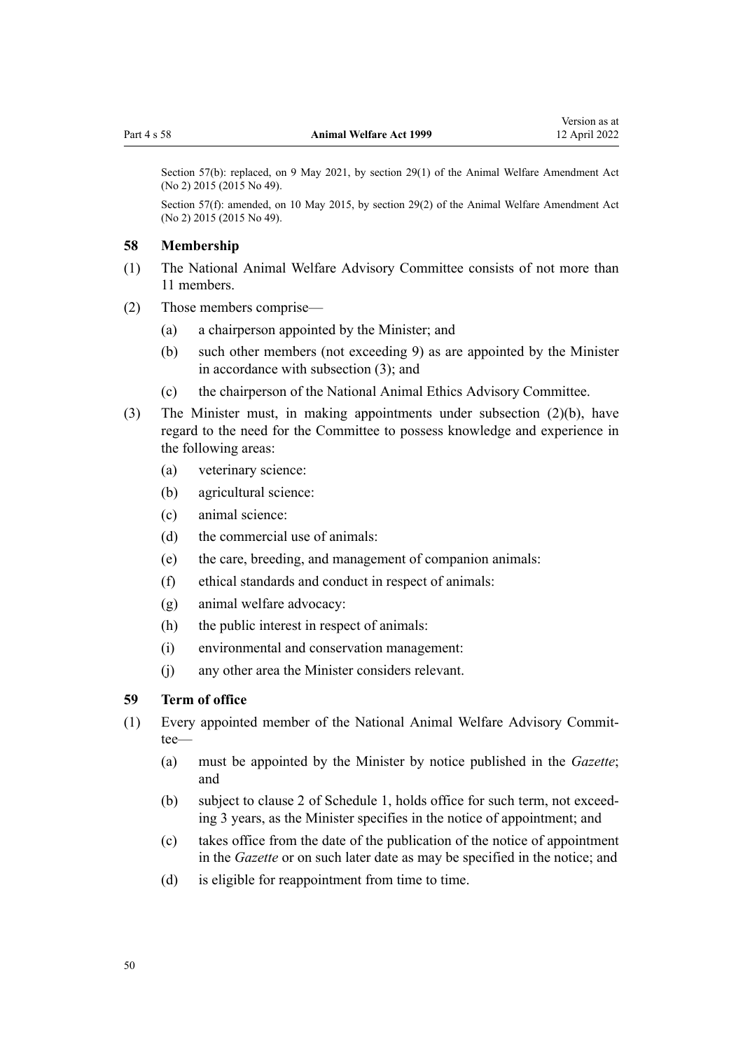Section 57(b): replaced, on 9 May 2021, by section 29(1) of the Animal Welfare Amendment Act (No 2) 2015 (2015 No 49).

Section 57(f): amended, on 10 May 2015, by section 29(2) of the Animal Welfare Amendment Act (No 2) 2015 (2015 No 49).

### 58 Membership

(1) The National Animal Welfare Advisory Committee consists of not more than 11 members.

(2) Those members comprise—

- (a) a chairperson appointed by the Minister; and
- (b) such other members (not exceeding 9) as are appointed by the Minister in accordance with subsection (3); and
- (c) the chairperson of the National Animal Ethics Advisory Committee.

(3) The Minister must, in making appointments under subsection (2)(b), have regard to the need for the Committee to possess knowledge and experience in the following areas:

- (a) veterinary science:
- (b) agricultural science:
- (c) animal science:
- (d) the commercial use of animals:
- (e) the care, breeding, and management of companion animals:
- (f) ethical standards and conduct in respect of animals:
- (g) animal welfare advocacy:
- (h) the public interest in respect of animals:
- (i) environmental and conservation management:
- (j) any other area the Minister considers relevant.

### 59 Term of office

(1) Every appointed member of the National Animal Welfare Advisory Committee—

- (a) must be appointed by the Minister by notice published in the *Gazette*; and
- (b) subject to clause 2 of Schedule 1, holds office for such term, not exceeding 3 years, as the Minister specifies in the notice of appointment; and
- (c) takes office from the date of the publication of the notice of appointment in the *Gazette* or on such later date as may be specified in the notice; and
- (d) is eligible for reappointment from time to time.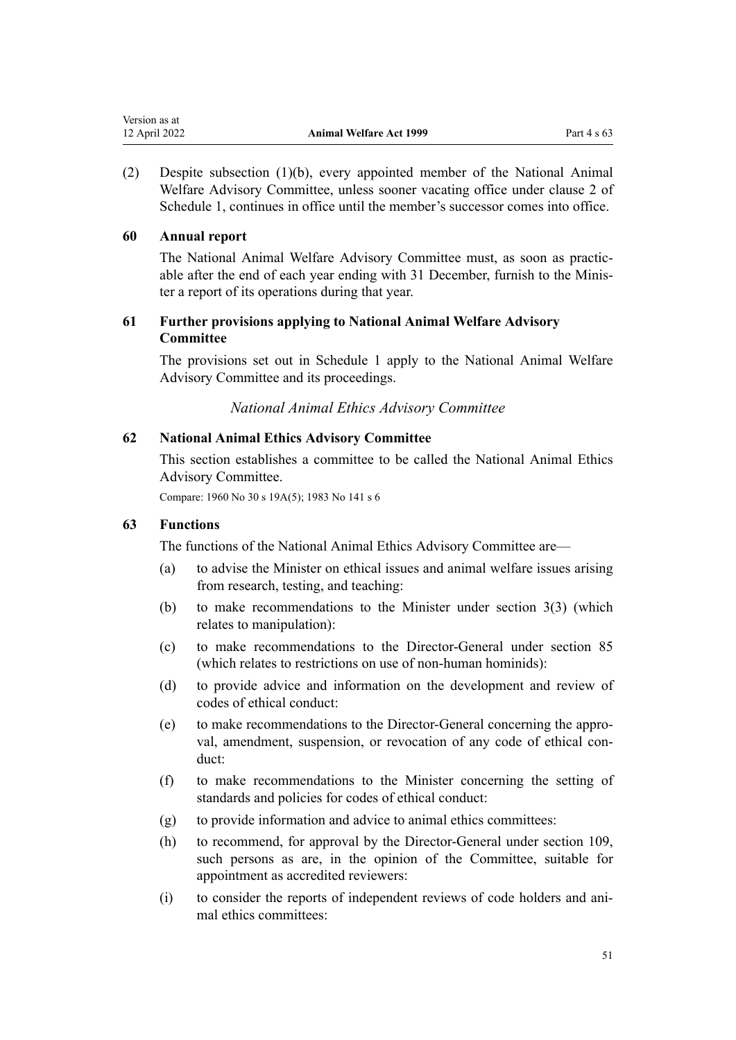(2) Despite subsection (1)(b), every appointed member of the National Animal Welfare Advisory Committee, unless sooner vacating office under clause 2 of Schedule 1, continues in office until the member's successor comes into office.

### 60 Annual report

The National Animal Welfare Advisory Committee must, as soon as practicable after the end of each year ending with 31 December, furnish to the Minister a report of its operations during that year.

### 61 Further provisions applying to National Animal Welfare Advisory Committee

The provisions set out in Schedule 1 apply to the National Animal Welfare Advisory Committee and its proceedings.

*National Animal Ethics Advisory Committee*

### 62 National Animal Ethics Advisory Committee

This section establishes a committee to be called the National Animal Ethics Advisory Committee.

Compare: 1960 No 30 s 19A(5); 1983 No 141 s 6

### 63 Functions

The functions of the National Animal Ethics Advisory Committee are—

(a) to advise the Minister on ethical issues and animal welfare issues arising from research, testing, and teaching:

(b) to make recommendations to the Minister under section 3(3) (which relates to manipulation):

(c) to make recommendations to the Director-General under section 85 (which relates to restrictions on use of non-human hominids):

(d) to provide advice and information on the development and review of codes of ethical conduct:

(e) to make recommendations to the Director-General concerning the approval, amendment, suspension, or revocation of any code of ethical conduct:

(f) to make recommendations to the Minister concerning the setting of standards and policies for codes of ethical conduct:

(g) to provide information and advice to animal ethics committees:

(h) to recommend, for approval by the Director-General under section 109, such persons as are, in the opinion of the Committee, suitable for appointment as accredited reviewers:

(i) to consider the reports of independent reviews of code holders and animal ethics committees: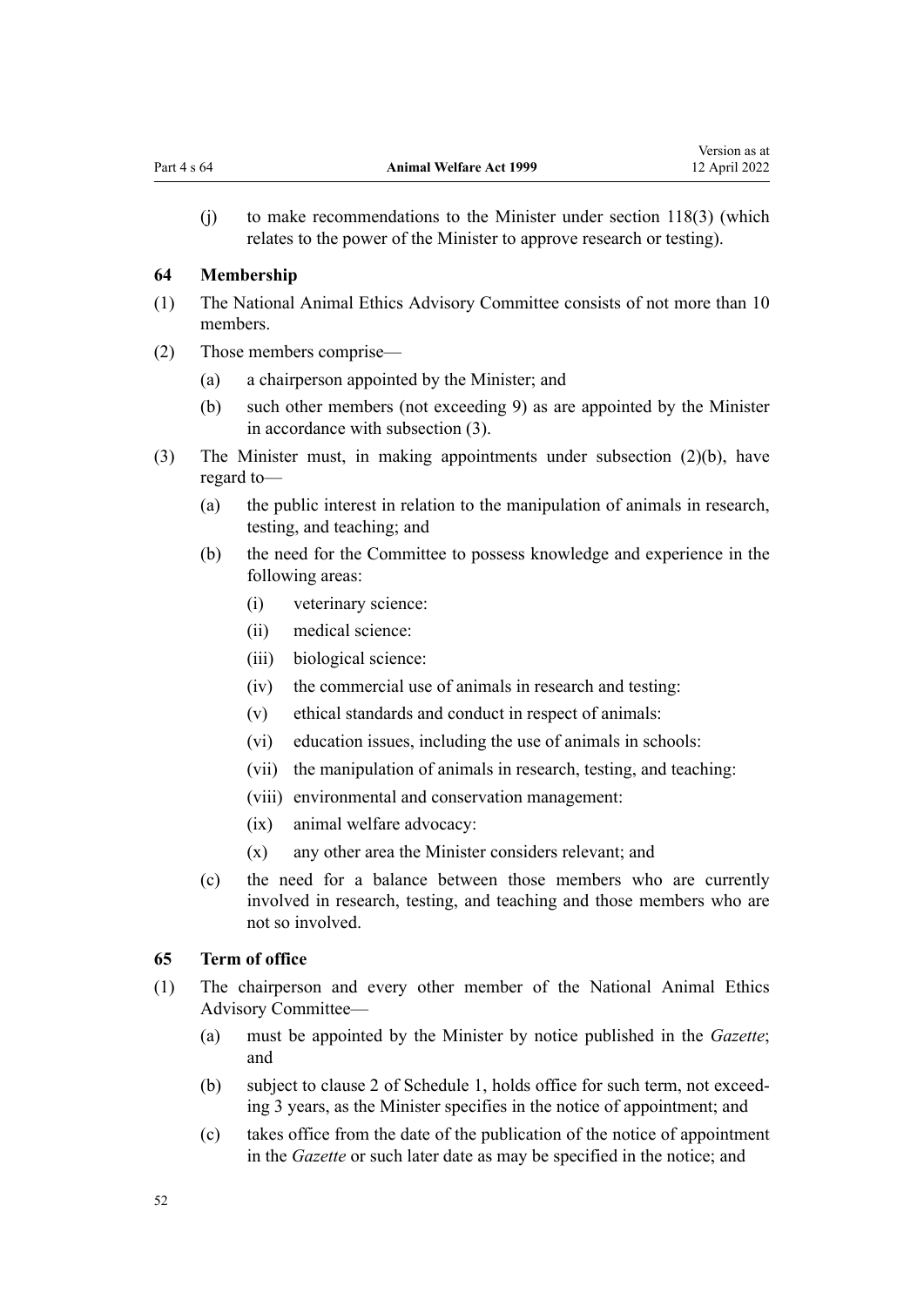(j) to make recommendations to the Minister under section 118(3) (which relates to the power of the Minister to approve research or testing).

### 64 Membership

(1) The National Animal Ethics Advisory Committee consists of not more than 10 members.

(2) Those members comprise—

   (a) a chairperson appointed by the Minister; and

   (b) such other members (not exceeding 9) as are appointed by the Minister in accordance with subsection (3).

(3) The Minister must, in making appointments under subsection (2)(b), have regard to—

   (a) the public interest in relation to the manipulation of animals in research, testing, and teaching; and

   (b) the need for the Committee to possess knowledge and experience in the following areas:

      (i) veterinary science:

      (ii) medical science:

      (iii) biological science:

      (iv) the commercial use of animals in research and testing:

      (v) ethical standards and conduct in respect of animals:

      (vi) education issues, including the use of animals in schools:

      (vii) the manipulation of animals in research, testing, and teaching:

      (viii) environmental and conservation management:

      (ix) animal welfare advocacy:

      (x) any other area the Minister considers relevant; and

   (c) the need for a balance between those members who are currently involved in research, testing, and teaching and those members who are not so involved.

### 65 Term of office

(1) The chairperson and every other member of the National Animal Ethics Advisory Committee—

   (a) must be appointed by the Minister by notice published in the *Gazette*; and

   (b) subject to clause 2 of Schedule 1, holds office for such term, not exceeding 3 years, as the Minister specifies in the notice of appointment; and

   (c) takes office from the date of the publication of the notice of appointment in the *Gazette* or such later date as may be specified in the notice; and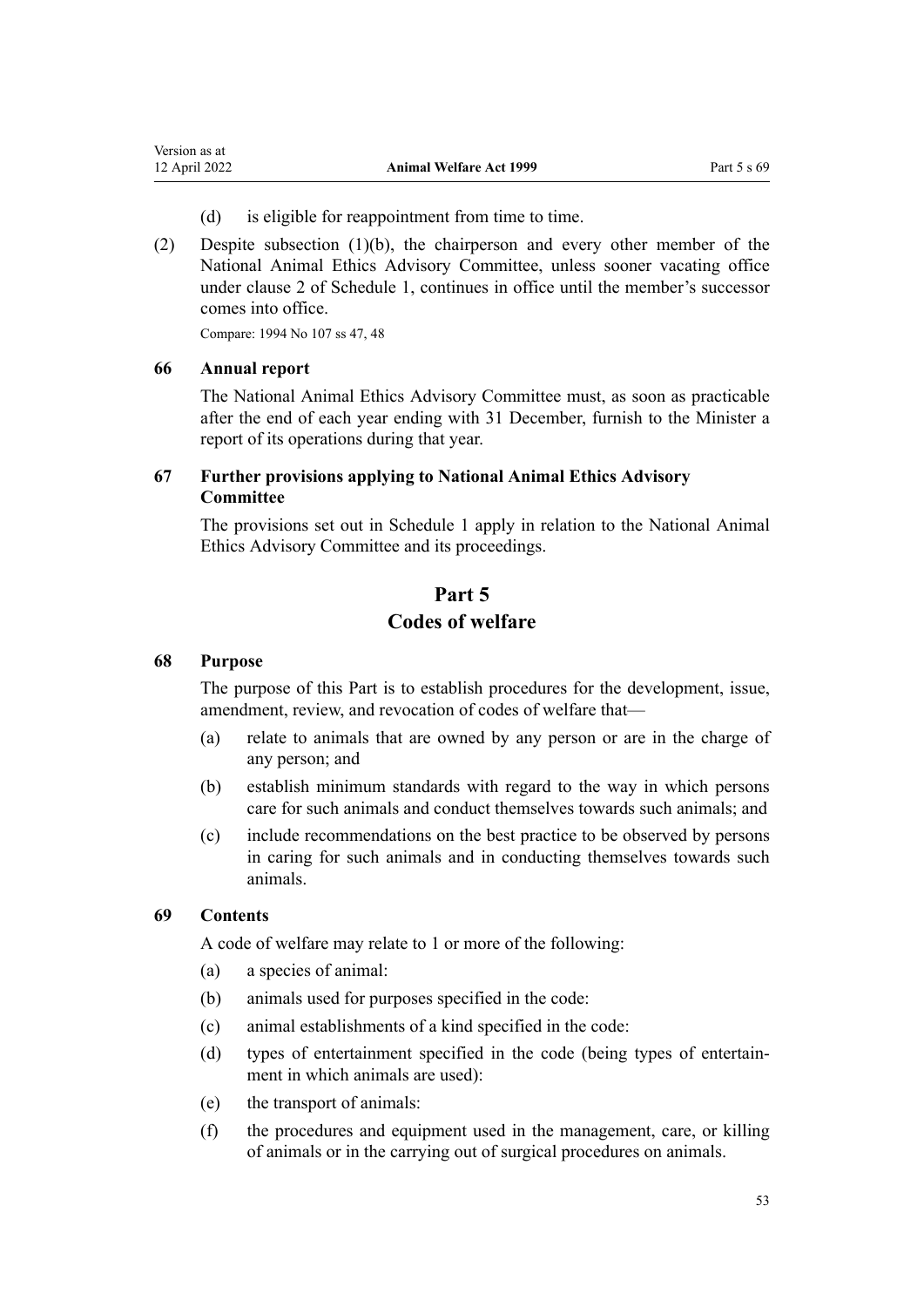(d) is eligible for reappointment from time to time.

(2) Despite subsection (1)(b), the chairperson and every other member of the National Animal Ethics Advisory Committee, unless sooner vacating office under clause 2 of Schedule 1, continues in office until the member's successor comes into office.

Compare: 1994 No 107 ss 47, 48

### 66 Annual report

The National Animal Ethics Advisory Committee must, as soon as practicable after the end of each year ending with 31 December, furnish to the Minister a report of its operations during that year.

### 67 Further provisions applying to National Animal Ethics Advisory Committee

The provisions set out in Schedule 1 apply in relation to the National Animal Ethics Advisory Committee and its proceedings.

## Part 5
## Codes of welfare

### 68 Purpose

The purpose of this Part is to establish procedures for the development, issue, amendment, review, and revocation of codes of welfare that—

(a) relate to animals that are owned by any person or are in the charge of any person; and

(b) establish minimum standards with regard to the way in which persons care for such animals and conduct themselves towards such animals; and

(c) include recommendations on the best practice to be observed by persons in caring for such animals and in conducting themselves towards such animals.

### 69 Contents

A code of welfare may relate to 1 or more of the following:

(a) a species of animal:

(b) animals used for purposes specified in the code:

(c) animal establishments of a kind specified in the code:

(d) types of entertainment specified in the code (being types of entertainment in which animals are used):

(e) the transport of animals:

(f) the procedures and equipment used in the management, care, or killing of animals or in the carrying out of surgical procedures on animals.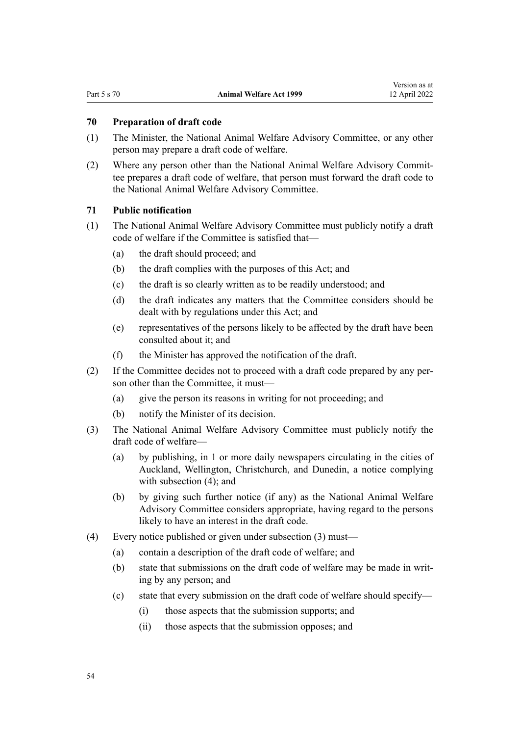### 70 Preparation of draft code

(1) The Minister, the National Animal Welfare Advisory Committee, or any other person may prepare a draft code of welfare.

(2) Where any person other than the National Animal Welfare Advisory Committee prepares a draft code of welfare, that person must forward the draft code to the National Animal Welfare Advisory Committee.

### 71 Public notification

(1) The National Animal Welfare Advisory Committee must publicly notify a draft code of welfare if the Committee is satisfied that—

- (a) the draft should proceed; and
- (b) the draft complies with the purposes of this Act; and
- (c) the draft is so clearly written as to be readily understood; and
- (d) the draft indicates any matters that the Committee considers should be dealt with by regulations under this Act; and
- (e) representatives of the persons likely to be affected by the draft have been consulted about it; and
- (f) the Minister has approved the notification of the draft.

(2) If the Committee decides not to proceed with a draft code prepared by any person other than the Committee, it must—

- (a) give the person its reasons in writing for not proceeding; and
- (b) notify the Minister of its decision.

(3) The National Animal Welfare Advisory Committee must publicly notify the draft code of welfare—

- (a) by publishing, in 1 or more daily newspapers circulating in the cities of Auckland, Wellington, Christchurch, and Dunedin, a notice complying with subsection (4); and
- (b) by giving such further notice (if any) as the National Animal Welfare Advisory Committee considers appropriate, having regard to the persons likely to have an interest in the draft code.

(4) Every notice published or given under subsection (3) must—

- (a) contain a description of the draft code of welfare; and
- (b) state that submissions on the draft code of welfare may be made in writing by any person; and
- (c) state that every submission on the draft code of welfare should specify—
  - (i) those aspects that the submission supports; and
  - (ii) those aspects that the submission opposes; and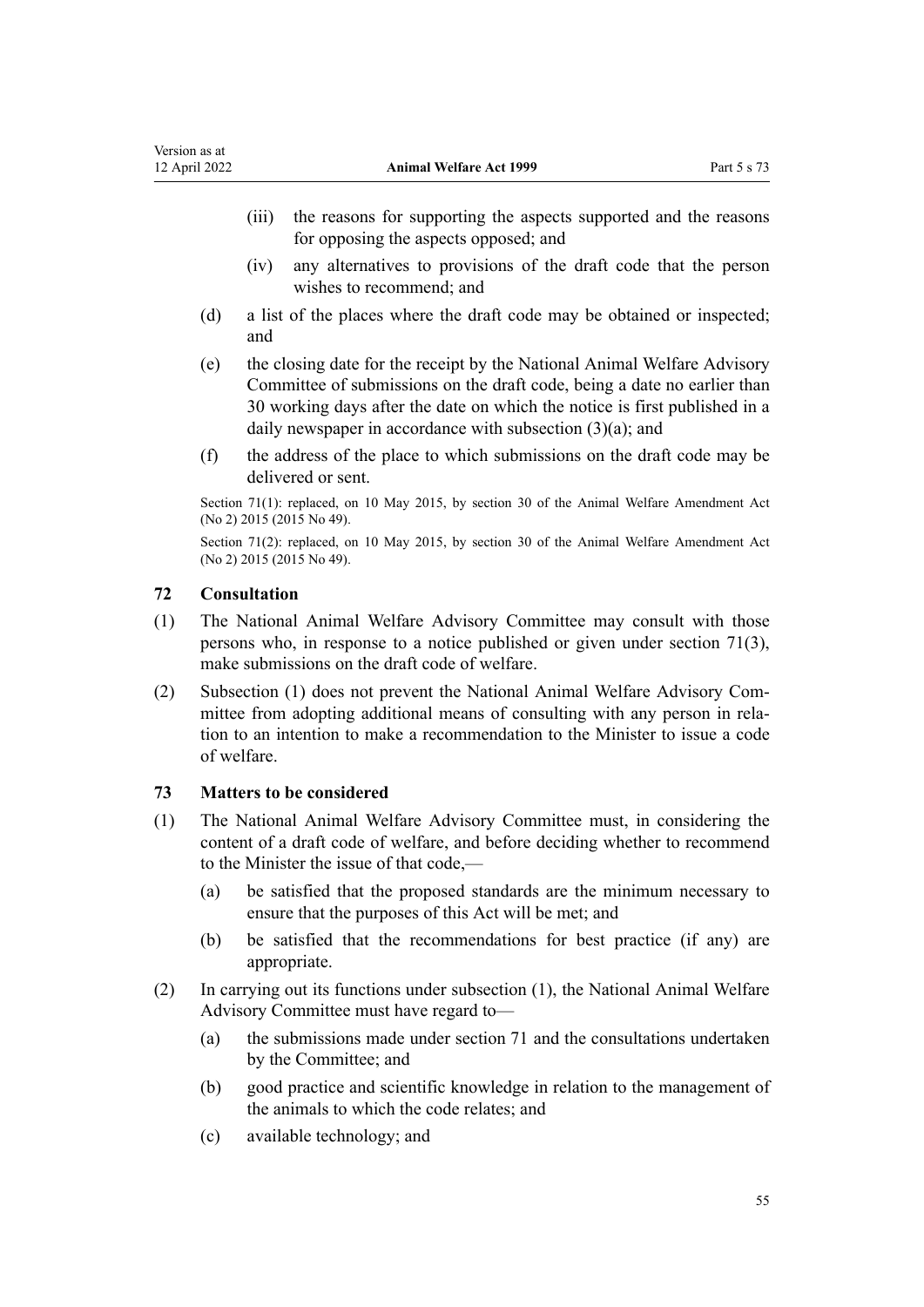(iii) the reasons for supporting the aspects supported and the reasons for opposing the aspects opposed; and

(iv) any alternatives to provisions of the draft code that the person wishes to recommend; and

(d) a list of the places where the draft code may be obtained or inspected; and

(e) the closing date for the receipt by the National Animal Welfare Advisory Committee of submissions on the draft code, being a date no earlier than 30 working days after the date on which the notice is first published in a daily newspaper in accordance with subsection (3)(a); and

(f) the address of the place to which submissions on the draft code may be delivered or sent.

Section 71(1): replaced, on 10 May 2015, by section 30 of the Animal Welfare Amendment Act (No 2) 2015 (2015 No 49).

Section 71(2): replaced, on 10 May 2015, by section 30 of the Animal Welfare Amendment Act (No 2) 2015 (2015 No 49).

### 72 Consultation

(1) The National Animal Welfare Advisory Committee may consult with those persons who, in response to a notice published or given under section 71(3), make submissions on the draft code of welfare.

(2) Subsection (1) does not prevent the National Animal Welfare Advisory Committee from adopting additional means of consulting with any person in relation to an intention to make a recommendation to the Minister to issue a code of welfare.

### 73 Matters to be considered

(1) The National Animal Welfare Advisory Committee must, in considering the content of a draft code of welfare, and before deciding whether to recommend to the Minister the issue of that code,—

(a) be satisfied that the proposed standards are the minimum necessary to ensure that the purposes of this Act will be met; and

(b) be satisfied that the recommendations for best practice (if any) are appropriate.

(2) In carrying out its functions under subsection (1), the National Animal Welfare Advisory Committee must have regard to—

(a) the submissions made under section 71 and the consultations undertaken by the Committee; and

(b) good practice and scientific knowledge in relation to the management of the animals to which the code relates; and

(c) available technology; and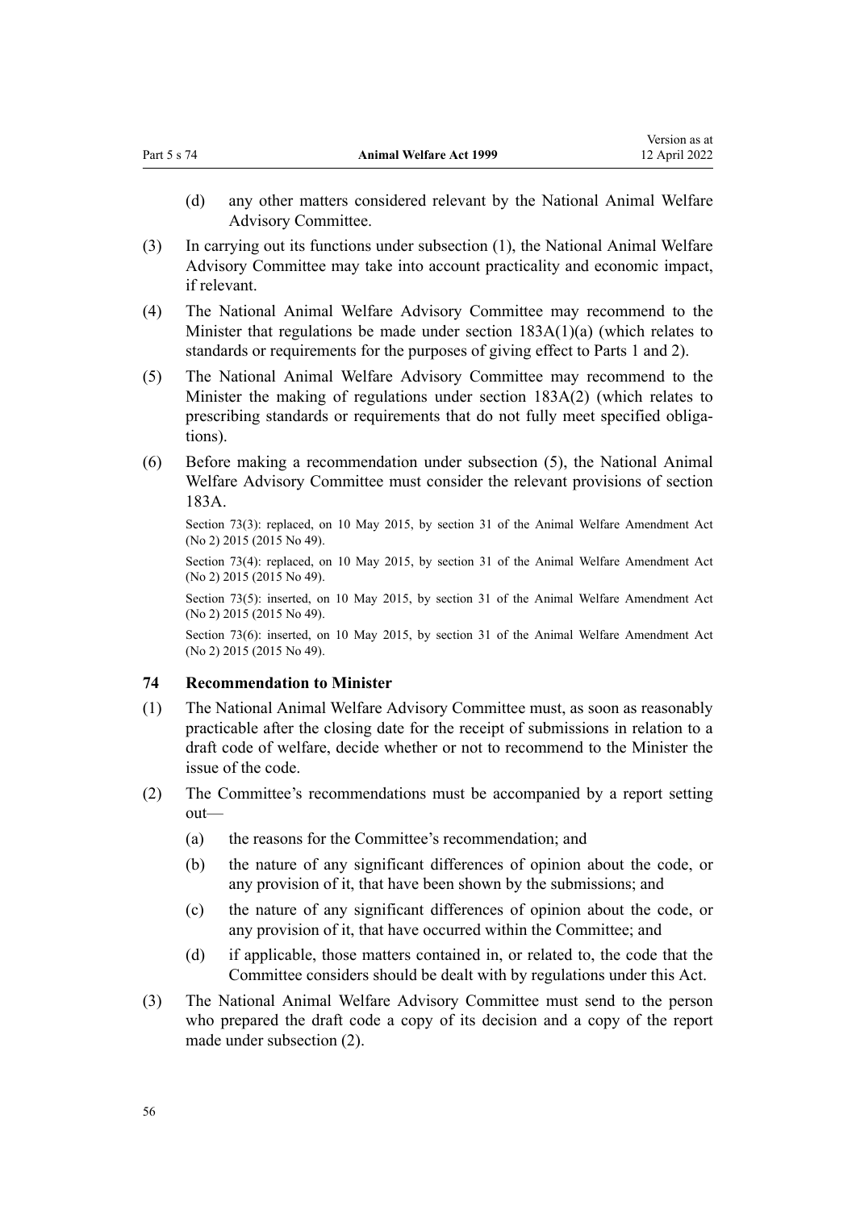(d) any other matters considered relevant by the National Animal Welfare Advisory Committee.

(3) In carrying out its functions under subsection (1), the National Animal Welfare Advisory Committee may take into account practicality and economic impact, if relevant.

(4) The National Animal Welfare Advisory Committee may recommend to the Minister that regulations be made under section 183A(1)(a) (which relates to standards or requirements for the purposes of giving effect to Parts 1 and 2).

(5) The National Animal Welfare Advisory Committee may recommend to the Minister the making of regulations under section 183A(2) (which relates to prescribing standards or requirements that do not fully meet specified obligations).

(6) Before making a recommendation under subsection (5), the National Animal Welfare Advisory Committee must consider the relevant provisions of section 183A.

Section 73(3): replaced, on 10 May 2015, by section 31 of the Animal Welfare Amendment Act (No 2) 2015 (2015 No 49).

Section 73(4): replaced, on 10 May 2015, by section 31 of the Animal Welfare Amendment Act (No 2) 2015 (2015 No 49).

Section 73(5): inserted, on 10 May 2015, by section 31 of the Animal Welfare Amendment Act (No 2) 2015 (2015 No 49).

Section 73(6): inserted, on 10 May 2015, by section 31 of the Animal Welfare Amendment Act (No 2) 2015 (2015 No 49).

### 74 Recommendation to Minister

(1) The National Animal Welfare Advisory Committee must, as soon as reasonably practicable after the closing date for the receipt of submissions in relation to a draft code of welfare, decide whether or not to recommend to the Minister the issue of the code.

(2) The Committee's recommendations must be accompanied by a report setting out—

(a) the reasons for the Committee's recommendation; and

(b) the nature of any significant differences of opinion about the code, or any provision of it, that have been shown by the submissions; and

(c) the nature of any significant differences of opinion about the code, or any provision of it, that have occurred within the Committee; and

(d) if applicable, those matters contained in, or related to, the code that the Committee considers should be dealt with by regulations under this Act.

(3) The National Animal Welfare Advisory Committee must send to the person who prepared the draft code a copy of its decision and a copy of the report made under subsection (2).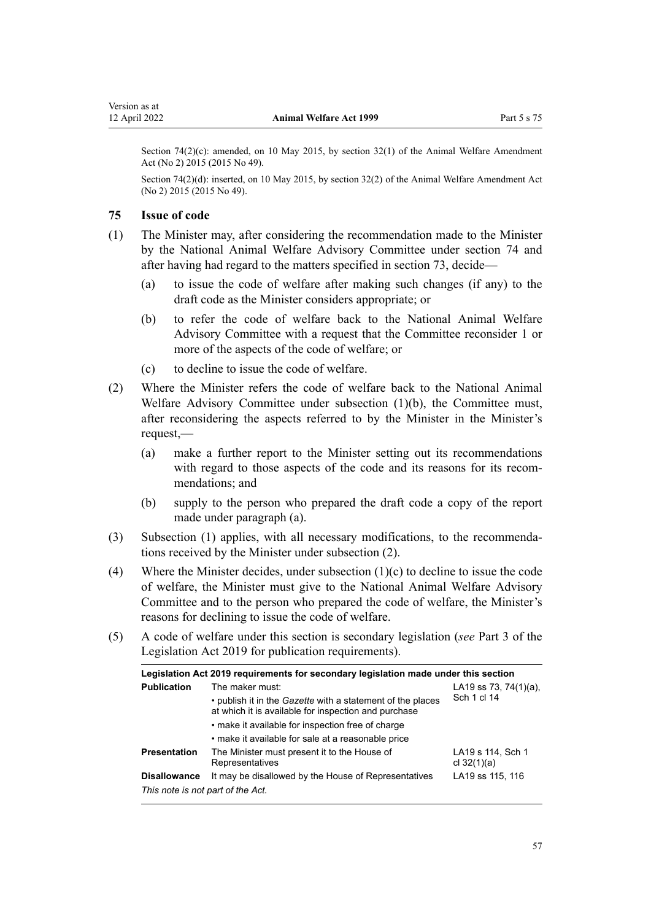Section 74(2)(c): amended, on 10 May 2015, by section 32(1) of the Animal Welfare Amendment Act (No 2) 2015 (2015 No 49).

Section 74(2)(d): inserted, on 10 May 2015, by section 32(2) of the Animal Welfare Amendment Act (No 2) 2015 (2015 No 49).

### 75 Issue of code

(1) The Minister may, after considering the recommendation made to the Minister by the National Animal Welfare Advisory Committee under section 74 and after having had regard to the matters specified in section 73, decide—

(a) to issue the code of welfare after making such changes (if any) to the draft code as the Minister considers appropriate; or

(b) to refer the code of welfare back to the National Animal Welfare Advisory Committee with a request that the Committee reconsider 1 or more of the aspects of the code of welfare; or

(c) to decline to issue the code of welfare.

(2) Where the Minister refers the code of welfare back to the National Animal Welfare Advisory Committee under subsection (1)(b), the Committee must, after reconsidering the aspects referred to by the Minister in the Minister's request,—

(a) make a further report to the Minister setting out its recommendations with regard to those aspects of the code and its reasons for its recommendations; and

(b) supply to the person who prepared the draft code a copy of the report made under paragraph (a).

(3) Subsection (1) applies, with all necessary modifications, to the recommendations received by the Minister under subsection (2).

(4) Where the Minister decides, under subsection (1)(c) to decline to issue the code of welfare, the Minister must give to the National Animal Welfare Advisory Committee and to the person who prepared the code of welfare, the Minister's reasons for declining to issue the code of welfare.

(5) A code of welfare under this section is secondary legislation (*see* Part 3 of the Legislation Act 2019 for publication requirements).

| Legislation Act 2019 requirements for secondary legislation made under this section | | |
|---|---|---|
| **Publication** | The maker must:<br>• publish it in the *Gazette* with a statement of the places at which it is available for inspection and purchase<br>• make it available for inspection free of charge<br>• make it available for sale at a reasonable price | LA19 ss 73, 74(1)(a), Sch 1 cl 14 |
| **Presentation** | The Minister must present it to the House of Representatives | LA19 s 114, Sch 1 cl 32(1)(a) |
| **Disallowance** | It may be disallowed by the House of Representatives | LA19 ss 115, 116 |
| *This note is not part of the Act.* | | |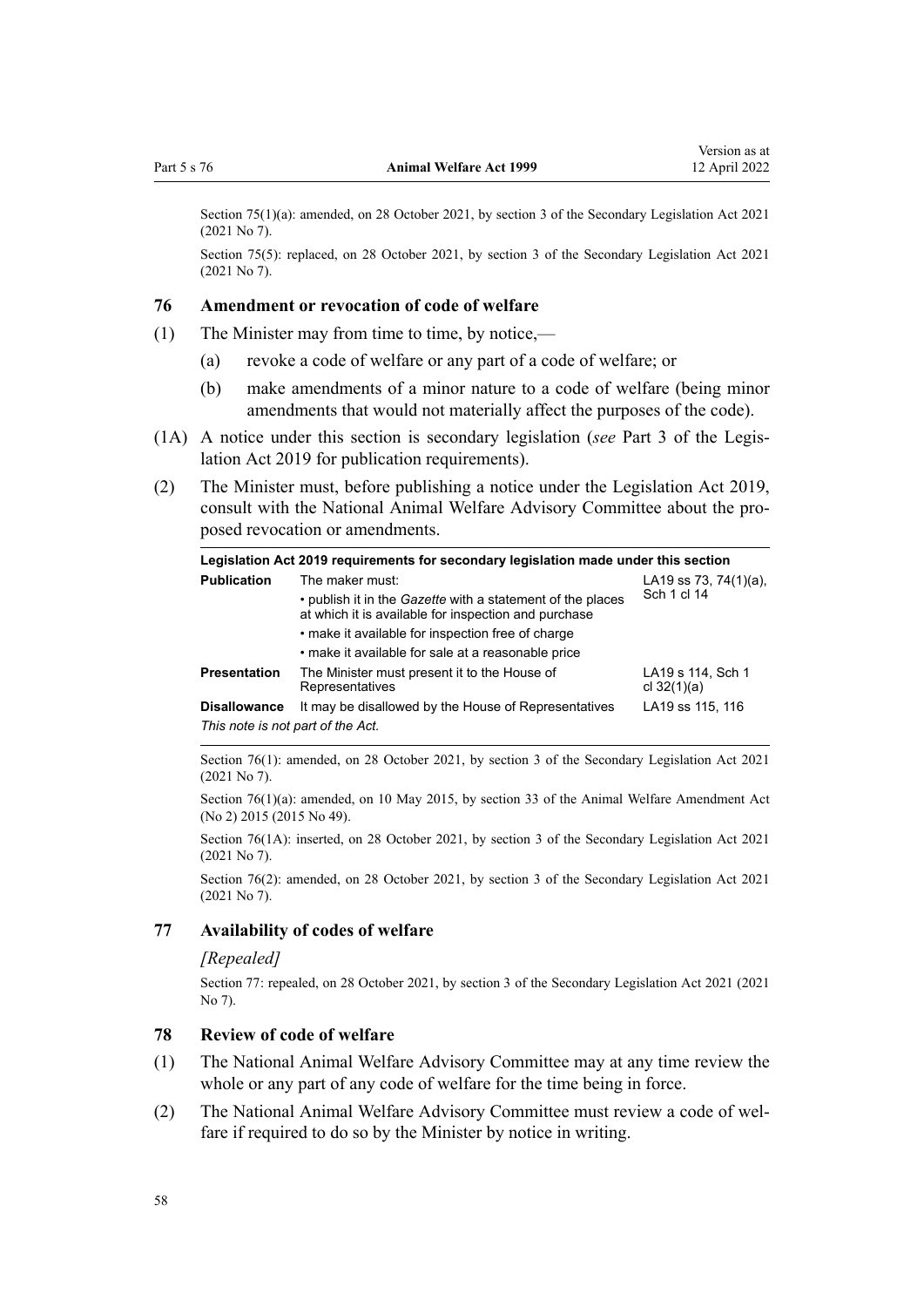Section 75(1)(a): amended, on 28 October 2021, by section 3 of the Secondary Legislation Act 2021 (2021 No 7).

Section 75(5): replaced, on 28 October 2021, by section 3 of the Secondary Legislation Act 2021 (2021 No 7).

### 76 Amendment or revocation of code of welfare

(1) The Minister may from time to time, by notice,—

  (a) revoke a code of welfare or any part of a code of welfare; or

  (b) make amendments of a minor nature to a code of welfare (being minor amendments that would not materially affect the purposes of the code).

(1A) A notice under this section is secondary legislation (*see* Part 3 of the Legislation Act 2019 for publication requirements).

(2) The Minister must, before publishing a notice under the Legislation Act 2019, consult with the National Animal Welfare Advisory Committee about the proposed revocation or amendments.

| **Legislation Act 2019 requirements for secondary legislation made under this section** | | |
|---|---|---|
| **Publication** | The maker must:<br>• publish it in the *Gazette* with a statement of the places at which it is available for inspection and purchase<br>• make it available for inspection free of charge<br>• make it available for sale at a reasonable price | LA19 ss 73, 74(1)(a), Sch 1 cl 14 |
| **Presentation** | The Minister must present it to the House of Representatives | LA19 s 114, Sch 1 cl 32(1)(a) |
| **Disallowance** | It may be disallowed by the House of Representatives | LA19 ss 115, 116 |
| *This note is not part of the Act.* | | |

Section 76(1): amended, on 28 October 2021, by section 3 of the Secondary Legislation Act 2021 (2021 No 7).

Section 76(1)(a): amended, on 10 May 2015, by section 33 of the Animal Welfare Amendment Act (No 2) 2015 (2015 No 49).

Section 76(1A): inserted, on 28 October 2021, by section 3 of the Secondary Legislation Act 2021 (2021 No 7).

Section 76(2): amended, on 28 October 2021, by section 3 of the Secondary Legislation Act 2021 (2021 No 7).

### 77 Availability of codes of welfare

*[Repealed]*

Section 77: repealed, on 28 October 2021, by section 3 of the Secondary Legislation Act 2021 (2021 No 7).

### 78 Review of code of welfare

(1) The National Animal Welfare Advisory Committee may at any time review the whole or any part of any code of welfare for the time being in force.

(2) The National Animal Welfare Advisory Committee must review a code of welfare if required to do so by the Minister by notice in writing.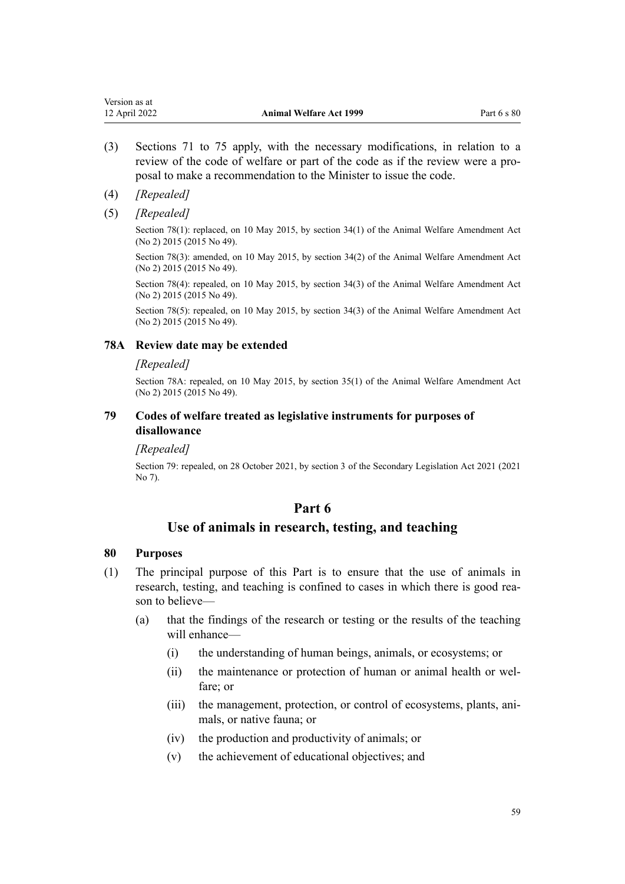(3) Sections 71 to 75 apply, with the necessary modifications, in relation to a review of the code of welfare or part of the code as if the review were a proposal to make a recommendation to the Minister to issue the code.

(4) *[Repealed]*

(5) *[Repealed]*

Section 78(1): replaced, on 10 May 2015, by section 34(1) of the Animal Welfare Amendment Act (No 2) 2015 (2015 No 49).

Section 78(3): amended, on 10 May 2015, by section 34(2) of the Animal Welfare Amendment Act (No 2) 2015 (2015 No 49).

Section 78(4): repealed, on 10 May 2015, by section 34(3) of the Animal Welfare Amendment Act (No 2) 2015 (2015 No 49).

Section 78(5): repealed, on 10 May 2015, by section 34(3) of the Animal Welfare Amendment Act (No 2) 2015 (2015 No 49).

### 78A Review date may be extended

*[Repealed]*

Section 78A: repealed, on 10 May 2015, by section 35(1) of the Animal Welfare Amendment Act (No 2) 2015 (2015 No 49).

### 79 Codes of welfare treated as legislative instruments for purposes of disallowance

*[Repealed]*

Section 79: repealed, on 28 October 2021, by section 3 of the Secondary Legislation Act 2021 (2021 No 7).

## Part 6
## Use of animals in research, testing, and teaching

### 80 Purposes

(1) The principal purpose of this Part is to ensure that the use of animals in research, testing, and teaching is confined to cases in which there is good reason to believe—

   (a) that the findings of the research or testing or the results of the teaching will enhance—

      (i) the understanding of human beings, animals, or ecosystems; or

      (ii) the maintenance or protection of human or animal health or welfare; or

      (iii) the management, protection, or control of ecosystems, plants, animals, or native fauna; or

      (iv) the production and productivity of animals; or

      (v) the achievement of educational objectives; and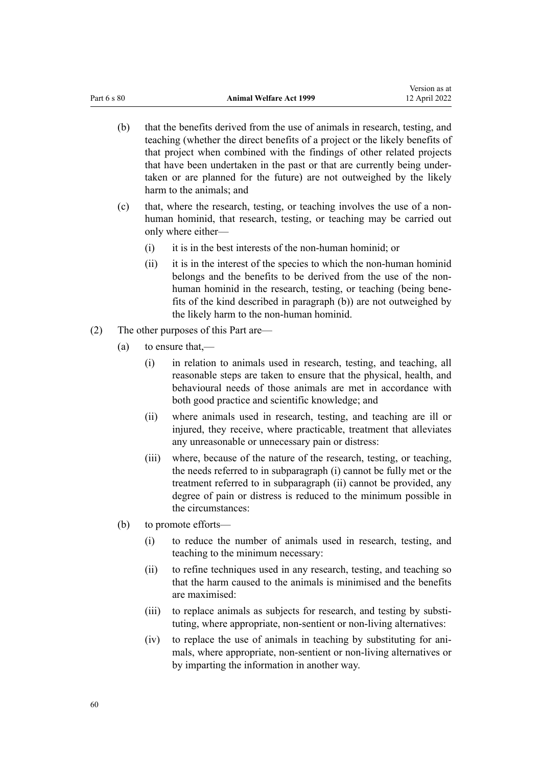(b) that the benefits derived from the use of animals in research, testing, and teaching (whether the direct benefits of a project or the likely benefits of that project when combined with the findings of other related projects that have been undertaken in the past or that are currently being undertaken or are planned for the future) are not outweighed by the likely harm to the animals; and

(c) that, where the research, testing, or teaching involves the use of a non-human hominid, that research, testing, or teaching may be carried out only where either—

(i) it is in the best interests of the non-human hominid; or

(ii) it is in the interest of the species to which the non-human hominid belongs and the benefits to be derived from the use of the non-human hominid in the research, testing, or teaching (being benefits of the kind described in paragraph (b)) are not outweighed by the likely harm to the non-human hominid.

(2) The other purposes of this Part are—

(a) to ensure that,—

(i) in relation to animals used in research, testing, and teaching, all reasonable steps are taken to ensure that the physical, health, and behavioural needs of those animals are met in accordance with both good practice and scientific knowledge; and

(ii) where animals used in research, testing, and teaching are ill or injured, they receive, where practicable, treatment that alleviates any unreasonable or unnecessary pain or distress:

(iii) where, because of the nature of the research, testing, or teaching, the needs referred to in subparagraph (i) cannot be fully met or the treatment referred to in subparagraph (ii) cannot be provided, any degree of pain or distress is reduced to the minimum possible in the circumstances:

(b) to promote efforts—

(i) to reduce the number of animals used in research, testing, and teaching to the minimum necessary:

(ii) to refine techniques used in any research, testing, and teaching so that the harm caused to the animals is minimised and the benefits are maximised:

(iii) to replace animals as subjects for research, and testing by substituting, where appropriate, non-sentient or non-living alternatives:

(iv) to replace the use of animals in teaching by substituting for animals, where appropriate, non-sentient or non-living alternatives or by imparting the information in another way.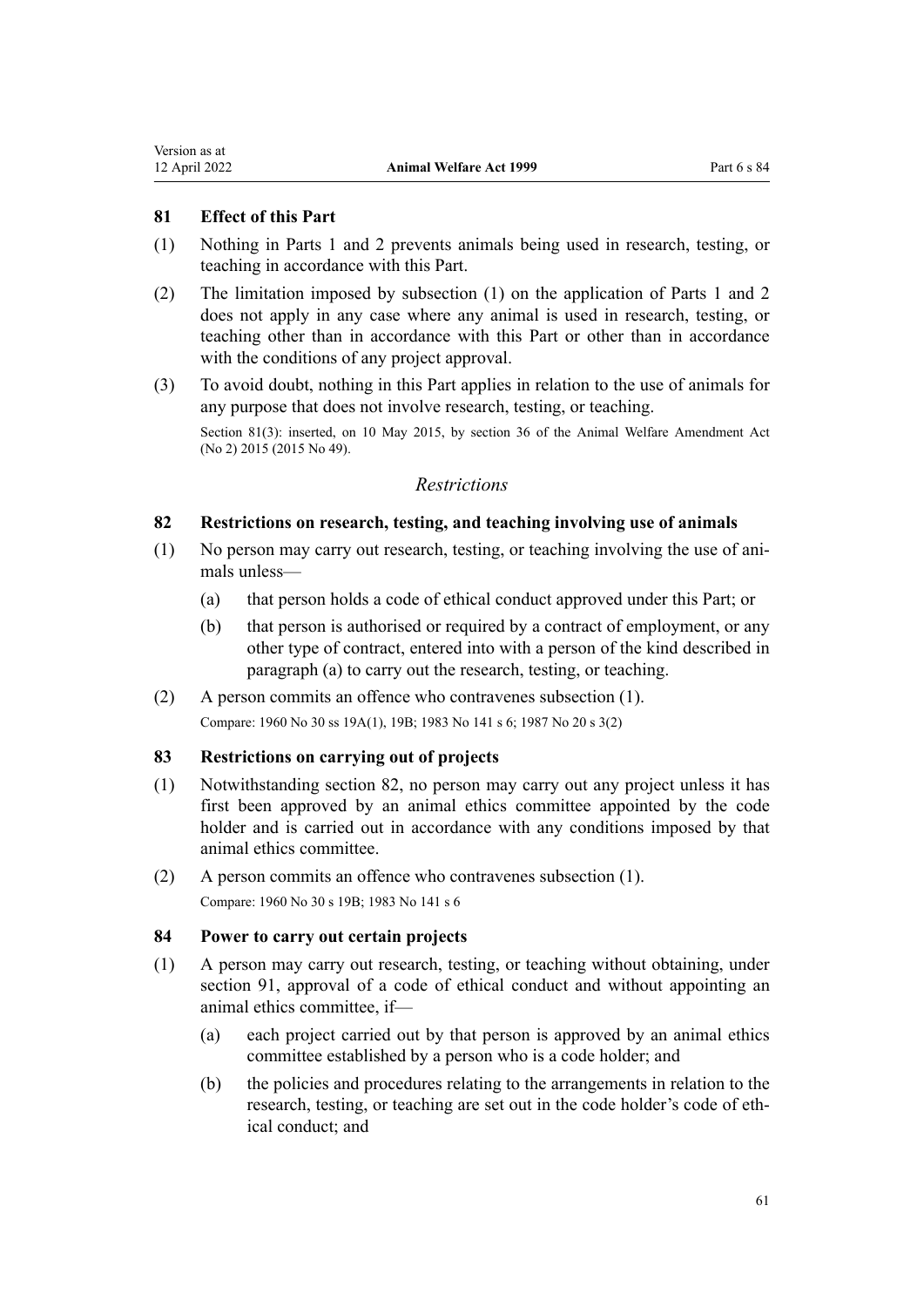### 81 Effect of this Part

(1) Nothing in Parts 1 and 2 prevents animals being used in research, testing, or teaching in accordance with this Part.

(2) The limitation imposed by subsection (1) on the application of Parts 1 and 2 does not apply in any case where any animal is used in research, testing, or teaching other than in accordance with this Part or other than in accordance with the conditions of any project approval.

(3) To avoid doubt, nothing in this Part applies in relation to the use of animals for any purpose that does not involve research, testing, or teaching.

Section 81(3): inserted, on 10 May 2015, by section 36 of the Animal Welfare Amendment Act (No 2) 2015 (2015 No 49).

## *Restrictions*

### 82 Restrictions on research, testing, and teaching involving use of animals

(1) No person may carry out research, testing, or teaching involving the use of animals unless—

  (a) that person holds a code of ethical conduct approved under this Part; or

  (b) that person is authorised or required by a contract of employment, or any other type of contract, entered into with a person of the kind described in paragraph (a) to carry out the research, testing, or teaching.

(2) A person commits an offence who contravenes subsection (1).

Compare: 1960 No 30 ss 19A(1), 19B; 1983 No 141 s 6; 1987 No 20 s 3(2)

### 83 Restrictions on carrying out of projects

(1) Notwithstanding section 82, no person may carry out any project unless it has first been approved by an animal ethics committee appointed by the code holder and is carried out in accordance with any conditions imposed by that animal ethics committee.

(2) A person commits an offence who contravenes subsection (1).

Compare: 1960 No 30 s 19B; 1983 No 141 s 6

### 84 Power to carry out certain projects

(1) A person may carry out research, testing, or teaching without obtaining, under section 91, approval of a code of ethical conduct and without appointing an animal ethics committee, if—

  (a) each project carried out by that person is approved by an animal ethics committee established by a person who is a code holder; and

  (b) the policies and procedures relating to the arrangements in relation to the research, testing, or teaching are set out in the code holder's code of ethical conduct; and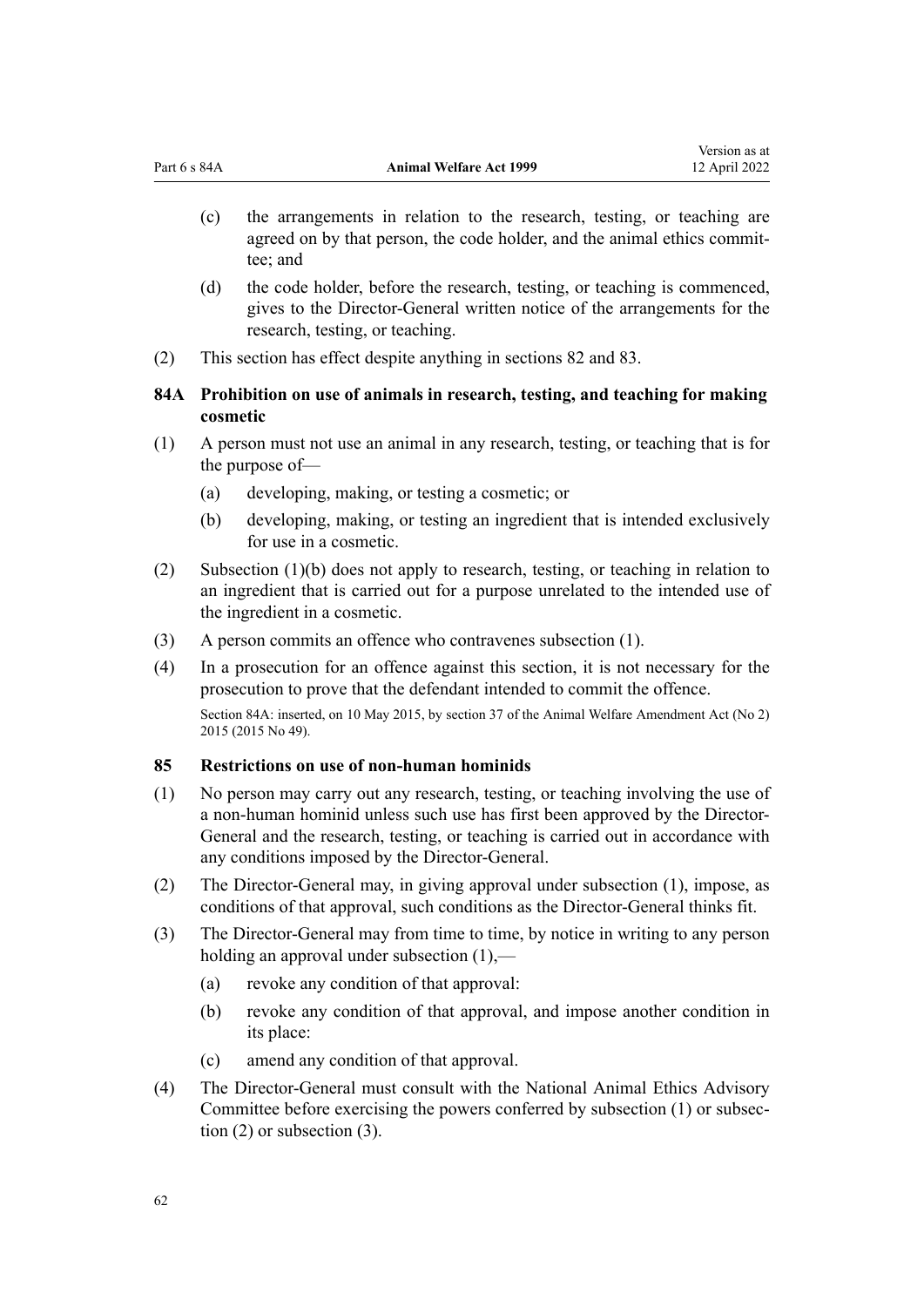(c) the arrangements in relation to the research, testing, or teaching are agreed on by that person, the code holder, and the animal ethics committee; and

(d) the code holder, before the research, testing, or teaching is commenced, gives to the Director-General written notice of the arrangements for the research, testing, or teaching.

(2) This section has effect despite anything in sections 82 and 83.

### 84A Prohibition on use of animals in research, testing, and teaching for making cosmetic

(1) A person must not use an animal in any research, testing, or teaching that is for the purpose of—

(a) developing, making, or testing a cosmetic; or

(b) developing, making, or testing an ingredient that is intended exclusively for use in a cosmetic.

(2) Subsection (1)(b) does not apply to research, testing, or teaching in relation to an ingredient that is carried out for a purpose unrelated to the intended use of the ingredient in a cosmetic.

(3) A person commits an offence who contravenes subsection (1).

(4) In a prosecution for an offence against this section, it is not necessary for the prosecution to prove that the defendant intended to commit the offence.

Section 84A: inserted, on 10 May 2015, by section 37 of the Animal Welfare Amendment Act (No 2) 2015 (2015 No 49).

### 85 Restrictions on use of non-human hominids

(1) No person may carry out any research, testing, or teaching involving the use of a non-human hominid unless such use has first been approved by the Director-General and the research, testing, or teaching is carried out in accordance with any conditions imposed by the Director-General.

(2) The Director-General may, in giving approval under subsection (1), impose, as conditions of that approval, such conditions as the Director-General thinks fit.

(3) The Director-General may from time to time, by notice in writing to any person holding an approval under subsection (1),—

(a) revoke any condition of that approval:

(b) revoke any condition of that approval, and impose another condition in its place:

(c) amend any condition of that approval.

(4) The Director-General must consult with the National Animal Ethics Advisory Committee before exercising the powers conferred by subsection (1) or subsection (2) or subsection (3).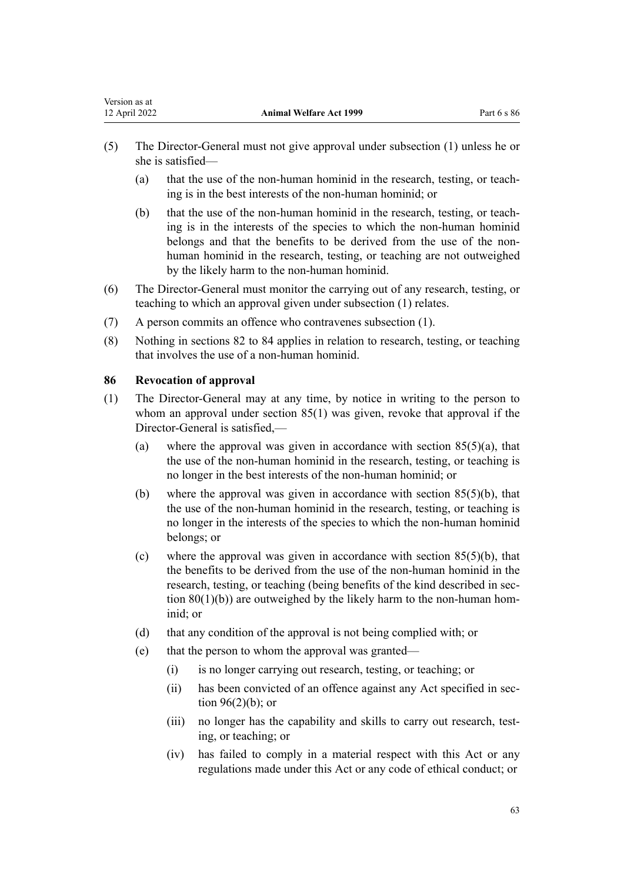(5) The Director-General must not give approval under subsection (1) unless he or she is satisfied—

  (a) that the use of the non-human hominid in the research, testing, or teaching is in the best interests of the non-human hominid; or

  (b) that the use of the non-human hominid in the research, testing, or teaching is in the interests of the species to which the non-human hominid belongs and that the benefits to be derived from the use of the non-human hominid in the research, testing, or teaching are not outweighed by the likely harm to the non-human hominid.

(6) The Director-General must monitor the carrying out of any research, testing, or teaching to which an approval given under subsection (1) relates.

(7) A person commits an offence who contravenes subsection (1).

(8) Nothing in sections 82 to 84 applies in relation to research, testing, or teaching that involves the use of a non-human hominid.

### 86 Revocation of approval

(1) The Director-General may at any time, by notice in writing to the person to whom an approval under section 85(1) was given, revoke that approval if the Director-General is satisfied,—

  (a) where the approval was given in accordance with section 85(5)(a), that the use of the non-human hominid in the research, testing, or teaching is no longer in the best interests of the non-human hominid; or

  (b) where the approval was given in accordance with section 85(5)(b), that the use of the non-human hominid in the research, testing, or teaching is no longer in the interests of the species to which the non-human hominid belongs; or

  (c) where the approval was given in accordance with section 85(5)(b), that the benefits to be derived from the use of the non-human hominid in the research, testing, or teaching (being benefits of the kind described in section 80(1)(b)) are outweighed by the likely harm to the non-human hominid; or

  (d) that any condition of the approval is not being complied with; or

  (e) that the person to whom the approval was granted—

    (i) is no longer carrying out research, testing, or teaching; or

    (ii) has been convicted of an offence against any Act specified in section 96(2)(b); or

    (iii) no longer has the capability and skills to carry out research, testing, or teaching; or

    (iv) has failed to comply in a material respect with this Act or any regulations made under this Act or any code of ethical conduct; or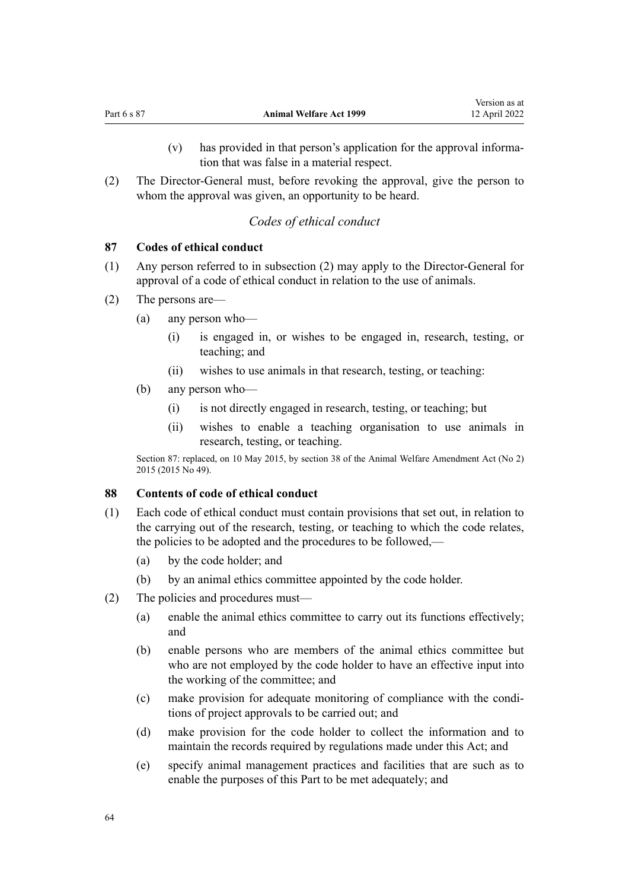(v) has provided in that person's application for the approval information that was false in a material respect.

(2) The Director-General must, before revoking the approval, give the person to whom the approval was given, an opportunity to be heard.

*Codes of ethical conduct*

### 87 Codes of ethical conduct

(1) Any person referred to in subsection (2) may apply to the Director-General for approval of a code of ethical conduct in relation to the use of animals.

(2) The persons are—

(a) any person who—

(i) is engaged in, or wishes to be engaged in, research, testing, or teaching; and

(ii) wishes to use animals in that research, testing, or teaching:

(b) any person who—

(i) is not directly engaged in research, testing, or teaching; but

(ii) wishes to enable a teaching organisation to use animals in research, testing, or teaching.

Section 87: replaced, on 10 May 2015, by section 38 of the Animal Welfare Amendment Act (No 2) 2015 (2015 No 49).

### 88 Contents of code of ethical conduct

(1) Each code of ethical conduct must contain provisions that set out, in relation to the carrying out of the research, testing, or teaching to which the code relates, the policies to be adopted and the procedures to be followed,—

(a) by the code holder; and

(b) by an animal ethics committee appointed by the code holder.

(2) The policies and procedures must—

(a) enable the animal ethics committee to carry out its functions effectively; and

(b) enable persons who are members of the animal ethics committee but who are not employed by the code holder to have an effective input into the working of the committee; and

(c) make provision for adequate monitoring of compliance with the conditions of project approvals to be carried out; and

(d) make provision for the code holder to collect the information and to maintain the records required by regulations made under this Act; and

(e) specify animal management practices and facilities that are such as to enable the purposes of this Part to be met adequately; and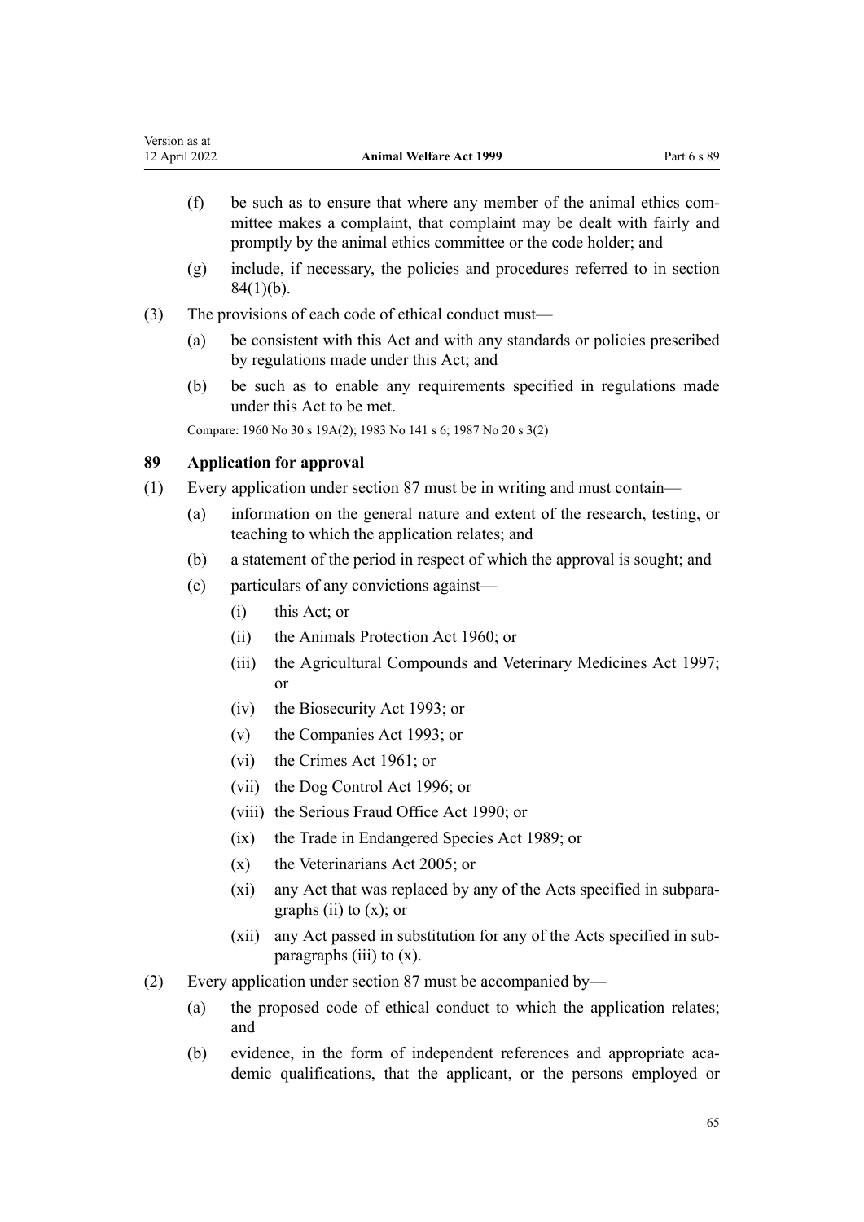(f) be such as to ensure that where any member of the animal ethics committee makes a complaint, that complaint may be dealt with fairly and promptly by the animal ethics committee or the code holder; and

(g) include, if necessary, the policies and procedures referred to in section 84(1)(b).

(3) The provisions of each code of ethical conduct must—

(a) be consistent with this Act and with any standards or policies prescribed by regulations made under this Act; and

(b) be such as to enable any requirements specified in regulations made under this Act to be met.

Compare: 1960 No 30 s 19A(2); 1983 No 141 s 6; 1987 No 20 s 3(2)

### 89 Application for approval

(1) Every application under section 87 must be in writing and must contain—

(a) information on the general nature and extent of the research, testing, or teaching to which the application relates; and

(b) a statement of the period in respect of which the approval is sought; and

(c) particulars of any convictions against—

(i) this Act; or

(ii) the Animals Protection Act 1960; or

(iii) the Agricultural Compounds and Veterinary Medicines Act 1997; or

(iv) the Biosecurity Act 1993; or

(v) the Companies Act 1993; or

(vi) the Crimes Act 1961; or

(vii) the Dog Control Act 1996; or

(viii) the Serious Fraud Office Act 1990; or

(ix) the Trade in Endangered Species Act 1989; or

(x) the Veterinarians Act 2005; or

(xi) any Act that was replaced by any of the Acts specified in subparagraphs (ii) to (x); or

(xii) any Act passed in substitution for any of the Acts specified in subparagraphs (iii) to (x).

(2) Every application under section 87 must be accompanied by—

(a) the proposed code of ethical conduct to which the application relates; and

(b) evidence, in the form of independent references and appropriate academic qualifications, that the applicant, or the persons employed or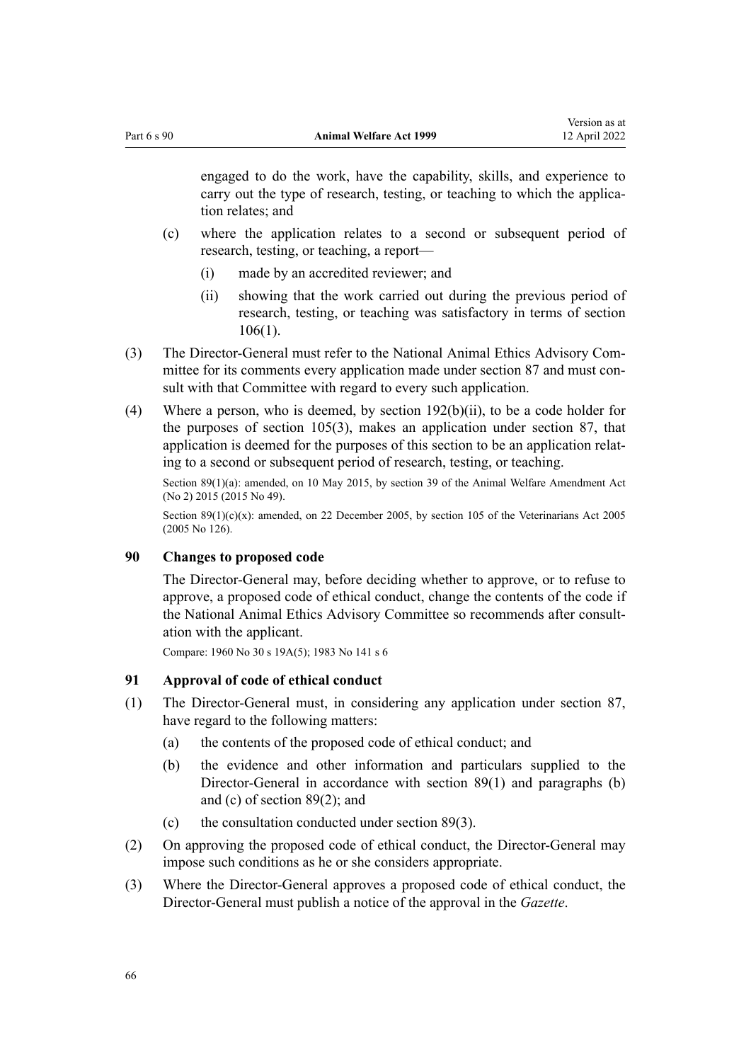engaged to do the work, have the capability, skills, and experience to carry out the type of research, testing, or teaching to which the application relates; and

(c) where the application relates to a second or subsequent period of research, testing, or teaching, a report—

(i) made by an accredited reviewer; and

(ii) showing that the work carried out during the previous period of research, testing, or teaching was satisfactory in terms of section 106(1).

(3) The Director-General must refer to the National Animal Ethics Advisory Committee for its comments every application made under section 87 and must consult with that Committee with regard to every such application.

(4) Where a person, who is deemed, by section 192(b)(ii), to be a code holder for the purposes of section 105(3), makes an application under section 87, that application is deemed for the purposes of this section to be an application relating to a second or subsequent period of research, testing, or teaching.

Section 89(1)(a): amended, on 10 May 2015, by section 39 of the Animal Welfare Amendment Act (No 2) 2015 (2015 No 49).

Section 89(1)(c)(x): amended, on 22 December 2005, by section 105 of the Veterinarians Act 2005 (2005 No 126).

### 90 Changes to proposed code

The Director-General may, before deciding whether to approve, or to refuse to approve, a proposed code of ethical conduct, change the contents of the code if the National Animal Ethics Advisory Committee so recommends after consultation with the applicant.

Compare: 1960 No 30 s 19A(5); 1983 No 141 s 6

### 91 Approval of code of ethical conduct

(1) The Director-General must, in considering any application under section 87, have regard to the following matters:

(a) the contents of the proposed code of ethical conduct; and

(b) the evidence and other information and particulars supplied to the Director-General in accordance with section 89(1) and paragraphs (b) and (c) of section 89(2); and

(c) the consultation conducted under section 89(3).

(2) On approving the proposed code of ethical conduct, the Director-General may impose such conditions as he or she considers appropriate.

(3) Where the Director-General approves a proposed code of ethical conduct, the Director-General must publish a notice of the approval in the *Gazette*.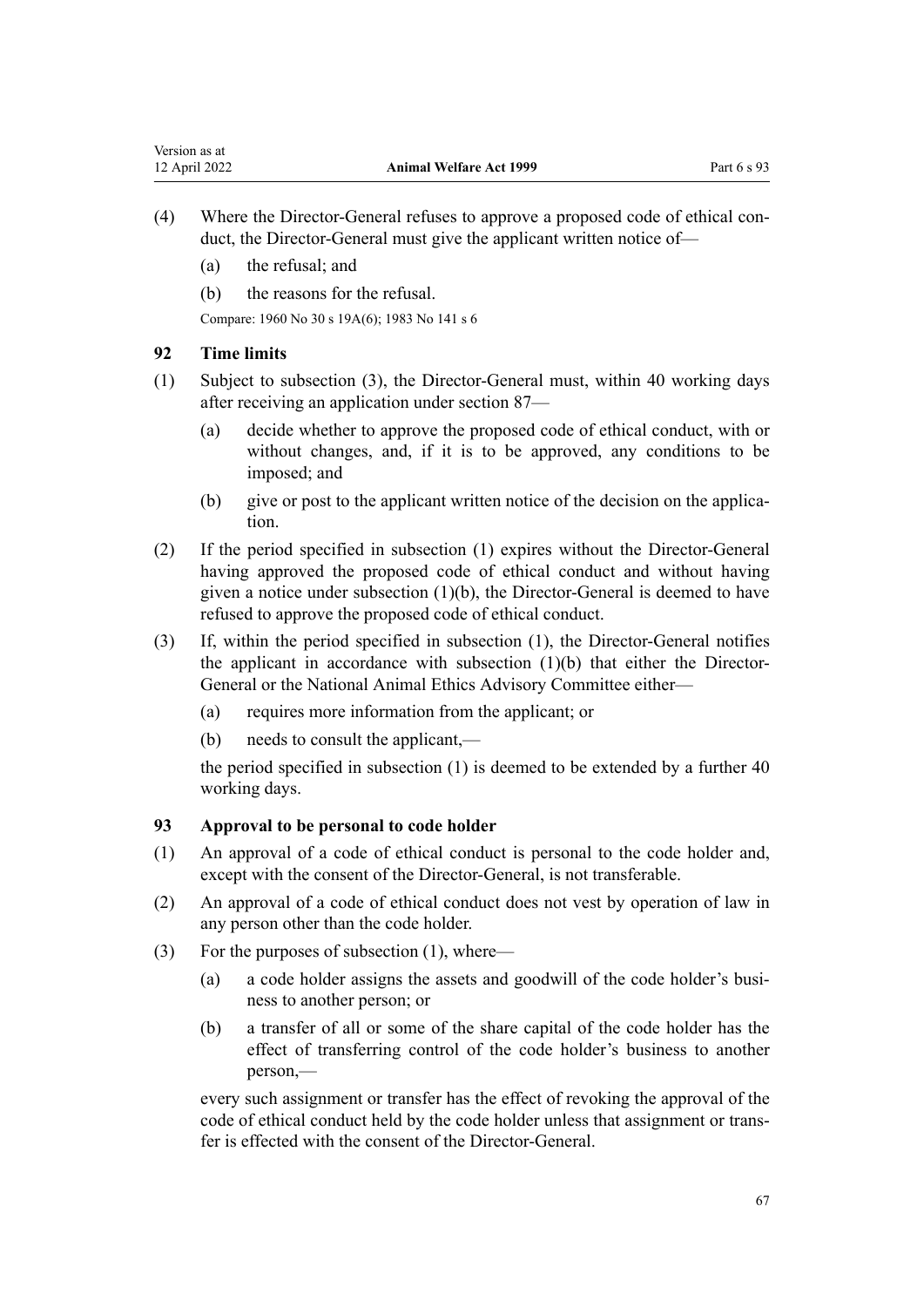(4) Where the Director-General refuses to approve a proposed code of ethical conduct, the Director-General must give the applicant written notice of—

  (a) the refusal; and

  (b) the reasons for the refusal.

Compare: 1960 No 30 s 19A(6); 1983 No 141 s 6

### 92 Time limits

(1) Subject to subsection (3), the Director-General must, within 40 working days after receiving an application under section 87—

  (a) decide whether to approve the proposed code of ethical conduct, with or without changes, and, if it is to be approved, any conditions to be imposed; and

  (b) give or post to the applicant written notice of the decision on the application.

(2) If the period specified in subsection (1) expires without the Director-General having approved the proposed code of ethical conduct and without having given a notice under subsection (1)(b), the Director-General is deemed to have refused to approve the proposed code of ethical conduct.

(3) If, within the period specified in subsection (1), the Director-General notifies the applicant in accordance with subsection (1)(b) that either the Director-General or the National Animal Ethics Advisory Committee either—

  (a) requires more information from the applicant; or

  (b) needs to consult the applicant,—

  the period specified in subsection (1) is deemed to be extended by a further 40 working days.

### 93 Approval to be personal to code holder

(1) An approval of a code of ethical conduct is personal to the code holder and, except with the consent of the Director-General, is not transferable.

(2) An approval of a code of ethical conduct does not vest by operation of law in any person other than the code holder.

(3) For the purposes of subsection (1), where—

  (a) a code holder assigns the assets and goodwill of the code holder's business to another person; or

  (b) a transfer of all or some of the share capital of the code holder has the effect of transferring control of the code holder's business to another person,—

  every such assignment or transfer has the effect of revoking the approval of the code of ethical conduct held by the code holder unless that assignment or transfer is effected with the consent of the Director-General.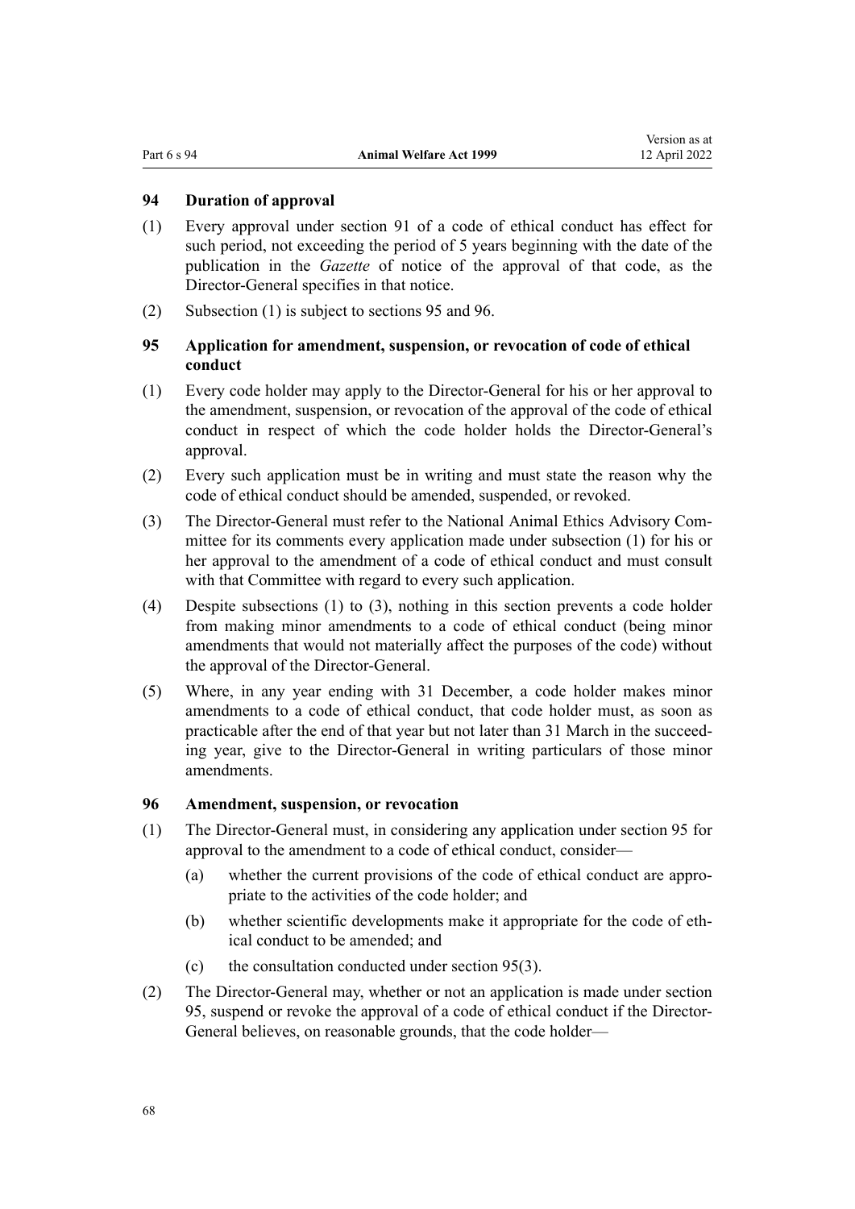### 94 Duration of approval

(1) Every approval under section 91 of a code of ethical conduct has effect for such period, not exceeding the period of 5 years beginning with the date of the publication in the *Gazette* of notice of the approval of that code, as the Director-General specifies in that notice.

(2) Subsection (1) is subject to sections 95 and 96.

### 95 Application for amendment, suspension, or revocation of code of ethical conduct

(1) Every code holder may apply to the Director-General for his or her approval to the amendment, suspension, or revocation of the approval of the code of ethical conduct in respect of which the code holder holds the Director-General's approval.

(2) Every such application must be in writing and must state the reason why the code of ethical conduct should be amended, suspended, or revoked.

(3) The Director-General must refer to the National Animal Ethics Advisory Committee for its comments every application made under subsection (1) for his or her approval to the amendment of a code of ethical conduct and must consult with that Committee with regard to every such application.

(4) Despite subsections (1) to (3), nothing in this section prevents a code holder from making minor amendments to a code of ethical conduct (being minor amendments that would not materially affect the purposes of the code) without the approval of the Director-General.

(5) Where, in any year ending with 31 December, a code holder makes minor amendments to a code of ethical conduct, that code holder must, as soon as practicable after the end of that year but not later than 31 March in the succeeding year, give to the Director-General in writing particulars of those minor amendments.

### 96 Amendment, suspension, or revocation

(1) The Director-General must, in considering any application under section 95 for approval to the amendment to a code of ethical conduct, consider—

- (a) whether the current provisions of the code of ethical conduct are appropriate to the activities of the code holder; and
- (b) whether scientific developments make it appropriate for the code of ethical conduct to be amended; and
- (c) the consultation conducted under section 95(3).

(2) The Director-General may, whether or not an application is made under section 95, suspend or revoke the approval of a code of ethical conduct if the Director-General believes, on reasonable grounds, that the code holder—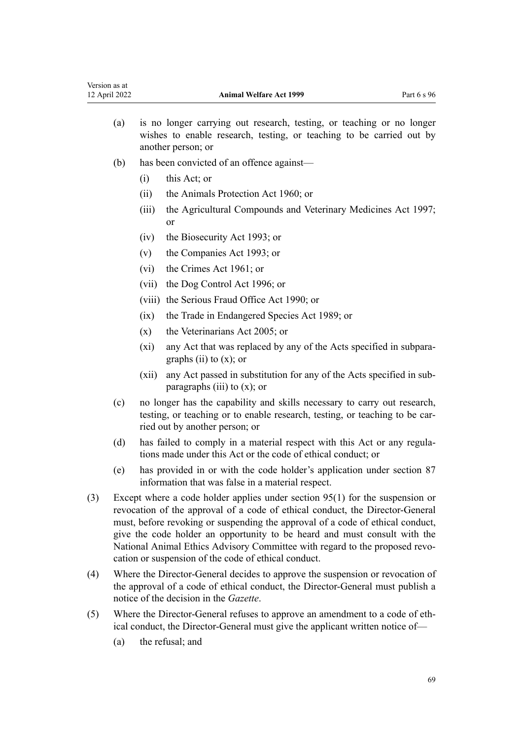(a) is no longer carrying out research, testing, or teaching or no longer wishes to enable research, testing, or teaching to be carried out by another person; or

(b) has been convicted of an offence against—

  (i) this Act; or

  (ii) the Animals Protection Act 1960; or

  (iii) the Agricultural Compounds and Veterinary Medicines Act 1997; or

  (iv) the Biosecurity Act 1993; or

  (v) the Companies Act 1993; or

  (vi) the Crimes Act 1961; or

  (vii) the Dog Control Act 1996; or

  (viii) the Serious Fraud Office Act 1990; or

  (ix) the Trade in Endangered Species Act 1989; or

  (x) the Veterinarians Act 2005; or

  (xi) any Act that was replaced by any of the Acts specified in subparagraphs (ii) to (x); or

  (xii) any Act passed in substitution for any of the Acts specified in subparagraphs (iii) to (x); or

(c) no longer has the capability and skills necessary to carry out research, testing, or teaching or to enable research, testing, or teaching to be carried out by another person; or

(d) has failed to comply in a material respect with this Act or any regulations made under this Act or the code of ethical conduct; or

(e) has provided in or with the code holder's application under section 87 information that was false in a material respect.

(3) Except where a code holder applies under section 95(1) for the suspension or revocation of the approval of a code of ethical conduct, the Director-General must, before revoking or suspending the approval of a code of ethical conduct, give the code holder an opportunity to be heard and must consult with the National Animal Ethics Advisory Committee with regard to the proposed revocation or suspension of the code of ethical conduct.

(4) Where the Director-General decides to approve the suspension or revocation of the approval of a code of ethical conduct, the Director-General must publish a notice of the decision in the *Gazette*.

(5) Where the Director-General refuses to approve an amendment to a code of ethical conduct, the Director-General must give the applicant written notice of—

  (a) the refusal; and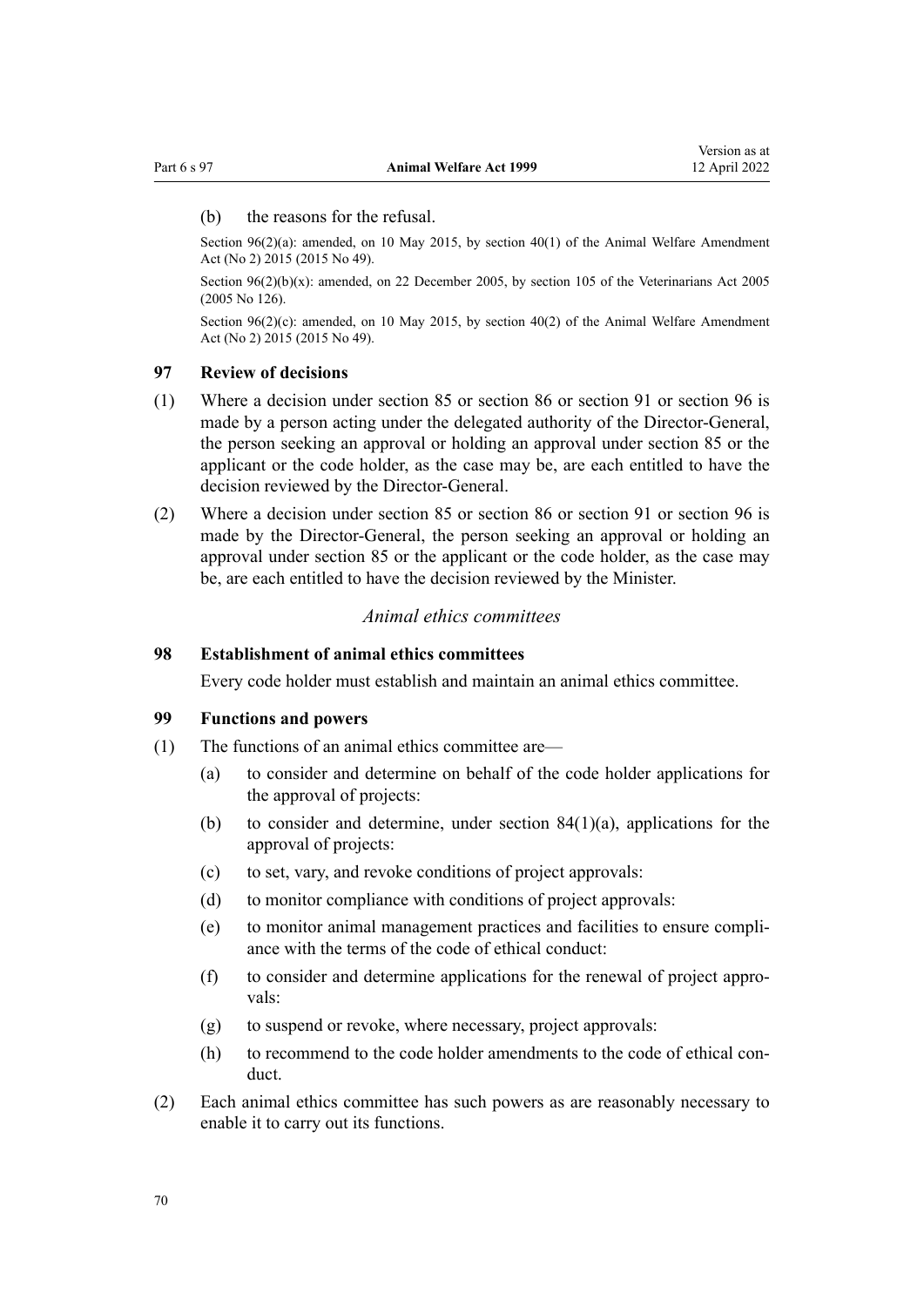(b) the reasons for the refusal.

Section 96(2)(a): amended, on 10 May 2015, by section 40(1) of the Animal Welfare Amendment Act (No 2) 2015 (2015 No 49).

Section 96(2)(b)(x): amended, on 22 December 2005, by section 105 of the Veterinarians Act 2005 (2005 No 126).

Section 96(2)(c): amended, on 10 May 2015, by section 40(2) of the Animal Welfare Amendment Act (No 2) 2015 (2015 No 49).

### 97 Review of decisions

(1) Where a decision under section 85 or section 86 or section 91 or section 96 is made by a person acting under the delegated authority of the Director-General, the person seeking an approval or holding an approval under section 85 or the applicant or the code holder, as the case may be, are each entitled to have the decision reviewed by the Director-General.

(2) Where a decision under section 85 or section 86 or section 91 or section 96 is made by the Director-General, the person seeking an approval or holding an approval under section 85 or the applicant or the code holder, as the case may be, are each entitled to have the decision reviewed by the Minister.

*Animal ethics committees*

### 98 Establishment of animal ethics committees

Every code holder must establish and maintain an animal ethics committee.

### 99 Functions and powers

(1) The functions of an animal ethics committee are—

(a) to consider and determine on behalf of the code holder applications for the approval of projects:

(b) to consider and determine, under section 84(1)(a), applications for the approval of projects:

(c) to set, vary, and revoke conditions of project approvals:

(d) to monitor compliance with conditions of project approvals:

(e) to monitor animal management practices and facilities to ensure compliance with the terms of the code of ethical conduct:

(f) to consider and determine applications for the renewal of project approvals:

(g) to suspend or revoke, where necessary, project approvals:

(h) to recommend to the code holder amendments to the code of ethical conduct.

(2) Each animal ethics committee has such powers as are reasonably necessary to enable it to carry out its functions.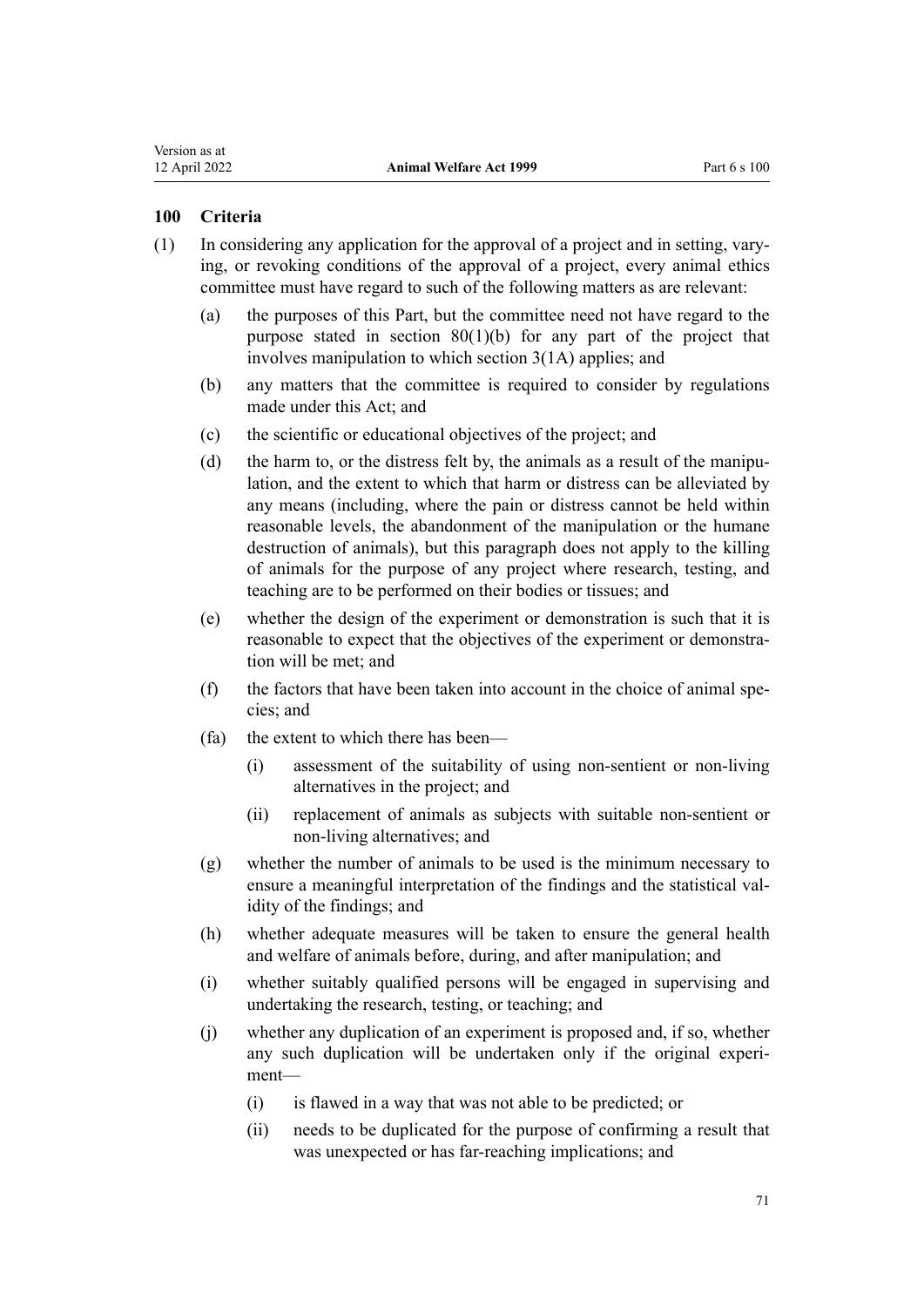### 100 Criteria

(1) In considering any application for the approval of a project and in setting, varying, or revoking conditions of the approval of a project, every animal ethics committee must have regard to such of the following matters as are relevant:

- (a) the purposes of this Part, but the committee need not have regard to the purpose stated in section 80(1)(b) for any part of the project that involves manipulation to which section 3(1A) applies; and
- (b) any matters that the committee is required to consider by regulations made under this Act; and
- (c) the scientific or educational objectives of the project; and
- (d) the harm to, or the distress felt by, the animals as a result of the manipulation, and the extent to which that harm or distress can be alleviated by any means (including, where the pain or distress cannot be held within reasonable levels, the abandonment of the manipulation or the humane destruction of animals), but this paragraph does not apply to the killing of animals for the purpose of any project where research, testing, and teaching are to be performed on their bodies or tissues; and
- (e) whether the design of the experiment or demonstration is such that it is reasonable to expect that the objectives of the experiment or demonstration will be met; and
- (f) the factors that have been taken into account in the choice of animal species; and
- (fa) the extent to which there has been—
  - (i) assessment of the suitability of using non-sentient or non-living alternatives in the project; and
  - (ii) replacement of animals as subjects with suitable non-sentient or non-living alternatives; and
- (g) whether the number of animals to be used is the minimum necessary to ensure a meaningful interpretation of the findings and the statistical validity of the findings; and
- (h) whether adequate measures will be taken to ensure the general health and welfare of animals before, during, and after manipulation; and
- (i) whether suitably qualified persons will be engaged in supervising and undertaking the research, testing, or teaching; and
- (j) whether any duplication of an experiment is proposed and, if so, whether any such duplication will be undertaken only if the original experiment—
  - (i) is flawed in a way that was not able to be predicted; or
  - (ii) needs to be duplicated for the purpose of confirming a result that was unexpected or has far-reaching implications; and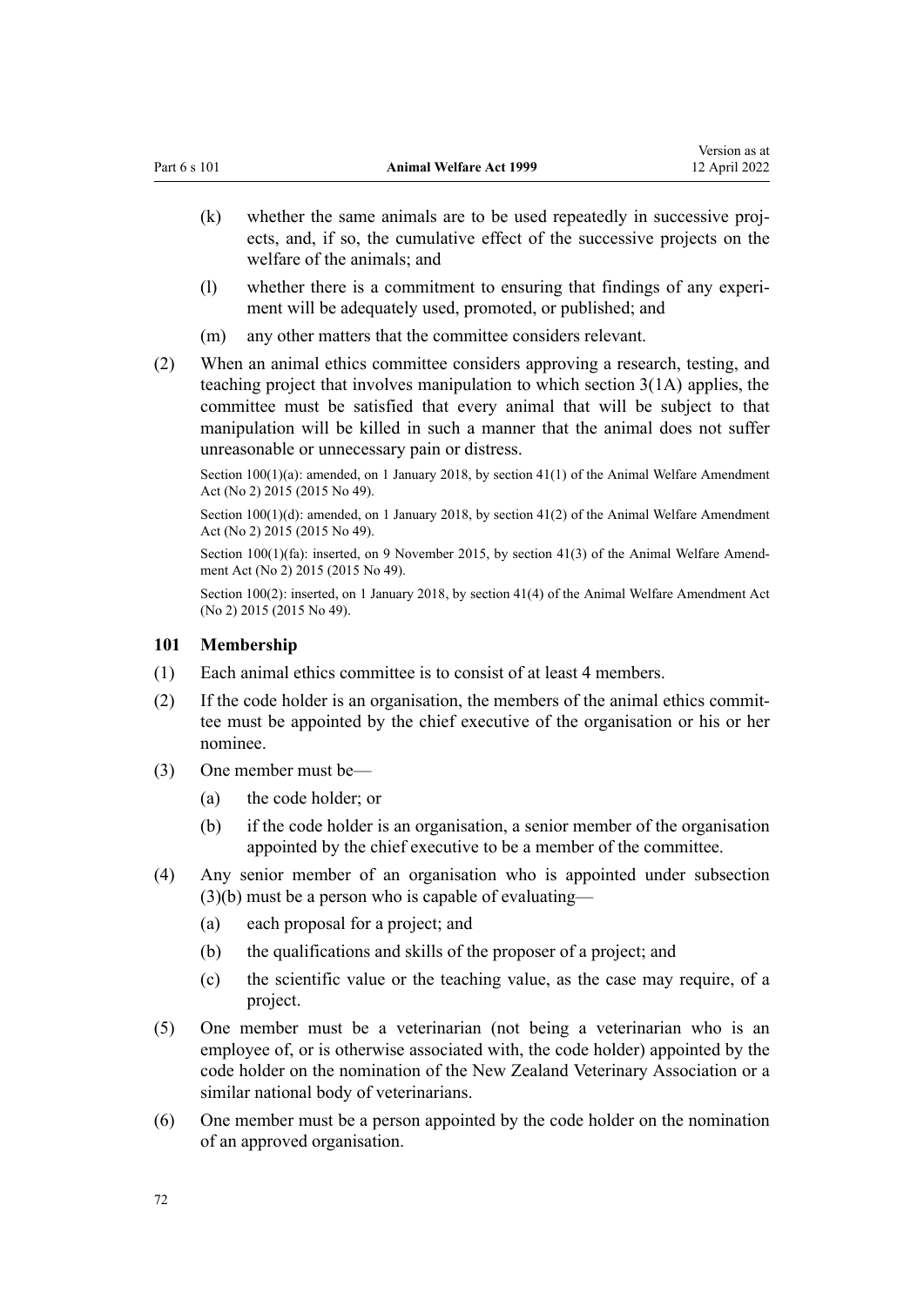(k) whether the same animals are to be used repeatedly in successive projects, and, if so, the cumulative effect of the successive projects on the welfare of the animals; and

(l) whether there is a commitment to ensuring that findings of any experiment will be adequately used, promoted, or published; and

(m) any other matters that the committee considers relevant.

(2) When an animal ethics committee considers approving a research, testing, and teaching project that involves manipulation to which section 3(1A) applies, the committee must be satisfied that every animal that will be subject to that manipulation will be killed in such a manner that the animal does not suffer unreasonable or unnecessary pain or distress.

Section 100(1)(a): amended, on 1 January 2018, by section 41(1) of the Animal Welfare Amendment Act (No 2) 2015 (2015 No 49).

Section 100(1)(d): amended, on 1 January 2018, by section 41(2) of the Animal Welfare Amendment Act (No 2) 2015 (2015 No 49).

Section 100(1)(fa): inserted, on 9 November 2015, by section 41(3) of the Animal Welfare Amendment Act (No 2) 2015 (2015 No 49).

Section 100(2): inserted, on 1 January 2018, by section 41(4) of the Animal Welfare Amendment Act (No 2) 2015 (2015 No 49).

### 101 Membership

(1) Each animal ethics committee is to consist of at least 4 members.

(2) If the code holder is an organisation, the members of the animal ethics committee must be appointed by the chief executive of the organisation or his or her nominee.

(3) One member must be—

(a) the code holder; or

(b) if the code holder is an organisation, a senior member of the organisation appointed by the chief executive to be a member of the committee.

(4) Any senior member of an organisation who is appointed under subsection (3)(b) must be a person who is capable of evaluating—

(a) each proposal for a project; and

(b) the qualifications and skills of the proposer of a project; and

(c) the scientific value or the teaching value, as the case may require, of a project.

(5) One member must be a veterinarian (not being a veterinarian who is an employee of, or is otherwise associated with, the code holder) appointed by the code holder on the nomination of the New Zealand Veterinary Association or a similar national body of veterinarians.

(6) One member must be a person appointed by the code holder on the nomination of an approved organisation.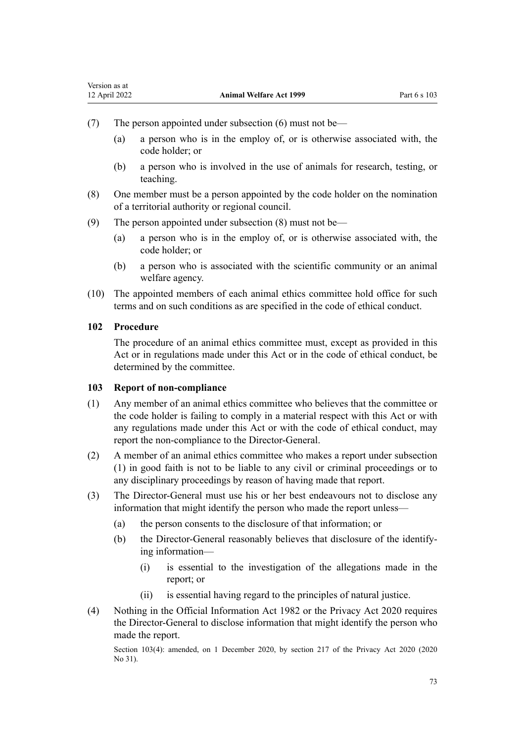(7) The person appointed under subsection (6) must not be—

(a) a person who is in the employ of, or is otherwise associated with, the code holder; or

(b) a person who is involved in the use of animals for research, testing, or teaching.

(8) One member must be a person appointed by the code holder on the nomination of a territorial authority or regional council.

(9) The person appointed under subsection (8) must not be—

(a) a person who is in the employ of, or is otherwise associated with, the code holder; or

(b) a person who is associated with the scientific community or an animal welfare agency.

(10) The appointed members of each animal ethics committee hold office for such terms and on such conditions as are specified in the code of ethical conduct.

### 102 Procedure

The procedure of an animal ethics committee must, except as provided in this Act or in regulations made under this Act or in the code of ethical conduct, be determined by the committee.

### 103 Report of non-compliance

(1) Any member of an animal ethics committee who believes that the committee or the code holder is failing to comply in a material respect with this Act or with any regulations made under this Act or with the code of ethical conduct, may report the non-compliance to the Director-General.

(2) A member of an animal ethics committee who makes a report under subsection (1) in good faith is not to be liable to any civil or criminal proceedings or to any disciplinary proceedings by reason of having made that report.

(3) The Director-General must use his or her best endeavours not to disclose any information that might identify the person who made the report unless—

(a) the person consents to the disclosure of that information; or

(b) the Director-General reasonably believes that disclosure of the identifying information—

(i) is essential to the investigation of the allegations made in the report; or

(ii) is essential having regard to the principles of natural justice.

(4) Nothing in the Official Information Act 1982 or the Privacy Act 2020 requires the Director-General to disclose information that might identify the person who made the report.

Section 103(4): amended, on 1 December 2020, by section 217 of the Privacy Act 2020 (2020 No 31).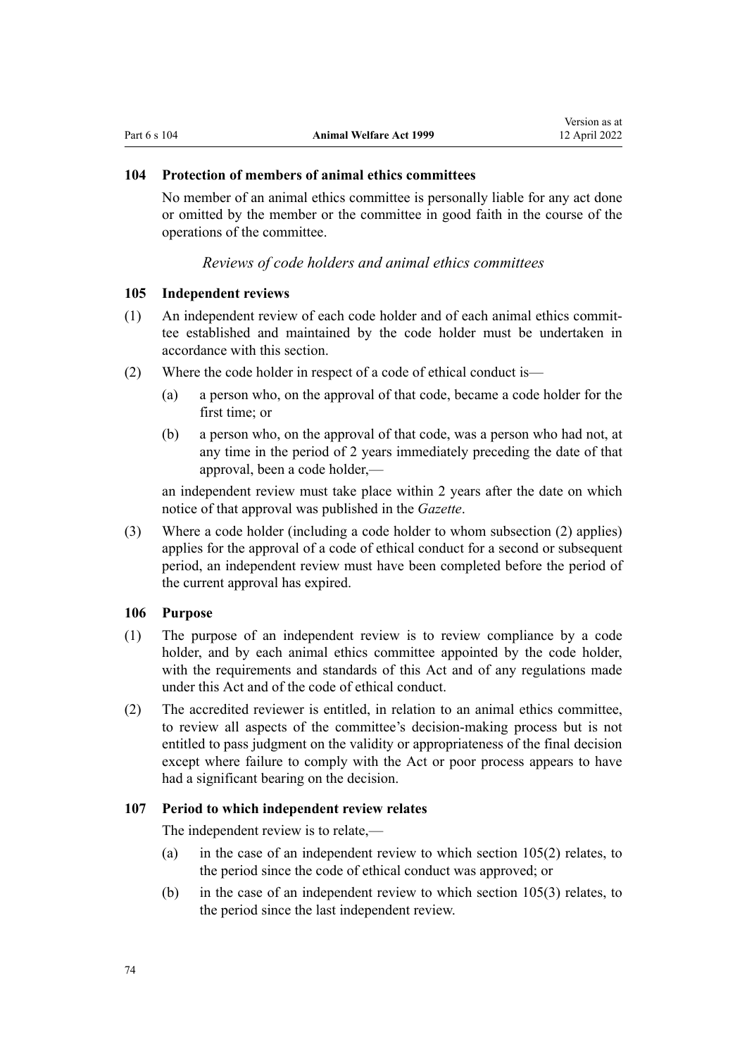### 104 Protection of members of animal ethics committees

No member of an animal ethics committee is personally liable for any act done or omitted by the member or the committee in good faith in the course of the operations of the committee.

*Reviews of code holders and animal ethics committees*

### 105 Independent reviews

(1) An independent review of each code holder and of each animal ethics committee established and maintained by the code holder must be undertaken in accordance with this section.

(2) Where the code holder in respect of a code of ethical conduct is—

(a) a person who, on the approval of that code, became a code holder for the first time; or

(b) a person who, on the approval of that code, was a person who had not, at any time in the period of 2 years immediately preceding the date of that approval, been a code holder,—

an independent review must take place within 2 years after the date on which notice of that approval was published in the *Gazette*.

(3) Where a code holder (including a code holder to whom subsection (2) applies) applies for the approval of a code of ethical conduct for a second or subsequent period, an independent review must have been completed before the period of the current approval has expired.

### 106 Purpose

(1) The purpose of an independent review is to review compliance by a code holder, and by each animal ethics committee appointed by the code holder, with the requirements and standards of this Act and of any regulations made under this Act and of the code of ethical conduct.

(2) The accredited reviewer is entitled, in relation to an animal ethics committee, to review all aspects of the committee's decision-making process but is not entitled to pass judgment on the validity or appropriateness of the final decision except where failure to comply with the Act or poor process appears to have had a significant bearing on the decision.

### 107 Period to which independent review relates

The independent review is to relate,—

(a) in the case of an independent review to which section 105(2) relates, to the period since the code of ethical conduct was approved; or

(b) in the case of an independent review to which section 105(3) relates, to the period since the last independent review.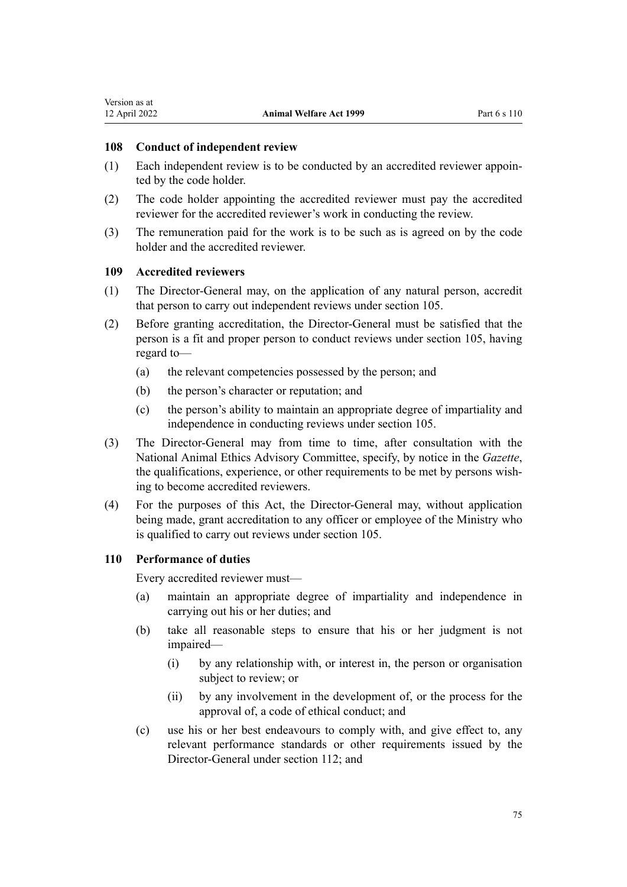### 108 Conduct of independent review

(1) Each independent review is to be conducted by an accredited reviewer appointed by the code holder.

(2) The code holder appointing the accredited reviewer must pay the accredited reviewer for the accredited reviewer's work in conducting the review.

(3) The remuneration paid for the work is to be such as is agreed on by the code holder and the accredited reviewer.

### 109 Accredited reviewers

(1) The Director-General may, on the application of any natural person, accredit that person to carry out independent reviews under section 105.

(2) Before granting accreditation, the Director-General must be satisfied that the person is a fit and proper person to conduct reviews under section 105, having regard to—

  (a) the relevant competencies possessed by the person; and

  (b) the person's character or reputation; and

  (c) the person's ability to maintain an appropriate degree of impartiality and independence in conducting reviews under section 105.

(3) The Director-General may from time to time, after consultation with the National Animal Ethics Advisory Committee, specify, by notice in the *Gazette*, the qualifications, experience, or other requirements to be met by persons wishing to become accredited reviewers.

(4) For the purposes of this Act, the Director-General may, without application being made, grant accreditation to any officer or employee of the Ministry who is qualified to carry out reviews under section 105.

### 110 Performance of duties

Every accredited reviewer must—

  (a) maintain an appropriate degree of impartiality and independence in carrying out his or her duties; and

  (b) take all reasonable steps to ensure that his or her judgment is not impaired—

    (i) by any relationship with, or interest in, the person or organisation subject to review; or

    (ii) by any involvement in the development of, or the process for the approval of, a code of ethical conduct; and

  (c) use his or her best endeavours to comply with, and give effect to, any relevant performance standards or other requirements issued by the Director-General under section 112; and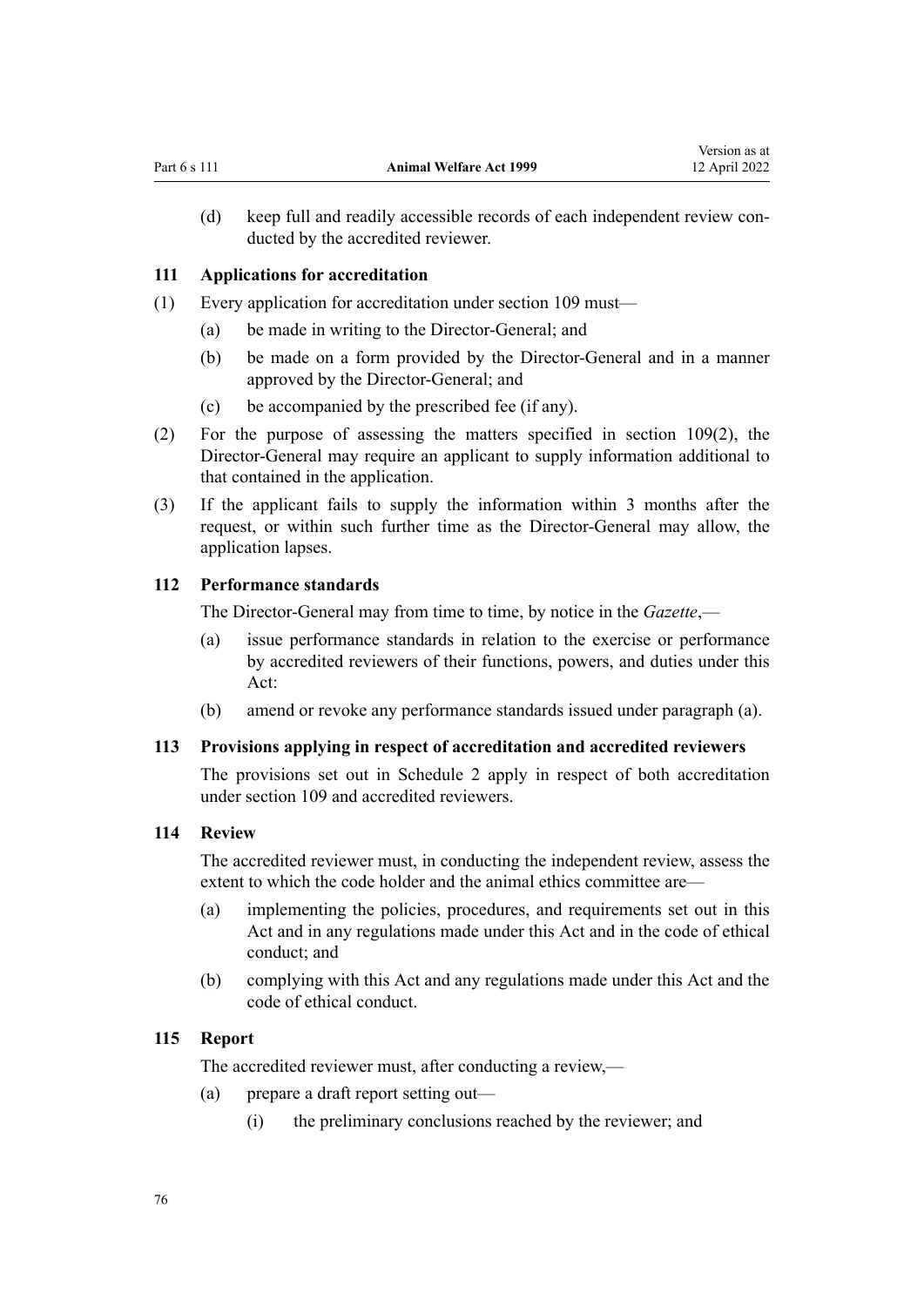(d) keep full and readily accessible records of each independent review conducted by the accredited reviewer.

### 111 Applications for accreditation

(1) Every application for accreditation under section 109 must—

  (a) be made in writing to the Director-General; and

  (b) be made on a form provided by the Director-General and in a manner approved by the Director-General; and

  (c) be accompanied by the prescribed fee (if any).

(2) For the purpose of assessing the matters specified in section 109(2), the Director-General may require an applicant to supply information additional to that contained in the application.

(3) If the applicant fails to supply the information within 3 months after the request, or within such further time as the Director-General may allow, the application lapses.

### 112 Performance standards

The Director-General may from time to time, by notice in the *Gazette*,—

  (a) issue performance standards in relation to the exercise or performance by accredited reviewers of their functions, powers, and duties under this Act:

  (b) amend or revoke any performance standards issued under paragraph (a).

### 113 Provisions applying in respect of accreditation and accredited reviewers

The provisions set out in Schedule 2 apply in respect of both accreditation under section 109 and accredited reviewers.

### 114 Review

The accredited reviewer must, in conducting the independent review, assess the extent to which the code holder and the animal ethics committee are—

  (a) implementing the policies, procedures, and requirements set out in this Act and in any regulations made under this Act and in the code of ethical conduct; and

  (b) complying with this Act and any regulations made under this Act and the code of ethical conduct.

### 115 Report

The accredited reviewer must, after conducting a review,—

  (a) prepare a draft report setting out—

    (i) the preliminary conclusions reached by the reviewer; and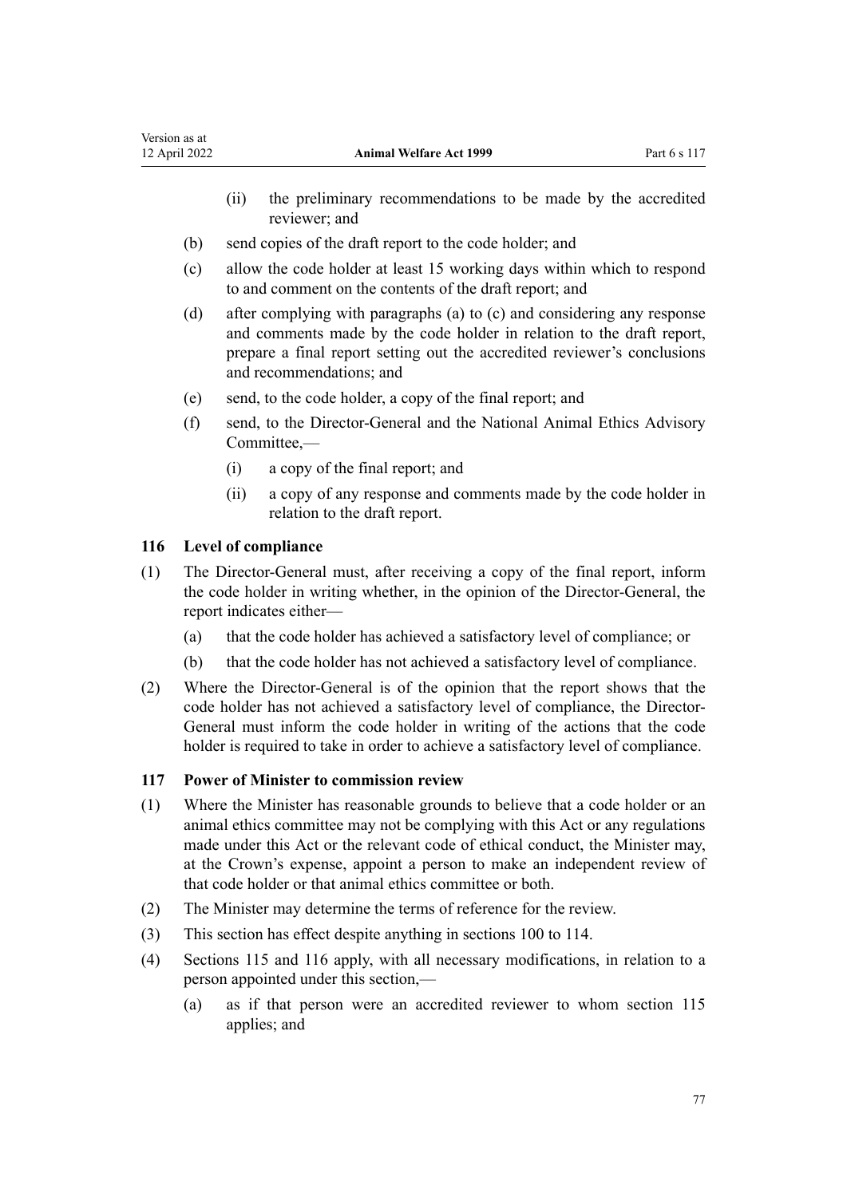(ii) the preliminary recommendations to be made by the accredited reviewer; and

(b) send copies of the draft report to the code holder; and

(c) allow the code holder at least 15 working days within which to respond to and comment on the contents of the draft report; and

(d) after complying with paragraphs (a) to (c) and considering any response and comments made by the code holder in relation to the draft report, prepare a final report setting out the accredited reviewer's conclusions and recommendations; and

(e) send, to the code holder, a copy of the final report; and

(f) send, to the Director-General and the National Animal Ethics Advisory Committee,—

(i) a copy of the final report; and

(ii) a copy of any response and comments made by the code holder in relation to the draft report.

### 116 Level of compliance

(1) The Director-General must, after receiving a copy of the final report, inform the code holder in writing whether, in the opinion of the Director-General, the report indicates either—

(a) that the code holder has achieved a satisfactory level of compliance; or

(b) that the code holder has not achieved a satisfactory level of compliance.

(2) Where the Director-General is of the opinion that the report shows that the code holder has not achieved a satisfactory level of compliance, the Director-General must inform the code holder in writing of the actions that the code holder is required to take in order to achieve a satisfactory level of compliance.

### 117 Power of Minister to commission review

(1) Where the Minister has reasonable grounds to believe that a code holder or an animal ethics committee may not be complying with this Act or any regulations made under this Act or the relevant code of ethical conduct, the Minister may, at the Crown's expense, appoint a person to make an independent review of that code holder or that animal ethics committee or both.

(2) The Minister may determine the terms of reference for the review.

(3) This section has effect despite anything in sections 100 to 114.

(4) Sections 115 and 116 apply, with all necessary modifications, in relation to a person appointed under this section,—

(a) as if that person were an accredited reviewer to whom section 115 applies; and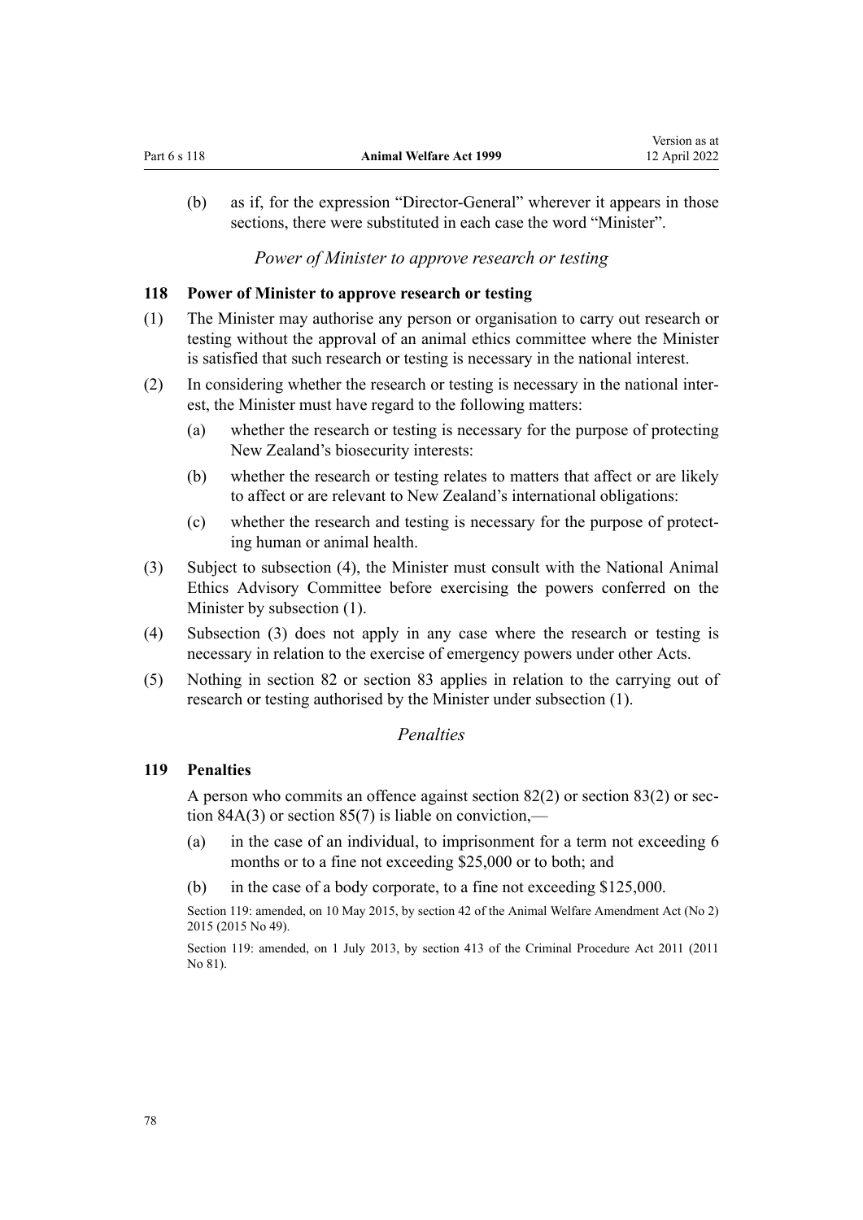(b) as if, for the expression "Director-General" wherever it appears in those sections, there were substituted in each case the word "Minister".

*Power of Minister to approve research or testing*

### 118 Power of Minister to approve research or testing

(1) The Minister may authorise any person or organisation to carry out research or testing without the approval of an animal ethics committee where the Minister is satisfied that such research or testing is necessary in the national interest.

(2) In considering whether the research or testing is necessary in the national interest, the Minister must have regard to the following matters:

- (a) whether the research or testing is necessary for the purpose of protecting New Zealand's biosecurity interests:
- (b) whether the research or testing relates to matters that affect or are likely to affect or are relevant to New Zealand's international obligations:
- (c) whether the research and testing is necessary for the purpose of protecting human or animal health.

(3) Subject to subsection (4), the Minister must consult with the National Animal Ethics Advisory Committee before exercising the powers conferred on the Minister by subsection (1).

(4) Subsection (3) does not apply in any case where the research or testing is necessary in relation to the exercise of emergency powers under other Acts.

(5) Nothing in section 82 or section 83 applies in relation to the carrying out of research or testing authorised by the Minister under subsection (1).

*Penalties*

### 119 Penalties

A person who commits an offence against section 82(2) or section 83(2) or section 84A(3) or section 85(7) is liable on conviction,—

- (a) in the case of an individual, to imprisonment for a term not exceeding 6 months or to a fine not exceeding $25,000 or to both; and
- (b) in the case of a body corporate, to a fine not exceeding $125,000.

Section 119: amended, on 10 May 2015, by section 42 of the Animal Welfare Amendment Act (No 2) 2015 (2015 No 49).

Section 119: amended, on 1 July 2013, by section 413 of the Criminal Procedure Act 2011 (2011 No 81).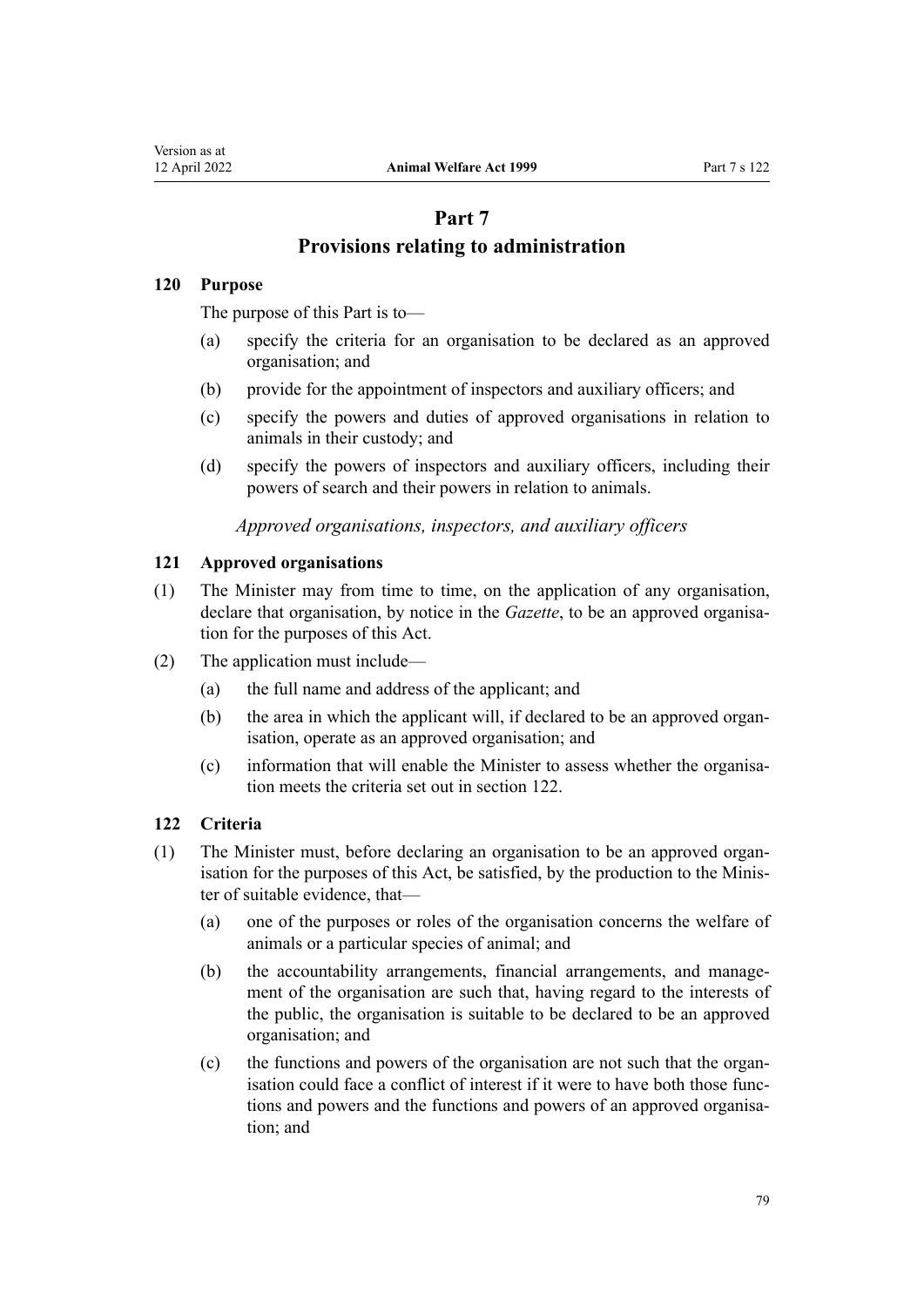# Part 7
# Provisions relating to administration

### 120 Purpose

The purpose of this Part is to—

(a) specify the criteria for an organisation to be declared as an approved organisation; and

(b) provide for the appointment of inspectors and auxiliary officers; and

(c) specify the powers and duties of approved organisations in relation to animals in their custody; and

(d) specify the powers of inspectors and auxiliary officers, including their powers of search and their powers in relation to animals.

*Approved organisations, inspectors, and auxiliary officers*

### 121 Approved organisations

(1) The Minister may from time to time, on the application of any organisation, declare that organisation, by notice in the *Gazette*, to be an approved organisation for the purposes of this Act.

(2) The application must include—

(a) the full name and address of the applicant; and

(b) the area in which the applicant will, if declared to be an approved organisation, operate as an approved organisation; and

(c) information that will enable the Minister to assess whether the organisation meets the criteria set out in section 122.

### 122 Criteria

(1) The Minister must, before declaring an organisation to be an approved organisation for the purposes of this Act, be satisfied, by the production to the Minister of suitable evidence, that—

(a) one of the purposes or roles of the organisation concerns the welfare of animals or a particular species of animal; and

(b) the accountability arrangements, financial arrangements, and management of the organisation are such that, having regard to the interests of the public, the organisation is suitable to be declared to be an approved organisation; and

(c) the functions and powers of the organisation are not such that the organisation could face a conflict of interest if it were to have both those functions and powers and the functions and powers of an approved organisation; and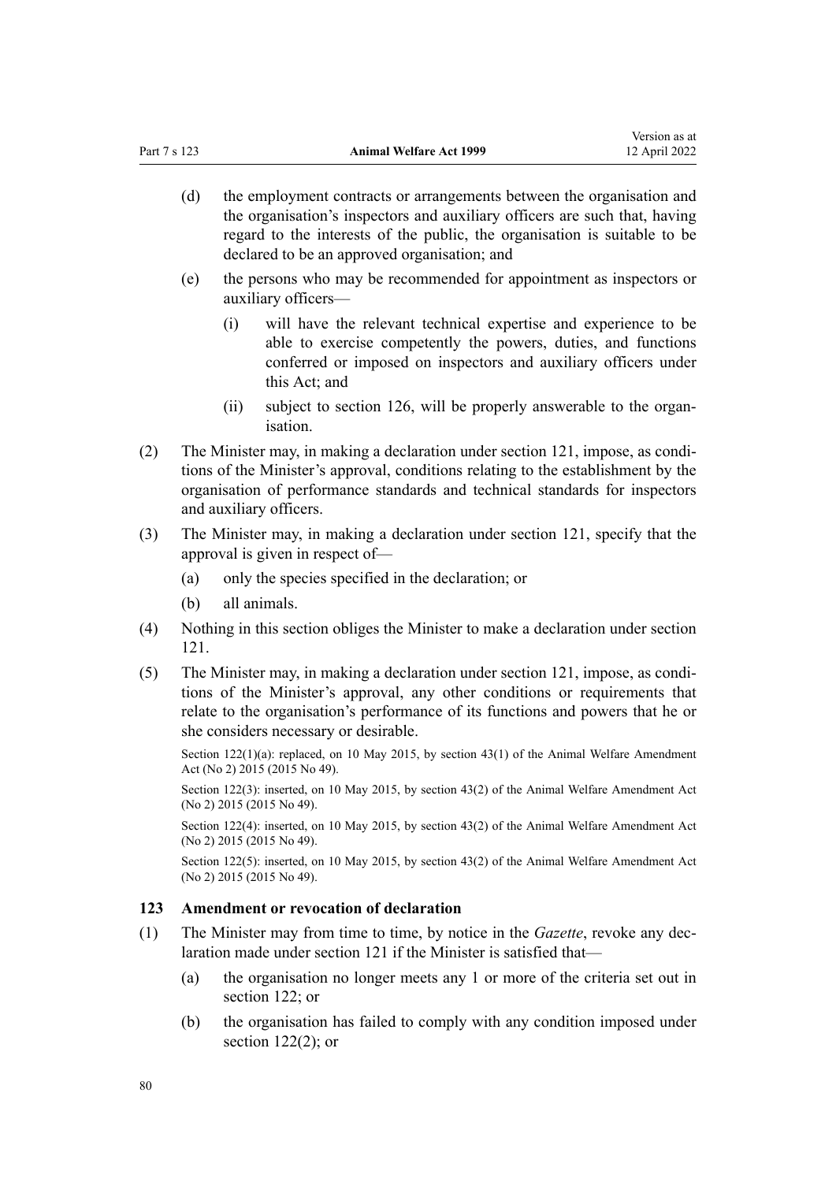(d) the employment contracts or arrangements between the organisation and the organisation's inspectors and auxiliary officers are such that, having regard to the interests of the public, the organisation is suitable to be declared to be an approved organisation; and

(e) the persons who may be recommended for appointment as inspectors or auxiliary officers—

(i) will have the relevant technical expertise and experience to be able to exercise competently the powers, duties, and functions conferred or imposed on inspectors and auxiliary officers under this Act; and

(ii) subject to section 126, will be properly answerable to the organisation.

(2) The Minister may, in making a declaration under section 121, impose, as conditions of the Minister's approval, conditions relating to the establishment by the organisation of performance standards and technical standards for inspectors and auxiliary officers.

(3) The Minister may, in making a declaration under section 121, specify that the approval is given in respect of—

(a) only the species specified in the declaration; or

(b) all animals.

(4) Nothing in this section obliges the Minister to make a declaration under section 121.

(5) The Minister may, in making a declaration under section 121, impose, as conditions of the Minister's approval, any other conditions or requirements that relate to the organisation's performance of its functions and powers that he or she considers necessary or desirable.

Section 122(1)(a): replaced, on 10 May 2015, by section 43(1) of the Animal Welfare Amendment Act (No 2) 2015 (2015 No 49).

Section 122(3): inserted, on 10 May 2015, by section 43(2) of the Animal Welfare Amendment Act (No 2) 2015 (2015 No 49).

Section 122(4): inserted, on 10 May 2015, by section 43(2) of the Animal Welfare Amendment Act (No 2) 2015 (2015 No 49).

Section 122(5): inserted, on 10 May 2015, by section 43(2) of the Animal Welfare Amendment Act (No 2) 2015 (2015 No 49).

### 123 Amendment or revocation of declaration

(1) The Minister may from time to time, by notice in the *Gazette*, revoke any declaration made under section 121 if the Minister is satisfied that—

(a) the organisation no longer meets any 1 or more of the criteria set out in section 122; or

(b) the organisation has failed to comply with any condition imposed under section 122(2); or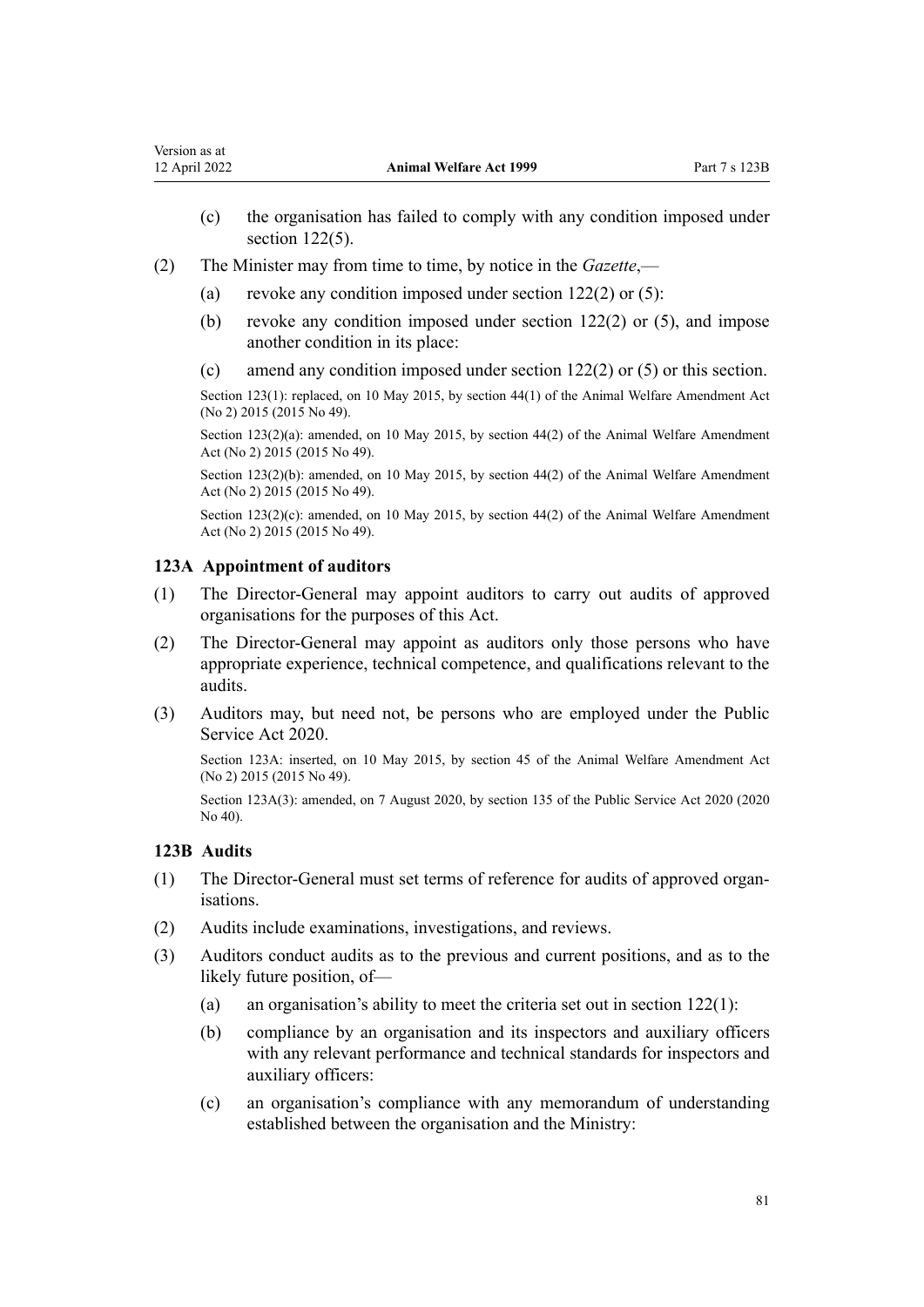(c) the organisation has failed to comply with any condition imposed under section 122(5).

(2) The Minister may from time to time, by notice in the *Gazette*,—

(a) revoke any condition imposed under section 122(2) or (5):

(b) revoke any condition imposed under section 122(2) or (5), and impose another condition in its place:

(c) amend any condition imposed under section 122(2) or (5) or this section.

Section 123(1): replaced, on 10 May 2015, by section 44(1) of the Animal Welfare Amendment Act (No 2) 2015 (2015 No 49).

Section 123(2)(a): amended, on 10 May 2015, by section 44(2) of the Animal Welfare Amendment Act (No 2) 2015 (2015 No 49).

Section 123(2)(b): amended, on 10 May 2015, by section 44(2) of the Animal Welfare Amendment Act (No 2) 2015 (2015 No 49).

Section 123(2)(c): amended, on 10 May 2015, by section 44(2) of the Animal Welfare Amendment Act (No 2) 2015 (2015 No 49).

### 123A Appointment of auditors

(1) The Director-General may appoint auditors to carry out audits of approved organisations for the purposes of this Act.

(2) The Director-General may appoint as auditors only those persons who have appropriate experience, technical competence, and qualifications relevant to the audits.

(3) Auditors may, but need not, be persons who are employed under the Public Service Act 2020.

Section 123A: inserted, on 10 May 2015, by section 45 of the Animal Welfare Amendment Act (No 2) 2015 (2015 No 49).

Section 123A(3): amended, on 7 August 2020, by section 135 of the Public Service Act 2020 (2020 No 40).

### 123B Audits

(1) The Director-General must set terms of reference for audits of approved organisations.

(2) Audits include examinations, investigations, and reviews.

(3) Auditors conduct audits as to the previous and current positions, and as to the likely future position, of—

(a) an organisation's ability to meet the criteria set out in section 122(1):

(b) compliance by an organisation and its inspectors and auxiliary officers with any relevant performance and technical standards for inspectors and auxiliary officers:

(c) an organisation's compliance with any memorandum of understanding established between the organisation and the Ministry: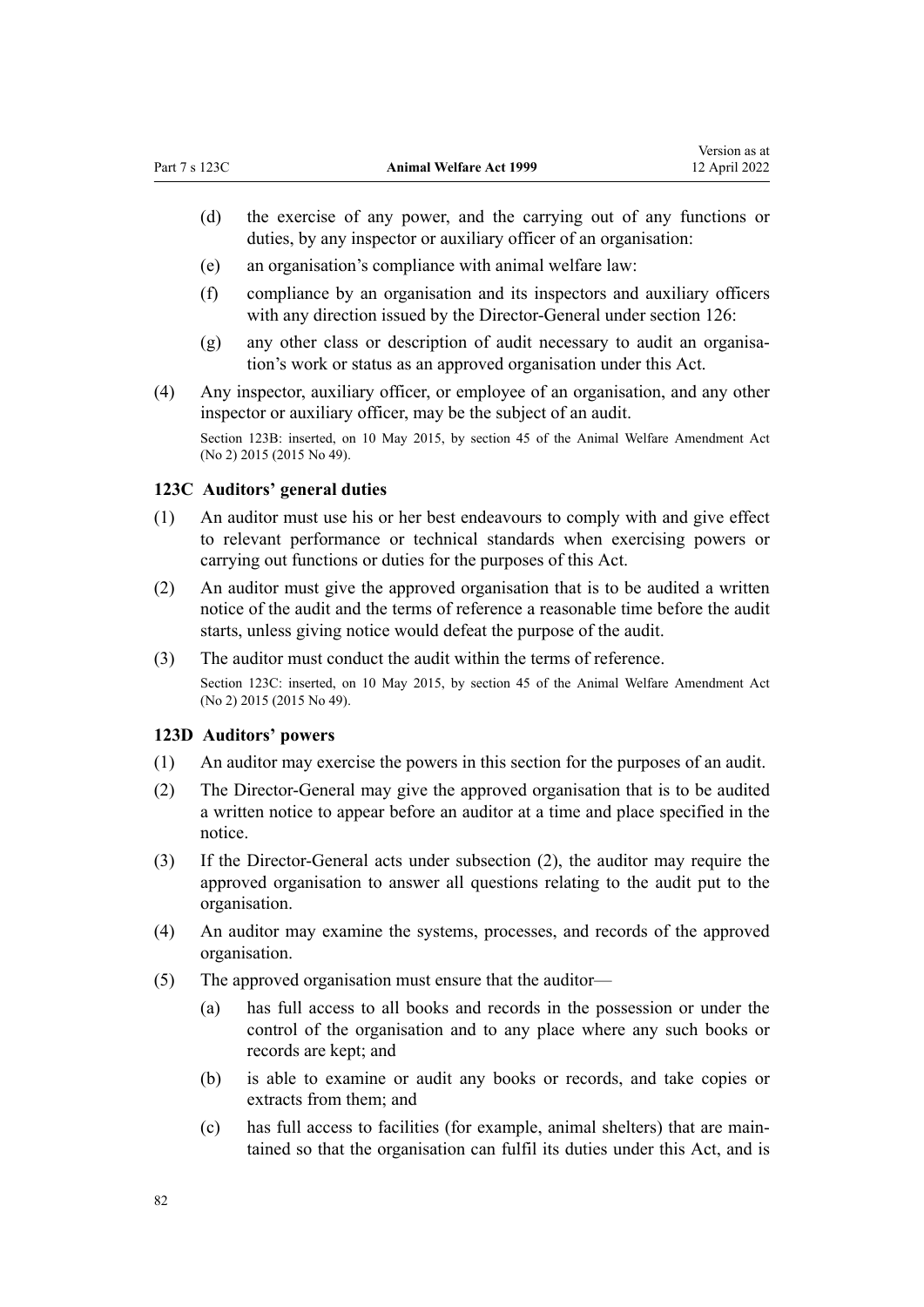(d) the exercise of any power, and the carrying out of any functions or duties, by any inspector or auxiliary officer of an organisation:

(e) an organisation's compliance with animal welfare law:

(f) compliance by an organisation and its inspectors and auxiliary officers with any direction issued by the Director-General under section 126:

(g) any other class or description of audit necessary to audit an organisation's work or status as an approved organisation under this Act.

(4) Any inspector, auxiliary officer, or employee of an organisation, and any other inspector or auxiliary officer, may be the subject of an audit.

Section 123B: inserted, on 10 May 2015, by section 45 of the Animal Welfare Amendment Act (No 2) 2015 (2015 No 49).

### 123C Auditors' general duties

(1) An auditor must use his or her best endeavours to comply with and give effect to relevant performance or technical standards when exercising powers or carrying out functions or duties for the purposes of this Act.

(2) An auditor must give the approved organisation that is to be audited a written notice of the audit and the terms of reference a reasonable time before the audit starts, unless giving notice would defeat the purpose of the audit.

(3) The auditor must conduct the audit within the terms of reference.

Section 123C: inserted, on 10 May 2015, by section 45 of the Animal Welfare Amendment Act (No 2) 2015 (2015 No 49).

### 123D Auditors' powers

(1) An auditor may exercise the powers in this section for the purposes of an audit.

(2) The Director-General may give the approved organisation that is to be audited a written notice to appear before an auditor at a time and place specified in the notice.

(3) If the Director-General acts under subsection (2), the auditor may require the approved organisation to answer all questions relating to the audit put to the organisation.

(4) An auditor may examine the systems, processes, and records of the approved organisation.

(5) The approved organisation must ensure that the auditor—

(a) has full access to all books and records in the possession or under the control of the organisation and to any place where any such books or records are kept; and

(b) is able to examine or audit any books or records, and take copies or extracts from them; and

(c) has full access to facilities (for example, animal shelters) that are maintained so that the organisation can fulfil its duties under this Act, and is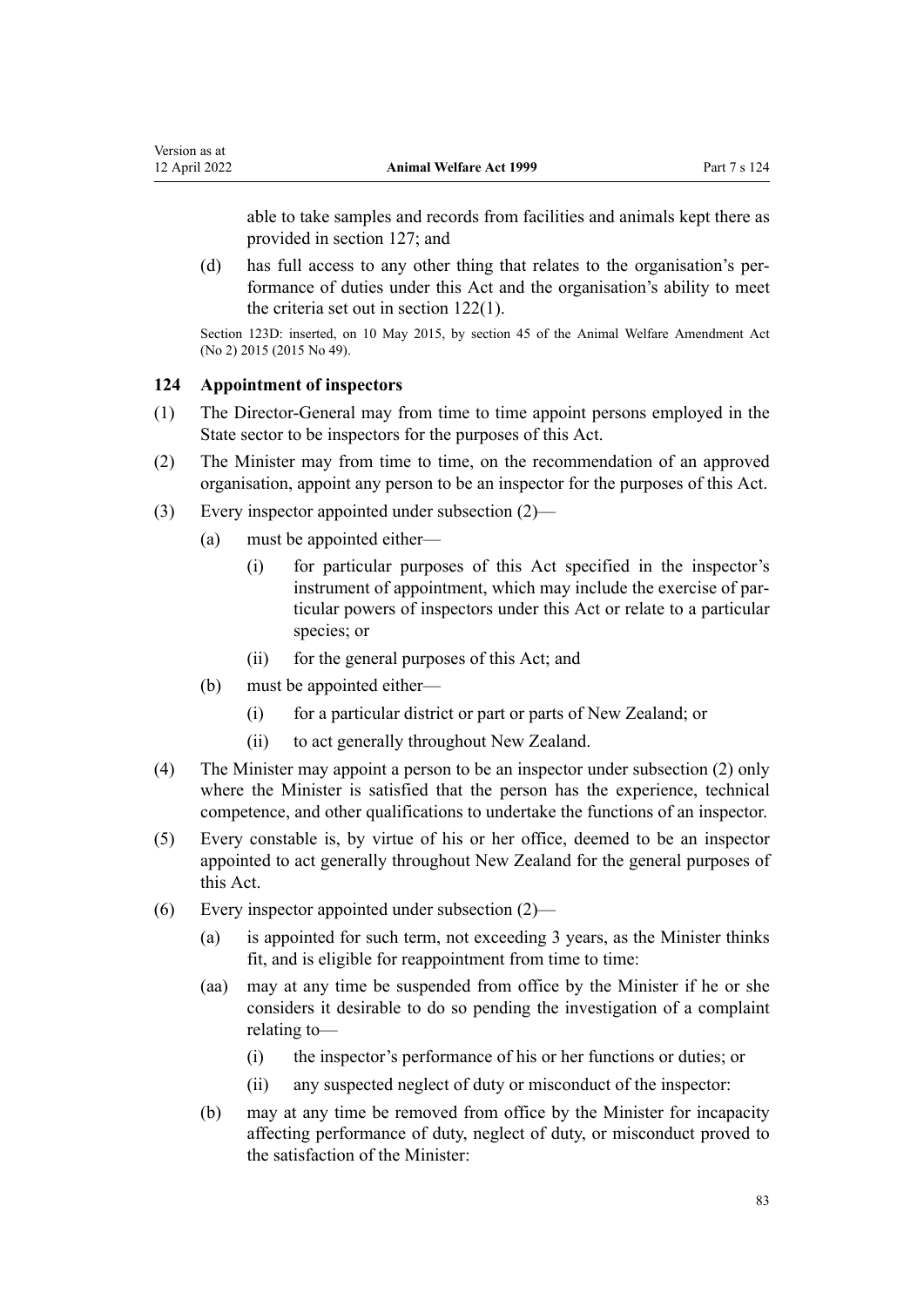able to take samples and records from facilities and animals kept there as provided in section 127; and

(d) has full access to any other thing that relates to the organisation's performance of duties under this Act and the organisation's ability to meet the criteria set out in section 122(1).

Section 123D: inserted, on 10 May 2015, by section 45 of the Animal Welfare Amendment Act (No 2) 2015 (2015 No 49).

### 124 Appointment of inspectors

(1) The Director-General may from time to time appoint persons employed in the State sector to be inspectors for the purposes of this Act.

(2) The Minister may from time to time, on the recommendation of an approved organisation, appoint any person to be an inspector for the purposes of this Act.

(3) Every inspector appointed under subsection (2)—

  (a) must be appointed either—

    (i) for particular purposes of this Act specified in the inspector's instrument of appointment, which may include the exercise of particular powers of inspectors under this Act or relate to a particular species; or

    (ii) for the general purposes of this Act; and

  (b) must be appointed either—

    (i) for a particular district or part or parts of New Zealand; or

    (ii) to act generally throughout New Zealand.

(4) The Minister may appoint a person to be an inspector under subsection (2) only where the Minister is satisfied that the person has the experience, technical competence, and other qualifications to undertake the functions of an inspector.

(5) Every constable is, by virtue of his or her office, deemed to be an inspector appointed to act generally throughout New Zealand for the general purposes of this Act.

(6) Every inspector appointed under subsection (2)—

  (a) is appointed for such term, not exceeding 3 years, as the Minister thinks fit, and is eligible for reappointment from time to time:

  (aa) may at any time be suspended from office by the Minister if he or she considers it desirable to do so pending the investigation of a complaint relating to—

    (i) the inspector's performance of his or her functions or duties; or

    (ii) any suspected neglect of duty or misconduct of the inspector:

  (b) may at any time be removed from office by the Minister for incapacity affecting performance of duty, neglect of duty, or misconduct proved to the satisfaction of the Minister: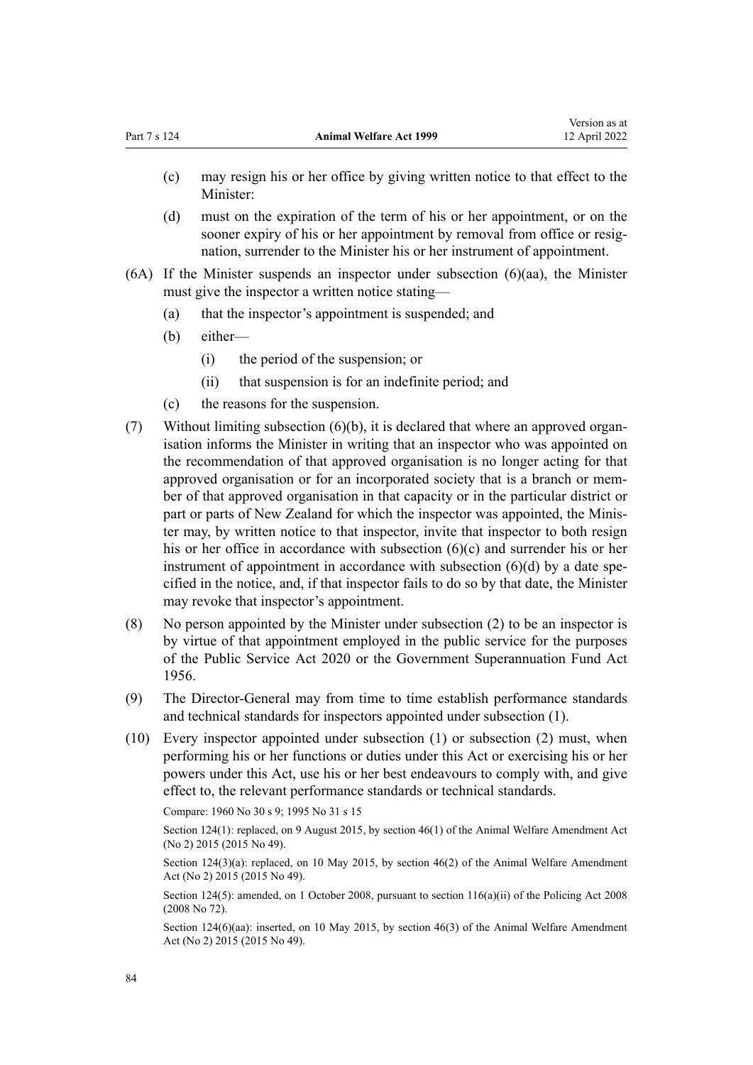(c) may resign his or her office by giving written notice to that effect to the Minister:

(d) must on the expiration of the term of his or her appointment, or on the sooner expiry of his or her appointment by removal from office or resignation, surrender to the Minister his or her instrument of appointment.

(6A) If the Minister suspends an inspector under subsection (6)(aa), the Minister must give the inspector a written notice stating—

(a) that the inspector's appointment is suspended; and

(b) either—

(i) the period of the suspension; or

(ii) that suspension is for an indefinite period; and

(c) the reasons for the suspension.

(7) Without limiting subsection (6)(b), it is declared that where an approved organisation informs the Minister in writing that an inspector who was appointed on the recommendation of that approved organisation is no longer acting for that approved organisation or for an incorporated society that is a branch or member of that approved organisation in that capacity or in the particular district or part or parts of New Zealand for which the inspector was appointed, the Minister may, by written notice to that inspector, invite that inspector to both resign his or her office in accordance with subsection (6)(c) and surrender his or her instrument of appointment in accordance with subsection (6)(d) by a date specified in the notice, and, if that inspector fails to do so by that date, the Minister may revoke that inspector's appointment.

(8) No person appointed by the Minister under subsection (2) to be an inspector is by virtue of that appointment employed in the public service for the purposes of the Public Service Act 2020 or the Government Superannuation Fund Act 1956.

(9) The Director-General may from time to time establish performance standards and technical standards for inspectors appointed under subsection (1).

(10) Every inspector appointed under subsection (1) or subsection (2) must, when performing his or her functions or duties under this Act or exercising his or her powers under this Act, use his or her best endeavours to comply with, and give effect to, the relevant performance standards or technical standards.

Compare: 1960 No 30 s 9; 1995 No 31 s 15

Section 124(1): replaced, on 9 August 2015, by section 46(1) of the Animal Welfare Amendment Act (No 2) 2015 (2015 No 49).

Section 124(3)(a): replaced, on 10 May 2015, by section 46(2) of the Animal Welfare Amendment Act (No 2) 2015 (2015 No 49).

Section 124(5): amended, on 1 October 2008, pursuant to section 116(a)(ii) of the Policing Act 2008 (2008 No 72).

Section 124(6)(aa): inserted, on 10 May 2015, by section 46(3) of the Animal Welfare Amendment Act (No 2) 2015 (2015 No 49).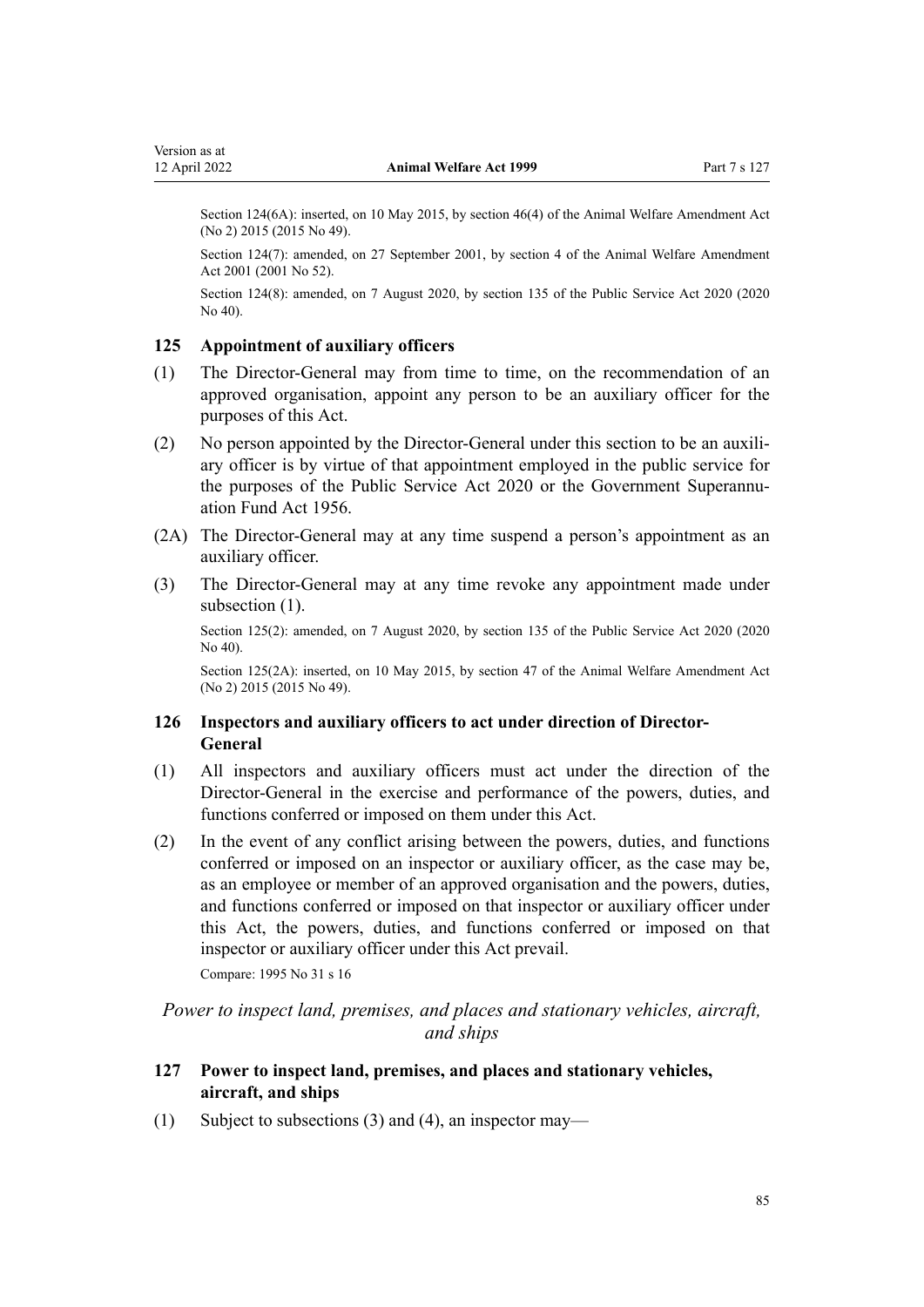Section 124(6A): inserted, on 10 May 2015, by section 46(4) of the Animal Welfare Amendment Act (No 2) 2015 (2015 No 49).

Section 124(7): amended, on 27 September 2001, by section 4 of the Animal Welfare Amendment Act 2001 (2001 No 52).

Section 124(8): amended, on 7 August 2020, by section 135 of the Public Service Act 2020 (2020 No 40).

### 125 Appointment of auxiliary officers

(1) The Director-General may from time to time, on the recommendation of an approved organisation, appoint any person to be an auxiliary officer for the purposes of this Act.

(2) No person appointed by the Director-General under this section to be an auxiliary officer is by virtue of that appointment employed in the public service for the purposes of the Public Service Act 2020 or the Government Superannuation Fund Act 1956.

(2A) The Director-General may at any time suspend a person's appointment as an auxiliary officer.

(3) The Director-General may at any time revoke any appointment made under subsection (1).

Section 125(2): amended, on 7 August 2020, by section 135 of the Public Service Act 2020 (2020 No 40).

Section 125(2A): inserted, on 10 May 2015, by section 47 of the Animal Welfare Amendment Act (No 2) 2015 (2015 No 49).

### 126 Inspectors and auxiliary officers to act under direction of Director-General

(1) All inspectors and auxiliary officers must act under the direction of the Director-General in the exercise and performance of the powers, duties, and functions conferred or imposed on them under this Act.

(2) In the event of any conflict arising between the powers, duties, and functions conferred or imposed on an inspector or auxiliary officer, as the case may be, as an employee or member of an approved organisation and the powers, duties, and functions conferred or imposed on that inspector or auxiliary officer under this Act, the powers, duties, and functions conferred or imposed on that inspector or auxiliary officer under this Act prevail.

Compare: 1995 No 31 s 16

*Power to inspect land, premises, and places and stationary vehicles, aircraft, and ships*

### 127 Power to inspect land, premises, and places and stationary vehicles, aircraft, and ships

(1) Subject to subsections (3) and (4), an inspector may—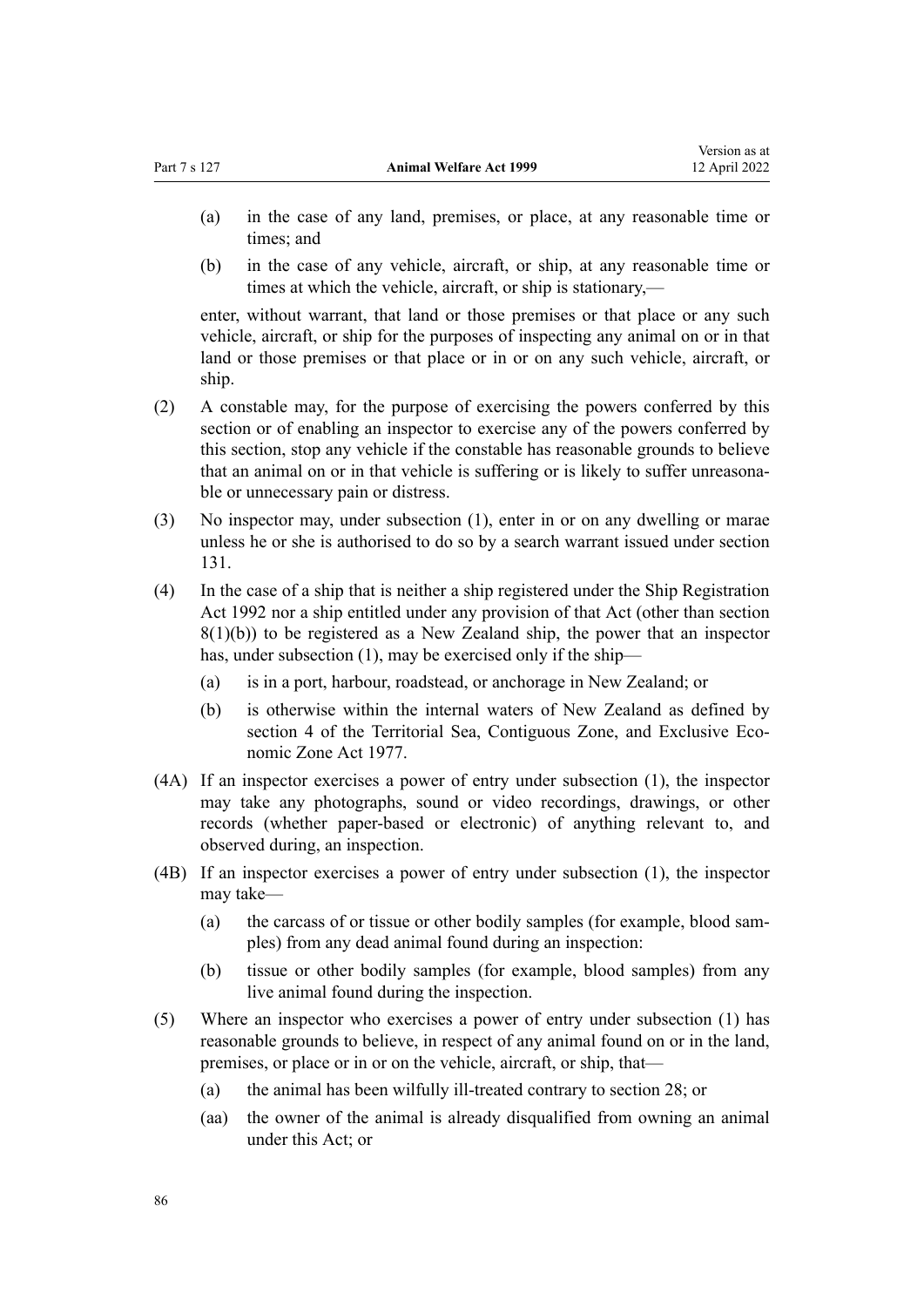(a) in the case of any land, premises, or place, at any reasonable time or times; and

(b) in the case of any vehicle, aircraft, or ship, at any reasonable time or times at which the vehicle, aircraft, or ship is stationary,—

enter, without warrant, that land or those premises or that place or any such vehicle, aircraft, or ship for the purposes of inspecting any animal on or in that land or those premises or that place or in or on any such vehicle, aircraft, or ship.

(2) A constable may, for the purpose of exercising the powers conferred by this section or of enabling an inspector to exercise any of the powers conferred by this section, stop any vehicle if the constable has reasonable grounds to believe that an animal on or in that vehicle is suffering or is likely to suffer unreasonable or unnecessary pain or distress.

(3) No inspector may, under subsection (1), enter in or on any dwelling or marae unless he or she is authorised to do so by a search warrant issued under section 131.

(4) In the case of a ship that is neither a ship registered under the Ship Registration Act 1992 nor a ship entitled under any provision of that Act (other than section 8(1)(b)) to be registered as a New Zealand ship, the power that an inspector has, under subsection (1), may be exercised only if the ship—

(a) is in a port, harbour, roadstead, or anchorage in New Zealand; or

(b) is otherwise within the internal waters of New Zealand as defined by section 4 of the Territorial Sea, Contiguous Zone, and Exclusive Economic Zone Act 1977.

(4A) If an inspector exercises a power of entry under subsection (1), the inspector may take any photographs, sound or video recordings, drawings, or other records (whether paper-based or electronic) of anything relevant to, and observed during, an inspection.

(4B) If an inspector exercises a power of entry under subsection (1), the inspector may take—

(a) the carcass of or tissue or other bodily samples (for example, blood samples) from any dead animal found during an inspection:

(b) tissue or other bodily samples (for example, blood samples) from any live animal found during the inspection.

(5) Where an inspector who exercises a power of entry under subsection (1) has reasonable grounds to believe, in respect of any animal found on or in the land, premises, or place or in or on the vehicle, aircraft, or ship, that—

(a) the animal has been wilfully ill-treated contrary to section 28; or

(aa) the owner of the animal is already disqualified from owning an animal under this Act; or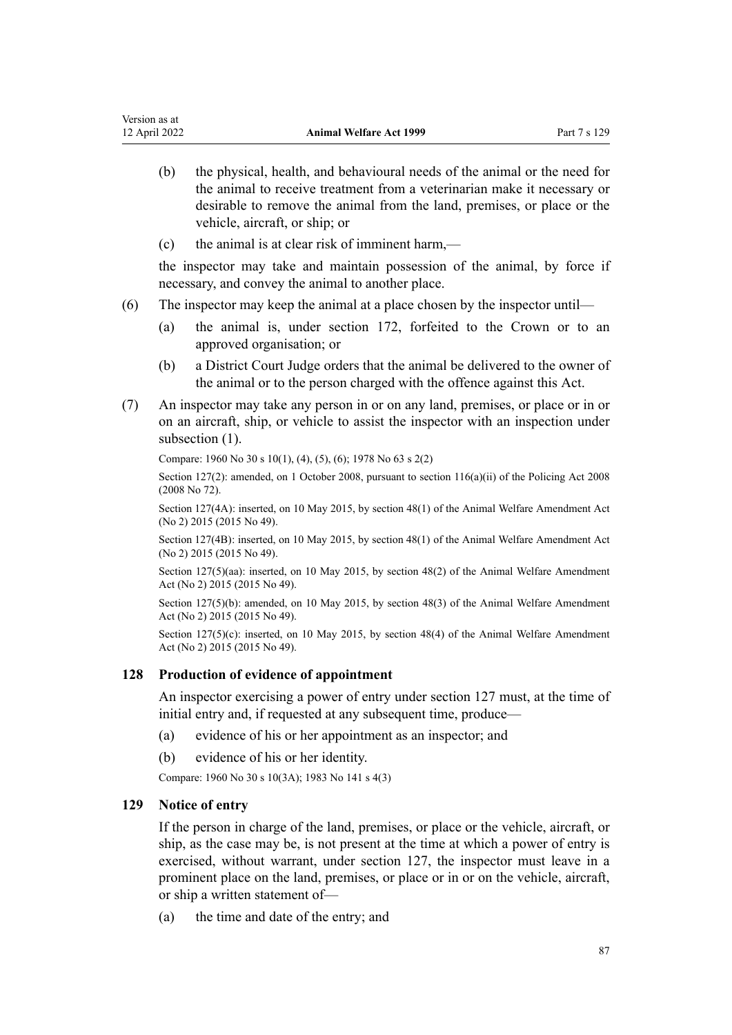(b) the physical, health, and behavioural needs of the animal or the need for the animal to receive treatment from a veterinarian make it necessary or desirable to remove the animal from the land, premises, or place or the vehicle, aircraft, or ship; or

(c) the animal is at clear risk of imminent harm,—

the inspector may take and maintain possession of the animal, by force if necessary, and convey the animal to another place.

(6) The inspector may keep the animal at a place chosen by the inspector until—

(a) the animal is, under section 172, forfeited to the Crown or to an approved organisation; or

(b) a District Court Judge orders that the animal be delivered to the owner of the animal or to the person charged with the offence against this Act.

(7) An inspector may take any person in or on any land, premises, or place or in or on an aircraft, ship, or vehicle to assist the inspector with an inspection under subsection (1).

Compare: 1960 No 30 s 10(1), (4), (5), (6); 1978 No 63 s 2(2)

Section 127(2): amended, on 1 October 2008, pursuant to section 116(a)(ii) of the Policing Act 2008 (2008 No 72).

Section 127(4A): inserted, on 10 May 2015, by section 48(1) of the Animal Welfare Amendment Act (No 2) 2015 (2015 No 49).

Section 127(4B): inserted, on 10 May 2015, by section 48(1) of the Animal Welfare Amendment Act (No 2) 2015 (2015 No 49).

Section 127(5)(aa): inserted, on 10 May 2015, by section 48(2) of the Animal Welfare Amendment Act (No 2) 2015 (2015 No 49).

Section 127(5)(b): amended, on 10 May 2015, by section 48(3) of the Animal Welfare Amendment Act (No 2) 2015 (2015 No 49).

Section 127(5)(c): inserted, on 10 May 2015, by section 48(4) of the Animal Welfare Amendment Act (No 2) 2015 (2015 No 49).

### 128 Production of evidence of appointment

An inspector exercising a power of entry under section 127 must, at the time of initial entry and, if requested at any subsequent time, produce—

(a) evidence of his or her appointment as an inspector; and

(b) evidence of his or her identity.

Compare: 1960 No 30 s 10(3A); 1983 No 141 s 4(3)

### 129 Notice of entry

If the person in charge of the land, premises, or place or the vehicle, aircraft, or ship, as the case may be, is not present at the time at which a power of entry is exercised, without warrant, under section 127, the inspector must leave in a prominent place on the land, premises, or place or in or on the vehicle, aircraft, or ship a written statement of—

(a) the time and date of the entry; and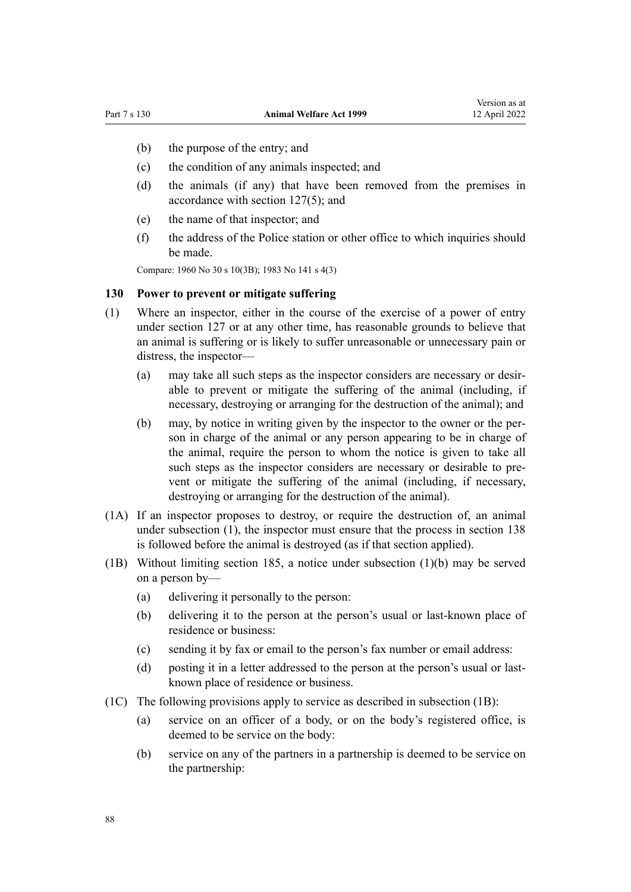(b) the purpose of the entry; and

(c) the condition of any animals inspected; and

(d) the animals (if any) that have been removed from the premises in accordance with section 127(5); and

(e) the name of that inspector; and

(f) the address of the Police station or other office to which inquiries should be made.

Compare: 1960 No 30 s 10(3B); 1983 No 141 s 4(3)

### 130 Power to prevent or mitigate suffering

(1) Where an inspector, either in the course of the exercise of a power of entry under section 127 or at any other time, has reasonable grounds to believe that an animal is suffering or is likely to suffer unreasonable or unnecessary pain or distress, the inspector—

(a) may take all such steps as the inspector considers are necessary or desirable to prevent or mitigate the suffering of the animal (including, if necessary, destroying or arranging for the destruction of the animal); and

(b) may, by notice in writing given by the inspector to the owner or the person in charge of the animal or any person appearing to be in charge of the animal, require the person to whom the notice is given to take all such steps as the inspector considers are necessary or desirable to prevent or mitigate the suffering of the animal (including, if necessary, destroying or arranging for the destruction of the animal).

(1A) If an inspector proposes to destroy, or require the destruction of, an animal under subsection (1), the inspector must ensure that the process in section 138 is followed before the animal is destroyed (as if that section applied).

(1B) Without limiting section 185, a notice under subsection (1)(b) may be served on a person by—

(a) delivering it personally to the person:

(b) delivering it to the person at the person's usual or last-known place of residence or business:

(c) sending it by fax or email to the person's fax number or email address:

(d) posting it in a letter addressed to the person at the person's usual or last-known place of residence or business.

(1C) The following provisions apply to service as described in subsection (1B):

(a) service on an officer of a body, or on the body's registered office, is deemed to be service on the body:

(b) service on any of the partners in a partnership is deemed to be service on the partnership: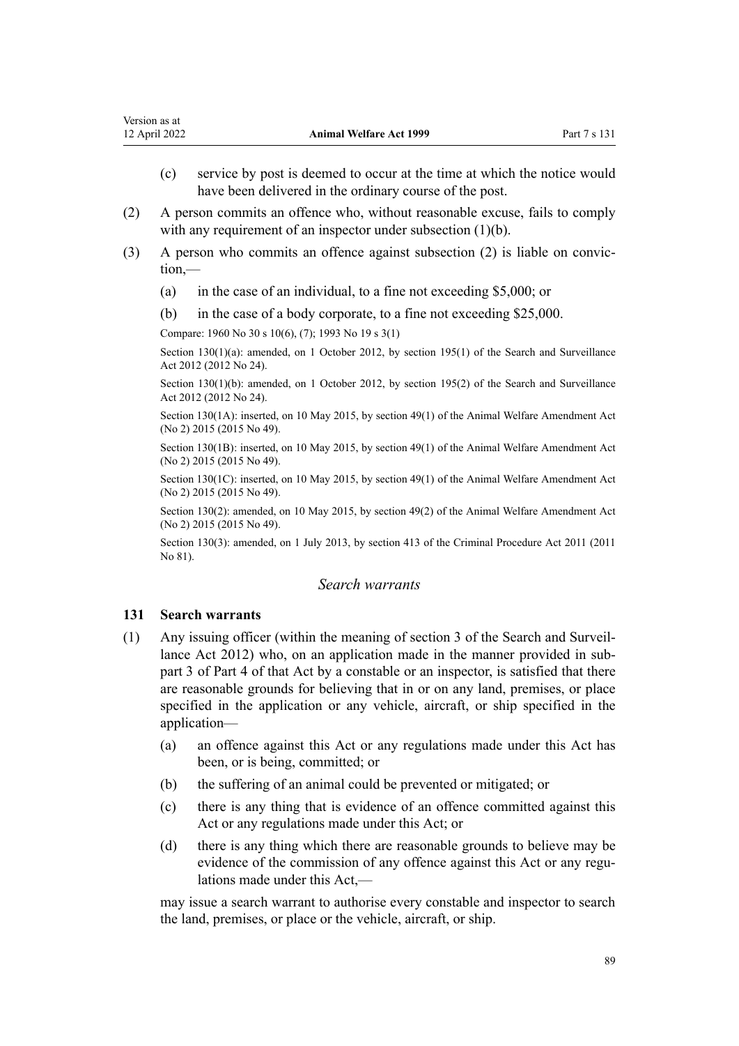(c) service by post is deemed to occur at the time at which the notice would have been delivered in the ordinary course of the post.

(2) A person commits an offence who, without reasonable excuse, fails to comply with any requirement of an inspector under subsection (1)(b).

(3) A person who commits an offence against subsection (2) is liable on conviction,—

(a) in the case of an individual, to a fine not exceeding $5,000; or

(b) in the case of a body corporate, to a fine not exceeding $25,000.

Compare: 1960 No 30 s 10(6), (7); 1993 No 19 s 3(1)

Section 130(1)(a): amended, on 1 October 2012, by section 195(1) of the Search and Surveillance Act 2012 (2012 No 24).

Section 130(1)(b): amended, on 1 October 2012, by section 195(2) of the Search and Surveillance Act 2012 (2012 No 24).

Section 130(1A): inserted, on 10 May 2015, by section 49(1) of the Animal Welfare Amendment Act (No 2) 2015 (2015 No 49).

Section 130(1B): inserted, on 10 May 2015, by section 49(1) of the Animal Welfare Amendment Act (No 2) 2015 (2015 No 49).

Section 130(1C): inserted, on 10 May 2015, by section 49(1) of the Animal Welfare Amendment Act (No 2) 2015 (2015 No 49).

Section 130(2): amended, on 10 May 2015, by section 49(2) of the Animal Welfare Amendment Act (No 2) 2015 (2015 No 49).

Section 130(3): amended, on 1 July 2013, by section 413 of the Criminal Procedure Act 2011 (2011 No 81).

## *Search warrants*

### 131 Search warrants

(1) Any issuing officer (within the meaning of section 3 of the Search and Surveillance Act 2012) who, on an application made in the manner provided in subpart 3 of Part 4 of that Act by a constable or an inspector, is satisfied that there are reasonable grounds for believing that in or on any land, premises, or place specified in the application or any vehicle, aircraft, or ship specified in the application—

(a) an offence against this Act or any regulations made under this Act has been, or is being, committed; or

(b) the suffering of an animal could be prevented or mitigated; or

(c) there is any thing that is evidence of an offence committed against this Act or any regulations made under this Act; or

(d) there is any thing which there are reasonable grounds to believe may be evidence of the commission of any offence against this Act or any regulations made under this Act,—

may issue a search warrant to authorise every constable and inspector to search the land, premises, or place or the vehicle, aircraft, or ship.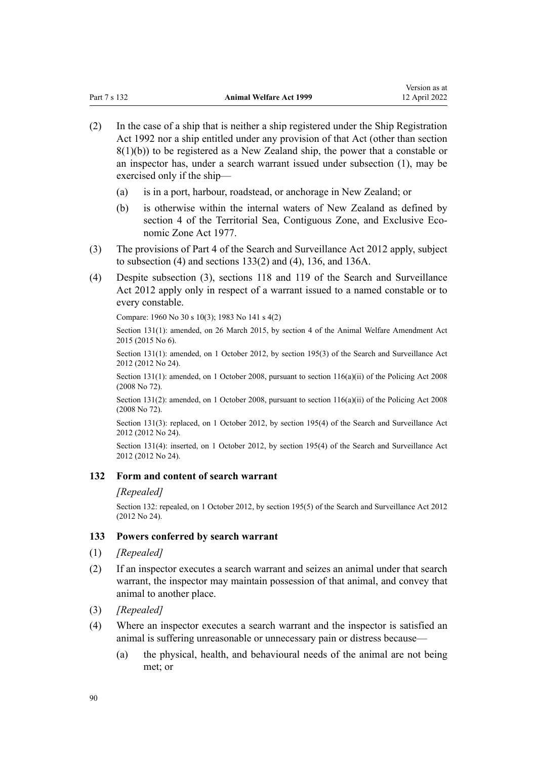(2) In the case of a ship that is neither a ship registered under the Ship Registration Act 1992 nor a ship entitled under any provision of that Act (other than section 8(1)(b)) to be registered as a New Zealand ship, the power that a constable or an inspector has, under a search warrant issued under subsection (1), may be exercised only if the ship—

  (a) is in a port, harbour, roadstead, or anchorage in New Zealand; or

  (b) is otherwise within the internal waters of New Zealand as defined by section 4 of the Territorial Sea, Contiguous Zone, and Exclusive Economic Zone Act 1977.

(3) The provisions of Part 4 of the Search and Surveillance Act 2012 apply, subject to subsection (4) and sections 133(2) and (4), 136, and 136A.

(4) Despite subsection (3), sections 118 and 119 of the Search and Surveillance Act 2012 apply only in respect of a warrant issued to a named constable or to every constable.

Compare: 1960 No 30 s 10(3); 1983 No 141 s 4(2)

Section 131(1): amended, on 26 March 2015, by section 4 of the Animal Welfare Amendment Act 2015 (2015 No 6).

Section 131(1): amended, on 1 October 2012, by section 195(3) of the Search and Surveillance Act 2012 (2012 No 24).

Section 131(1): amended, on 1 October 2008, pursuant to section 116(a)(ii) of the Policing Act 2008 (2008 No 72).

Section 131(2): amended, on 1 October 2008, pursuant to section 116(a)(ii) of the Policing Act 2008 (2008 No 72).

Section 131(3): replaced, on 1 October 2012, by section 195(4) of the Search and Surveillance Act 2012 (2012 No 24).

Section 131(4): inserted, on 1 October 2012, by section 195(4) of the Search and Surveillance Act 2012 (2012 No 24).

### 132 Form and content of search warrant

*[Repealed]*

Section 132: repealed, on 1 October 2012, by section 195(5) of the Search and Surveillance Act 2012 (2012 No 24).

### 133 Powers conferred by search warrant

(1) *[Repealed]*

(2) If an inspector executes a search warrant and seizes an animal under that search warrant, the inspector may maintain possession of that animal, and convey that animal to another place.

(3) *[Repealed]*

(4) Where an inspector executes a search warrant and the inspector is satisfied an animal is suffering unreasonable or unnecessary pain or distress because—

  (a) the physical, health, and behavioural needs of the animal are not being met; or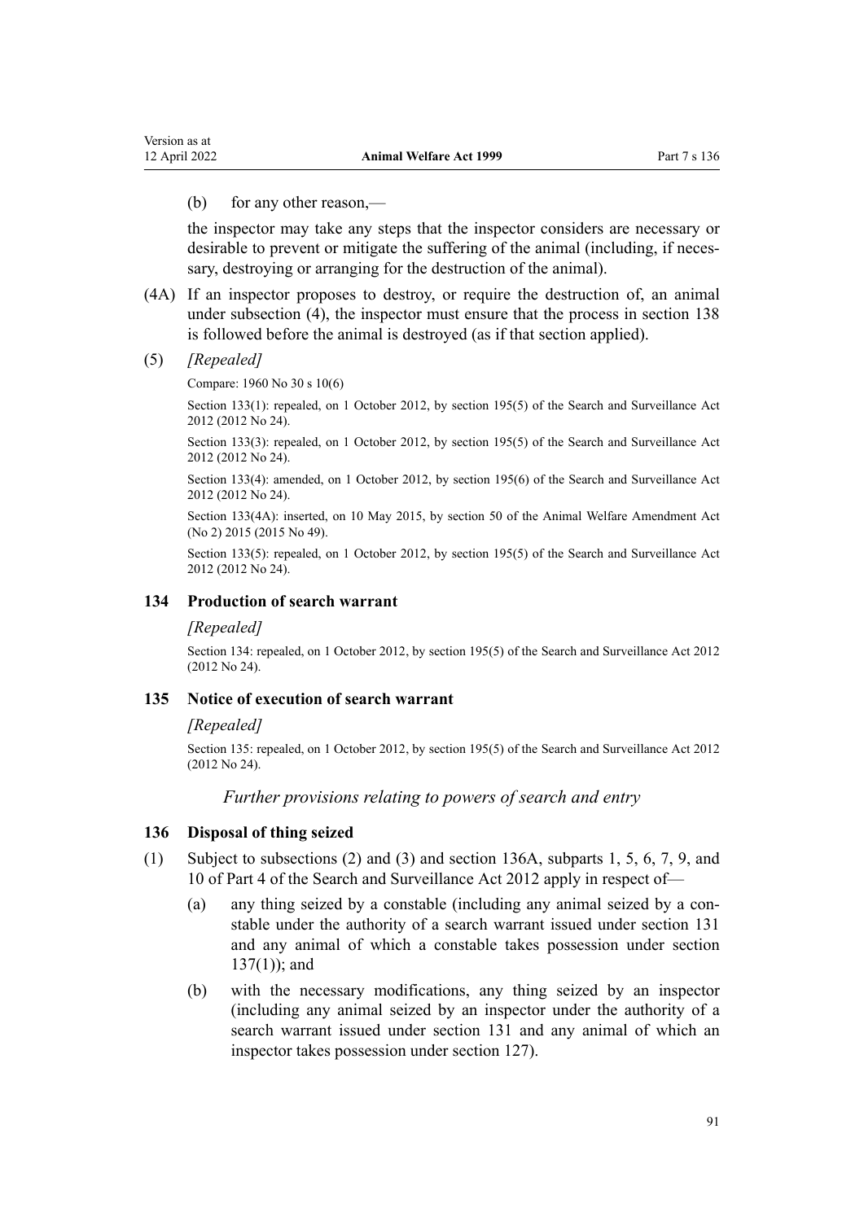(b) for any other reason,—

the inspector may take any steps that the inspector considers are necessary or desirable to prevent or mitigate the suffering of the animal (including, if necessary, destroying or arranging for the destruction of the animal).

(4A) If an inspector proposes to destroy, or require the destruction of, an animal under subsection (4), the inspector must ensure that the process in section 138 is followed before the animal is destroyed (as if that section applied).

(5) *[Repealed]*

Compare: 1960 No 30 s 10(6)

Section 133(1): repealed, on 1 October 2012, by section 195(5) of the Search and Surveillance Act 2012 (2012 No 24).

Section 133(3): repealed, on 1 October 2012, by section 195(5) of the Search and Surveillance Act 2012 (2012 No 24).

Section 133(4): amended, on 1 October 2012, by section 195(6) of the Search and Surveillance Act 2012 (2012 No 24).

Section 133(4A): inserted, on 10 May 2015, by section 50 of the Animal Welfare Amendment Act (No 2) 2015 (2015 No 49).

Section 133(5): repealed, on 1 October 2012, by section 195(5) of the Search and Surveillance Act 2012 (2012 No 24).

### 134 Production of search warrant

*[Repealed]*

Section 134: repealed, on 1 October 2012, by section 195(5) of the Search and Surveillance Act 2012 (2012 No 24).

### 135 Notice of execution of search warrant

*[Repealed]*

Section 135: repealed, on 1 October 2012, by section 195(5) of the Search and Surveillance Act 2012 (2012 No 24).

*Further provisions relating to powers of search and entry*

### 136 Disposal of thing seized

(1) Subject to subsections (2) and (3) and section 136A, subparts 1, 5, 6, 7, 9, and 10 of Part 4 of the Search and Surveillance Act 2012 apply in respect of—

(a) any thing seized by a constable (including any animal seized by a constable under the authority of a search warrant issued under section 131 and any animal of which a constable takes possession under section 137(1)); and

(b) with the necessary modifications, any thing seized by an inspector (including any animal seized by an inspector under the authority of a search warrant issued under section 131 and any animal of which an inspector takes possession under section 127).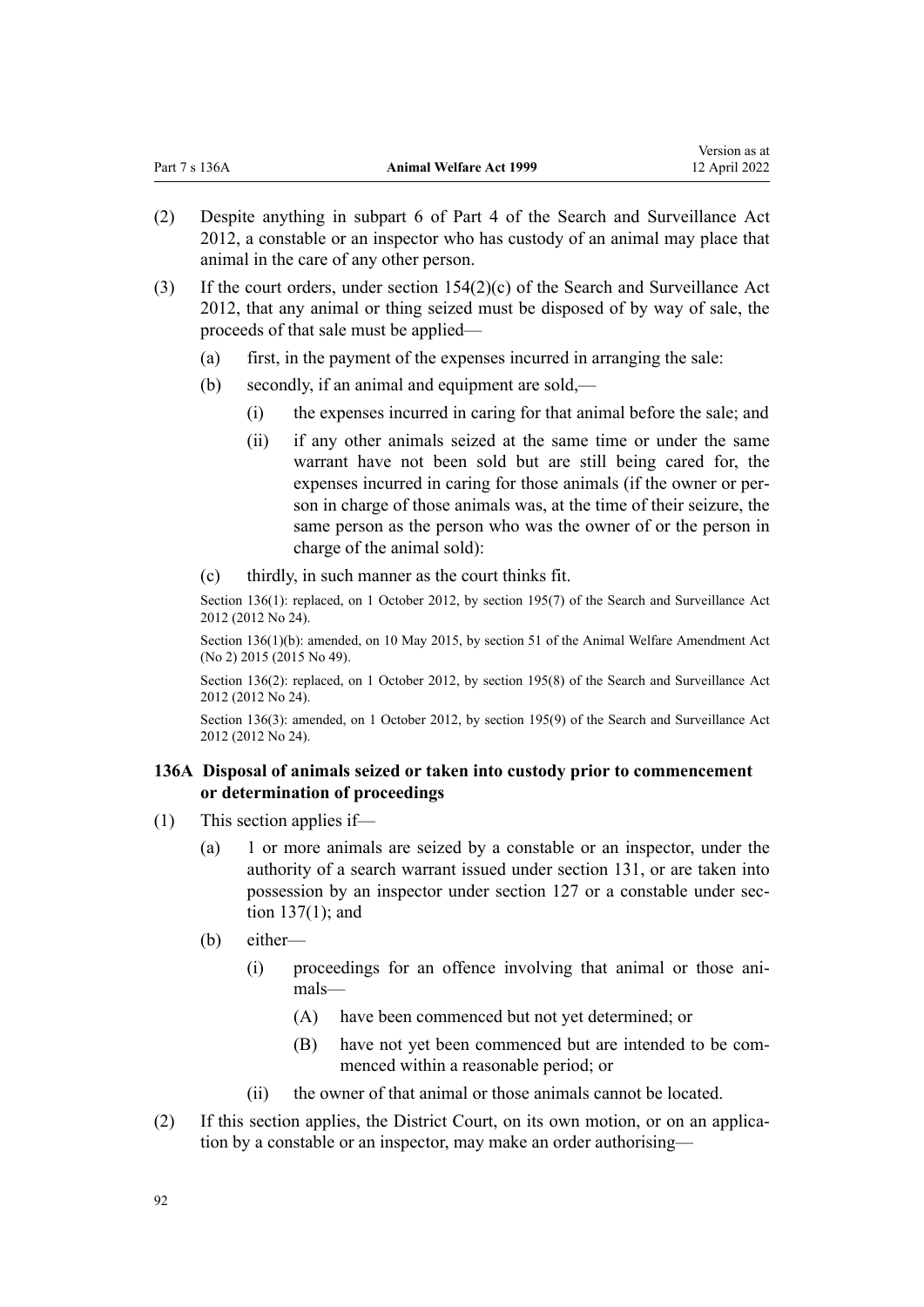(2) Despite anything in subpart 6 of Part 4 of the Search and Surveillance Act 2012, a constable or an inspector who has custody of an animal may place that animal in the care of any other person.

(3) If the court orders, under section 154(2)(c) of the Search and Surveillance Act 2012, that any animal or thing seized must be disposed of by way of sale, the proceeds of that sale must be applied—

- (a) first, in the payment of the expenses incurred in arranging the sale:
- (b) secondly, if an animal and equipment are sold,—
  - (i) the expenses incurred in caring for that animal before the sale; and
  - (ii) if any other animals seized at the same time or under the same warrant have not been sold but are still being cared for, the expenses incurred in caring for those animals (if the owner or person in charge of those animals was, at the time of their seizure, the same person as the person who was the owner of or the person in charge of the animal sold):
- (c) thirdly, in such manner as the court thinks fit.

Section 136(1): replaced, on 1 October 2012, by section 195(7) of the Search and Surveillance Act 2012 (2012 No 24).

Section 136(1)(b): amended, on 10 May 2015, by section 51 of the Animal Welfare Amendment Act (No 2) 2015 (2015 No 49).

Section 136(2): replaced, on 1 October 2012, by section 195(8) of the Search and Surveillance Act 2012 (2012 No 24).

Section 136(3): amended, on 1 October 2012, by section 195(9) of the Search and Surveillance Act 2012 (2012 No 24).

### 136A Disposal of animals seized or taken into custody prior to commencement or determination of proceedings

(1) This section applies if—

- (a) 1 or more animals are seized by a constable or an inspector, under the authority of a search warrant issued under section 131, or are taken into possession by an inspector under section 127 or a constable under section 137(1); and
- (b) either—
  - (i) proceedings for an offence involving that animal or those animals—
    - (A) have been commenced but not yet determined; or
    - (B) have not yet been commenced but are intended to be commenced within a reasonable period; or
  - (ii) the owner of that animal or those animals cannot be located.

(2) If this section applies, the District Court, on its own motion, or on an application by a constable or an inspector, may make an order authorising—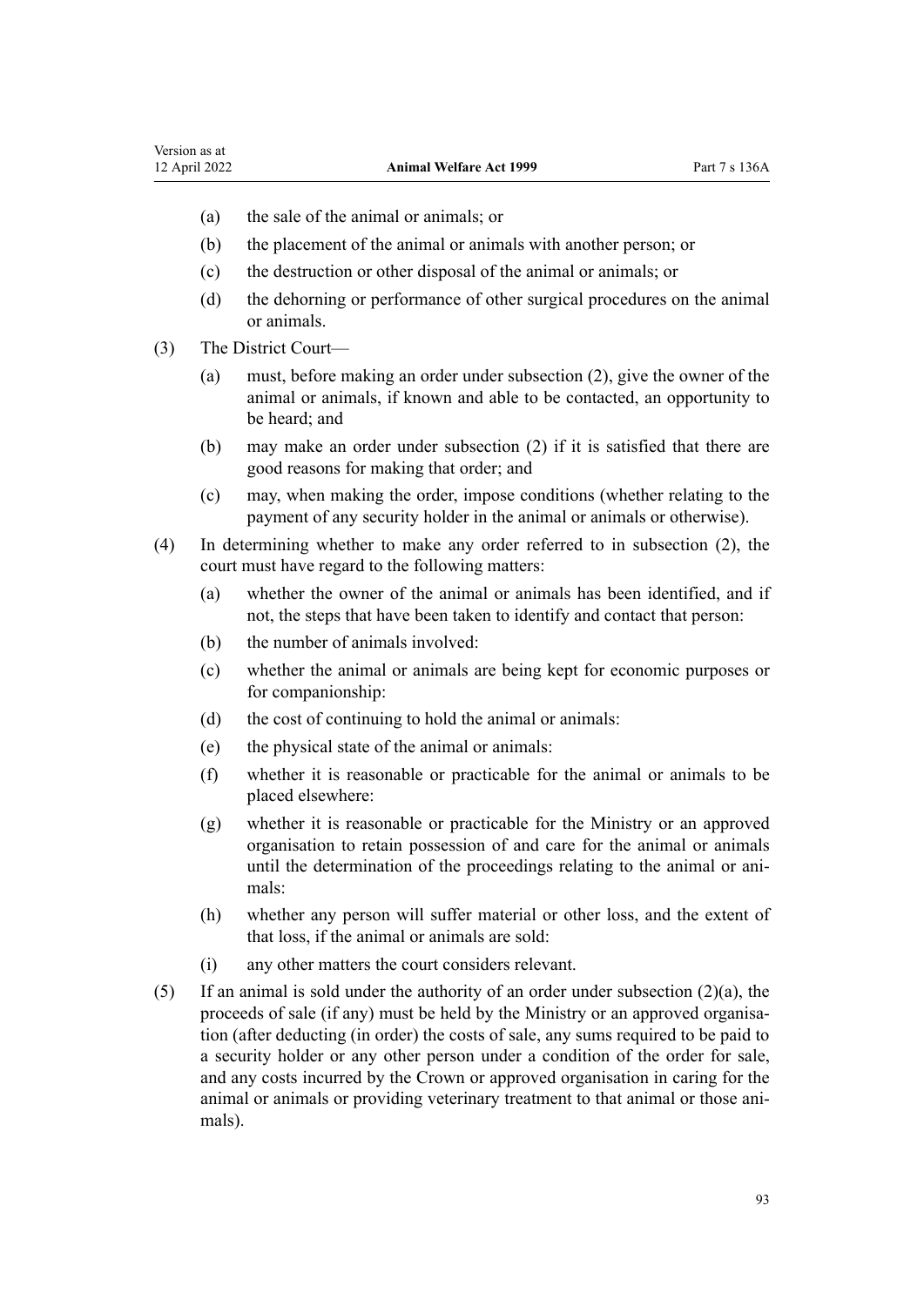(a) the sale of the animal or animals; or

(b) the placement of the animal or animals with another person; or

(c) the destruction or other disposal of the animal or animals; or

(d) the dehorning or performance of other surgical procedures on the animal or animals.

(3) The District Court—

(a) must, before making an order under subsection (2), give the owner of the animal or animals, if known and able to be contacted, an opportunity to be heard; and

(b) may make an order under subsection (2) if it is satisfied that there are good reasons for making that order; and

(c) may, when making the order, impose conditions (whether relating to the payment of any security holder in the animal or animals or otherwise).

(4) In determining whether to make any order referred to in subsection (2), the court must have regard to the following matters:

(a) whether the owner of the animal or animals has been identified, and if not, the steps that have been taken to identify and contact that person:

(b) the number of animals involved:

(c) whether the animal or animals are being kept for economic purposes or for companionship:

(d) the cost of continuing to hold the animal or animals:

(e) the physical state of the animal or animals:

(f) whether it is reasonable or practicable for the animal or animals to be placed elsewhere:

(g) whether it is reasonable or practicable for the Ministry or an approved organisation to retain possession of and care for the animal or animals until the determination of the proceedings relating to the animal or animals:

(h) whether any person will suffer material or other loss, and the extent of that loss, if the animal or animals are sold:

(i) any other matters the court considers relevant.

(5) If an animal is sold under the authority of an order under subsection (2)(a), the proceeds of sale (if any) must be held by the Ministry or an approved organisation (after deducting (in order) the costs of sale, any sums required to be paid to a security holder or any other person under a condition of the order for sale, and any costs incurred by the Crown or approved organisation in caring for the animal or animals or providing veterinary treatment to that animal or those animals).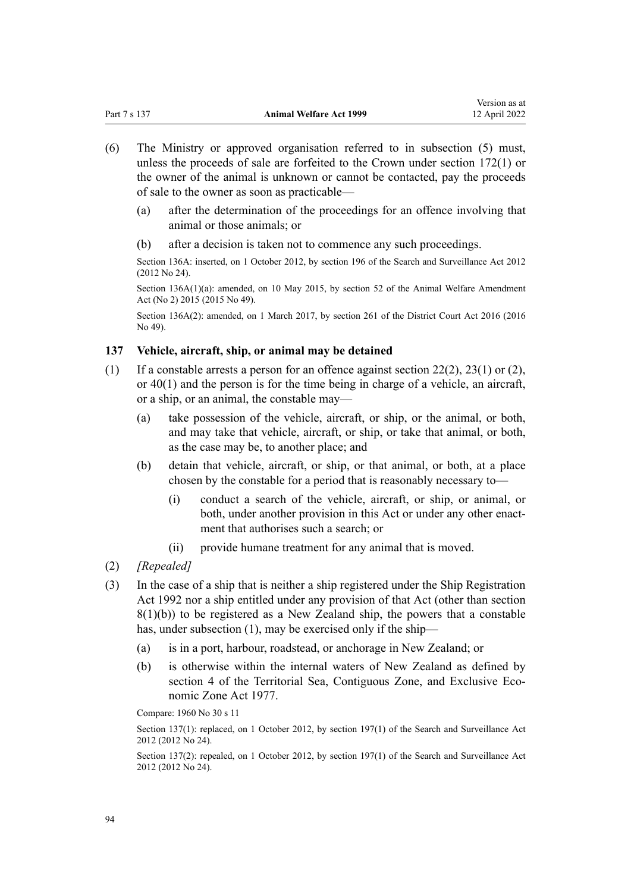(6) The Ministry or approved organisation referred to in subsection (5) must, unless the proceeds of sale are forfeited to the Crown under section 172(1) or the owner of the animal is unknown or cannot be contacted, pay the proceeds of sale to the owner as soon as practicable—

  (a) after the determination of the proceedings for an offence involving that animal or those animals; or

  (b) after a decision is taken not to commence any such proceedings.

Section 136A: inserted, on 1 October 2012, by section 196 of the Search and Surveillance Act 2012 (2012 No 24).

Section 136A(1)(a): amended, on 10 May 2015, by section 52 of the Animal Welfare Amendment Act (No 2) 2015 (2015 No 49).

Section 136A(2): amended, on 1 March 2017, by section 261 of the District Court Act 2016 (2016 No 49).

### 137 Vehicle, aircraft, ship, or animal may be detained

(1) If a constable arrests a person for an offence against section 22(2), 23(1) or (2), or 40(1) and the person is for the time being in charge of a vehicle, an aircraft, or a ship, or an animal, the constable may—

  (a) take possession of the vehicle, aircraft, or ship, or the animal, or both, and may take that vehicle, aircraft, or ship, or take that animal, or both, as the case may be, to another place; and

  (b) detain that vehicle, aircraft, or ship, or that animal, or both, at a place chosen by the constable for a period that is reasonably necessary to—

    (i) conduct a search of the vehicle, aircraft, or ship, or animal, or both, under another provision in this Act or under any other enactment that authorises such a search; or

    (ii) provide humane treatment for any animal that is moved.

(2) *[Repealed]*

(3) In the case of a ship that is neither a ship registered under the Ship Registration Act 1992 nor a ship entitled under any provision of that Act (other than section 8(1)(b)) to be registered as a New Zealand ship, the powers that a constable has, under subsection (1), may be exercised only if the ship—

  (a) is in a port, harbour, roadstead, or anchorage in New Zealand; or

  (b) is otherwise within the internal waters of New Zealand as defined by section 4 of the Territorial Sea, Contiguous Zone, and Exclusive Economic Zone Act 1977.

Compare: 1960 No 30 s 11

Section 137(1): replaced, on 1 October 2012, by section 197(1) of the Search and Surveillance Act 2012 (2012 No 24).

Section 137(2): repealed, on 1 October 2012, by section 197(1) of the Search and Surveillance Act 2012 (2012 No 24).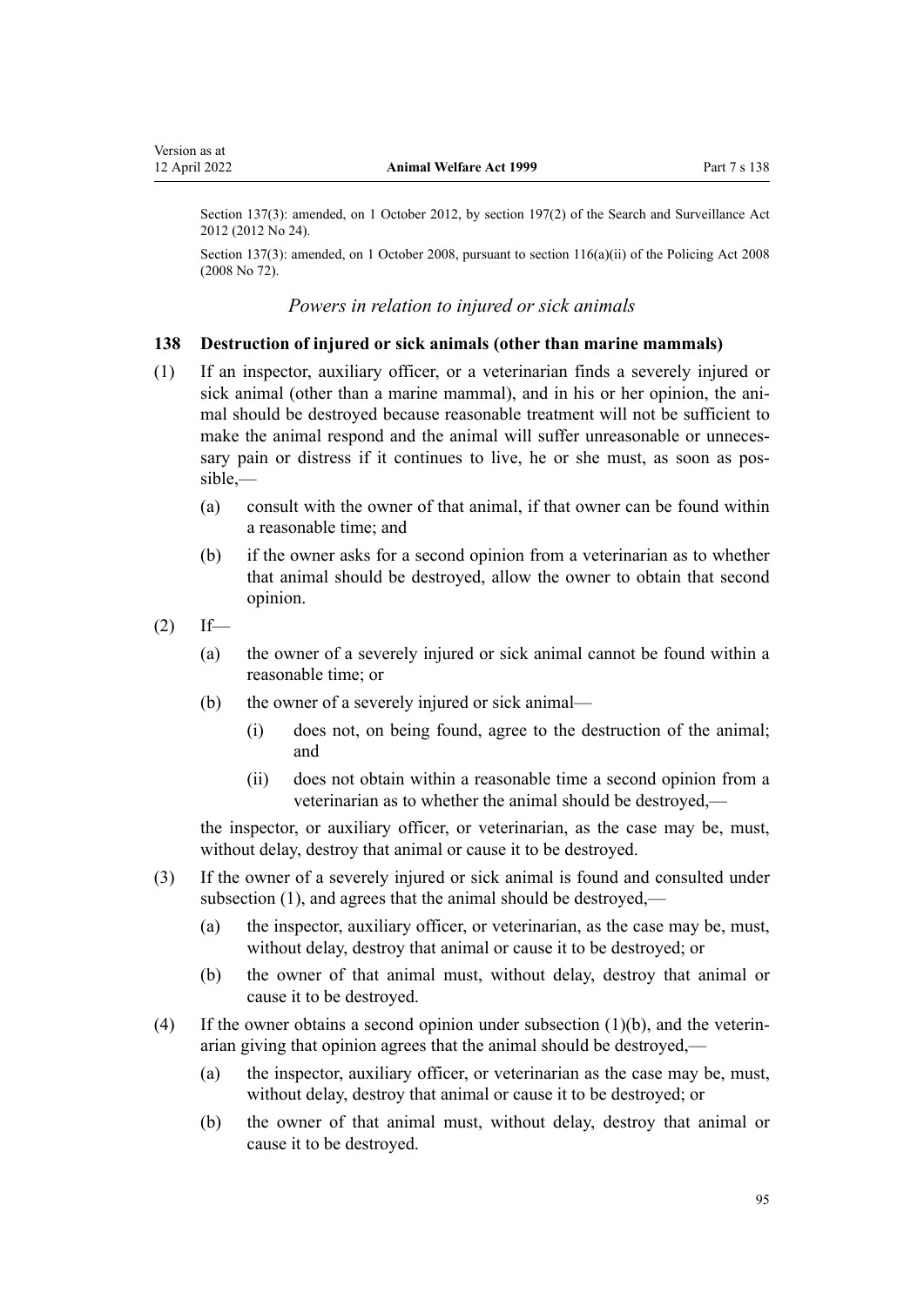Section 137(3): amended, on 1 October 2012, by section 197(2) of the Search and Surveillance Act 2012 (2012 No 24).

Section 137(3): amended, on 1 October 2008, pursuant to section 116(a)(ii) of the Policing Act 2008 (2008 No 72).

*Powers in relation to injured or sick animals*

### 138 Destruction of injured or sick animals (other than marine mammals)

(1) If an inspector, auxiliary officer, or a veterinarian finds a severely injured or sick animal (other than a marine mammal), and in his or her opinion, the animal should be destroyed because reasonable treatment will not be sufficient to make the animal respond and the animal will suffer unreasonable or unnecessary pain or distress if it continues to live, he or she must, as soon as possible,—

(a) consult with the owner of that animal, if that owner can be found within a reasonable time; and

(b) if the owner asks for a second opinion from a veterinarian as to whether that animal should be destroyed, allow the owner to obtain that second opinion.

(2) If—

(a) the owner of a severely injured or sick animal cannot be found within a reasonable time; or

(b) the owner of a severely injured or sick animal—

(i) does not, on being found, agree to the destruction of the animal; and

(ii) does not obtain within a reasonable time a second opinion from a veterinarian as to whether the animal should be destroyed,—

the inspector, or auxiliary officer, or veterinarian, as the case may be, must, without delay, destroy that animal or cause it to be destroyed.

(3) If the owner of a severely injured or sick animal is found and consulted under subsection (1), and agrees that the animal should be destroyed,—

(a) the inspector, auxiliary officer, or veterinarian, as the case may be, must, without delay, destroy that animal or cause it to be destroyed; or

(b) the owner of that animal must, without delay, destroy that animal or cause it to be destroyed.

(4) If the owner obtains a second opinion under subsection (1)(b), and the veterinarian giving that opinion agrees that the animal should be destroyed,—

(a) the inspector, auxiliary officer, or veterinarian as the case may be, must, without delay, destroy that animal or cause it to be destroyed; or

(b) the owner of that animal must, without delay, destroy that animal or cause it to be destroyed.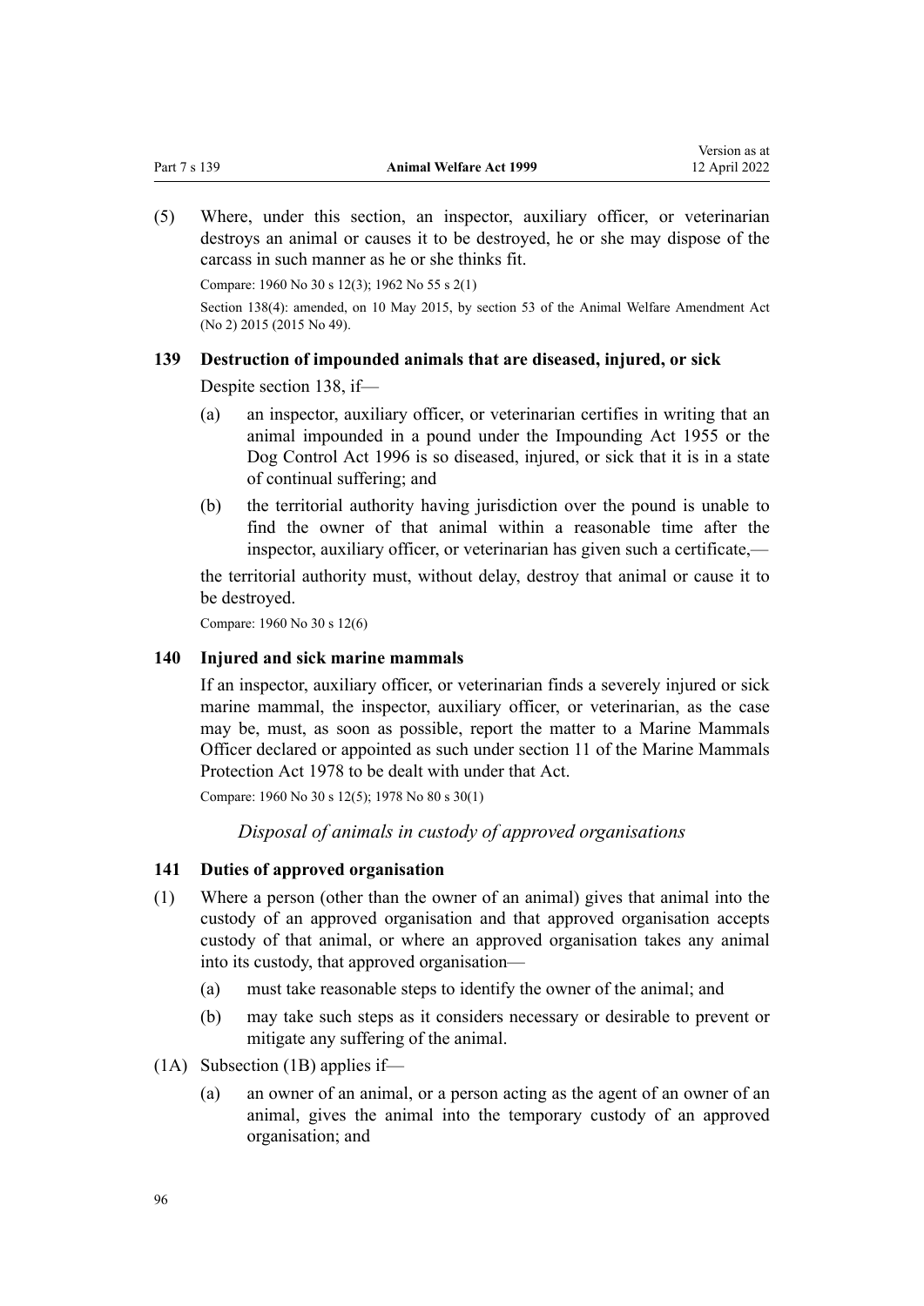(5) Where, under this section, an inspector, auxiliary officer, or veterinarian destroys an animal or causes it to be destroyed, he or she may dispose of the carcass in such manner as he or she thinks fit.

Compare: 1960 No 30 s 12(3); 1962 No 55 s 2(1)

Section 138(4): amended, on 10 May 2015, by section 53 of the Animal Welfare Amendment Act (No 2) 2015 (2015 No 49).

### 139 Destruction of impounded animals that are diseased, injured, or sick

Despite section 138, if—

(a) an inspector, auxiliary officer, or veterinarian certifies in writing that an animal impounded in a pound under the Impounding Act 1955 or the Dog Control Act 1996 is so diseased, injured, or sick that it is in a state of continual suffering; and

(b) the territorial authority having jurisdiction over the pound is unable to find the owner of that animal within a reasonable time after the inspector, auxiliary officer, or veterinarian has given such a certificate,—

the territorial authority must, without delay, destroy that animal or cause it to be destroyed.

Compare: 1960 No 30 s 12(6)

### 140 Injured and sick marine mammals

If an inspector, auxiliary officer, or veterinarian finds a severely injured or sick marine mammal, the inspector, auxiliary officer, or veterinarian, as the case may be, must, as soon as possible, report the matter to a Marine Mammals Officer declared or appointed as such under section 11 of the Marine Mammals Protection Act 1978 to be dealt with under that Act.

Compare: 1960 No 30 s 12(5); 1978 No 80 s 30(1)

*Disposal of animals in custody of approved organisations*

### 141 Duties of approved organisation

(1) Where a person (other than the owner of an animal) gives that animal into the custody of an approved organisation and that approved organisation accepts custody of that animal, or where an approved organisation takes any animal into its custody, that approved organisation—

(a) must take reasonable steps to identify the owner of the animal; and

(b) may take such steps as it considers necessary or desirable to prevent or mitigate any suffering of the animal.

(1A) Subsection (1B) applies if—

(a) an owner of an animal, or a person acting as the agent of an owner of an animal, gives the animal into the temporary custody of an approved organisation; and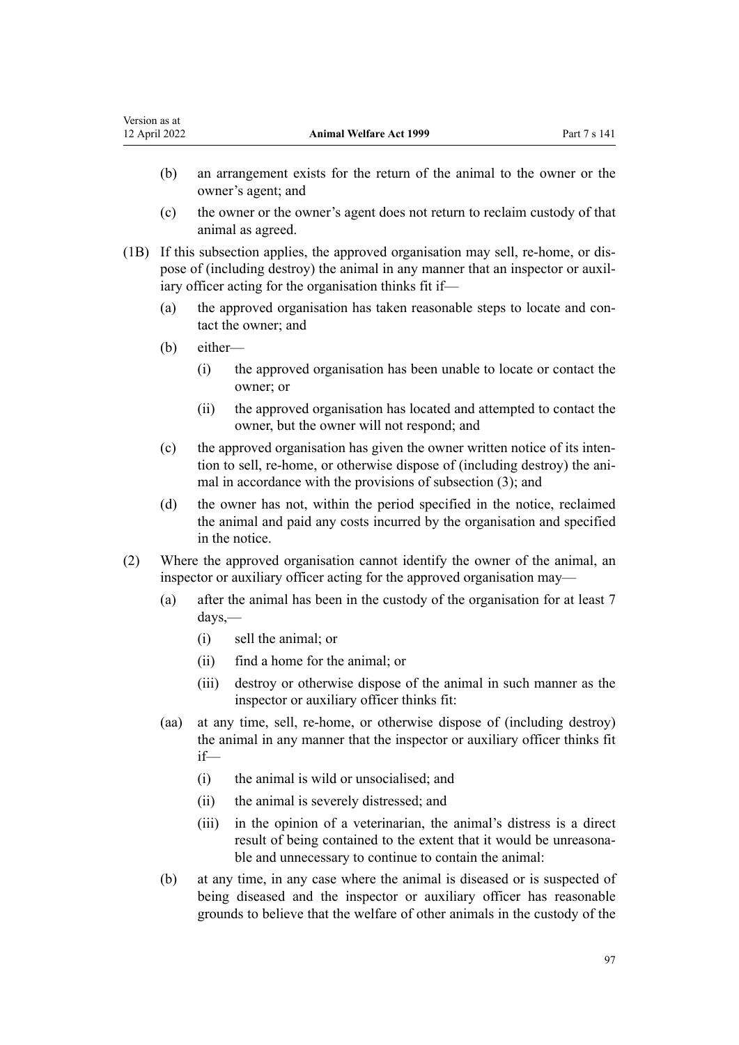(b) an arrangement exists for the return of the animal to the owner or the owner's agent; and

(c) the owner or the owner's agent does not return to reclaim custody of that animal as agreed.

(1B) If this subsection applies, the approved organisation may sell, re-home, or dispose of (including destroy) the animal in any manner that an inspector or auxiliary officer acting for the organisation thinks fit if—

(a) the approved organisation has taken reasonable steps to locate and contact the owner; and

(b) either—

(i) the approved organisation has been unable to locate or contact the owner; or

(ii) the approved organisation has located and attempted to contact the owner, but the owner will not respond; and

(c) the approved organisation has given the owner written notice of its intention to sell, re-home, or otherwise dispose of (including destroy) the animal in accordance with the provisions of subsection (3); and

(d) the owner has not, within the period specified in the notice, reclaimed the animal and paid any costs incurred by the organisation and specified in the notice.

(2) Where the approved organisation cannot identify the owner of the animal, an inspector or auxiliary officer acting for the approved organisation may—

(a) after the animal has been in the custody of the organisation for at least 7 days,—

(i) sell the animal; or

(ii) find a home for the animal; or

(iii) destroy or otherwise dispose of the animal in such manner as the inspector or auxiliary officer thinks fit:

(aa) at any time, sell, re-home, or otherwise dispose of (including destroy) the animal in any manner that the inspector or auxiliary officer thinks fit if—

(i) the animal is wild or unsocialised; and

(ii) the animal is severely distressed; and

(iii) in the opinion of a veterinarian, the animal's distress is a direct result of being contained to the extent that it would be unreasonable and unnecessary to continue to contain the animal:

(b) at any time, in any case where the animal is diseased or is suspected of being diseased and the inspector or auxiliary officer has reasonable grounds to believe that the welfare of other animals in the custody of the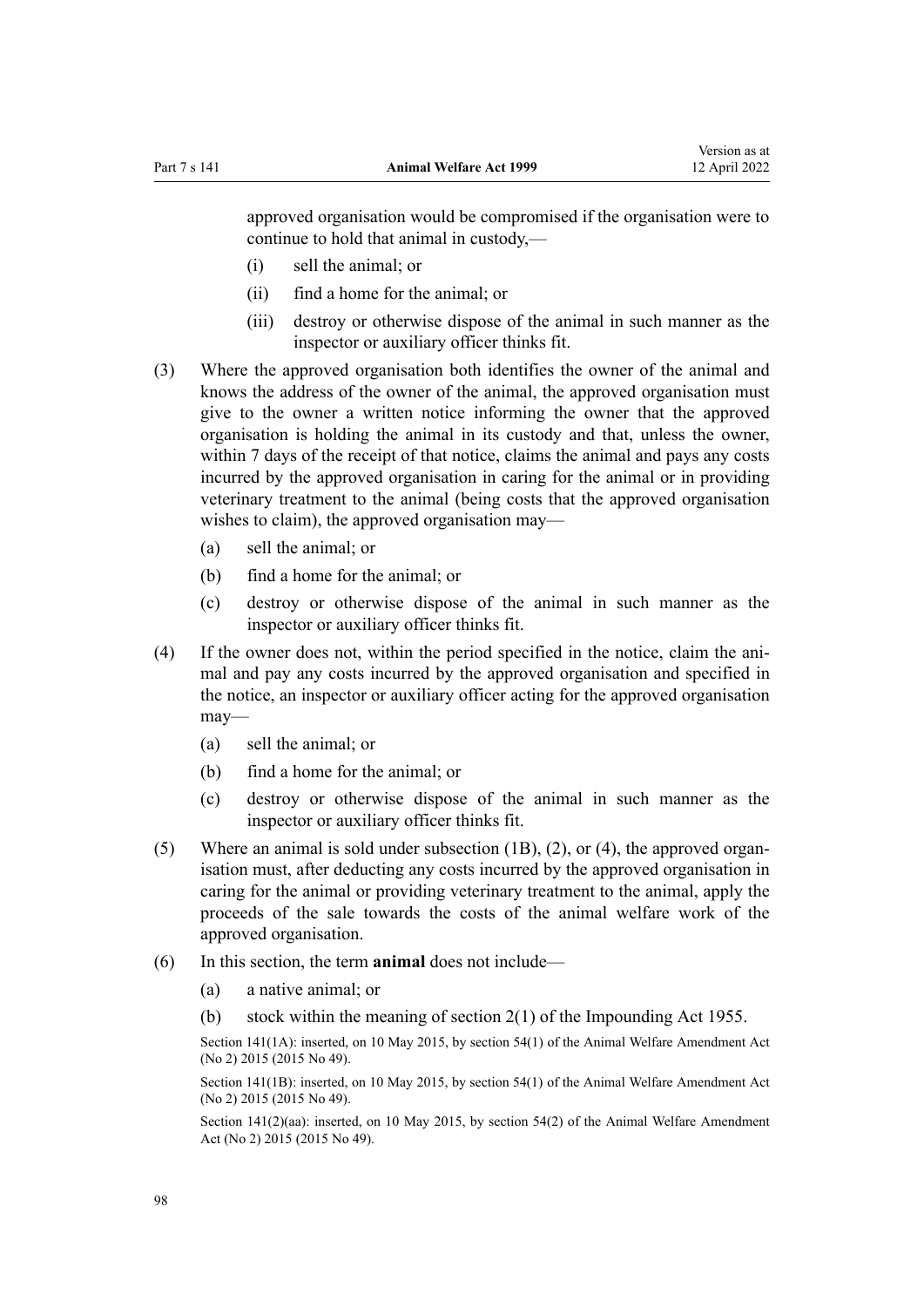approved organisation would be compromised if the organisation were to continue to hold that animal in custody,—

- (i) sell the animal; or
- (ii) find a home for the animal; or
- (iii) destroy or otherwise dispose of the animal in such manner as the inspector or auxiliary officer thinks fit.

(3) Where the approved organisation both identifies the owner of the animal and knows the address of the owner of the animal, the approved organisation must give to the owner a written notice informing the owner that the approved organisation is holding the animal in its custody and that, unless the owner, within 7 days of the receipt of that notice, claims the animal and pays any costs incurred by the approved organisation in caring for the animal or in providing veterinary treatment to the animal (being costs that the approved organisation wishes to claim), the approved organisation may—

- (a) sell the animal; or
- (b) find a home for the animal; or
- (c) destroy or otherwise dispose of the animal in such manner as the inspector or auxiliary officer thinks fit.

(4) If the owner does not, within the period specified in the notice, claim the animal and pay any costs incurred by the approved organisation and specified in the notice, an inspector or auxiliary officer acting for the approved organisation may—

- (a) sell the animal; or
- (b) find a home for the animal; or
- (c) destroy or otherwise dispose of the animal in such manner as the inspector or auxiliary officer thinks fit.

(5) Where an animal is sold under subsection (1B), (2), or (4), the approved organisation must, after deducting any costs incurred by the approved organisation in caring for the animal or providing veterinary treatment to the animal, apply the proceeds of the sale towards the costs of the animal welfare work of the approved organisation.

(6) In this section, the term **animal** does not include—

- (a) a native animal; or
- (b) stock within the meaning of section 2(1) of the Impounding Act 1955.

Section 141(1A): inserted, on 10 May 2015, by section 54(1) of the Animal Welfare Amendment Act (No 2) 2015 (2015 No 49).

Section 141(1B): inserted, on 10 May 2015, by section 54(1) of the Animal Welfare Amendment Act (No 2) 2015 (2015 No 49).

Section 141(2)(aa): inserted, on 10 May 2015, by section 54(2) of the Animal Welfare Amendment Act (No 2) 2015 (2015 No 49).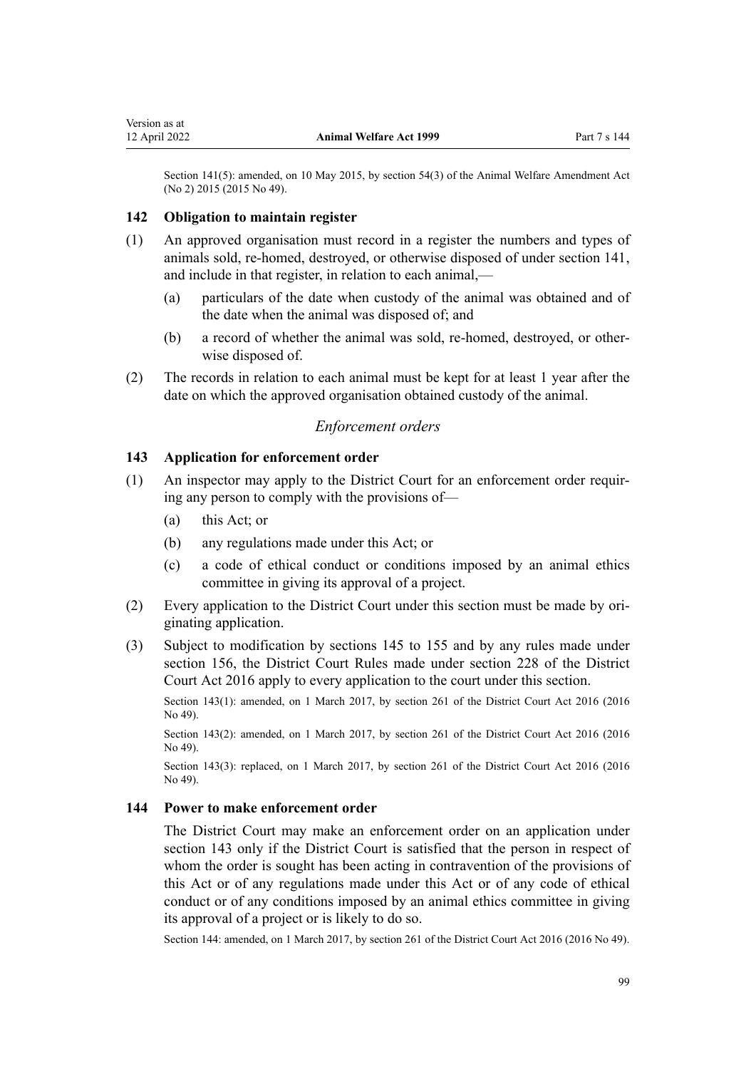Section 141(5): amended, on 10 May 2015, by section 54(3) of the Animal Welfare Amendment Act (No 2) 2015 (2015 No 49).

### 142 Obligation to maintain register

(1) An approved organisation must record in a register the numbers and types of animals sold, re-homed, destroyed, or otherwise disposed of under section 141, and include in that register, in relation to each animal,—

  (a) particulars of the date when custody of the animal was obtained and of the date when the animal was disposed of; and

  (b) a record of whether the animal was sold, re-homed, destroyed, or otherwise disposed of.

(2) The records in relation to each animal must be kept for at least 1 year after the date on which the approved organisation obtained custody of the animal.

## *Enforcement orders*

### 143 Application for enforcement order

(1) An inspector may apply to the District Court for an enforcement order requiring any person to comply with the provisions of—

  (a) this Act; or

  (b) any regulations made under this Act; or

  (c) a code of ethical conduct or conditions imposed by an animal ethics committee in giving its approval of a project.

(2) Every application to the District Court under this section must be made by originating application.

(3) Subject to modification by sections 145 to 155 and by any rules made under section 156, the District Court Rules made under section 228 of the District Court Act 2016 apply to every application to the court under this section.

Section 143(1): amended, on 1 March 2017, by section 261 of the District Court Act 2016 (2016 No 49).

Section 143(2): amended, on 1 March 2017, by section 261 of the District Court Act 2016 (2016 No 49).

Section 143(3): replaced, on 1 March 2017, by section 261 of the District Court Act 2016 (2016 No 49).

### 144 Power to make enforcement order

The District Court may make an enforcement order on an application under section 143 only if the District Court is satisfied that the person in respect of whom the order is sought has been acting in contravention of the provisions of this Act or of any regulations made under this Act or of any code of ethical conduct or of any conditions imposed by an animal ethics committee in giving its approval of a project or is likely to do so.

Section 144: amended, on 1 March 2017, by section 261 of the District Court Act 2016 (2016 No 49).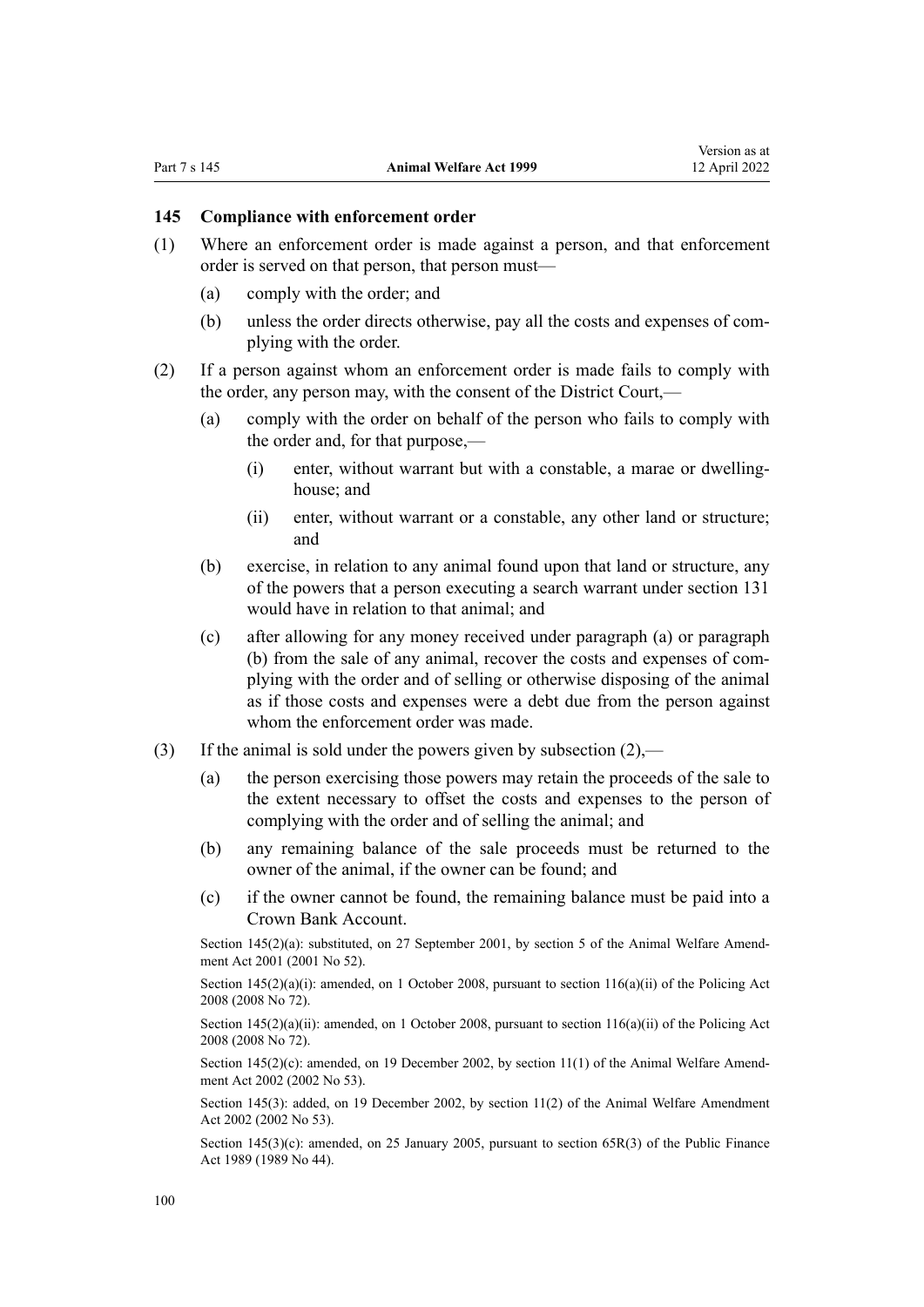### 145 Compliance with enforcement order

(1) Where an enforcement order is made against a person, and that enforcement order is served on that person, that person must—

(a) comply with the order; and

(b) unless the order directs otherwise, pay all the costs and expenses of complying with the order.

(2) If a person against whom an enforcement order is made fails to comply with the order, any person may, with the consent of the District Court,—

(a) comply with the order on behalf of the person who fails to comply with the order and, for that purpose,—

(i) enter, without warrant but with a constable, a marae or dwellinghouse; and

(ii) enter, without warrant or a constable, any other land or structure; and

(b) exercise, in relation to any animal found upon that land or structure, any of the powers that a person executing a search warrant under section 131 would have in relation to that animal; and

(c) after allowing for any money received under paragraph (a) or paragraph (b) from the sale of any animal, recover the costs and expenses of complying with the order and of selling or otherwise disposing of the animal as if those costs and expenses were a debt due from the person against whom the enforcement order was made.

(3) If the animal is sold under the powers given by subsection (2),—

(a) the person exercising those powers may retain the proceeds of the sale to the extent necessary to offset the costs and expenses to the person of complying with the order and of selling the animal; and

(b) any remaining balance of the sale proceeds must be returned to the owner of the animal, if the owner can be found; and

(c) if the owner cannot be found, the remaining balance must be paid into a Crown Bank Account.

Section 145(2)(a): substituted, on 27 September 2001, by section 5 of the Animal Welfare Amendment Act 2001 (2001 No 52).

Section 145(2)(a)(i): amended, on 1 October 2008, pursuant to section 116(a)(ii) of the Policing Act 2008 (2008 No 72).

Section 145(2)(a)(ii): amended, on 1 October 2008, pursuant to section 116(a)(ii) of the Policing Act 2008 (2008 No 72).

Section 145(2)(c): amended, on 19 December 2002, by section 11(1) of the Animal Welfare Amendment Act 2002 (2002 No 53).

Section 145(3): added, on 19 December 2002, by section 11(2) of the Animal Welfare Amendment Act 2002 (2002 No 53).

Section 145(3)(c): amended, on 25 January 2005, pursuant to section 65R(3) of the Public Finance Act 1989 (1989 No 44).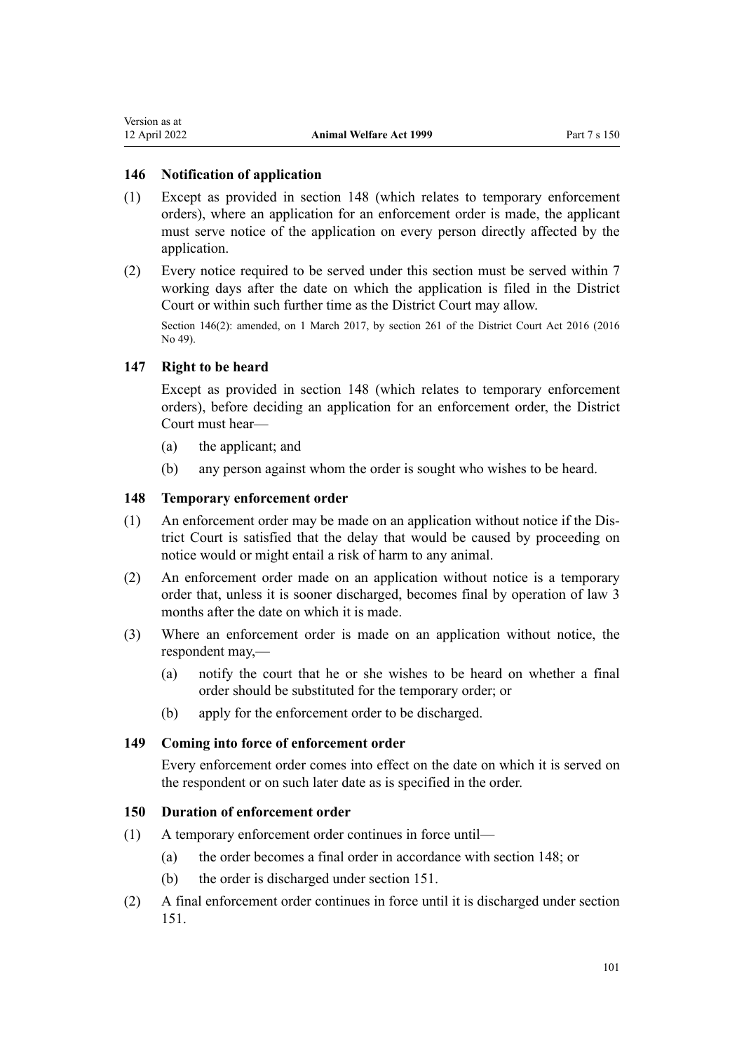### 146 Notification of application

(1) Except as provided in section 148 (which relates to temporary enforcement orders), where an application for an enforcement order is made, the applicant must serve notice of the application on every person directly affected by the application.

(2) Every notice required to be served under this section must be served within 7 working days after the date on which the application is filed in the District Court or within such further time as the District Court may allow.

Section 146(2): amended, on 1 March 2017, by section 261 of the District Court Act 2016 (2016 No 49).

### 147 Right to be heard

Except as provided in section 148 (which relates to temporary enforcement orders), before deciding an application for an enforcement order, the District Court must hear—

(a) the applicant; and

(b) any person against whom the order is sought who wishes to be heard.

### 148 Temporary enforcement order

(1) An enforcement order may be made on an application without notice if the District Court is satisfied that the delay that would be caused by proceeding on notice would or might entail a risk of harm to any animal.

(2) An enforcement order made on an application without notice is a temporary order that, unless it is sooner discharged, becomes final by operation of law 3 months after the date on which it is made.

(3) Where an enforcement order is made on an application without notice, the respondent may,—

(a) notify the court that he or she wishes to be heard on whether a final order should be substituted for the temporary order; or

(b) apply for the enforcement order to be discharged.

### 149 Coming into force of enforcement order

Every enforcement order comes into effect on the date on which it is served on the respondent or on such later date as is specified in the order.

### 150 Duration of enforcement order

(1) A temporary enforcement order continues in force until—

(a) the order becomes a final order in accordance with section 148; or

(b) the order is discharged under section 151.

(2) A final enforcement order continues in force until it is discharged under section 151.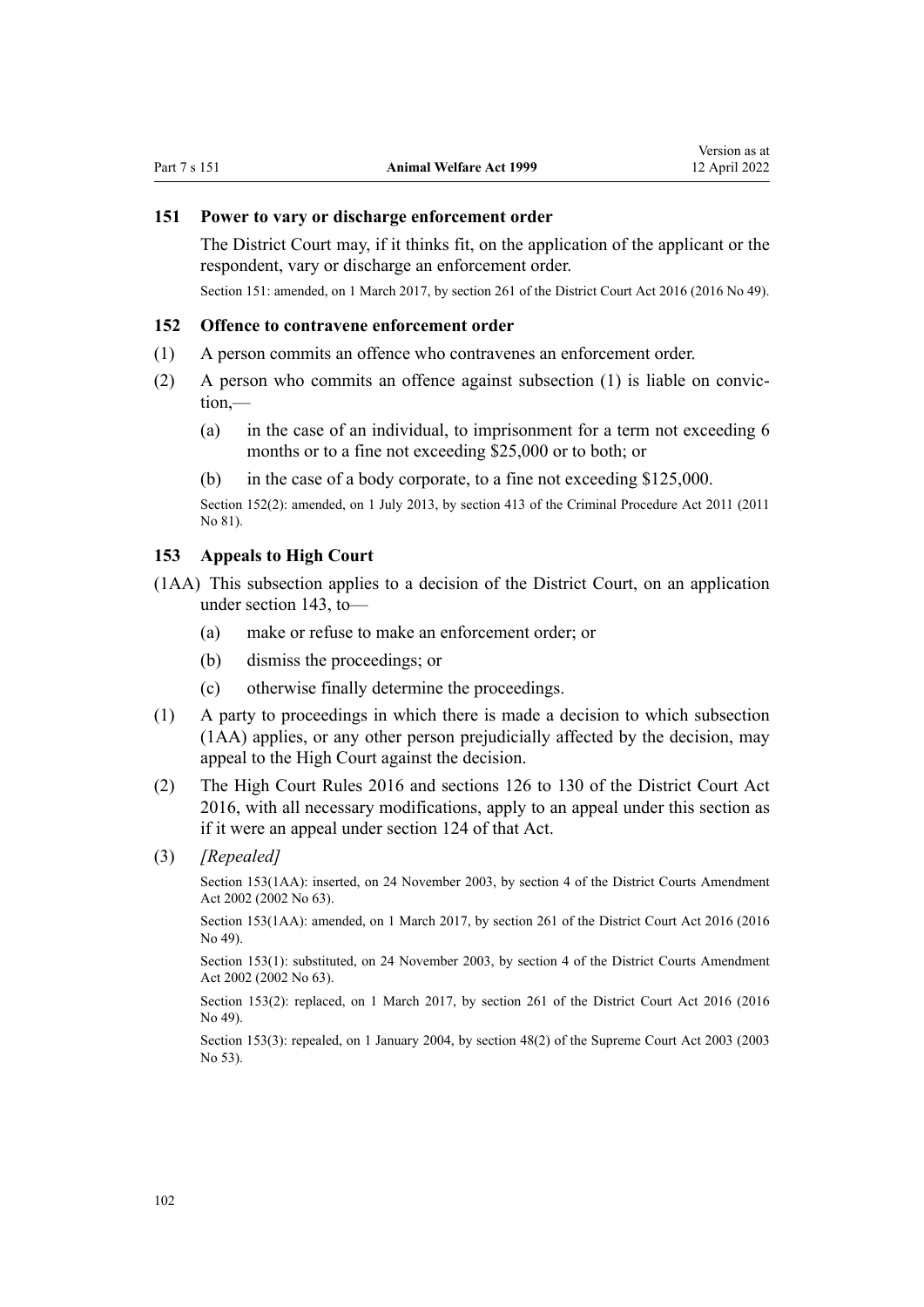### 151 Power to vary or discharge enforcement order

The District Court may, if it thinks fit, on the application of the applicant or the respondent, vary or discharge an enforcement order.

Section 151: amended, on 1 March 2017, by section 261 of the District Court Act 2016 (2016 No 49).

### 152 Offence to contravene enforcement order

(1) A person commits an offence who contravenes an enforcement order.

(2) A person who commits an offence against subsection (1) is liable on conviction,—

(a) in the case of an individual, to imprisonment for a term not exceeding 6 months or to a fine not exceeding $25,000 or to both; or

(b) in the case of a body corporate, to a fine not exceeding $125,000.

Section 152(2): amended, on 1 July 2013, by section 413 of the Criminal Procedure Act 2011 (2011 No 81).

### 153 Appeals to High Court

(1AA) This subsection applies to a decision of the District Court, on an application under section 143, to—

(a) make or refuse to make an enforcement order; or

(b) dismiss the proceedings; or

(c) otherwise finally determine the proceedings.

(1) A party to proceedings in which there is made a decision to which subsection (1AA) applies, or any other person prejudicially affected by the decision, may appeal to the High Court against the decision.

(2) The High Court Rules 2016 and sections 126 to 130 of the District Court Act 2016, with all necessary modifications, apply to an appeal under this section as if it were an appeal under section 124 of that Act.

(3) *[Repealed]*

Section 153(1AA): inserted, on 24 November 2003, by section 4 of the District Courts Amendment Act 2002 (2002 No 63).

Section 153(1AA): amended, on 1 March 2017, by section 261 of the District Court Act 2016 (2016 No 49).

Section 153(1): substituted, on 24 November 2003, by section 4 of the District Courts Amendment Act 2002 (2002 No 63).

Section 153(2): replaced, on 1 March 2017, by section 261 of the District Court Act 2016 (2016 No 49).

Section 153(3): repealed, on 1 January 2004, by section 48(2) of the Supreme Court Act 2003 (2003 No 53).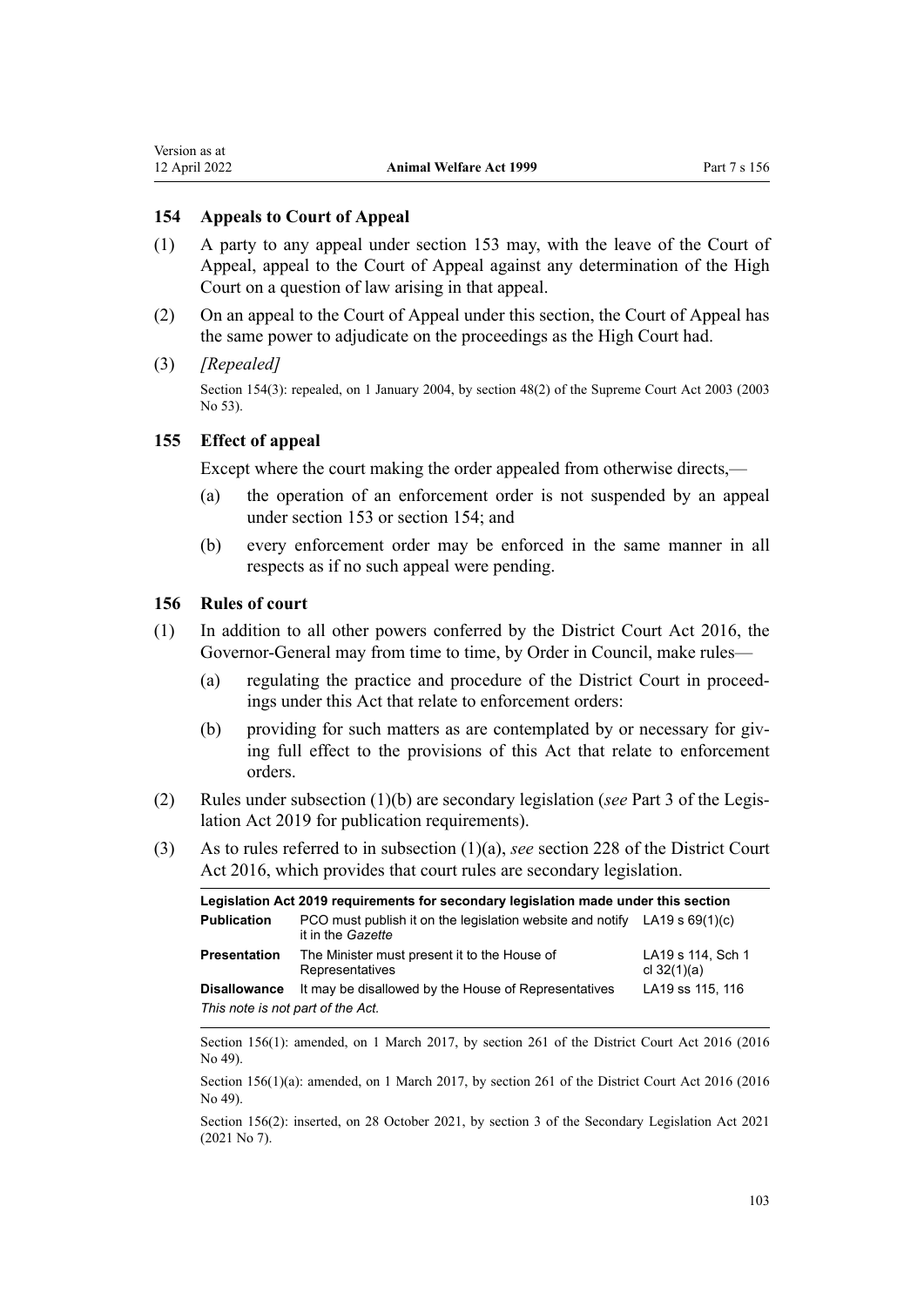## 154 Appeals to Court of Appeal

(1) A party to any appeal under section 153 may, with the leave of the Court of Appeal, appeal to the Court of Appeal against any determination of the High Court on a question of law arising in that appeal.

(2) On an appeal to the Court of Appeal under this section, the Court of Appeal has the same power to adjudicate on the proceedings as the High Court had.

(3) *[Repealed]*

Section 154(3): repealed, on 1 January 2004, by section 48(2) of the Supreme Court Act 2003 (2003 No 53).

## 155 Effect of appeal

Except where the court making the order appealed from otherwise directs,—

(a) the operation of an enforcement order is not suspended by an appeal under section 153 or section 154; and

(b) every enforcement order may be enforced in the same manner in all respects as if no such appeal were pending.

## 156 Rules of court

(1) In addition to all other powers conferred by the District Court Act 2016, the Governor-General may from time to time, by Order in Council, make rules—

(a) regulating the practice and procedure of the District Court in proceedings under this Act that relate to enforcement orders:

(b) providing for such matters as are contemplated by or necessary for giving full effect to the provisions of this Act that relate to enforcement orders.

(2) Rules under subsection (1)(b) are secondary legislation (*see* Part 3 of the Legislation Act 2019 for publication requirements).

(3) As to rules referred to in subsection (1)(a), *see* section 228 of the District Court Act 2016, which provides that court rules are secondary legislation.

| Legislation Act 2019 requirements for secondary legislation made under this section | | |
|---|---|---|
| **Publication** | PCO must publish it on the legislation website and notify it in the *Gazette* | LA19 s 69(1)(c) |
| **Presentation** | The Minister must present it to the House of Representatives | LA19 s 114, Sch 1 cl 32(1)(a) |
| **Disallowance** | It may be disallowed by the House of Representatives | LA19 ss 115, 116 |

*This note is not part of the Act.*

Section 156(1): amended, on 1 March 2017, by section 261 of the District Court Act 2016 (2016 No 49).

Section 156(1)(a): amended, on 1 March 2017, by section 261 of the District Court Act 2016 (2016 No 49).

Section 156(2): inserted, on 28 October 2021, by section 3 of the Secondary Legislation Act 2021 (2021 No 7).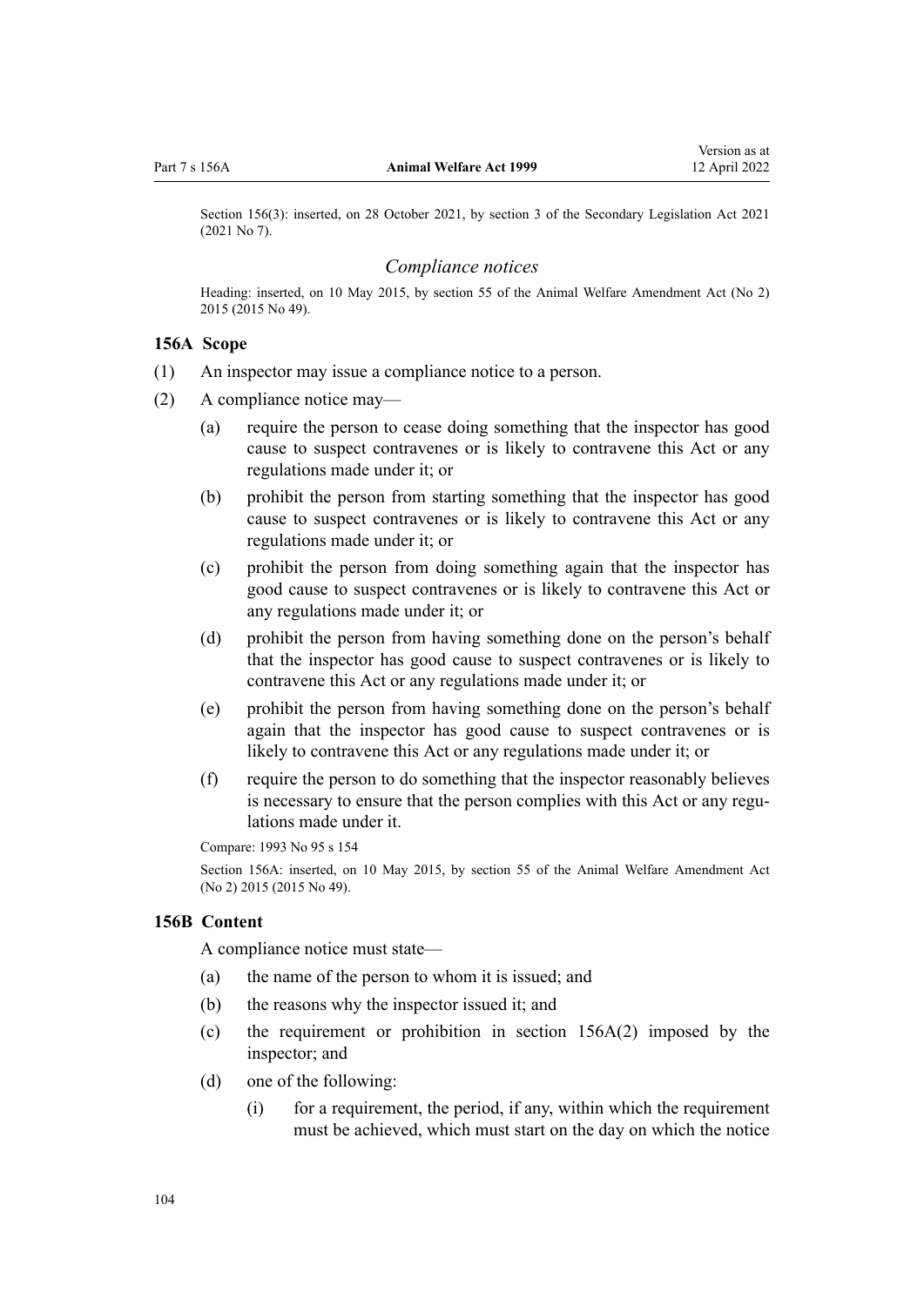Section 156(3): inserted, on 28 October 2021, by section 3 of the Secondary Legislation Act 2021 (2021 No 7).

### *Compliance notices*

Heading: inserted, on 10 May 2015, by section 55 of the Animal Welfare Amendment Act (No 2) 2015 (2015 No 49).

#### 156A Scope

(1) An inspector may issue a compliance notice to a person.

(2) A compliance notice may—

- (a) require the person to cease doing something that the inspector has good cause to suspect contravenes or is likely to contravene this Act or any regulations made under it; or
- (b) prohibit the person from starting something that the inspector has good cause to suspect contravenes or is likely to contravene this Act or any regulations made under it; or
- (c) prohibit the person from doing something again that the inspector has good cause to suspect contravenes or is likely to contravene this Act or any regulations made under it; or
- (d) prohibit the person from having something done on the person's behalf that the inspector has good cause to suspect contravenes or is likely to contravene this Act or any regulations made under it; or
- (e) prohibit the person from having something done on the person's behalf again that the inspector has good cause to suspect contravenes or is likely to contravene this Act or any regulations made under it; or
- (f) require the person to do something that the inspector reasonably believes is necessary to ensure that the person complies with this Act or any regulations made under it.

Compare: 1993 No 95 s 154

Section 156A: inserted, on 10 May 2015, by section 55 of the Animal Welfare Amendment Act (No 2) 2015 (2015 No 49).

#### 156B Content

A compliance notice must state—

- (a) the name of the person to whom it is issued; and
- (b) the reasons why the inspector issued it; and
- (c) the requirement or prohibition in section 156A(2) imposed by the inspector; and
- (d) one of the following:
  - (i) for a requirement, the period, if any, within which the requirement must be achieved, which must start on the day on which the notice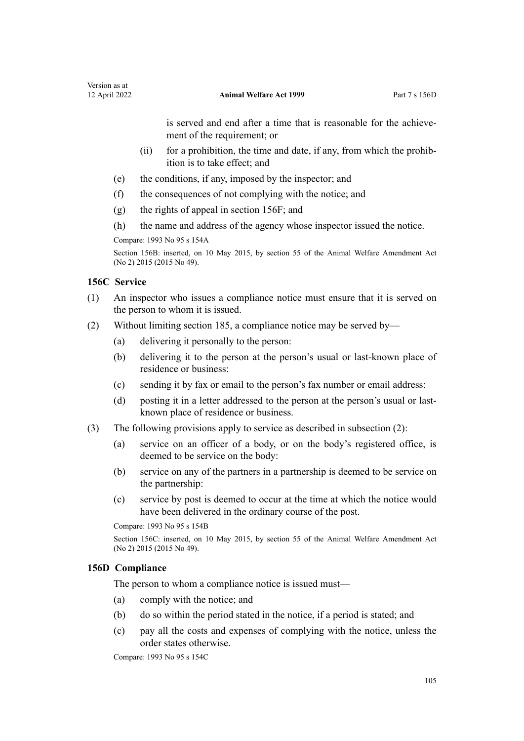is served and end after a time that is reasonable for the achievement of the requirement; or

   (ii) for a prohibition, the time and date, if any, from which the prohibition is to take effect; and

(e) the conditions, if any, imposed by the inspector; and

(f) the consequences of not complying with the notice; and

(g) the rights of appeal in section 156F; and

(h) the name and address of the agency whose inspector issued the notice.

Compare: 1993 No 95 s 154A

Section 156B: inserted, on 10 May 2015, by section 55 of the Animal Welfare Amendment Act (No 2) 2015 (2015 No 49).

### 156C Service

(1) An inspector who issues a compliance notice must ensure that it is served on the person to whom it is issued.

(2) Without limiting section 185, a compliance notice may be served by—

   (a) delivering it personally to the person:

   (b) delivering it to the person at the person's usual or last-known place of residence or business:

   (c) sending it by fax or email to the person's fax number or email address:

   (d) posting it in a letter addressed to the person at the person's usual or last-known place of residence or business.

(3) The following provisions apply to service as described in subsection (2):

   (a) service on an officer of a body, or on the body's registered office, is deemed to be service on the body:

   (b) service on any of the partners in a partnership is deemed to be service on the partnership:

   (c) service by post is deemed to occur at the time at which the notice would have been delivered in the ordinary course of the post.

Compare: 1993 No 95 s 154B

Section 156C: inserted, on 10 May 2015, by section 55 of the Animal Welfare Amendment Act (No 2) 2015 (2015 No 49).

### 156D Compliance

The person to whom a compliance notice is issued must—

(a) comply with the notice; and

(b) do so within the period stated in the notice, if a period is stated; and

(c) pay all the costs and expenses of complying with the notice, unless the order states otherwise.

Compare: 1993 No 95 s 154C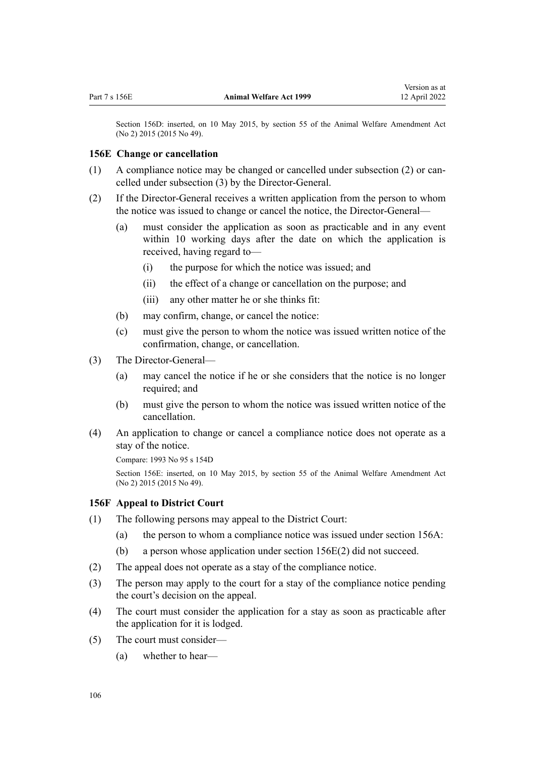Section 156D: inserted, on 10 May 2015, by section 55 of the Animal Welfare Amendment Act (No 2) 2015 (2015 No 49).

### 156E Change or cancellation

(1) A compliance notice may be changed or cancelled under subsection (2) or cancelled under subsection (3) by the Director-General.

(2) If the Director-General receives a written application from the person to whom the notice was issued to change or cancel the notice, the Director-General—

- (a) must consider the application as soon as practicable and in any event within 10 working days after the date on which the application is received, having regard to—
  - (i) the purpose for which the notice was issued; and
  - (ii) the effect of a change or cancellation on the purpose; and
  - (iii) any other matter he or she thinks fit:
- (b) may confirm, change, or cancel the notice:
- (c) must give the person to whom the notice was issued written notice of the confirmation, change, or cancellation.

(3) The Director-General—

- (a) may cancel the notice if he or she considers that the notice is no longer required; and
- (b) must give the person to whom the notice was issued written notice of the cancellation.

(4) An application to change or cancel a compliance notice does not operate as a stay of the notice.

Compare: 1993 No 95 s 154D

Section 156E: inserted, on 10 May 2015, by section 55 of the Animal Welfare Amendment Act (No 2) 2015 (2015 No 49).

### 156F Appeal to District Court

(1) The following persons may appeal to the District Court:

- (a) the person to whom a compliance notice was issued under section 156A:
- (b) a person whose application under section 156E(2) did not succeed.

(2) The appeal does not operate as a stay of the compliance notice.

(3) The person may apply to the court for a stay of the compliance notice pending the court's decision on the appeal.

(4) The court must consider the application for a stay as soon as practicable after the application for it is lodged.

(5) The court must consider—

- (a) whether to hear—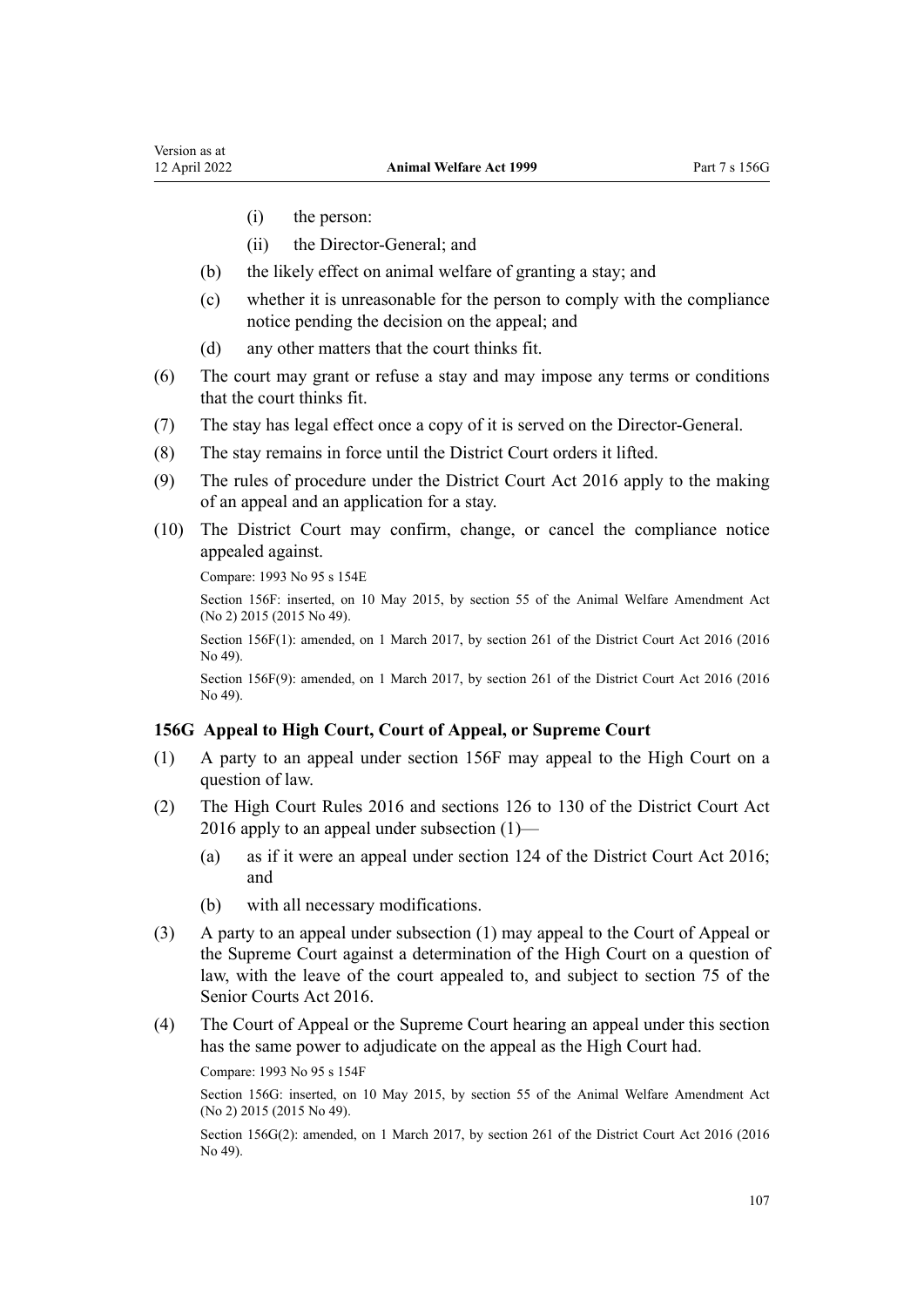(i) the person:

(ii) the Director-General; and

(b) the likely effect on animal welfare of granting a stay; and

(c) whether it is unreasonable for the person to comply with the compliance notice pending the decision on the appeal; and

(d) any other matters that the court thinks fit.

(6) The court may grant or refuse a stay and may impose any terms or conditions that the court thinks fit.

(7) The stay has legal effect once a copy of it is served on the Director-General.

(8) The stay remains in force until the District Court orders it lifted.

(9) The rules of procedure under the District Court Act 2016 apply to the making of an appeal and an application for a stay.

(10) The District Court may confirm, change, or cancel the compliance notice appealed against.

Compare: 1993 No 95 s 154E

Section 156F: inserted, on 10 May 2015, by section 55 of the Animal Welfare Amendment Act (No 2) 2015 (2015 No 49).

Section 156F(1): amended, on 1 March 2017, by section 261 of the District Court Act 2016 (2016 No 49).

Section 156F(9): amended, on 1 March 2017, by section 261 of the District Court Act 2016 (2016 No 49).

### 156G Appeal to High Court, Court of Appeal, or Supreme Court

(1) A party to an appeal under section 156F may appeal to the High Court on a question of law.

(2) The High Court Rules 2016 and sections 126 to 130 of the District Court Act 2016 apply to an appeal under subsection (1)—

(a) as if it were an appeal under section 124 of the District Court Act 2016; and

(b) with all necessary modifications.

(3) A party to an appeal under subsection (1) may appeal to the Court of Appeal or the Supreme Court against a determination of the High Court on a question of law, with the leave of the court appealed to, and subject to section 75 of the Senior Courts Act 2016.

(4) The Court of Appeal or the Supreme Court hearing an appeal under this section has the same power to adjudicate on the appeal as the High Court had.

Compare: 1993 No 95 s 154F

Section 156G: inserted, on 10 May 2015, by section 55 of the Animal Welfare Amendment Act (No 2) 2015 (2015 No 49).

Section 156G(2): amended, on 1 March 2017, by section 261 of the District Court Act 2016 (2016 No 49).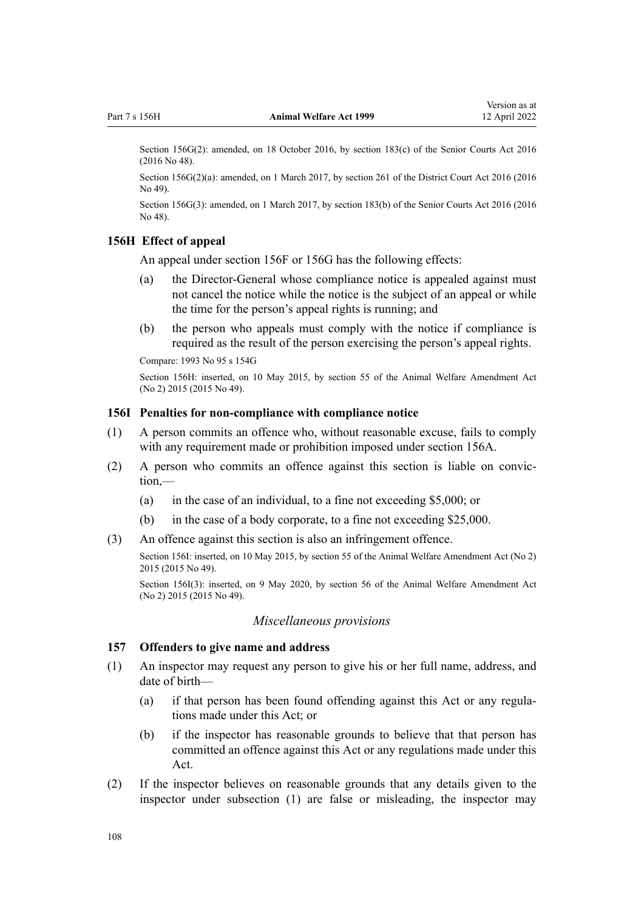Section 156G(2): amended, on 18 October 2016, by section 183(c) of the Senior Courts Act 2016 (2016 No 48).

Section 156G(2)(a): amended, on 1 March 2017, by section 261 of the District Court Act 2016 (2016 No 49).

Section 156G(3): amended, on 1 March 2017, by section 183(b) of the Senior Courts Act 2016 (2016 No 48).

### 156H Effect of appeal

An appeal under section 156F or 156G has the following effects:

(a) the Director-General whose compliance notice is appealed against must not cancel the notice while the notice is the subject of an appeal or while the time for the person's appeal rights is running; and

(b) the person who appeals must comply with the notice if compliance is required as the result of the person exercising the person's appeal rights.

Compare: 1993 No 95 s 154G

Section 156H: inserted, on 10 May 2015, by section 55 of the Animal Welfare Amendment Act (No 2) 2015 (2015 No 49).

### 156I Penalties for non-compliance with compliance notice

(1) A person commits an offence who, without reasonable excuse, fails to comply with any requirement made or prohibition imposed under section 156A.

(2) A person who commits an offence against this section is liable on conviction,—

(a) in the case of an individual, to a fine not exceeding $5,000; or

(b) in the case of a body corporate, to a fine not exceeding $25,000.

(3) An offence against this section is also an infringement offence.

Section 156I: inserted, on 10 May 2015, by section 55 of the Animal Welfare Amendment Act (No 2) 2015 (2015 No 49).

Section 156I(3): inserted, on 9 May 2020, by section 56 of the Animal Welfare Amendment Act (No 2) 2015 (2015 No 49).

*Miscellaneous provisions*

### 157 Offenders to give name and address

(1) An inspector may request any person to give his or her full name, address, and date of birth—

(a) if that person has been found offending against this Act or any regulations made under this Act; or

(b) if the inspector has reasonable grounds to believe that that person has committed an offence against this Act or any regulations made under this Act.

(2) If the inspector believes on reasonable grounds that any details given to the inspector under subsection (1) are false or misleading, the inspector may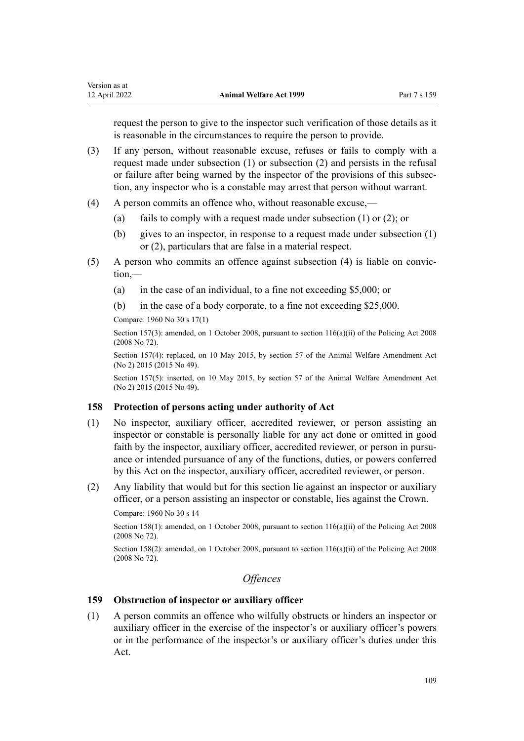request the person to give to the inspector such verification of those details as it is reasonable in the circumstances to require the person to provide.

(3) If any person, without reasonable excuse, refuses or fails to comply with a request made under subsection (1) or subsection (2) and persists in the refusal or failure after being warned by the inspector of the provisions of this subsection, any inspector who is a constable may arrest that person without warrant.

(4) A person commits an offence who, without reasonable excuse,—

  (a) fails to comply with a request made under subsection (1) or (2); or

  (b) gives to an inspector, in response to a request made under subsection (1) or (2), particulars that are false in a material respect.

(5) A person who commits an offence against subsection (4) is liable on conviction,—

  (a) in the case of an individual, to a fine not exceeding $5,000; or

  (b) in the case of a body corporate, to a fine not exceeding $25,000.

Compare: 1960 No 30 s 17(1)

Section 157(3): amended, on 1 October 2008, pursuant to section 116(a)(ii) of the Policing Act 2008 (2008 No 72).

Section 157(4): replaced, on 10 May 2015, by section 57 of the Animal Welfare Amendment Act (No 2) 2015 (2015 No 49).

Section 157(5): inserted, on 10 May 2015, by section 57 of the Animal Welfare Amendment Act (No 2) 2015 (2015 No 49).

### 158 Protection of persons acting under authority of Act

(1) No inspector, auxiliary officer, accredited reviewer, or person assisting an inspector or constable is personally liable for any act done or omitted in good faith by the inspector, auxiliary officer, accredited reviewer, or person in pursuance or intended pursuance of any of the functions, duties, or powers conferred by this Act on the inspector, auxiliary officer, accredited reviewer, or person.

(2) Any liability that would but for this section lie against an inspector or auxiliary officer, or a person assisting an inspector or constable, lies against the Crown.

Compare: 1960 No 30 s 14

Section 158(1): amended, on 1 October 2008, pursuant to section 116(a)(ii) of the Policing Act 2008 (2008 No 72).

Section 158(2): amended, on 1 October 2008, pursuant to section 116(a)(ii) of the Policing Act 2008 (2008 No 72).

## *Offences*

### 159 Obstruction of inspector or auxiliary officer

(1) A person commits an offence who wilfully obstructs or hinders an inspector or auxiliary officer in the exercise of the inspector's or auxiliary officer's powers or in the performance of the inspector's or auxiliary officer's duties under this Act.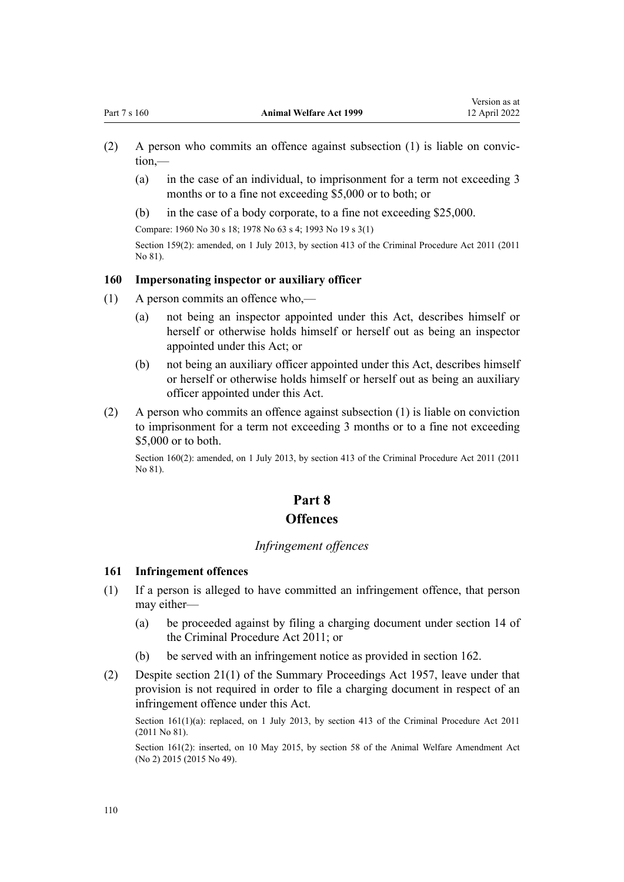(2) A person who commits an offence against subsection (1) is liable on conviction,—

(a) in the case of an individual, to imprisonment for a term not exceeding 3 months or to a fine not exceeding $5,000 or to both; or

(b) in the case of a body corporate, to a fine not exceeding $25,000.

Compare: 1960 No 30 s 18; 1978 No 63 s 4; 1993 No 19 s 3(1)

Section 159(2): amended, on 1 July 2013, by section 413 of the Criminal Procedure Act 2011 (2011 No 81).

### 160 Impersonating inspector or auxiliary officer

(1) A person commits an offence who,—

(a) not being an inspector appointed under this Act, describes himself or herself or otherwise holds himself or herself out as being an inspector appointed under this Act; or

(b) not being an auxiliary officer appointed under this Act, describes himself or herself or otherwise holds himself or herself out as being an auxiliary officer appointed under this Act.

(2) A person who commits an offence against subsection (1) is liable on conviction to imprisonment for a term not exceeding 3 months or to a fine not exceeding $5,000 or to both.

Section 160(2): amended, on 1 July 2013, by section 413 of the Criminal Procedure Act 2011 (2011 No 81).

## Part 8
## Offences

*Infringement offences*

### 161 Infringement offences

(1) If a person is alleged to have committed an infringement offence, that person may either—

(a) be proceeded against by filing a charging document under section 14 of the Criminal Procedure Act 2011; or

(b) be served with an infringement notice as provided in section 162.

(2) Despite section 21(1) of the Summary Proceedings Act 1957, leave under that provision is not required in order to file a charging document in respect of an infringement offence under this Act.

Section 161(1)(a): replaced, on 1 July 2013, by section 413 of the Criminal Procedure Act 2011 (2011 No 81).

Section 161(2): inserted, on 10 May 2015, by section 58 of the Animal Welfare Amendment Act (No 2) 2015 (2015 No 49).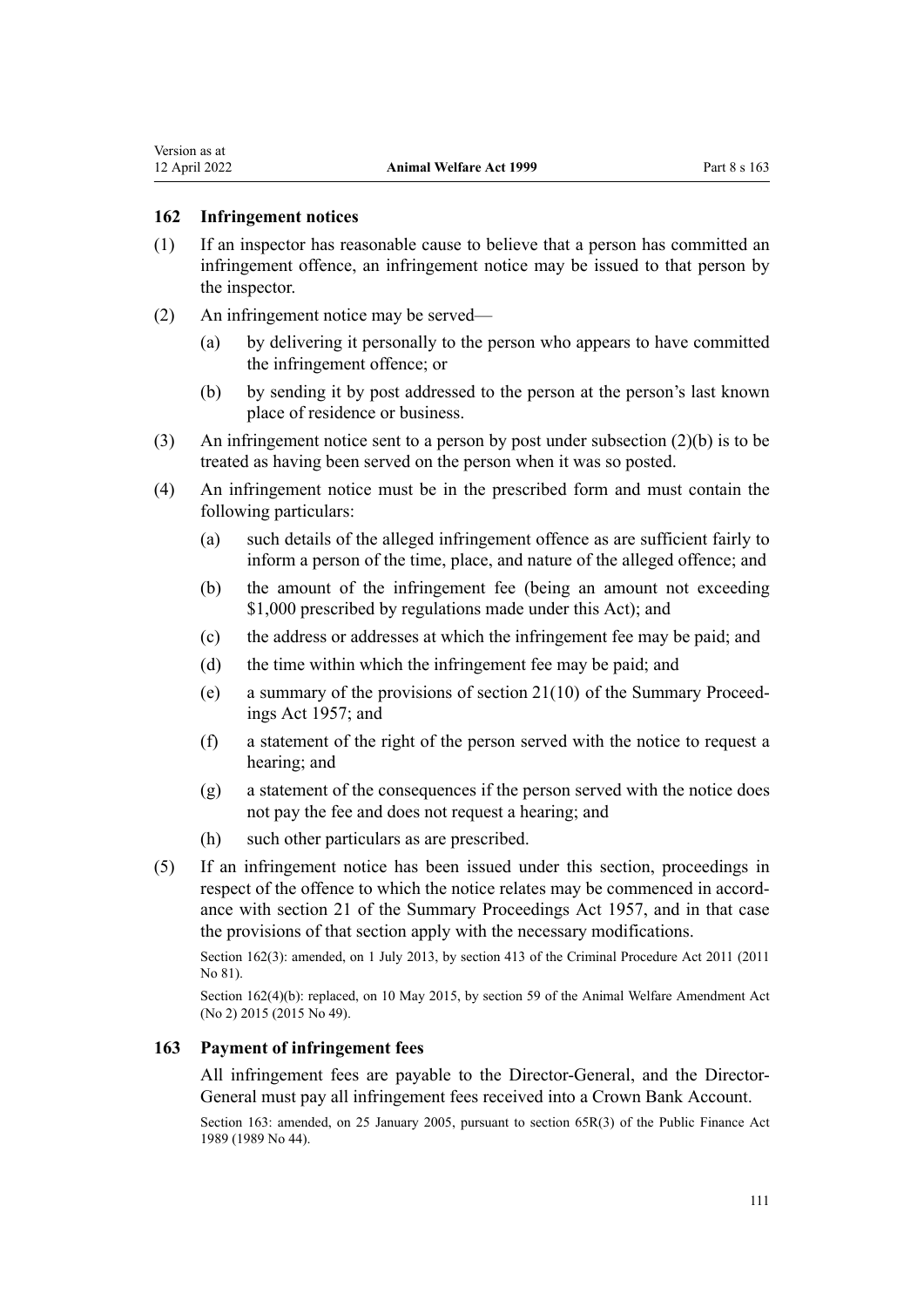### 162 Infringement notices

(1) If an inspector has reasonable cause to believe that a person has committed an infringement offence, an infringement notice may be issued to that person by the inspector.

(2) An infringement notice may be served—

(a) by delivering it personally to the person who appears to have committed the infringement offence; or

(b) by sending it by post addressed to the person at the person's last known place of residence or business.

(3) An infringement notice sent to a person by post under subsection (2)(b) is to be treated as having been served on the person when it was so posted.

(4) An infringement notice must be in the prescribed form and must contain the following particulars:

(a) such details of the alleged infringement offence as are sufficient fairly to inform a person of the time, place, and nature of the alleged offence; and

(b) the amount of the infringement fee (being an amount not exceeding $1,000 prescribed by regulations made under this Act); and

(c) the address or addresses at which the infringement fee may be paid; and

(d) the time within which the infringement fee may be paid; and

(e) a summary of the provisions of section 21(10) of the Summary Proceedings Act 1957; and

(f) a statement of the right of the person served with the notice to request a hearing; and

(g) a statement of the consequences if the person served with the notice does not pay the fee and does not request a hearing; and

(h) such other particulars as are prescribed.

(5) If an infringement notice has been issued under this section, proceedings in respect of the offence to which the notice relates may be commenced in accordance with section 21 of the Summary Proceedings Act 1957, and in that case the provisions of that section apply with the necessary modifications.

Section 162(3): amended, on 1 July 2013, by section 413 of the Criminal Procedure Act 2011 (2011 No 81).

Section 162(4)(b): replaced, on 10 May 2015, by section 59 of the Animal Welfare Amendment Act (No 2) 2015 (2015 No 49).

### 163 Payment of infringement fees

All infringement fees are payable to the Director-General, and the Director-General must pay all infringement fees received into a Crown Bank Account.

Section 163: amended, on 25 January 2005, pursuant to section 65R(3) of the Public Finance Act 1989 (1989 No 44).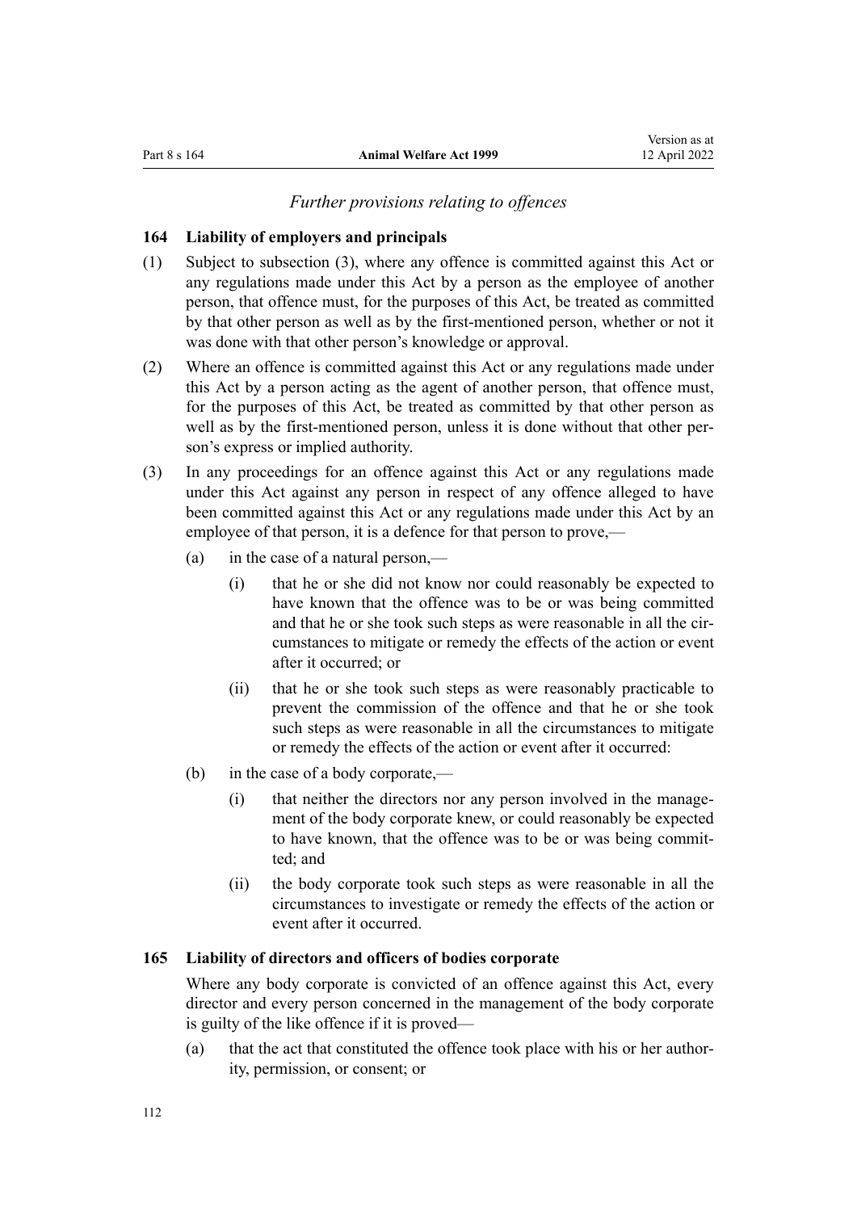*Further provisions relating to offences*

### 164 Liability of employers and principals

(1) Subject to subsection (3), where any offence is committed against this Act or any regulations made under this Act by a person as the employee of another person, that offence must, for the purposes of this Act, be treated as committed by that other person as well as by the first-mentioned person, whether or not it was done with that other person's knowledge or approval.

(2) Where an offence is committed against this Act or any regulations made under this Act by a person acting as the agent of another person, that offence must, for the purposes of this Act, be treated as committed by that other person as well as by the first-mentioned person, unless it is done without that other person's express or implied authority.

(3) In any proceedings for an offence against this Act or any regulations made under this Act against any person in respect of any offence alleged to have been committed against this Act or any regulations made under this Act by an employee of that person, it is a defence for that person to prove,—

- (a) in the case of a natural person,—
  - (i) that he or she did not know nor could reasonably be expected to have known that the offence was to be or was being committed and that he or she took such steps as were reasonable in all the circumstances to mitigate or remedy the effects of the action or event after it occurred; or
  - (ii) that he or she took such steps as were reasonably practicable to prevent the commission of the offence and that he or she took such steps as were reasonable in all the circumstances to mitigate or remedy the effects of the action or event after it occurred:
- (b) in the case of a body corporate,—
  - (i) that neither the directors nor any person involved in the management of the body corporate knew, or could reasonably be expected to have known, that the offence was to be or was being committed; and
  - (ii) the body corporate took such steps as were reasonable in all the circumstances to investigate or remedy the effects of the action or event after it occurred.

### 165 Liability of directors and officers of bodies corporate

Where any body corporate is convicted of an offence against this Act, every director and every person concerned in the management of the body corporate is guilty of the like offence if it is proved—

- (a) that the act that constituted the offence took place with his or her authority, permission, or consent; or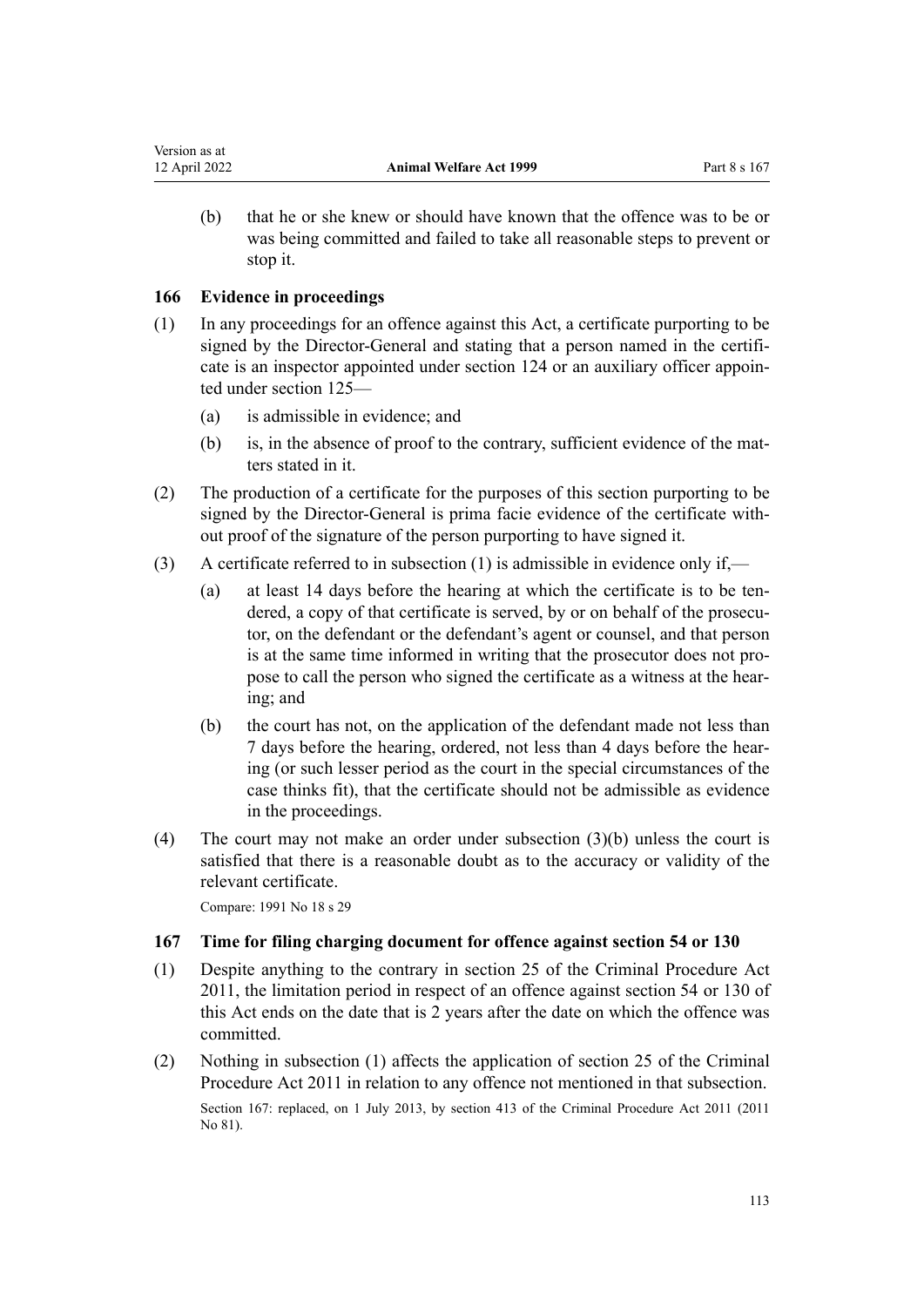(b) that he or she knew or should have known that the offence was to be or was being committed and failed to take all reasonable steps to prevent or stop it.

### 166 Evidence in proceedings

(1) In any proceedings for an offence against this Act, a certificate purporting to be signed by the Director-General and stating that a person named in the certificate is an inspector appointed under section 124 or an auxiliary officer appointed under section 125—

(a) is admissible in evidence; and

(b) is, in the absence of proof to the contrary, sufficient evidence of the matters stated in it.

(2) The production of a certificate for the purposes of this section purporting to be signed by the Director-General is prima facie evidence of the certificate without proof of the signature of the person purporting to have signed it.

(3) A certificate referred to in subsection (1) is admissible in evidence only if,—

(a) at least 14 days before the hearing at which the certificate is to be tendered, a copy of that certificate is served, by or on behalf of the prosecutor, on the defendant or the defendant's agent or counsel, and that person is at the same time informed in writing that the prosecutor does not propose to call the person who signed the certificate as a witness at the hearing; and

(b) the court has not, on the application of the defendant made not less than 7 days before the hearing, ordered, not less than 4 days before the hearing (or such lesser period as the court in the special circumstances of the case thinks fit), that the certificate should not be admissible as evidence in the proceedings.

(4) The court may not make an order under subsection (3)(b) unless the court is satisfied that there is a reasonable doubt as to the accuracy or validity of the relevant certificate.

Compare: 1991 No 18 s 29

### 167 Time for filing charging document for offence against section 54 or 130

(1) Despite anything to the contrary in section 25 of the Criminal Procedure Act 2011, the limitation period in respect of an offence against section 54 or 130 of this Act ends on the date that is 2 years after the date on which the offence was committed.

(2) Nothing in subsection (1) affects the application of section 25 of the Criminal Procedure Act 2011 in relation to any offence not mentioned in that subsection.

Section 167: replaced, on 1 July 2013, by section 413 of the Criminal Procedure Act 2011 (2011 No 81).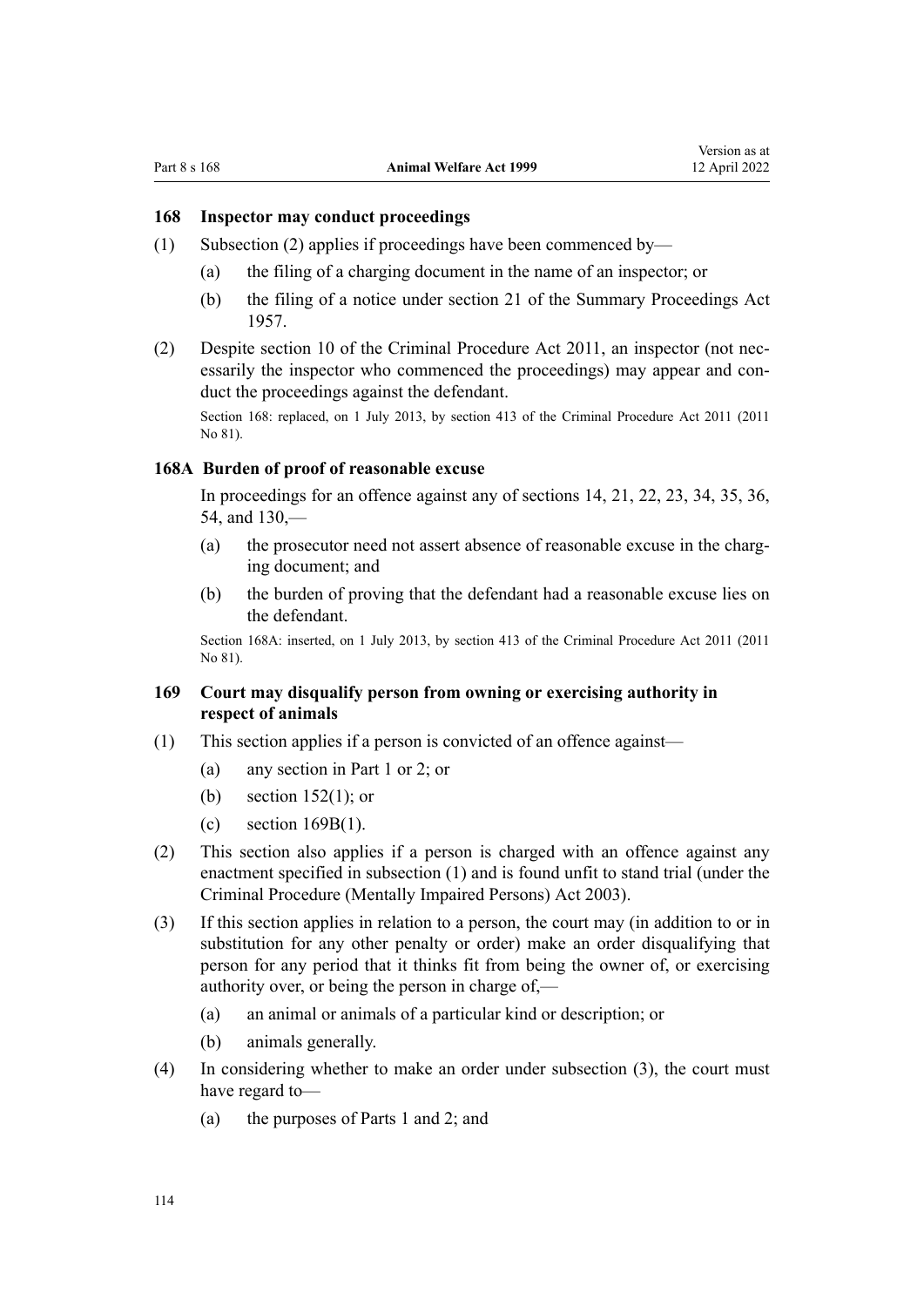### 168 Inspector may conduct proceedings

(1) Subsection (2) applies if proceedings have been commenced by—

(a) the filing of a charging document in the name of an inspector; or

(b) the filing of a notice under section 21 of the Summary Proceedings Act 1957.

(2) Despite section 10 of the Criminal Procedure Act 2011, an inspector (not necessarily the inspector who commenced the proceedings) may appear and conduct the proceedings against the defendant.

Section 168: replaced, on 1 July 2013, by section 413 of the Criminal Procedure Act 2011 (2011 No 81).

### 168A Burden of proof of reasonable excuse

In proceedings for an offence against any of sections 14, 21, 22, 23, 34, 35, 36, 54, and 130,—

(a) the prosecutor need not assert absence of reasonable excuse in the charging document; and

(b) the burden of proving that the defendant had a reasonable excuse lies on the defendant.

Section 168A: inserted, on 1 July 2013, by section 413 of the Criminal Procedure Act 2011 (2011 No 81).

### 169 Court may disqualify person from owning or exercising authority in respect of animals

(1) This section applies if a person is convicted of an offence against—

(a) any section in Part 1 or 2; or

(b) section 152(1); or

(c) section 169B(1).

(2) This section also applies if a person is charged with an offence against any enactment specified in subsection (1) and is found unfit to stand trial (under the Criminal Procedure (Mentally Impaired Persons) Act 2003).

(3) If this section applies in relation to a person, the court may (in addition to or in substitution for any other penalty or order) make an order disqualifying that person for any period that it thinks fit from being the owner of, or exercising authority over, or being the person in charge of,—

(a) an animal or animals of a particular kind or description; or

(b) animals generally.

(4) In considering whether to make an order under subsection (3), the court must have regard to—

(a) the purposes of Parts 1 and 2; and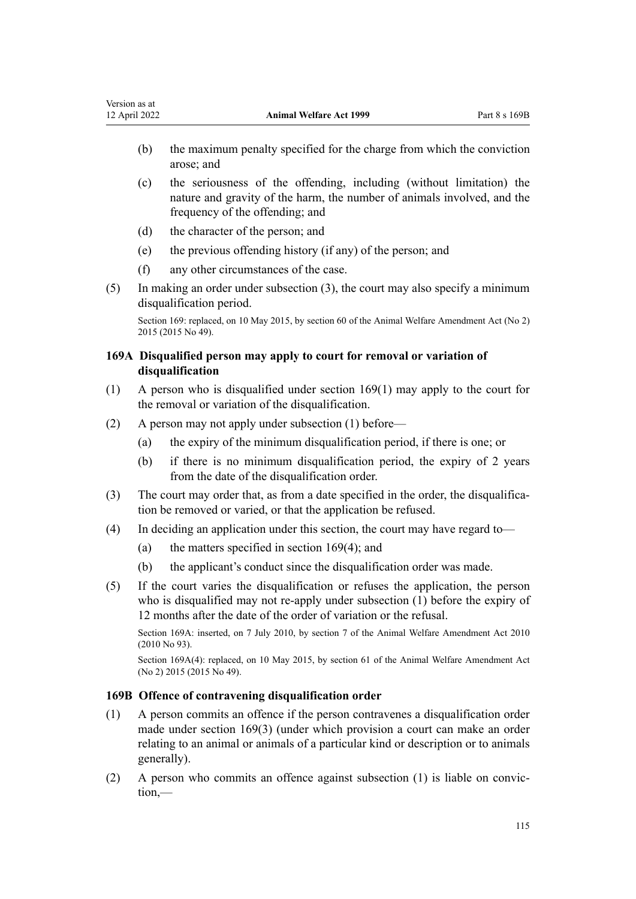(b) the maximum penalty specified for the charge from which the conviction arose; and

(c) the seriousness of the offending, including (without limitation) the nature and gravity of the harm, the number of animals involved, and the frequency of the offending; and

(d) the character of the person; and

(e) the previous offending history (if any) of the person; and

(f) any other circumstances of the case.

(5) In making an order under subsection (3), the court may also specify a minimum disqualification period.

Section 169: replaced, on 10 May 2015, by section 60 of the Animal Welfare Amendment Act (No 2) 2015 (2015 No 49).

### 169A Disqualified person may apply to court for removal or variation of disqualification

(1) A person who is disqualified under section 169(1) may apply to the court for the removal or variation of the disqualification.

(2) A person may not apply under subsection (1) before—

(a) the expiry of the minimum disqualification period, if there is one; or

(b) if there is no minimum disqualification period, the expiry of 2 years from the date of the disqualification order.

(3) The court may order that, as from a date specified in the order, the disqualification be removed or varied, or that the application be refused.

(4) In deciding an application under this section, the court may have regard to—

(a) the matters specified in section 169(4); and

(b) the applicant's conduct since the disqualification order was made.

(5) If the court varies the disqualification or refuses the application, the person who is disqualified may not re-apply under subsection (1) before the expiry of 12 months after the date of the order of variation or the refusal.

Section 169A: inserted, on 7 July 2010, by section 7 of the Animal Welfare Amendment Act 2010 (2010 No 93).

Section 169A(4): replaced, on 10 May 2015, by section 61 of the Animal Welfare Amendment Act (No 2) 2015 (2015 No 49).

### 169B Offence of contravening disqualification order

(1) A person commits an offence if the person contravenes a disqualification order made under section 169(3) (under which provision a court can make an order relating to an animal or animals of a particular kind or description or to animals generally).

(2) A person who commits an offence against subsection (1) is liable on conviction,—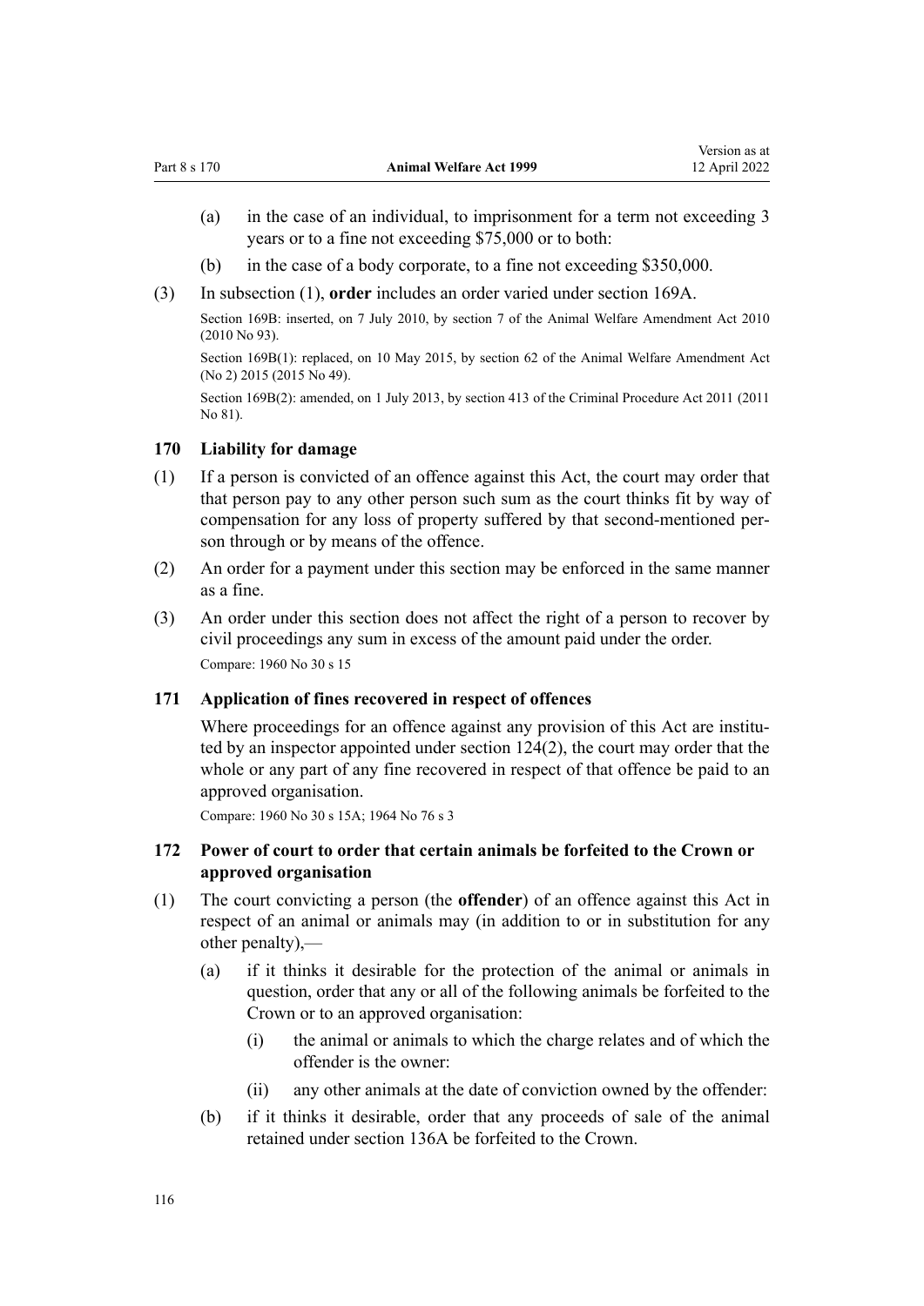(a) in the case of an individual, to imprisonment for a term not exceeding 3 years or to a fine not exceeding $75,000 or to both:

(b) in the case of a body corporate, to a fine not exceeding $350,000.

(3) In subsection (1), **order** includes an order varied under section 169A.

Section 169B: inserted, on 7 July 2010, by section 7 of the Animal Welfare Amendment Act 2010 (2010 No 93).

Section 169B(1): replaced, on 10 May 2015, by section 62 of the Animal Welfare Amendment Act (No 2) 2015 (2015 No 49).

Section 169B(2): amended, on 1 July 2013, by section 413 of the Criminal Procedure Act 2011 (2011 No 81).

### 170 Liability for damage

(1) If a person is convicted of an offence against this Act, the court may order that that person pay to any other person such sum as the court thinks fit by way of compensation for any loss of property suffered by that second-mentioned person through or by means of the offence.

(2) An order for a payment under this section may be enforced in the same manner as a fine.

(3) An order under this section does not affect the right of a person to recover by civil proceedings any sum in excess of the amount paid under the order.

Compare: 1960 No 30 s 15

### 171 Application of fines recovered in respect of offences

Where proceedings for an offence against any provision of this Act are instituted by an inspector appointed under section 124(2), the court may order that the whole or any part of any fine recovered in respect of that offence be paid to an approved organisation.

Compare: 1960 No 30 s 15A; 1964 No 76 s 3

### 172 Power of court to order that certain animals be forfeited to the Crown or approved organisation

(1) The court convicting a person (the **offender**) of an offence against this Act in respect of an animal or animals may (in addition to or in substitution for any other penalty),—

(a) if it thinks it desirable for the protection of the animal or animals in question, order that any or all of the following animals be forfeited to the Crown or to an approved organisation:

(i) the animal or animals to which the charge relates and of which the offender is the owner:

(ii) any other animals at the date of conviction owned by the offender:

(b) if it thinks it desirable, order that any proceeds of sale of the animal retained under section 136A be forfeited to the Crown.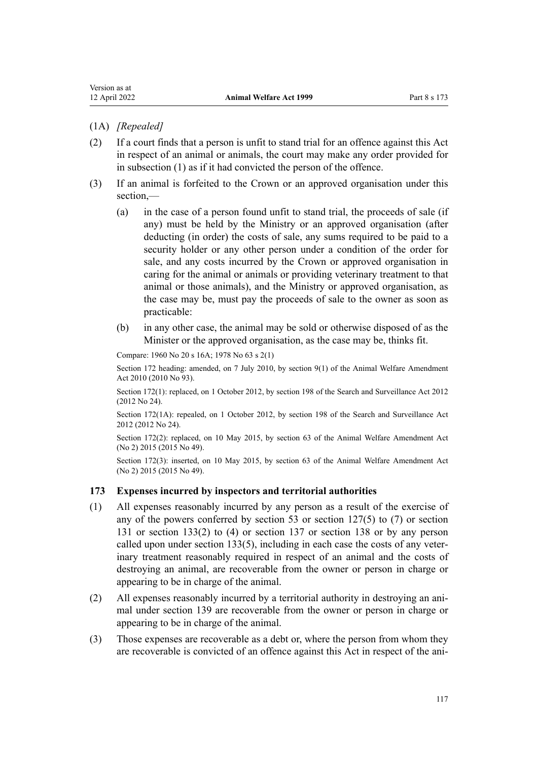(1A) *[Repealed]*

(2) If a court finds that a person is unfit to stand trial for an offence against this Act in respect of an animal or animals, the court may make any order provided for in subsection (1) as if it had convicted the person of the offence.

(3) If an animal is forfeited to the Crown or an approved organisation under this section,—

(a) in the case of a person found unfit to stand trial, the proceeds of sale (if any) must be held by the Ministry or an approved organisation (after deducting (in order) the costs of sale, any sums required to be paid to a security holder or any other person under a condition of the order for sale, and any costs incurred by the Crown or approved organisation in caring for the animal or animals or providing veterinary treatment to that animal or those animals), and the Ministry or approved organisation, as the case may be, must pay the proceeds of sale to the owner as soon as practicable:

(b) in any other case, the animal may be sold or otherwise disposed of as the Minister or the approved organisation, as the case may be, thinks fit.

Compare: 1960 No 20 s 16A; 1978 No 63 s 2(1)

Section 172 heading: amended, on 7 July 2010, by section 9(1) of the Animal Welfare Amendment Act 2010 (2010 No 93).

Section 172(1): replaced, on 1 October 2012, by section 198 of the Search and Surveillance Act 2012 (2012 No 24).

Section 172(1A): repealed, on 1 October 2012, by section 198 of the Search and Surveillance Act 2012 (2012 No 24).

Section 172(2): replaced, on 10 May 2015, by section 63 of the Animal Welfare Amendment Act (No 2) 2015 (2015 No 49).

Section 172(3): inserted, on 10 May 2015, by section 63 of the Animal Welfare Amendment Act (No 2) 2015 (2015 No 49).

### 173 Expenses incurred by inspectors and territorial authorities

(1) All expenses reasonably incurred by any person as a result of the exercise of any of the powers conferred by section 53 or section 127(5) to (7) or section 131 or section 133(2) to (4) or section 137 or section 138 or by any person called upon under section 133(5), including in each case the costs of any veterinary treatment reasonably required in respect of an animal and the costs of destroying an animal, are recoverable from the owner or person in charge or appearing to be in charge of the animal.

(2) All expenses reasonably incurred by a territorial authority in destroying an animal under section 139 are recoverable from the owner or person in charge or appearing to be in charge of the animal.

(3) Those expenses are recoverable as a debt or, where the person from whom they are recoverable is convicted of an offence against this Act in respect of the ani-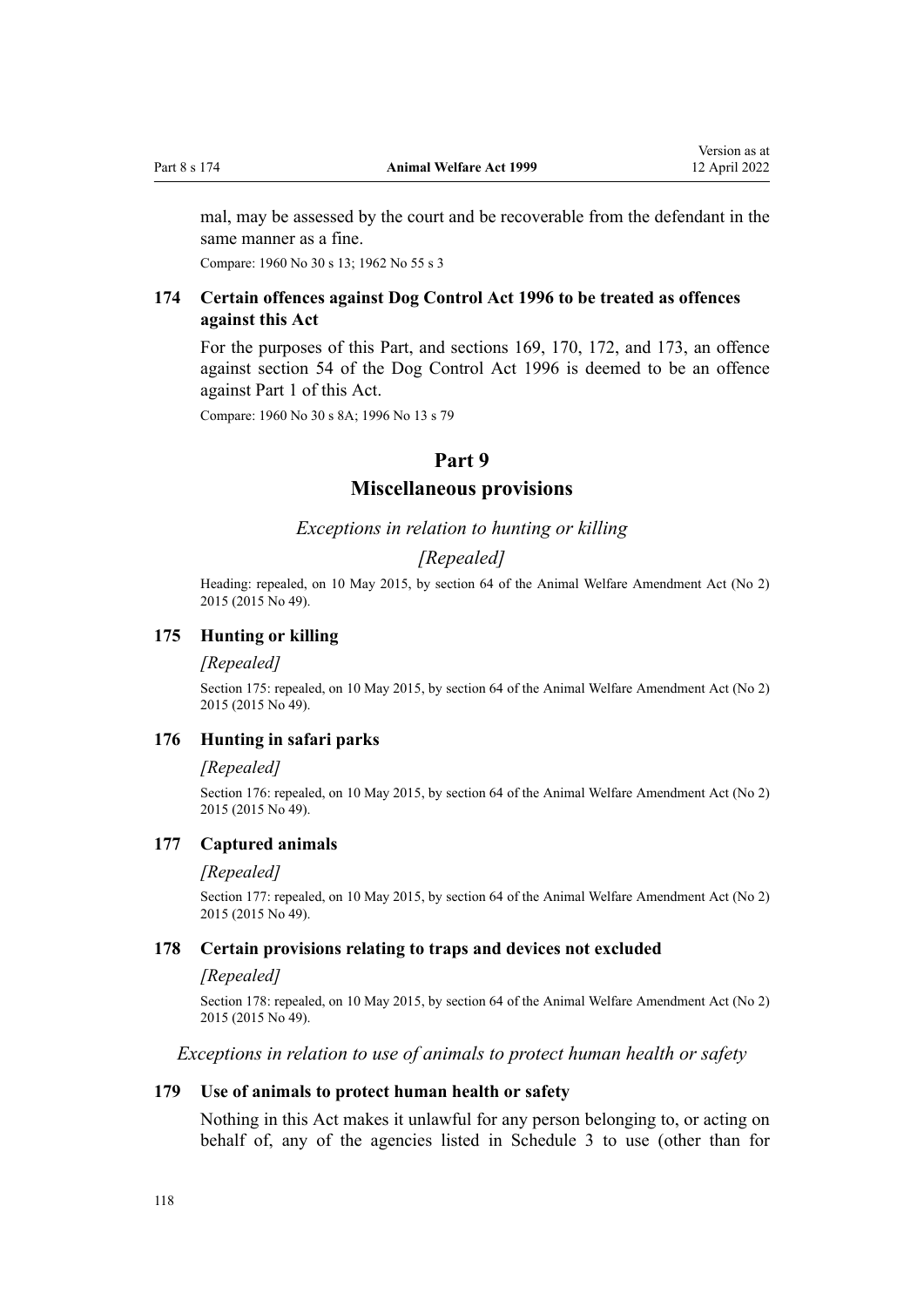mal, may be assessed by the court and be recoverable from the defendant in the same manner as a fine.

Compare: 1960 No 30 s 13; 1962 No 55 s 3

### 174 Certain offences against Dog Control Act 1996 to be treated as offences against this Act

For the purposes of this Part, and sections 169, 170, 172, and 173, an offence against section 54 of the Dog Control Act 1996 is deemed to be an offence against Part 1 of this Act.

Compare: 1960 No 30 s 8A; 1996 No 13 s 79

## Part 9
## Miscellaneous provisions

*Exceptions in relation to hunting or killing*

*[Repealed]*

Heading: repealed, on 10 May 2015, by section 64 of the Animal Welfare Amendment Act (No 2) 2015 (2015 No 49).

### 175 Hunting or killing

*[Repealed]*

Section 175: repealed, on 10 May 2015, by section 64 of the Animal Welfare Amendment Act (No 2) 2015 (2015 No 49).

### 176 Hunting in safari parks

*[Repealed]*

Section 176: repealed, on 10 May 2015, by section 64 of the Animal Welfare Amendment Act (No 2) 2015 (2015 No 49).

### 177 Captured animals

*[Repealed]*

Section 177: repealed, on 10 May 2015, by section 64 of the Animal Welfare Amendment Act (No 2) 2015 (2015 No 49).

### 178 Certain provisions relating to traps and devices not excluded

*[Repealed]*

Section 178: repealed, on 10 May 2015, by section 64 of the Animal Welfare Amendment Act (No 2) 2015 (2015 No 49).

*Exceptions in relation to use of animals to protect human health or safety*

### 179 Use of animals to protect human health or safety

Nothing in this Act makes it unlawful for any person belonging to, or acting on behalf of, any of the agencies listed in Schedule 3 to use (other than for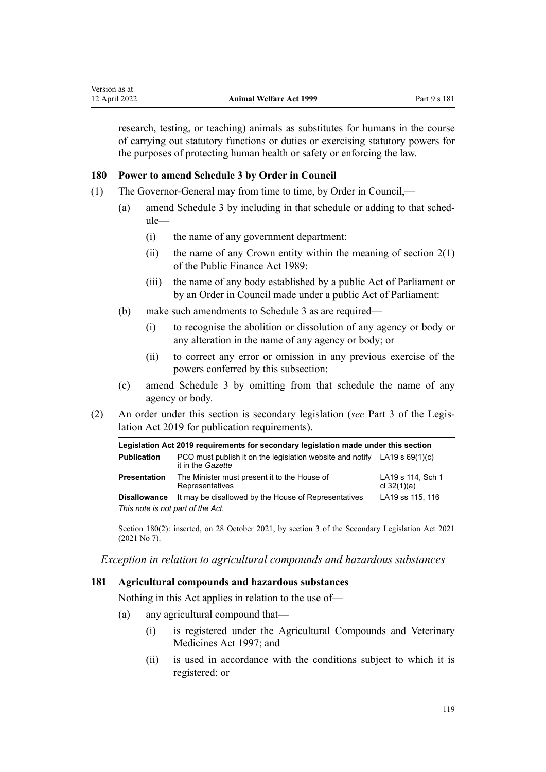research, testing, or teaching) animals as substitutes for humans in the course of carrying out statutory functions or duties or exercising statutory powers for the purposes of protecting human health or safety or enforcing the law.

### 180 Power to amend Schedule 3 by Order in Council

(1) The Governor-General may from time to time, by Order in Council,—

- (a) amend Schedule 3 by including in that schedule or adding to that schedule—
  - (i) the name of any government department:
  - (ii) the name of any Crown entity within the meaning of section 2(1) of the Public Finance Act 1989:
  - (iii) the name of any body established by a public Act of Parliament or by an Order in Council made under a public Act of Parliament:
- (b) make such amendments to Schedule 3 as are required—
  - (i) to recognise the abolition or dissolution of any agency or body or any alteration in the name of any agency or body; or
  - (ii) to correct any error or omission in any previous exercise of the powers conferred by this subsection:
- (c) amend Schedule 3 by omitting from that schedule the name of any agency or body.

(2) An order under this section is secondary legislation (*see* Part 3 of the Legislation Act 2019 for publication requirements).

| Legislation Act 2019 requirements for secondary legislation made under this section | | |
|---|---|---|
| **Publication** | PCO must publish it on the legislation website and notify it in the *Gazette* | LA19 s 69(1)(c) |
| **Presentation** | The Minister must present it to the House of Representatives | LA19 s 114, Sch 1 cl 32(1)(a) |
| **Disallowance** | It may be disallowed by the House of Representatives | LA19 ss 115, 116 |
| *This note is not part of the Act.* | | |

Section 180(2): inserted, on 28 October 2021, by section 3 of the Secondary Legislation Act 2021 (2021 No 7).

*Exception in relation to agricultural compounds and hazardous substances*

### 181 Agricultural compounds and hazardous substances

Nothing in this Act applies in relation to the use of—

- (a) any agricultural compound that—
  - (i) is registered under the Agricultural Compounds and Veterinary Medicines Act 1997; and
  - (ii) is used in accordance with the conditions subject to which it is registered; or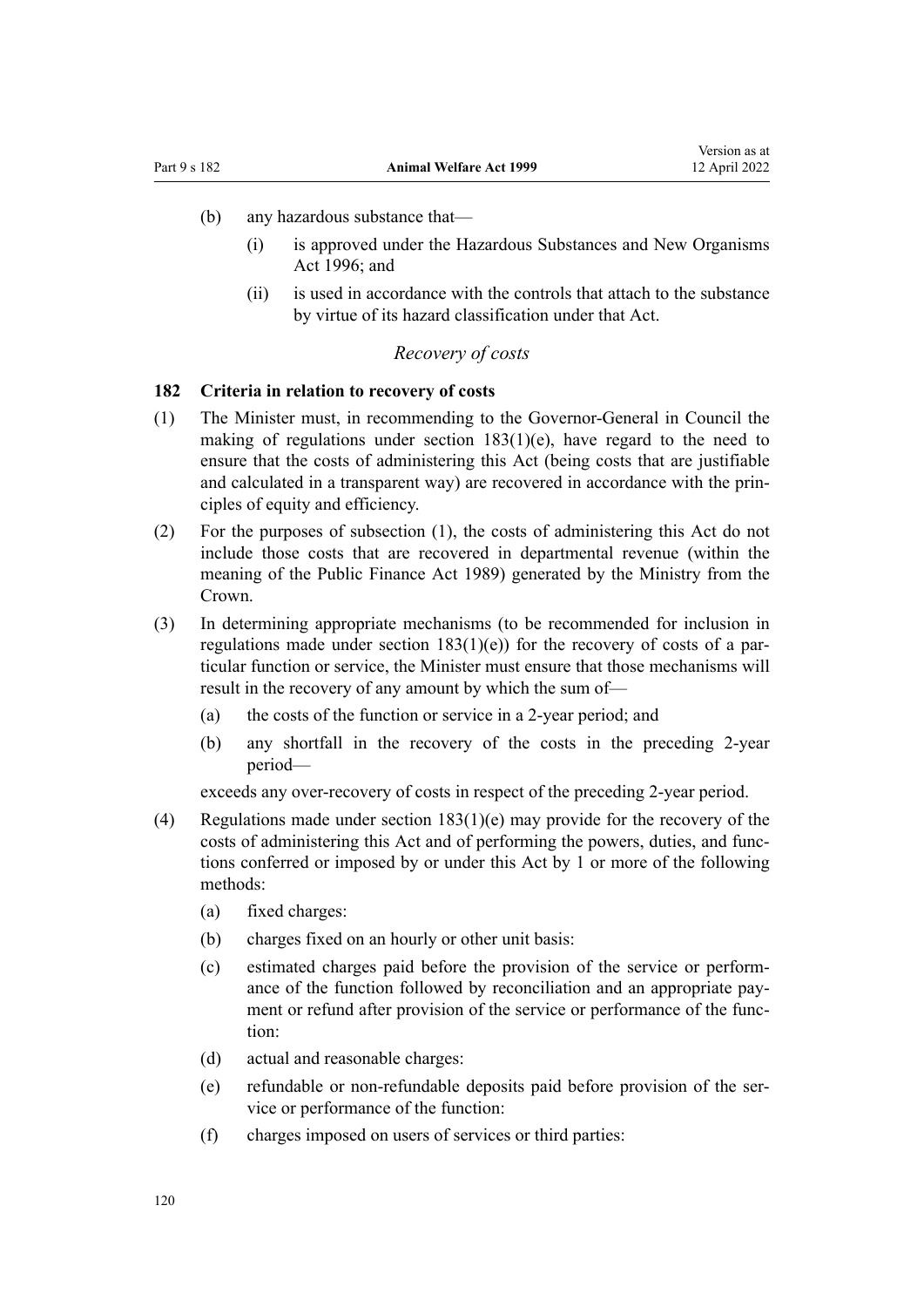(b) any hazardous substance that—

    (i) is approved under the Hazardous Substances and New Organisms Act 1996; and

    (ii) is used in accordance with the controls that attach to the substance by virtue of its hazard classification under that Act.

*Recovery of costs*

**182 Criteria in relation to recovery of costs**

(1) The Minister must, in recommending to the Governor-General in Council the making of regulations under section 183(1)(e), have regard to the need to ensure that the costs of administering this Act (being costs that are justifiable and calculated in a transparent way) are recovered in accordance with the principles of equity and efficiency.

(2) For the purposes of subsection (1), the costs of administering this Act do not include those costs that are recovered in departmental revenue (within the meaning of the Public Finance Act 1989) generated by the Ministry from the Crown.

(3) In determining appropriate mechanisms (to be recommended for inclusion in regulations made under section 183(1)(e)) for the recovery of costs of a particular function or service, the Minister must ensure that those mechanisms will result in the recovery of any amount by which the sum of—

    (a) the costs of the function or service in a 2-year period; and

    (b) any shortfall in the recovery of the costs in the preceding 2-year period—

    exceeds any over-recovery of costs in respect of the preceding 2-year period.

(4) Regulations made under section 183(1)(e) may provide for the recovery of the costs of administering this Act and of performing the powers, duties, and functions conferred or imposed by or under this Act by 1 or more of the following methods:

    (a) fixed charges:

    (b) charges fixed on an hourly or other unit basis:

    (c) estimated charges paid before the provision of the service or performance of the function followed by reconciliation and an appropriate payment or refund after provision of the service or performance of the function:

    (d) actual and reasonable charges:

    (e) refundable or non-refundable deposits paid before provision of the service or performance of the function:

    (f) charges imposed on users of services or third parties: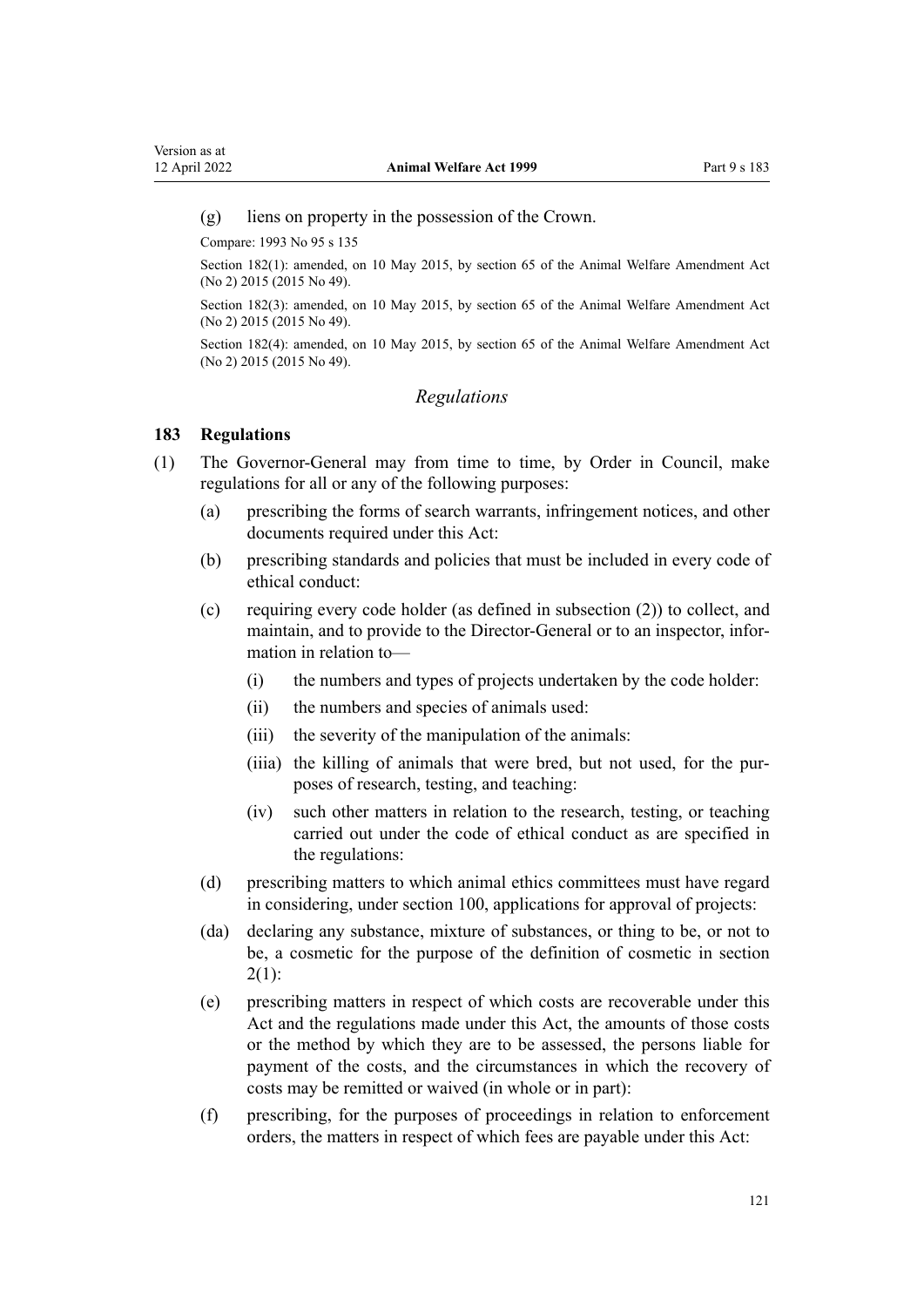(g) liens on property in the possession of the Crown.

Compare: 1993 No 95 s 135

Section 182(1): amended, on 10 May 2015, by section 65 of the Animal Welfare Amendment Act (No 2) 2015 (2015 No 49).

Section 182(3): amended, on 10 May 2015, by section 65 of the Animal Welfare Amendment Act (No 2) 2015 (2015 No 49).

Section 182(4): amended, on 10 May 2015, by section 65 of the Animal Welfare Amendment Act (No 2) 2015 (2015 No 49).

*Regulations*

### 183 Regulations

(1) The Governor-General may from time to time, by Order in Council, make regulations for all or any of the following purposes:

- (a) prescribing the forms of search warrants, infringement notices, and other documents required under this Act:
- (b) prescribing standards and policies that must be included in every code of ethical conduct:
- (c) requiring every code holder (as defined in subsection (2)) to collect, and maintain, and to provide to the Director-General or to an inspector, information in relation to—
  - (i) the numbers and types of projects undertaken by the code holder:
  - (ii) the numbers and species of animals used:
  - (iii) the severity of the manipulation of the animals:
  - (iiia) the killing of animals that were bred, but not used, for the purposes of research, testing, and teaching:
  - (iv) such other matters in relation to the research, testing, or teaching carried out under the code of ethical conduct as are specified in the regulations:
- (d) prescribing matters to which animal ethics committees must have regard in considering, under section 100, applications for approval of projects:
- (da) declaring any substance, mixture of substances, or thing to be, or not to be, a cosmetic for the purpose of the definition of cosmetic in section 2(1):
- (e) prescribing matters in respect of which costs are recoverable under this Act and the regulations made under this Act, the amounts of those costs or the method by which they are to be assessed, the persons liable for payment of the costs, and the circumstances in which the recovery of costs may be remitted or waived (in whole or in part):
- (f) prescribing, for the purposes of proceedings in relation to enforcement orders, the matters in respect of which fees are payable under this Act: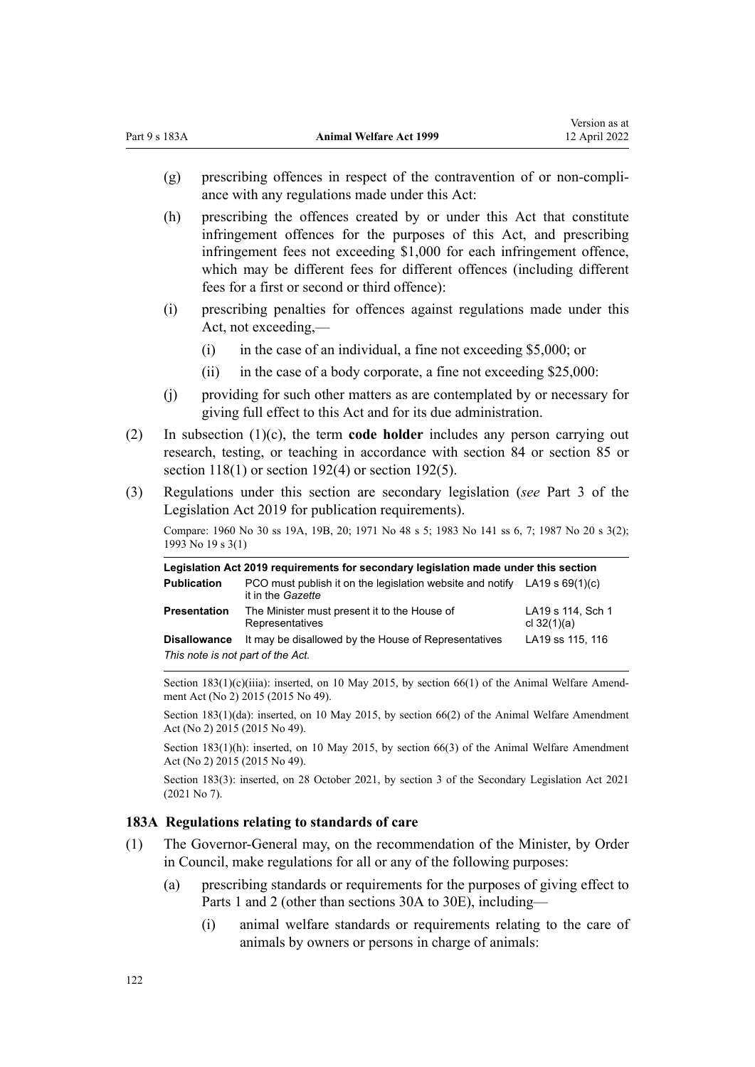(g) prescribing offences in respect of the contravention of or non-compliance with any regulations made under this Act:

(h) prescribing the offences created by or under this Act that constitute infringement offences for the purposes of this Act, and prescribing infringement fees not exceeding $1,000 for each infringement offence, which may be different fees for different offences (including different fees for a first or second or third offence):

(i) prescribing penalties for offences against regulations made under this Act, not exceeding,—

  (i) in the case of an individual, a fine not exceeding $5,000; or

  (ii) in the case of a body corporate, a fine not exceeding $25,000:

(j) providing for such other matters as are contemplated by or necessary for giving full effect to this Act and for its due administration.

(2) In subsection (1)(c), the term **code holder** includes any person carrying out research, testing, or teaching in accordance with section 84 or section 85 or section 118(1) or section 192(4) or section 192(5).

(3) Regulations under this section are secondary legislation (*see* Part 3 of the Legislation Act 2019 for publication requirements).

Compare: 1960 No 30 ss 19A, 19B, 20; 1971 No 48 s 5; 1983 No 141 ss 6, 7; 1987 No 20 s 3(2); 1993 No 19 s 3(1)

| Legislation Act 2019 requirements for secondary legislation made under this section | | |
|---|---|---|
| **Publication** | PCO must publish it on the legislation website and notify it in the *Gazette* | LA19 s 69(1)(c) |
| **Presentation** | The Minister must present it to the House of Representatives | LA19 s 114, Sch 1 cl 32(1)(a) |
| **Disallowance** | It may be disallowed by the House of Representatives | LA19 ss 115, 116 |
| *This note is not part of the Act.* | | |

Section 183(1)(c)(iiia): inserted, on 10 May 2015, by section 66(1) of the Animal Welfare Amendment Act (No 2) 2015 (2015 No 49).

Section 183(1)(da): inserted, on 10 May 2015, by section 66(2) of the Animal Welfare Amendment Act (No 2) 2015 (2015 No 49).

Section 183(1)(h): inserted, on 10 May 2015, by section 66(3) of the Animal Welfare Amendment Act (No 2) 2015 (2015 No 49).

Section 183(3): inserted, on 28 October 2021, by section 3 of the Secondary Legislation Act 2021 (2021 No 7).

### 183A Regulations relating to standards of care

(1) The Governor-General may, on the recommendation of the Minister, by Order in Council, make regulations for all or any of the following purposes:

(a) prescribing standards or requirements for the purposes of giving effect to Parts 1 and 2 (other than sections 30A to 30E), including—

  (i) animal welfare standards or requirements relating to the care of animals by owners or persons in charge of animals: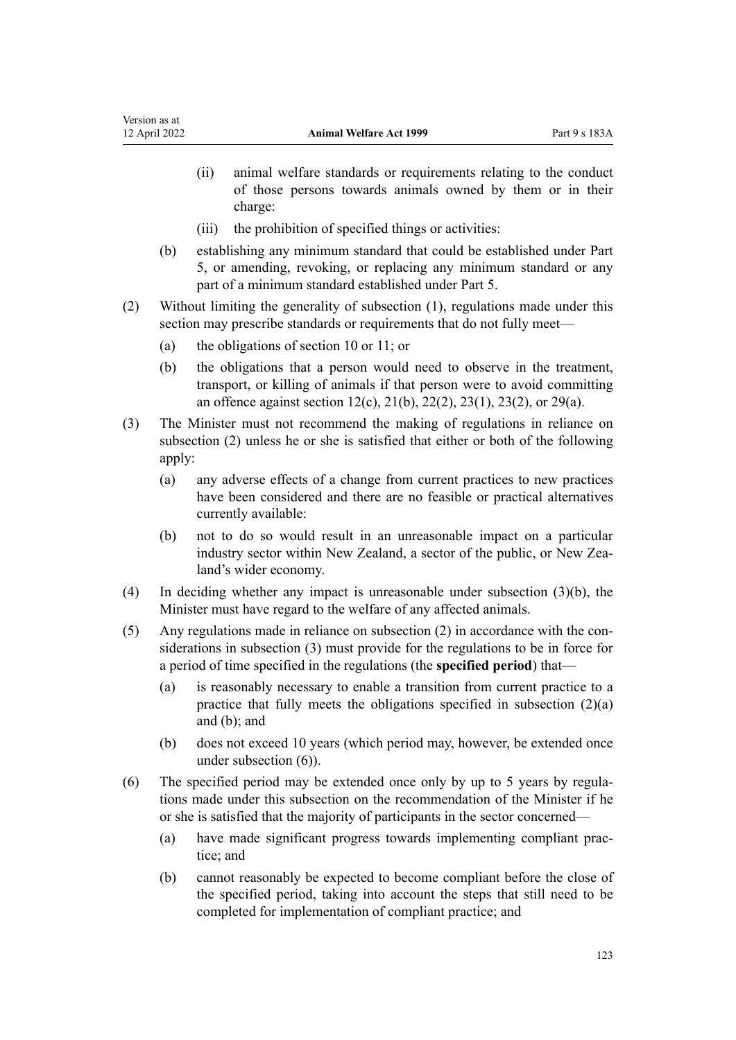- (ii) animal welfare standards or requirements relating to the conduct of those persons towards animals owned by them or in their charge:
- (iii) the prohibition of specified things or activities:

(b) establishing any minimum standard that could be established under Part 5, or amending, revoking, or replacing any minimum standard or any part of a minimum standard established under Part 5.

(2) Without limiting the generality of subsection (1), regulations made under this section may prescribe standards or requirements that do not fully meet—

- (a) the obligations of section 10 or 11; or
- (b) the obligations that a person would need to observe in the treatment, transport, or killing of animals if that person were to avoid committing an offence against section 12(c), 21(b), 22(2), 23(1), 23(2), or 29(a).

(3) The Minister must not recommend the making of regulations in reliance on subsection (2) unless he or she is satisfied that either or both of the following apply:

- (a) any adverse effects of a change from current practices to new practices have been considered and there are no feasible or practical alternatives currently available:
- (b) not to do so would result in an unreasonable impact on a particular industry sector within New Zealand, a sector of the public, or New Zealand's wider economy.

(4) In deciding whether any impact is unreasonable under subsection (3)(b), the Minister must have regard to the welfare of any affected animals.

(5) Any regulations made in reliance on subsection (2) in accordance with the considerations in subsection (3) must provide for the regulations to be in force for a period of time specified in the regulations (the **specified period**) that—

- (a) is reasonably necessary to enable a transition from current practice to a practice that fully meets the obligations specified in subsection (2)(a) and (b); and
- (b) does not exceed 10 years (which period may, however, be extended once under subsection (6)).

(6) The specified period may be extended once only by up to 5 years by regulations made under this subsection on the recommendation of the Minister if he or she is satisfied that the majority of participants in the sector concerned—

- (a) have made significant progress towards implementing compliant practice; and
- (b) cannot reasonably be expected to become compliant before the close of the specified period, taking into account the steps that still need to be completed for implementation of compliant practice; and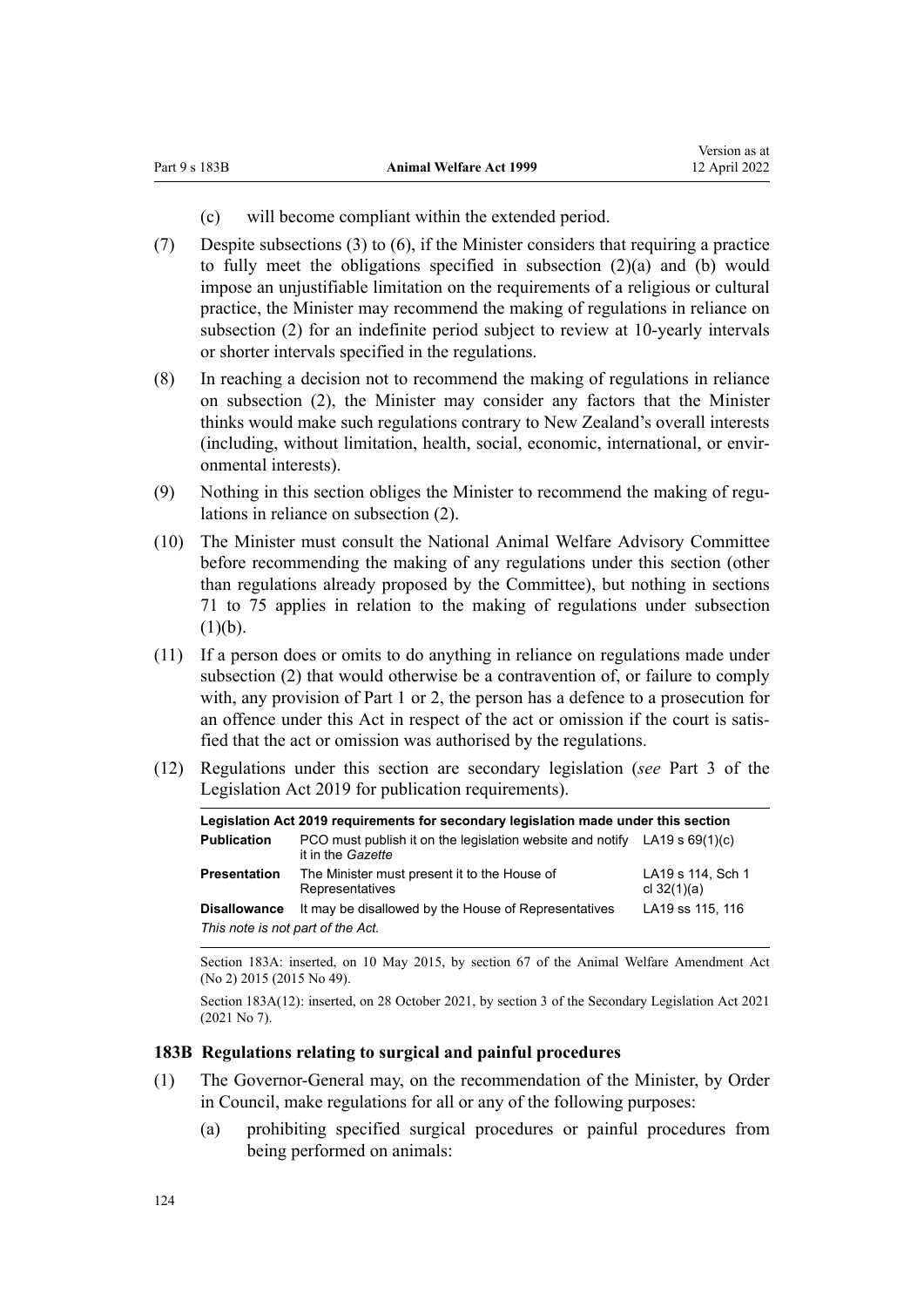(c) will become compliant within the extended period.

(7) Despite subsections (3) to (6), if the Minister considers that requiring a practice to fully meet the obligations specified in subsection (2)(a) and (b) would impose an unjustifiable limitation on the requirements of a religious or cultural practice, the Minister may recommend the making of regulations in reliance on subsection (2) for an indefinite period subject to review at 10-yearly intervals or shorter intervals specified in the regulations.

(8) In reaching a decision not to recommend the making of regulations in reliance on subsection (2), the Minister may consider any factors that the Minister thinks would make such regulations contrary to New Zealand's overall interests (including, without limitation, health, social, economic, international, or environmental interests).

(9) Nothing in this section obliges the Minister to recommend the making of regulations in reliance on subsection (2).

(10) The Minister must consult the National Animal Welfare Advisory Committee before recommending the making of any regulations under this section (other than regulations already proposed by the Committee), but nothing in sections 71 to 75 applies in relation to the making of regulations under subsection (1)(b).

(11) If a person does or omits to do anything in reliance on regulations made under subsection (2) that would otherwise be a contravention of, or failure to comply with, any provision of Part 1 or 2, the person has a defence to a prosecution for an offence under this Act in respect of the act or omission if the court is satisfied that the act or omission was authorised by the regulations.

(12) Regulations under this section are secondary legislation (*see* Part 3 of the Legislation Act 2019 for publication requirements).

| Legislation Act 2019 requirements for secondary legislation made under this section | | |
|---|---|---|
| **Publication** | PCO must publish it on the legislation website and notify it in the *Gazette* | LA19 s 69(1)(c) |
| **Presentation** | The Minister must present it to the House of Representatives | LA19 s 114, Sch 1 cl 32(1)(a) |
| **Disallowance** | It may be disallowed by the House of Representatives | LA19 ss 115, 116 |
| *This note is not part of the Act.* | | |

Section 183A: inserted, on 10 May 2015, by section 67 of the Animal Welfare Amendment Act (No 2) 2015 (2015 No 49).

Section 183A(12): inserted, on 28 October 2021, by section 3 of the Secondary Legislation Act 2021 (2021 No 7).

### 183B Regulations relating to surgical and painful procedures

(1) The Governor-General may, on the recommendation of the Minister, by Order in Council, make regulations for all or any of the following purposes:

(a) prohibiting specified surgical procedures or painful procedures from being performed on animals: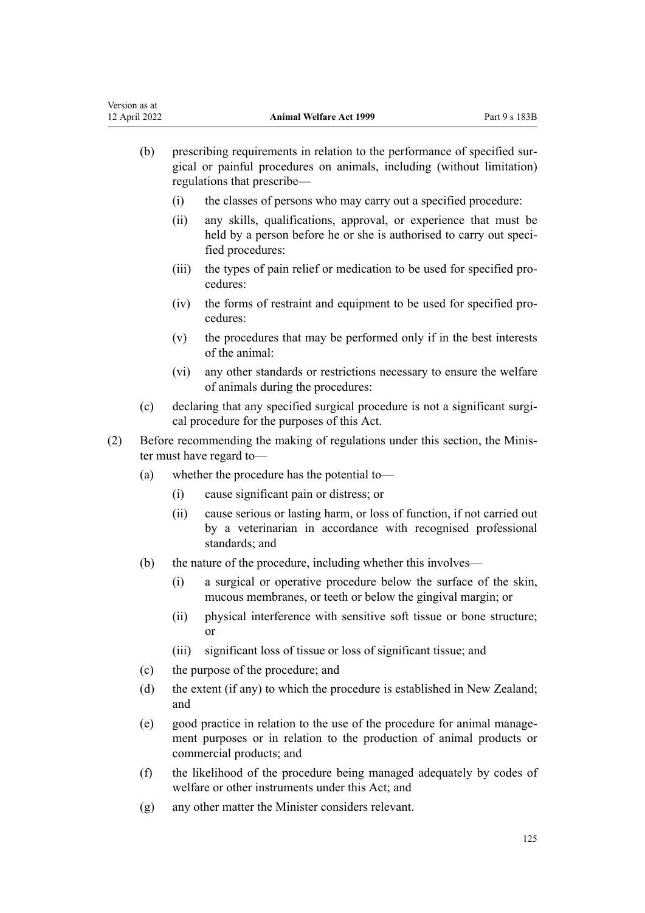(b) prescribing requirements in relation to the performance of specified surgical or painful procedures on animals, including (without limitation) regulations that prescribe—

  (i) the classes of persons who may carry out a specified procedure:

  (ii) any skills, qualifications, approval, or experience that must be held by a person before he or she is authorised to carry out specified procedures:

  (iii) the types of pain relief or medication to be used for specified procedures:

  (iv) the forms of restraint and equipment to be used for specified procedures:

  (v) the procedures that may be performed only if in the best interests of the animal:

  (vi) any other standards or restrictions necessary to ensure the welfare of animals during the procedures:

(c) declaring that any specified surgical procedure is not a significant surgical procedure for the purposes of this Act.

(2) Before recommending the making of regulations under this section, the Minister must have regard to—

  (a) whether the procedure has the potential to—

    (i) cause significant pain or distress; or

    (ii) cause serious or lasting harm, or loss of function, if not carried out by a veterinarian in accordance with recognised professional standards; and

  (b) the nature of the procedure, including whether this involves—

    (i) a surgical or operative procedure below the surface of the skin, mucous membranes, or teeth or below the gingival margin; or

    (ii) physical interference with sensitive soft tissue or bone structure; or

    (iii) significant loss of tissue or loss of significant tissue; and

  (c) the purpose of the procedure; and

  (d) the extent (if any) to which the procedure is established in New Zealand; and

  (e) good practice in relation to the use of the procedure for animal management purposes or in relation to the production of animal products or commercial products; and

  (f) the likelihood of the procedure being managed adequately by codes of welfare or other instruments under this Act; and

  (g) any other matter the Minister considers relevant.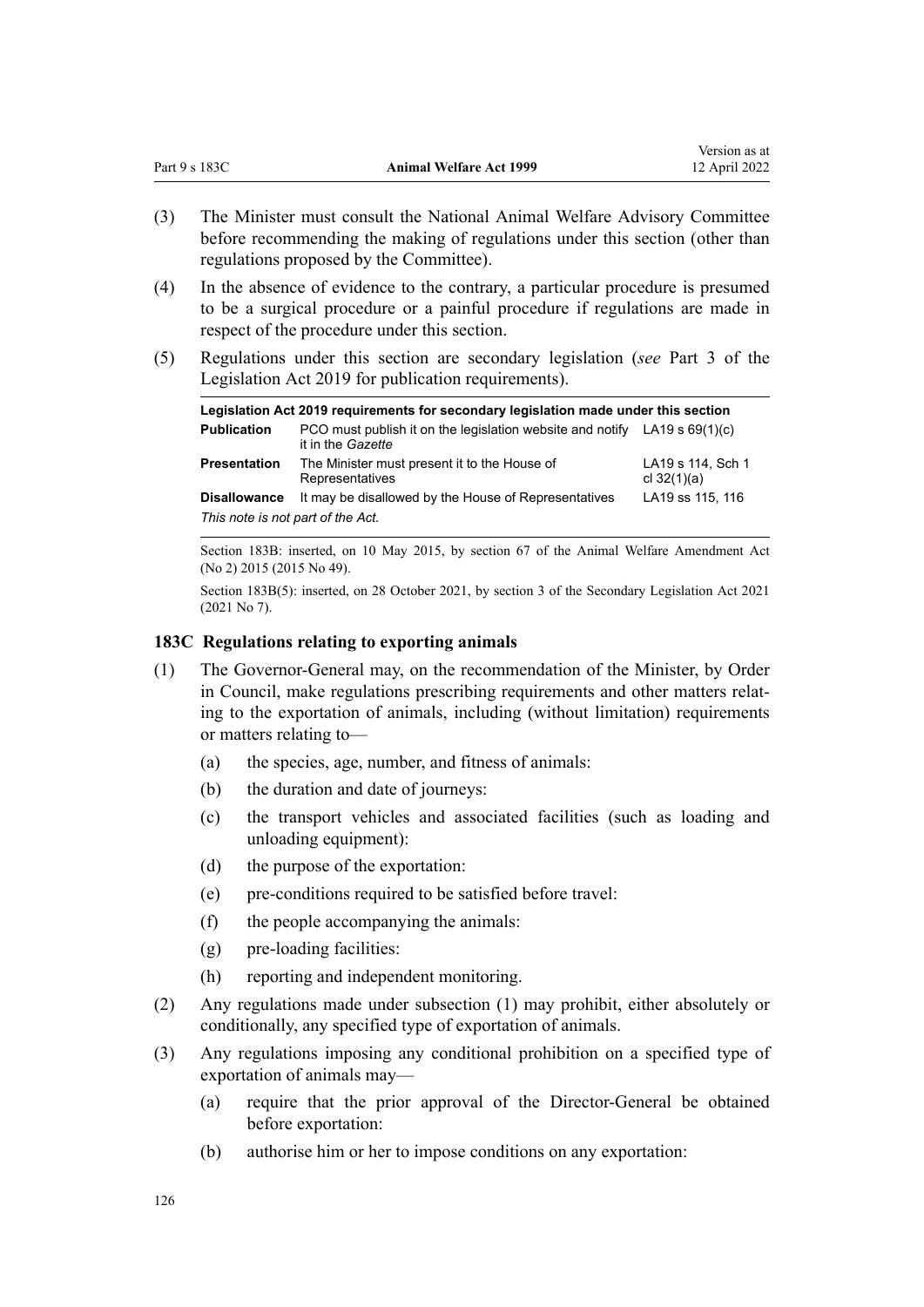(3) The Minister must consult the National Animal Welfare Advisory Committee before recommending the making of regulations under this section (other than regulations proposed by the Committee).

(4) In the absence of evidence to the contrary, a particular procedure is presumed to be a surgical procedure or a painful procedure if regulations are made in respect of the procedure under this section.

(5) Regulations under this section are secondary legislation (*see* Part 3 of the Legislation Act 2019 for publication requirements).

| Legislation Act 2019 requirements for secondary legislation made under this section | | |
|---|---|---|
| **Publication** | PCO must publish it on the legislation website and notify it in the *Gazette* | LA19 s 69(1)(c) |
| **Presentation** | The Minister must present it to the House of Representatives | LA19 s 114, Sch 1 cl 32(1)(a) |
| **Disallowance** | It may be disallowed by the House of Representatives | LA19 ss 115, 116 |
| *This note is not part of the Act.* | | |

Section 183B: inserted, on 10 May 2015, by section 67 of the Animal Welfare Amendment Act (No 2) 2015 (2015 No 49).

Section 183B(5): inserted, on 28 October 2021, by section 3 of the Secondary Legislation Act 2021 (2021 No 7).

### 183C Regulations relating to exporting animals

(1) The Governor-General may, on the recommendation of the Minister, by Order in Council, make regulations prescribing requirements and other matters relating to the exportation of animals, including (without limitation) requirements or matters relating to—

  (a) the species, age, number, and fitness of animals:

  (b) the duration and date of journeys:

  (c) the transport vehicles and associated facilities (such as loading and unloading equipment):

  (d) the purpose of the exportation:

  (e) pre-conditions required to be satisfied before travel:

  (f) the people accompanying the animals:

  (g) pre-loading facilities:

  (h) reporting and independent monitoring.

(2) Any regulations made under subsection (1) may prohibit, either absolutely or conditionally, any specified type of exportation of animals.

(3) Any regulations imposing any conditional prohibition on a specified type of exportation of animals may—

  (a) require that the prior approval of the Director-General be obtained before exportation:

  (b) authorise him or her to impose conditions on any exportation: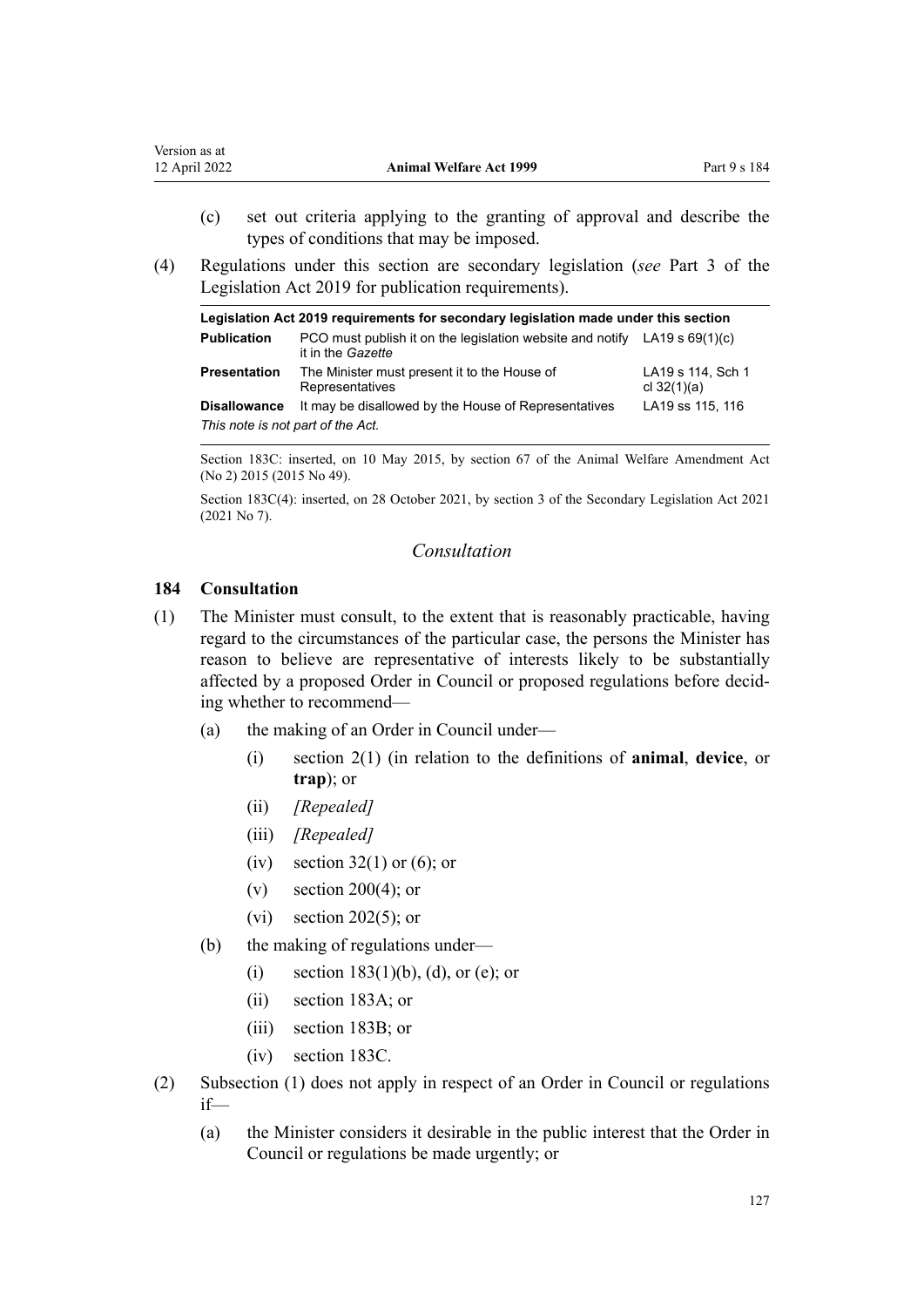(c) set out criteria applying to the granting of approval and describe the types of conditions that may be imposed.

(4) Regulations under this section are secondary legislation (*see* Part 3 of the Legislation Act 2019 for publication requirements).

| Legislation Act 2019 requirements for secondary legislation made under this section | | |
|---|---|---|
| **Publication** | PCO must publish it on the legislation website and notify it in the *Gazette* | LA19 s 69(1)(c) |
| **Presentation** | The Minister must present it to the House of Representatives | LA19 s 114, Sch 1 cl 32(1)(a) |
| **Disallowance** | It may be disallowed by the House of Representatives | LA19 ss 115, 116 |
| *This note is not part of the Act.* | | |

Section 183C: inserted, on 10 May 2015, by section 67 of the Animal Welfare Amendment Act (No 2) 2015 (2015 No 49).

Section 183C(4): inserted, on 28 October 2021, by section 3 of the Secondary Legislation Act 2021 (2021 No 7).

*Consultation*

### 184 Consultation

(1) The Minister must consult, to the extent that is reasonably practicable, having regard to the circumstances of the particular case, the persons the Minister has reason to believe are representative of interests likely to be substantially affected by a proposed Order in Council or proposed regulations before deciding whether to recommend—

(a) the making of an Order in Council under—

(i) section 2(1) (in relation to the definitions of **animal**, **device**, or **trap**); or

(ii) *[Repealed]*

(iii) *[Repealed]*

(iv) section 32(1) or (6); or

(v) section 200(4); or

(vi) section 202(5); or

(b) the making of regulations under—

(i) section 183(1)(b), (d), or (e); or

(ii) section 183A; or

(iii) section 183B; or

(iv) section 183C.

(2) Subsection (1) does not apply in respect of an Order in Council or regulations if—

(a) the Minister considers it desirable in the public interest that the Order in Council or regulations be made urgently; or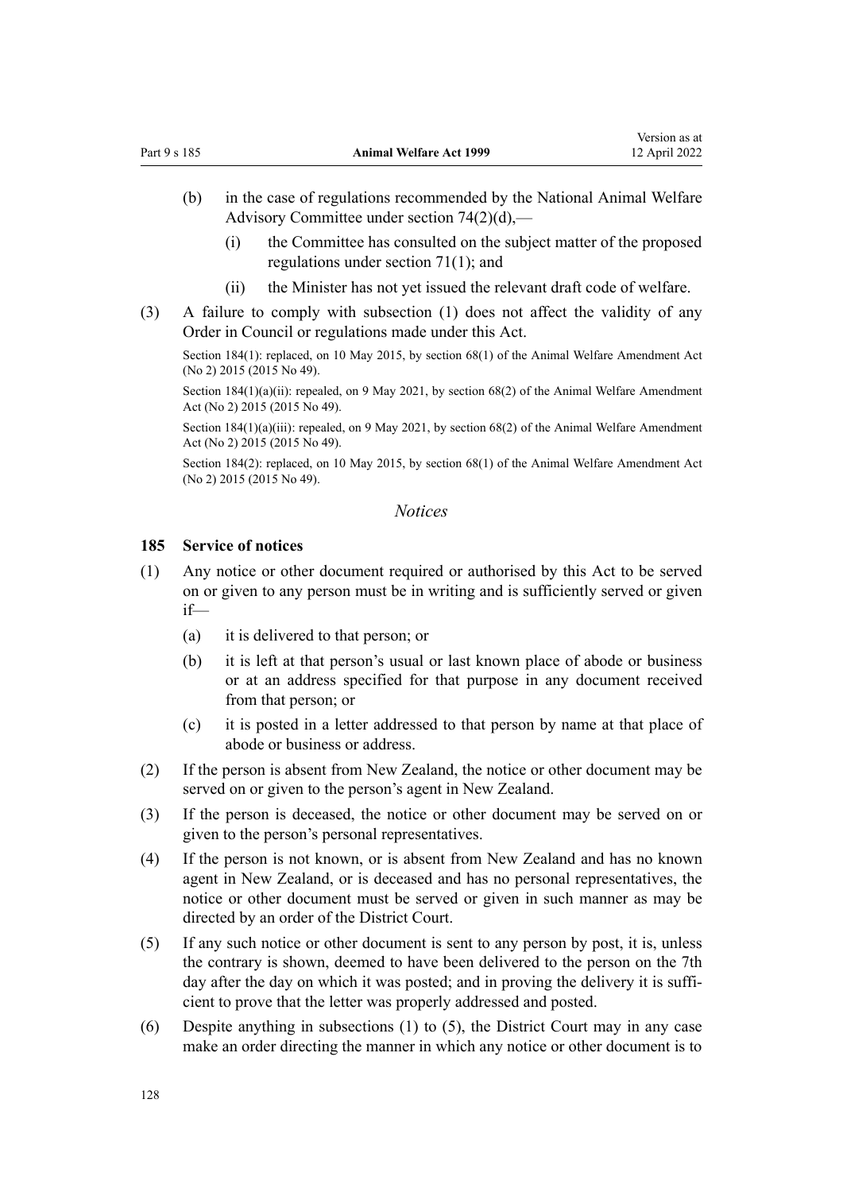(b) in the case of regulations recommended by the National Animal Welfare Advisory Committee under section 74(2)(d),—

(i) the Committee has consulted on the subject matter of the proposed regulations under section 71(1); and

(ii) the Minister has not yet issued the relevant draft code of welfare.

(3) A failure to comply with subsection (1) does not affect the validity of any Order in Council or regulations made under this Act.

Section 184(1): replaced, on 10 May 2015, by section 68(1) of the Animal Welfare Amendment Act (No 2) 2015 (2015 No 49).

Section 184(1)(a)(ii): repealed, on 9 May 2021, by section 68(2) of the Animal Welfare Amendment Act (No 2) 2015 (2015 No 49).

Section 184(1)(a)(iii): repealed, on 9 May 2021, by section 68(2) of the Animal Welfare Amendment Act (No 2) 2015 (2015 No 49).

Section 184(2): replaced, on 10 May 2015, by section 68(1) of the Animal Welfare Amendment Act (No 2) 2015 (2015 No 49).

*Notices*

**185 Service of notices**

(1) Any notice or other document required or authorised by this Act to be served on or given to any person must be in writing and is sufficiently served or given if—

(a) it is delivered to that person; or

(b) it is left at that person's usual or last known place of abode or business or at an address specified for that purpose in any document received from that person; or

(c) it is posted in a letter addressed to that person by name at that place of abode or business or address.

(2) If the person is absent from New Zealand, the notice or other document may be served on or given to the person's agent in New Zealand.

(3) If the person is deceased, the notice or other document may be served on or given to the person's personal representatives.

(4) If the person is not known, or is absent from New Zealand and has no known agent in New Zealand, or is deceased and has no personal representatives, the notice or other document must be served or given in such manner as may be directed by an order of the District Court.

(5) If any such notice or other document is sent to any person by post, it is, unless the contrary is shown, deemed to have been delivered to the person on the 7th day after the day on which it was posted; and in proving the delivery it is sufficient to prove that the letter was properly addressed and posted.

(6) Despite anything in subsections (1) to (5), the District Court may in any case make an order directing the manner in which any notice or other document is to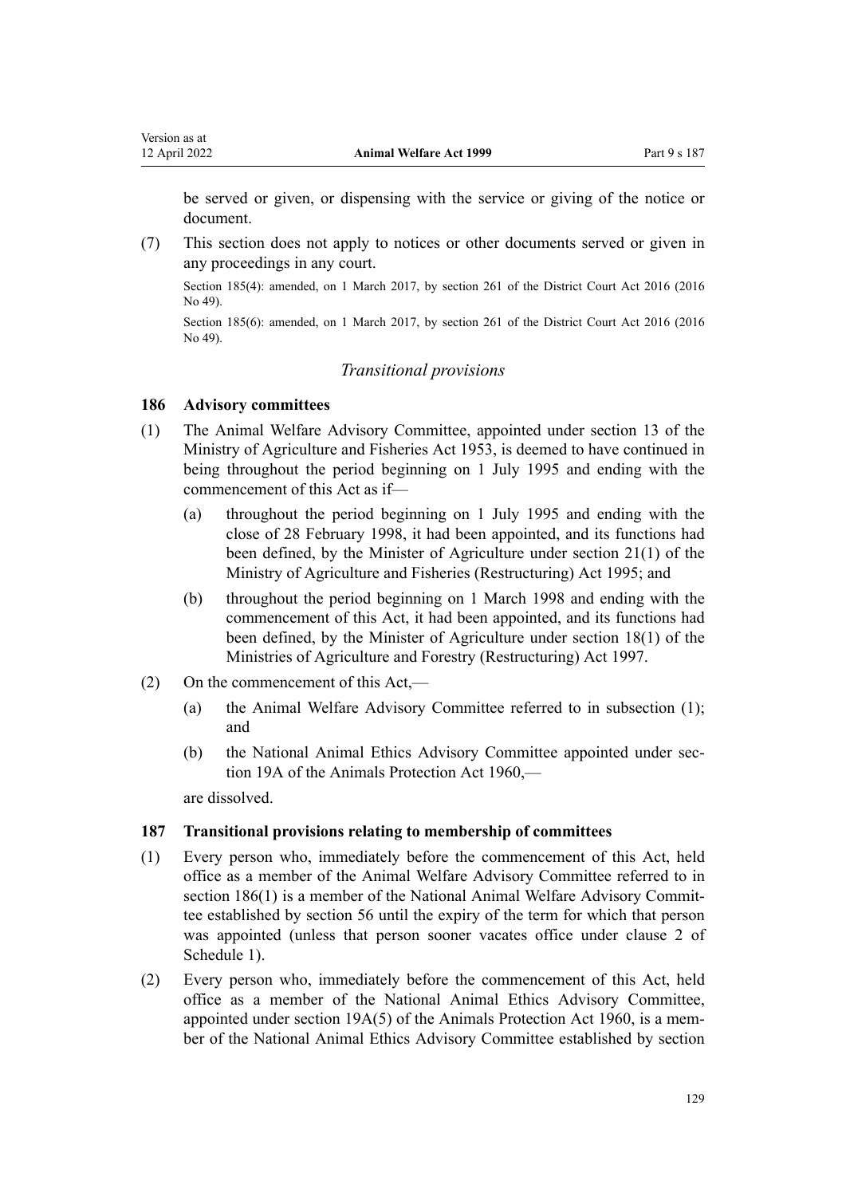be served or given, or dispensing with the service or giving of the notice or document.

(7) This section does not apply to notices or other documents served or given in any proceedings in any court.

Section 185(4): amended, on 1 March 2017, by section 261 of the District Court Act 2016 (2016 No 49).

Section 185(6): amended, on 1 March 2017, by section 261 of the District Court Act 2016 (2016 No 49).

*Transitional provisions*

### 186 Advisory committees

(1) The Animal Welfare Advisory Committee, appointed under section 13 of the Ministry of Agriculture and Fisheries Act 1953, is deemed to have continued in being throughout the period beginning on 1 July 1995 and ending with the commencement of this Act as if—

 (a) throughout the period beginning on 1 July 1995 and ending with the close of 28 February 1998, it had been appointed, and its functions had been defined, by the Minister of Agriculture under section 21(1) of the Ministry of Agriculture and Fisheries (Restructuring) Act 1995; and

 (b) throughout the period beginning on 1 March 1998 and ending with the commencement of this Act, it had been appointed, and its functions had been defined, by the Minister of Agriculture under section 18(1) of the Ministries of Agriculture and Forestry (Restructuring) Act 1997.

(2) On the commencement of this Act,—

 (a) the Animal Welfare Advisory Committee referred to in subsection (1); and

 (b) the National Animal Ethics Advisory Committee appointed under section 19A of the Animals Protection Act 1960,—

 are dissolved.

### 187 Transitional provisions relating to membership of committees

(1) Every person who, immediately before the commencement of this Act, held office as a member of the Animal Welfare Advisory Committee referred to in section 186(1) is a member of the National Animal Welfare Advisory Committee established by section 56 until the expiry of the term for which that person was appointed (unless that person sooner vacates office under clause 2 of Schedule 1).

(2) Every person who, immediately before the commencement of this Act, held office as a member of the National Animal Ethics Advisory Committee, appointed under section 19A(5) of the Animals Protection Act 1960, is a member of the National Animal Ethics Advisory Committee established by section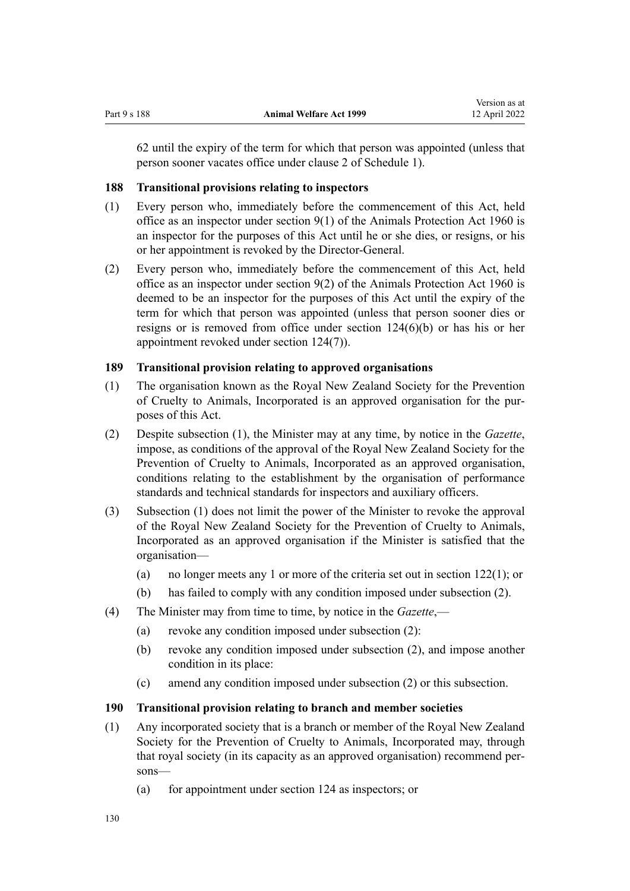62 until the expiry of the term for which that person was appointed (unless that person sooner vacates office under clause 2 of Schedule 1).

### 188 Transitional provisions relating to inspectors

(1) Every person who, immediately before the commencement of this Act, held office as an inspector under section 9(1) of the Animals Protection Act 1960 is an inspector for the purposes of this Act until he or she dies, or resigns, or his or her appointment is revoked by the Director-General.

(2) Every person who, immediately before the commencement of this Act, held office as an inspector under section 9(2) of the Animals Protection Act 1960 is deemed to be an inspector for the purposes of this Act until the expiry of the term for which that person was appointed (unless that person sooner dies or resigns or is removed from office under section 124(6)(b) or has his or her appointment revoked under section 124(7)).

### 189 Transitional provision relating to approved organisations

(1) The organisation known as the Royal New Zealand Society for the Prevention of Cruelty to Animals, Incorporated is an approved organisation for the purposes of this Act.

(2) Despite subsection (1), the Minister may at any time, by notice in the *Gazette*, impose, as conditions of the approval of the Royal New Zealand Society for the Prevention of Cruelty to Animals, Incorporated as an approved organisation, conditions relating to the establishment by the organisation of performance standards and technical standards for inspectors and auxiliary officers.

(3) Subsection (1) does not limit the power of the Minister to revoke the approval of the Royal New Zealand Society for the Prevention of Cruelty to Animals, Incorporated as an approved organisation if the Minister is satisfied that the organisation—

  (a) no longer meets any 1 or more of the criteria set out in section 122(1); or

  (b) has failed to comply with any condition imposed under subsection (2).

(4) The Minister may from time to time, by notice in the *Gazette*,—

  (a) revoke any condition imposed under subsection (2):

  (b) revoke any condition imposed under subsection (2), and impose another condition in its place:

  (c) amend any condition imposed under subsection (2) or this subsection.

### 190 Transitional provision relating to branch and member societies

(1) Any incorporated society that is a branch or member of the Royal New Zealand Society for the Prevention of Cruelty to Animals, Incorporated may, through that royal society (in its capacity as an approved organisation) recommend persons—

  (a) for appointment under section 124 as inspectors; or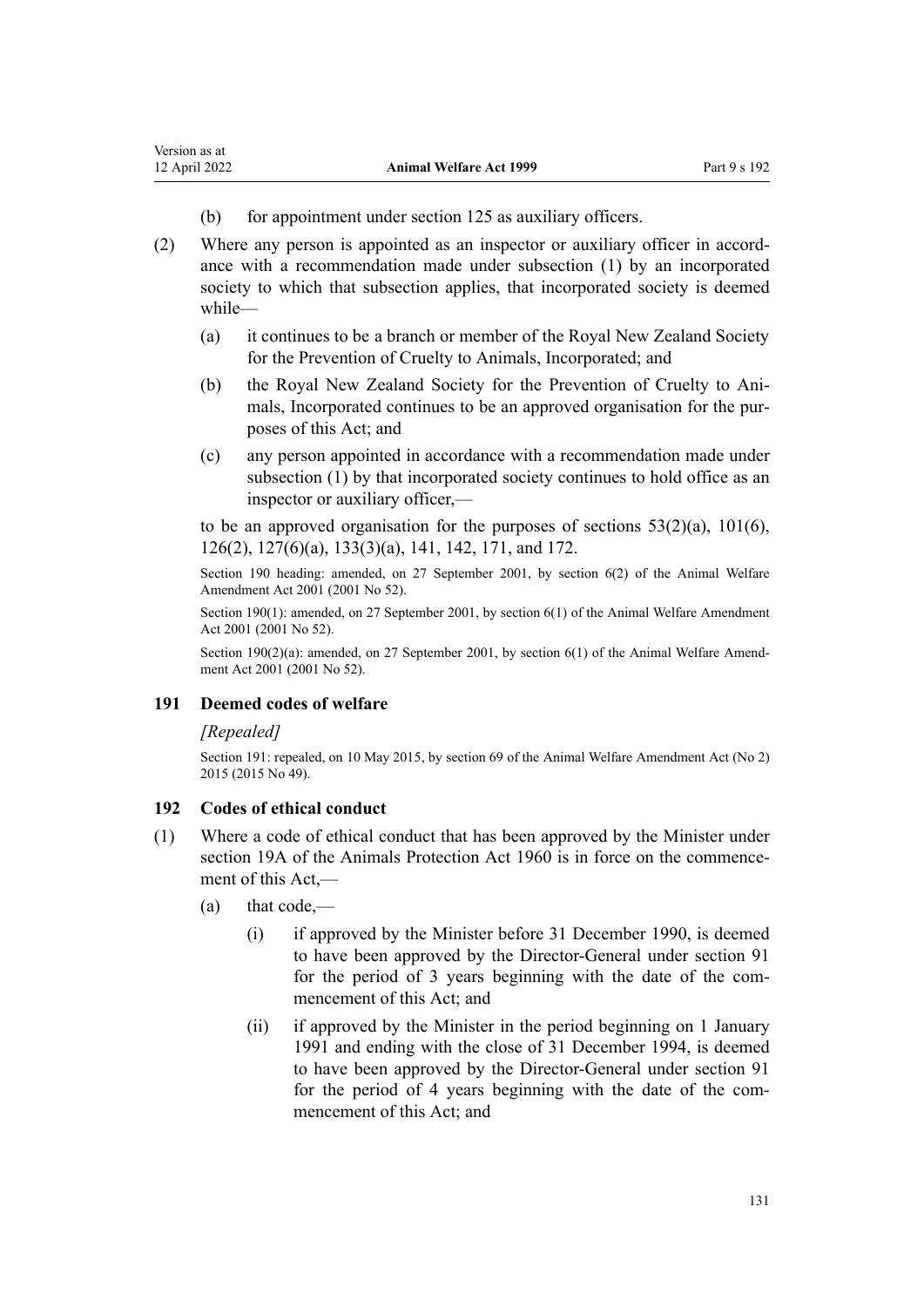(b) for appointment under section 125 as auxiliary officers.

(2) Where any person is appointed as an inspector or auxiliary officer in accordance with a recommendation made under subsection (1) by an incorporated society to which that subsection applies, that incorporated society is deemed while—

(a) it continues to be a branch or member of the Royal New Zealand Society for the Prevention of Cruelty to Animals, Incorporated; and

(b) the Royal New Zealand Society for the Prevention of Cruelty to Animals, Incorporated continues to be an approved organisation for the purposes of this Act; and

(c) any person appointed in accordance with a recommendation made under subsection (1) by that incorporated society continues to hold office as an inspector or auxiliary officer,—

to be an approved organisation for the purposes of sections 53(2)(a), 101(6), 126(2), 127(6)(a), 133(3)(a), 141, 142, 171, and 172.

Section 190 heading: amended, on 27 September 2001, by section 6(2) of the Animal Welfare Amendment Act 2001 (2001 No 52).

Section 190(1): amended, on 27 September 2001, by section 6(1) of the Animal Welfare Amendment Act 2001 (2001 No 52).

Section 190(2)(a): amended, on 27 September 2001, by section 6(1) of the Animal Welfare Amendment Act 2001 (2001 No 52).

### 191 Deemed codes of welfare

*[Repealed]*

Section 191: repealed, on 10 May 2015, by section 69 of the Animal Welfare Amendment Act (No 2) 2015 (2015 No 49).

### 192 Codes of ethical conduct

(1) Where a code of ethical conduct that has been approved by the Minister under section 19A of the Animals Protection Act 1960 is in force on the commencement of this Act,—

(a) that code,—

(i) if approved by the Minister before 31 December 1990, is deemed to have been approved by the Director-General under section 91 for the period of 3 years beginning with the date of the commencement of this Act; and

(ii) if approved by the Minister in the period beginning on 1 January 1991 and ending with the close of 31 December 1994, is deemed to have been approved by the Director-General under section 91 for the period of 4 years beginning with the date of the commencement of this Act; and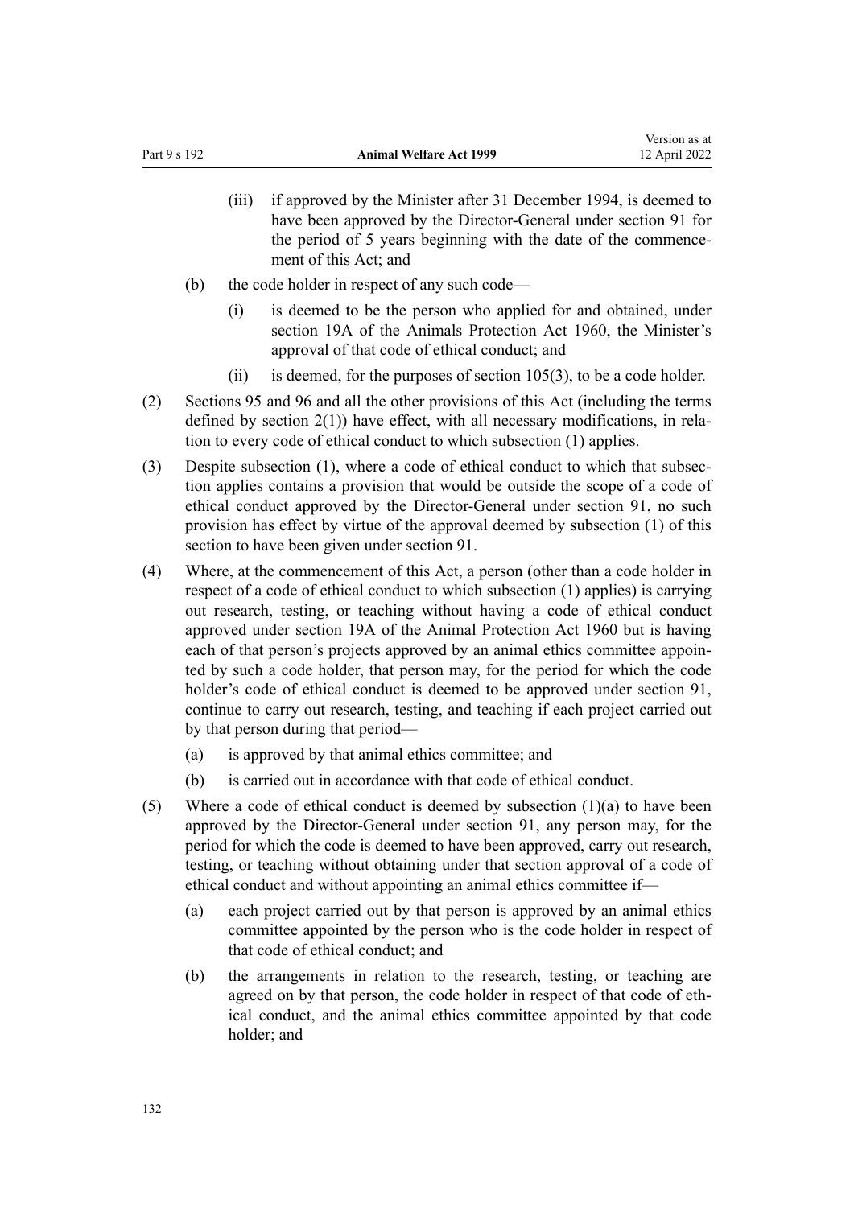(iii) if approved by the Minister after 31 December 1994, is deemed to have been approved by the Director-General under section 91 for the period of 5 years beginning with the date of the commencement of this Act; and

(b) the code holder in respect of any such code—

  (i) is deemed to be the person who applied for and obtained, under section 19A of the Animals Protection Act 1960, the Minister's approval of that code of ethical conduct; and

  (ii) is deemed, for the purposes of section 105(3), to be a code holder.

(2) Sections 95 and 96 and all the other provisions of this Act (including the terms defined by section 2(1)) have effect, with all necessary modifications, in relation to every code of ethical conduct to which subsection (1) applies.

(3) Despite subsection (1), where a code of ethical conduct to which that subsection applies contains a provision that would be outside the scope of a code of ethical conduct approved by the Director-General under section 91, no such provision has effect by virtue of the approval deemed by subsection (1) of this section to have been given under section 91.

(4) Where, at the commencement of this Act, a person (other than a code holder in respect of a code of ethical conduct to which subsection (1) applies) is carrying out research, testing, or teaching without having a code of ethical conduct approved under section 19A of the Animal Protection Act 1960 but is having each of that person's projects approved by an animal ethics committee appointed by such a code holder, that person may, for the period for which the code holder's code of ethical conduct is deemed to be approved under section 91, continue to carry out research, testing, and teaching if each project carried out by that person during that period—

(a) is approved by that animal ethics committee; and

(b) is carried out in accordance with that code of ethical conduct.

(5) Where a code of ethical conduct is deemed by subsection (1)(a) to have been approved by the Director-General under section 91, any person may, for the period for which the code is deemed to have been approved, carry out research, testing, or teaching without obtaining under that section approval of a code of ethical conduct and without appointing an animal ethics committee if—

(a) each project carried out by that person is approved by an animal ethics committee appointed by the person who is the code holder in respect of that code of ethical conduct; and

(b) the arrangements in relation to the research, testing, or teaching are agreed on by that person, the code holder in respect of that code of ethical conduct, and the animal ethics committee appointed by that code holder; and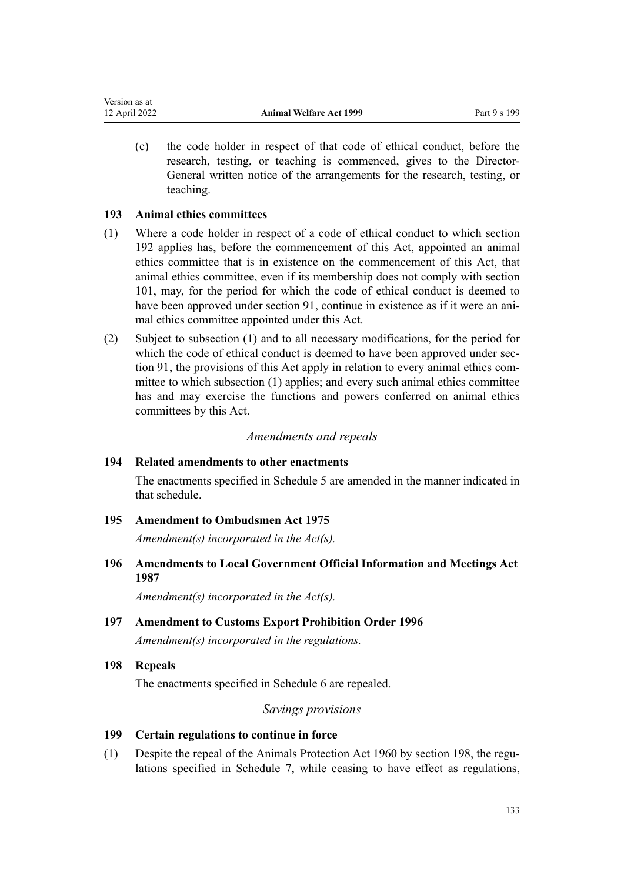(c) the code holder in respect of that code of ethical conduct, before the research, testing, or teaching is commenced, gives to the Director-General written notice of the arrangements for the research, testing, or teaching.

### 193 Animal ethics committees

(1) Where a code holder in respect of a code of ethical conduct to which section 192 applies has, before the commencement of this Act, appointed an animal ethics committee that is in existence on the commencement of this Act, that animal ethics committee, even if its membership does not comply with section 101, may, for the period for which the code of ethical conduct is deemed to have been approved under section 91, continue in existence as if it were an animal ethics committee appointed under this Act.

(2) Subject to subsection (1) and to all necessary modifications, for the period for which the code of ethical conduct is deemed to have been approved under section 91, the provisions of this Act apply in relation to every animal ethics committee to which subsection (1) applies; and every such animal ethics committee has and may exercise the functions and powers conferred on animal ethics committees by this Act.

*Amendments and repeals*

### 194 Related amendments to other enactments

The enactments specified in Schedule 5 are amended in the manner indicated in that schedule.

### 195 Amendment to Ombudsmen Act 1975

*Amendment(s) incorporated in the Act(s).*

### 196 Amendments to Local Government Official Information and Meetings Act 1987

*Amendment(s) incorporated in the Act(s).*

### 197 Amendment to Customs Export Prohibition Order 1996

*Amendment(s) incorporated in the regulations.*

### 198 Repeals

The enactments specified in Schedule 6 are repealed.

*Savings provisions*

### 199 Certain regulations to continue in force

(1) Despite the repeal of the Animals Protection Act 1960 by section 198, the regulations specified in Schedule 7, while ceasing to have effect as regulations,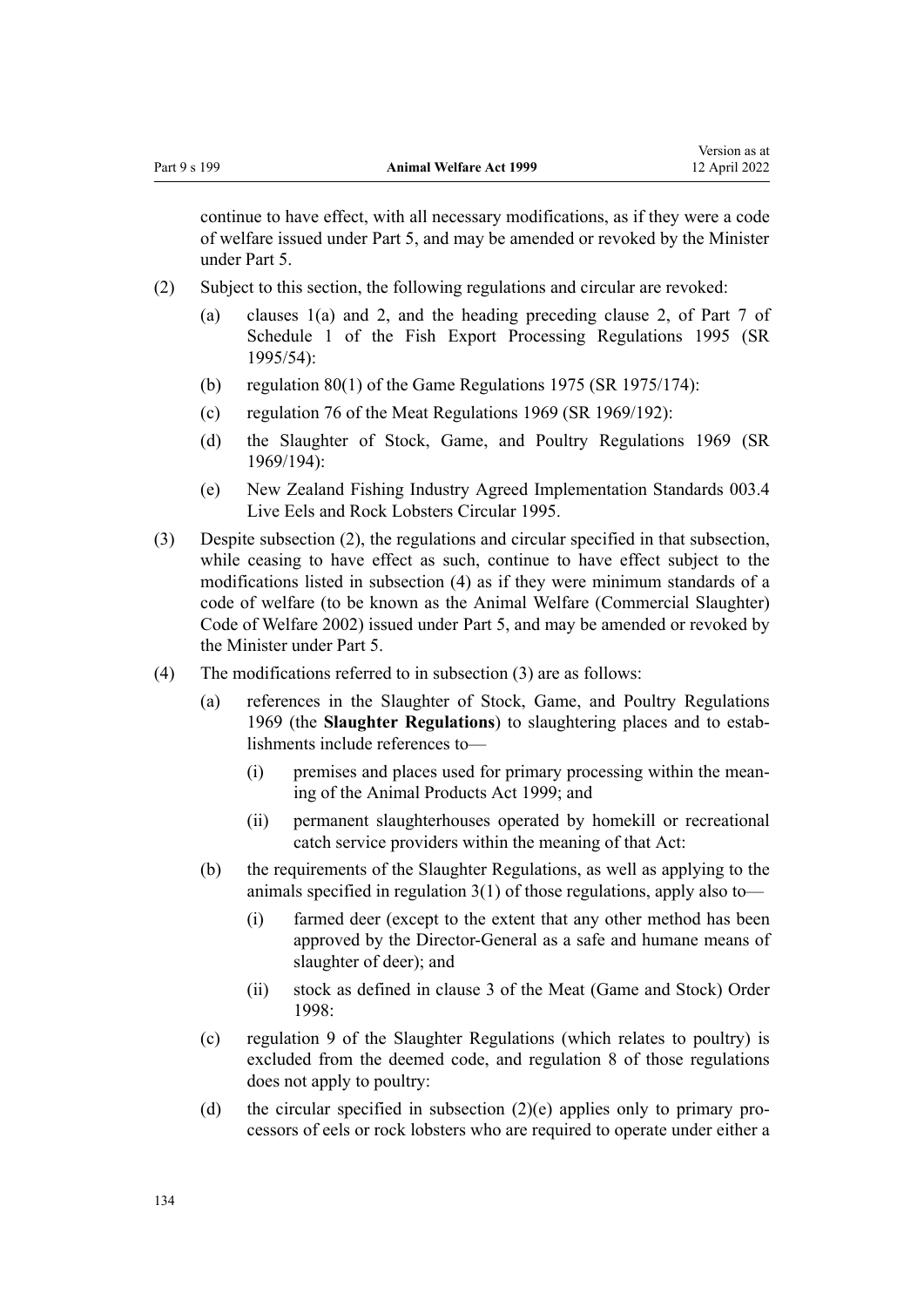continue to have effect, with all necessary modifications, as if they were a code of welfare issued under Part 5, and may be amended or revoked by the Minister under Part 5.

(2) Subject to this section, the following regulations and circular are revoked:

- (a) clauses 1(a) and 2, and the heading preceding clause 2, of Part 7 of Schedule 1 of the Fish Export Processing Regulations 1995 (SR 1995/54):
- (b) regulation 80(1) of the Game Regulations 1975 (SR 1975/174):
- (c) regulation 76 of the Meat Regulations 1969 (SR 1969/192):
- (d) the Slaughter of Stock, Game, and Poultry Regulations 1969 (SR 1969/194):
- (e) New Zealand Fishing Industry Agreed Implementation Standards 003.4 Live Eels and Rock Lobsters Circular 1995.

(3) Despite subsection (2), the regulations and circular specified in that subsection, while ceasing to have effect as such, continue to have effect subject to the modifications listed in subsection (4) as if they were minimum standards of a code of welfare (to be known as the Animal Welfare (Commercial Slaughter) Code of Welfare 2002) issued under Part 5, and may be amended or revoked by the Minister under Part 5.

(4) The modifications referred to in subsection (3) are as follows:

- (a) references in the Slaughter of Stock, Game, and Poultry Regulations 1969 (the **Slaughter Regulations**) to slaughtering places and to establishments include references to—
  - (i) premises and places used for primary processing within the meaning of the Animal Products Act 1999; and
  - (ii) permanent slaughterhouses operated by homekill or recreational catch service providers within the meaning of that Act:
- (b) the requirements of the Slaughter Regulations, as well as applying to the animals specified in regulation 3(1) of those regulations, apply also to—
  - (i) farmed deer (except to the extent that any other method has been approved by the Director-General as a safe and humane means of slaughter of deer); and
  - (ii) stock as defined in clause 3 of the Meat (Game and Stock) Order 1998:
- (c) regulation 9 of the Slaughter Regulations (which relates to poultry) is excluded from the deemed code, and regulation 8 of those regulations does not apply to poultry:
- (d) the circular specified in subsection (2)(e) applies only to primary processors of eels or rock lobsters who are required to operate under either a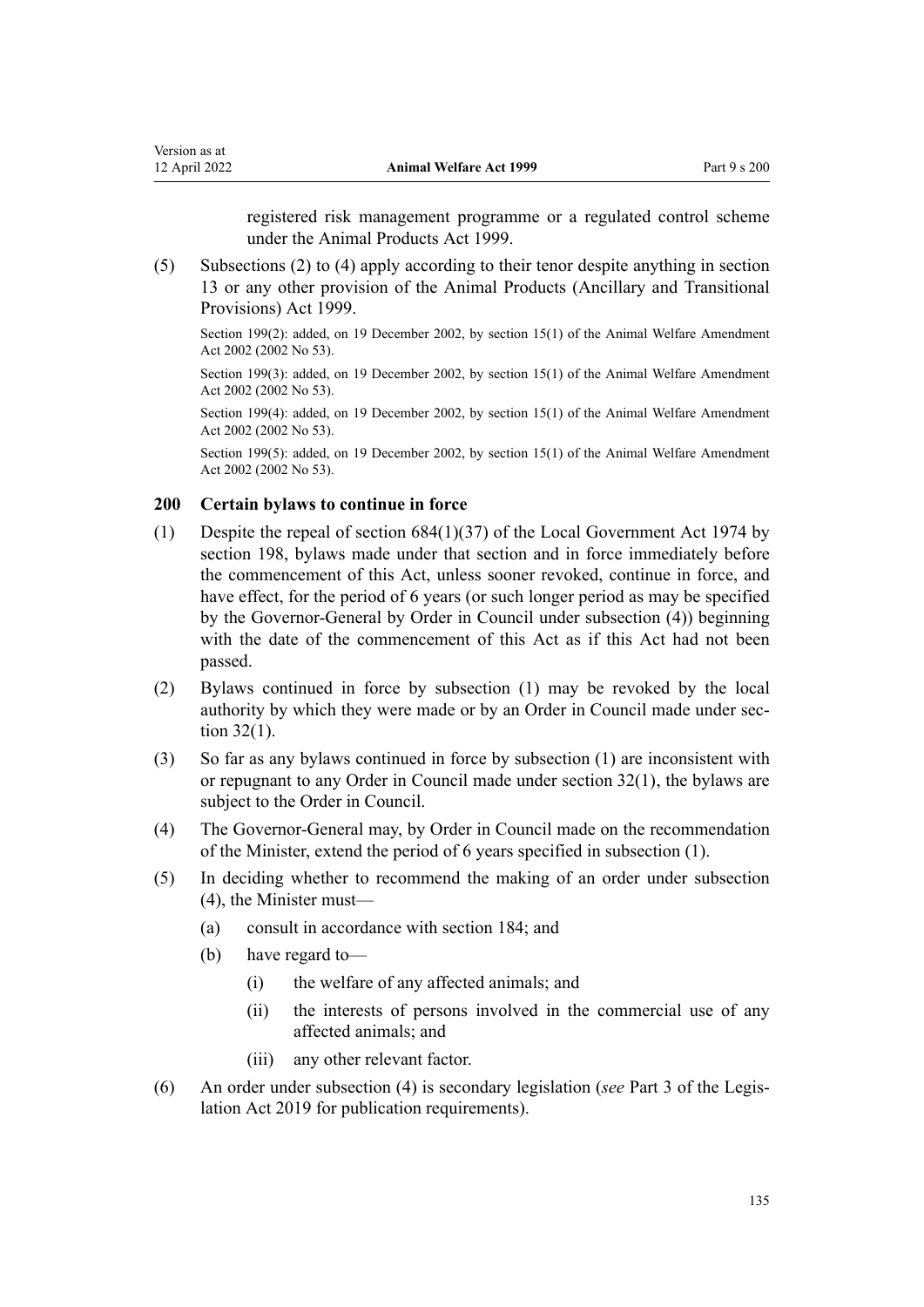registered risk management programme or a regulated control scheme under the Animal Products Act 1999.

(5) Subsections (2) to (4) apply according to their tenor despite anything in section 13 or any other provision of the Animal Products (Ancillary and Transitional Provisions) Act 1999.

Section 199(2): added, on 19 December 2002, by section 15(1) of the Animal Welfare Amendment Act 2002 (2002 No 53).

Section 199(3): added, on 19 December 2002, by section 15(1) of the Animal Welfare Amendment Act 2002 (2002 No 53).

Section 199(4): added, on 19 December 2002, by section 15(1) of the Animal Welfare Amendment Act 2002 (2002 No 53).

Section 199(5): added, on 19 December 2002, by section 15(1) of the Animal Welfare Amendment Act 2002 (2002 No 53).

### 200 Certain bylaws to continue in force

(1) Despite the repeal of section 684(1)(37) of the Local Government Act 1974 by section 198, bylaws made under that section and in force immediately before the commencement of this Act, unless sooner revoked, continue in force, and have effect, for the period of 6 years (or such longer period as may be specified by the Governor-General by Order in Council under subsection (4)) beginning with the date of the commencement of this Act as if this Act had not been passed.

(2) Bylaws continued in force by subsection (1) may be revoked by the local authority by which they were made or by an Order in Council made under section 32(1).

(3) So far as any bylaws continued in force by subsection (1) are inconsistent with or repugnant to any Order in Council made under section 32(1), the bylaws are subject to the Order in Council.

(4) The Governor-General may, by Order in Council made on the recommendation of the Minister, extend the period of 6 years specified in subsection (1).

(5) In deciding whether to recommend the making of an order under subsection (4), the Minister must—

  (a) consult in accordance with section 184; and

  (b) have regard to—

    (i) the welfare of any affected animals; and

    (ii) the interests of persons involved in the commercial use of any affected animals; and

    (iii) any other relevant factor.

(6) An order under subsection (4) is secondary legislation (*see* Part 3 of the Legislation Act 2019 for publication requirements).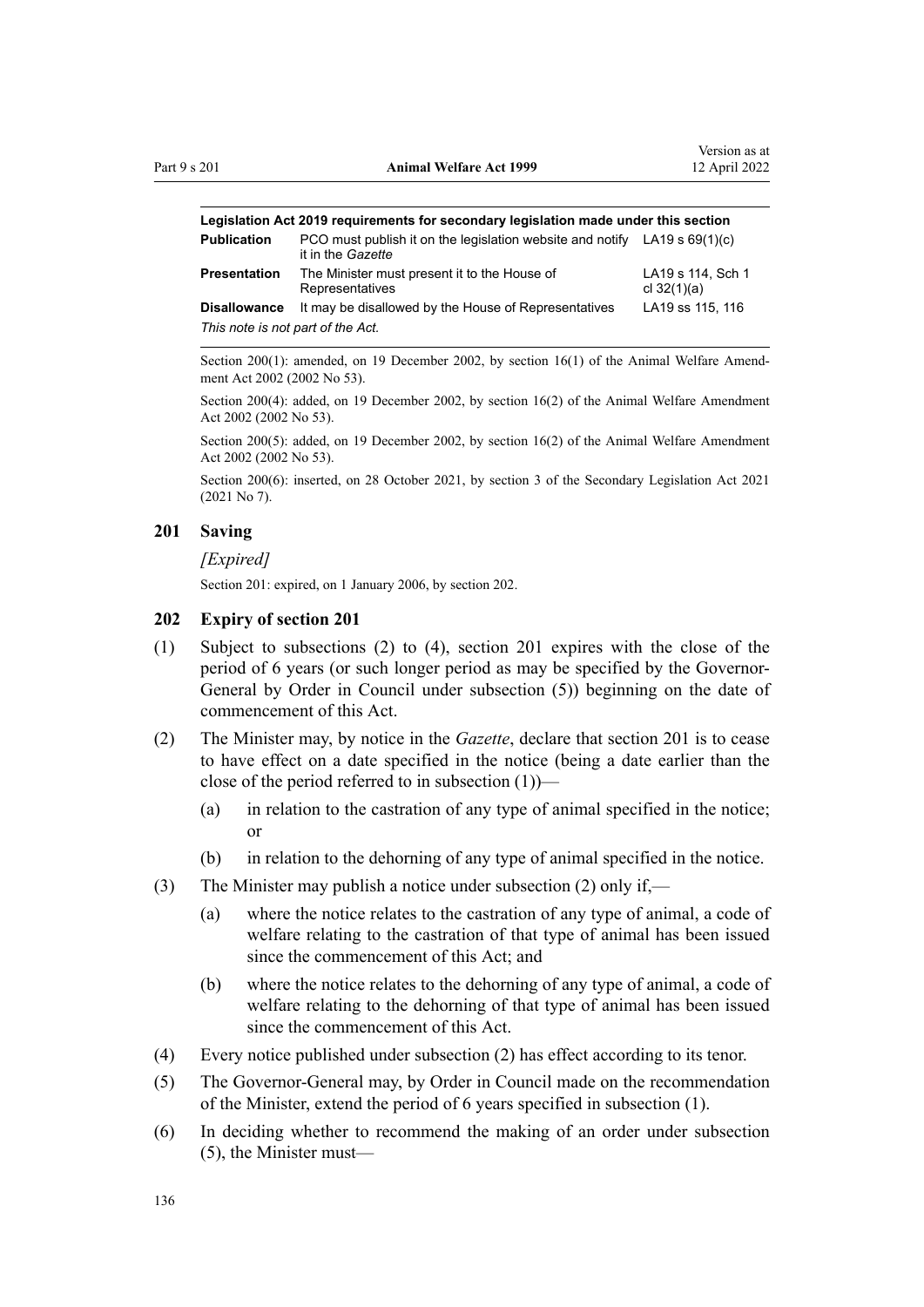| Legislation Act 2019 requirements for secondary legislation made under this section | | |
|---|---|---|
| **Publication** | PCO must publish it on the legislation website and notify it in the *Gazette* | LA19 s 69(1)(c) |
| **Presentation** | The Minister must present it to the House of Representatives | LA19 s 114, Sch 1 cl 32(1)(a) |
| **Disallowance** | It may be disallowed by the House of Representatives | LA19 ss 115, 116 |
| *This note is not part of the Act.* | | |

Section 200(1): amended, on 19 December 2002, by section 16(1) of the Animal Welfare Amendment Act 2002 (2002 No 53).

Section 200(4): added, on 19 December 2002, by section 16(2) of the Animal Welfare Amendment Act 2002 (2002 No 53).

Section 200(5): added, on 19 December 2002, by section 16(2) of the Animal Welfare Amendment Act 2002 (2002 No 53).

Section 200(6): inserted, on 28 October 2021, by section 3 of the Secondary Legislation Act 2021 (2021 No 7).

### 201 Saving

*[Expired]*

Section 201: expired, on 1 January 2006, by section 202.

### 202 Expiry of section 201

(1) Subject to subsections (2) to (4), section 201 expires with the close of the period of 6 years (or such longer period as may be specified by the Governor-General by Order in Council under subsection (5)) beginning on the date of commencement of this Act.

(2) The Minister may, by notice in the *Gazette*, declare that section 201 is to cease to have effect on a date specified in the notice (being a date earlier than the close of the period referred to in subsection (1))—

   (a) in relation to the castration of any type of animal specified in the notice; or

   (b) in relation to the dehorning of any type of animal specified in the notice.

(3) The Minister may publish a notice under subsection (2) only if,—

   (a) where the notice relates to the castration of any type of animal, a code of welfare relating to the castration of that type of animal has been issued since the commencement of this Act; and

   (b) where the notice relates to the dehorning of any type of animal, a code of welfare relating to the dehorning of that type of animal has been issued since the commencement of this Act.

(4) Every notice published under subsection (2) has effect according to its tenor.

(5) The Governor-General may, by Order in Council made on the recommendation of the Minister, extend the period of 6 years specified in subsection (1).

(6) In deciding whether to recommend the making of an order under subsection (5), the Minister must—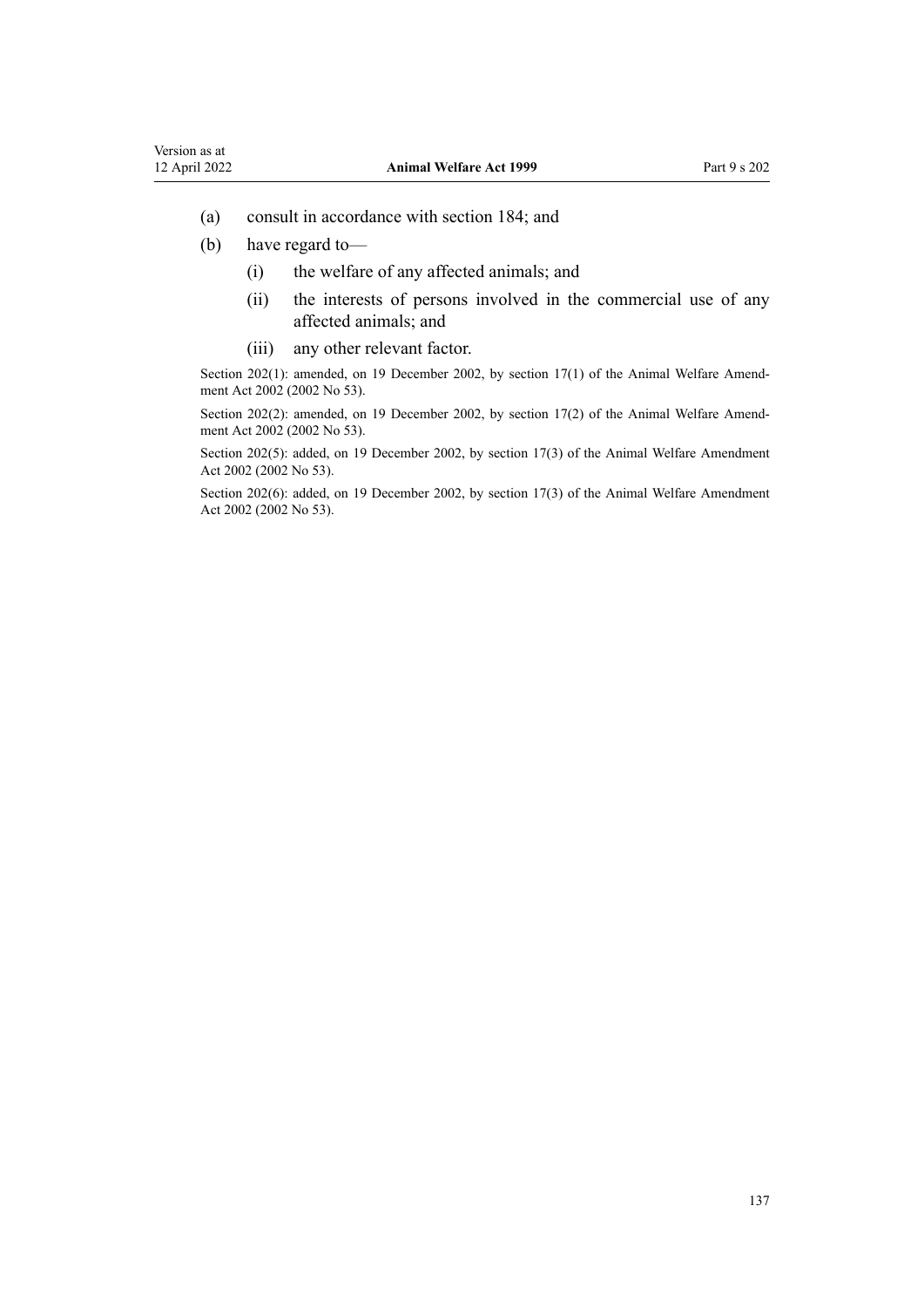(a) consult in accordance with section 184; and

(b) have regard to—

  (i) the welfare of any affected animals; and

  (ii) the interests of persons involved in the commercial use of any affected animals; and

  (iii) any other relevant factor.

Section 202(1): amended, on 19 December 2002, by section 17(1) of the Animal Welfare Amendment Act 2002 (2002 No 53).

Section 202(2): amended, on 19 December 2002, by section 17(2) of the Animal Welfare Amendment Act 2002 (2002 No 53).

Section 202(5): added, on 19 December 2002, by section 17(3) of the Animal Welfare Amendment Act 2002 (2002 No 53).

Section 202(6): added, on 19 December 2002, by section 17(3) of the Animal Welfare Amendment Act 2002 (2002 No 53).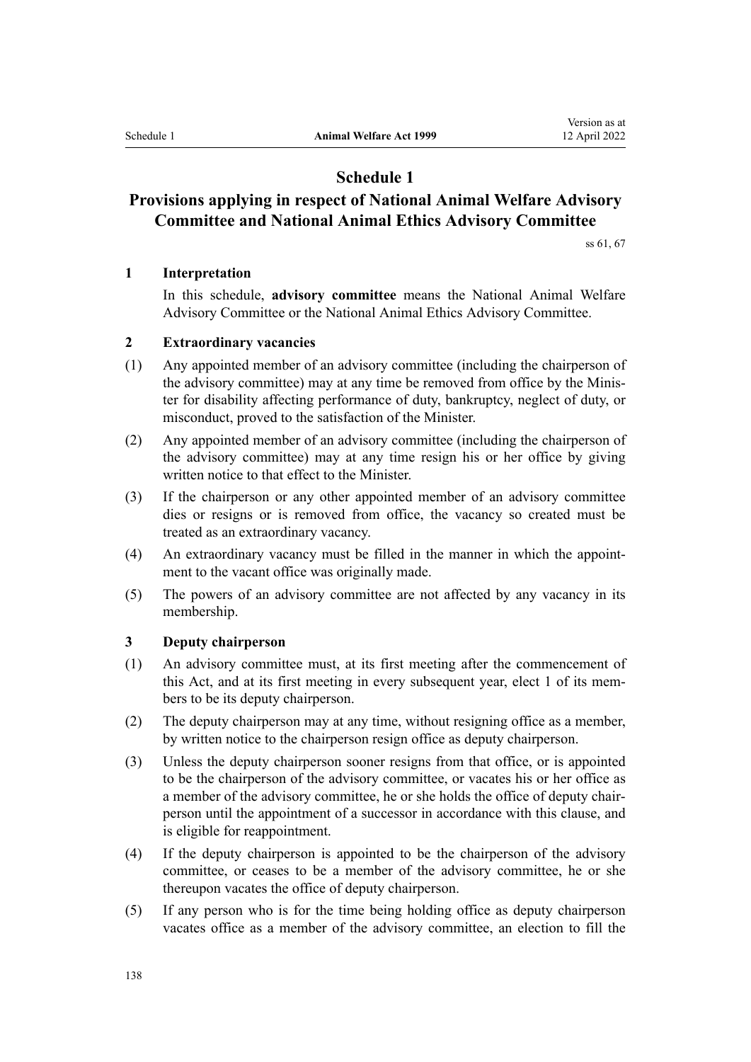# Schedule 1

## Provisions applying in respect of National Animal Welfare Advisory Committee and National Animal Ethics Advisory Committee

ss 61, 67

### 1 Interpretation

In this schedule, **advisory committee** means the National Animal Welfare Advisory Committee or the National Animal Ethics Advisory Committee.

### 2 Extraordinary vacancies

(1) Any appointed member of an advisory committee (including the chairperson of the advisory committee) may at any time be removed from office by the Minister for disability affecting performance of duty, bankruptcy, neglect of duty, or misconduct, proved to the satisfaction of the Minister.

(2) Any appointed member of an advisory committee (including the chairperson of the advisory committee) may at any time resign his or her office by giving written notice to that effect to the Minister.

(3) If the chairperson or any other appointed member of an advisory committee dies or resigns or is removed from office, the vacancy so created must be treated as an extraordinary vacancy.

(4) An extraordinary vacancy must be filled in the manner in which the appointment to the vacant office was originally made.

(5) The powers of an advisory committee are not affected by any vacancy in its membership.

### 3 Deputy chairperson

(1) An advisory committee must, at its first meeting after the commencement of this Act, and at its first meeting in every subsequent year, elect 1 of its members to be its deputy chairperson.

(2) The deputy chairperson may at any time, without resigning office as a member, by written notice to the chairperson resign office as deputy chairperson.

(3) Unless the deputy chairperson sooner resigns from that office, or is appointed to be the chairperson of the advisory committee, or vacates his or her office as a member of the advisory committee, he or she holds the office of deputy chairperson until the appointment of a successor in accordance with this clause, and is eligible for reappointment.

(4) If the deputy chairperson is appointed to be the chairperson of the advisory committee, or ceases to be a member of the advisory committee, he or she thereupon vacates the office of deputy chairperson.

(5) If any person who is for the time being holding office as deputy chairperson vacates office as a member of the advisory committee, an election to fill the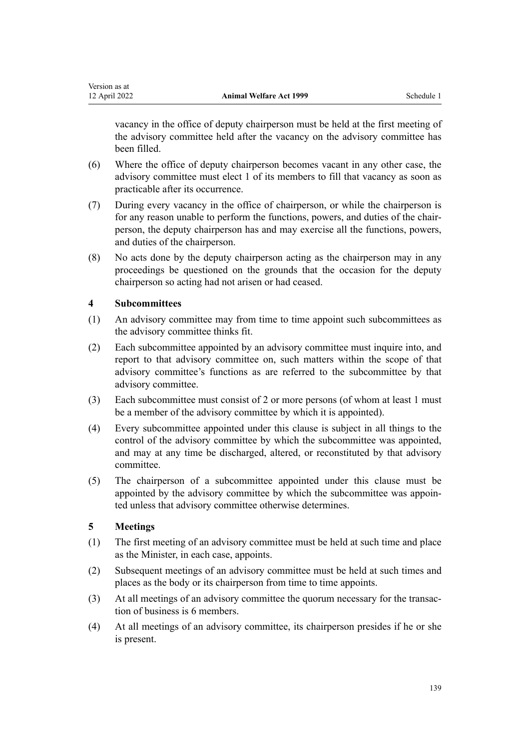vacancy in the office of deputy chairperson must be held at the first meeting of the advisory committee held after the vacancy on the advisory committee has been filled.

(6) Where the office of deputy chairperson becomes vacant in any other case, the advisory committee must elect 1 of its members to fill that vacancy as soon as practicable after its occurrence.

(7) During every vacancy in the office of chairperson, or while the chairperson is for any reason unable to perform the functions, powers, and duties of the chairperson, the deputy chairperson has and may exercise all the functions, powers, and duties of the chairperson.

(8) No acts done by the deputy chairperson acting as the chairperson may in any proceedings be questioned on the grounds that the occasion for the deputy chairperson so acting had not arisen or had ceased.

### 4 Subcommittees

(1) An advisory committee may from time to time appoint such subcommittees as the advisory committee thinks fit.

(2) Each subcommittee appointed by an advisory committee must inquire into, and report to that advisory committee on, such matters within the scope of that advisory committee's functions as are referred to the subcommittee by that advisory committee.

(3) Each subcommittee must consist of 2 or more persons (of whom at least 1 must be a member of the advisory committee by which it is appointed).

(4) Every subcommittee appointed under this clause is subject in all things to the control of the advisory committee by which the subcommittee was appointed, and may at any time be discharged, altered, or reconstituted by that advisory committee.

(5) The chairperson of a subcommittee appointed under this clause must be appointed by the advisory committee by which the subcommittee was appointed unless that advisory committee otherwise determines.

### 5 Meetings

(1) The first meeting of an advisory committee must be held at such time and place as the Minister, in each case, appoints.

(2) Subsequent meetings of an advisory committee must be held at such times and places as the body or its chairperson from time to time appoints.

(3) At all meetings of an advisory committee the quorum necessary for the transaction of business is 6 members.

(4) At all meetings of an advisory committee, its chairperson presides if he or she is present.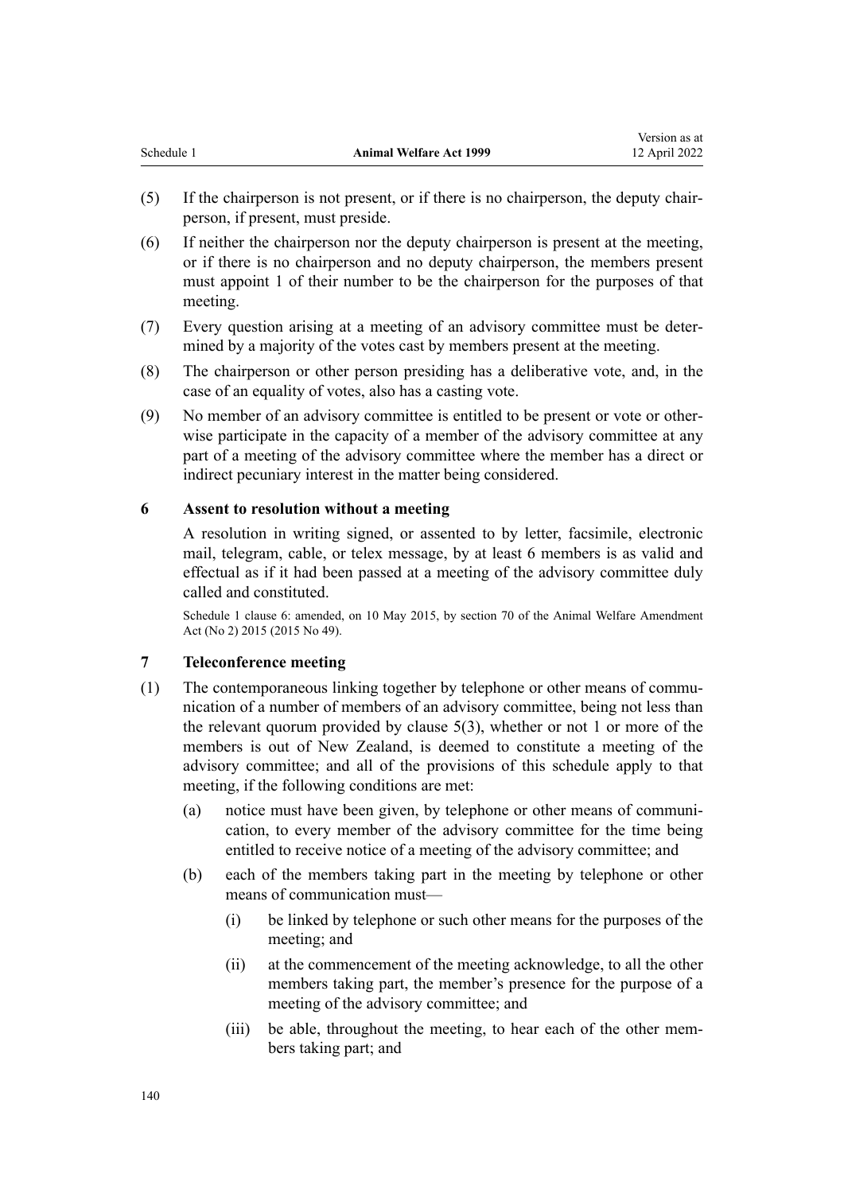(5) If the chairperson is not present, or if there is no chairperson, the deputy chairperson, if present, must preside.

(6) If neither the chairperson nor the deputy chairperson is present at the meeting, or if there is no chairperson and no deputy chairperson, the members present must appoint 1 of their number to be the chairperson for the purposes of that meeting.

(7) Every question arising at a meeting of an advisory committee must be determined by a majority of the votes cast by members present at the meeting.

(8) The chairperson or other person presiding has a deliberative vote, and, in the case of an equality of votes, also has a casting vote.

(9) No member of an advisory committee is entitled to be present or vote or otherwise participate in the capacity of a member of the advisory committee at any part of a meeting of the advisory committee where the member has a direct or indirect pecuniary interest in the matter being considered.

### 6 Assent to resolution without a meeting

A resolution in writing signed, or assented to by letter, facsimile, electronic mail, telegram, cable, or telex message, by at least 6 members is as valid and effectual as if it had been passed at a meeting of the advisory committee duly called and constituted.

Schedule 1 clause 6: amended, on 10 May 2015, by section 70 of the Animal Welfare Amendment Act (No 2) 2015 (2015 No 49).

### 7 Teleconference meeting

(1) The contemporaneous linking together by telephone or other means of communication of a number of members of an advisory committee, being not less than the relevant quorum provided by clause 5(3), whether or not 1 or more of the members is out of New Zealand, is deemed to constitute a meeting of the advisory committee; and all of the provisions of this schedule apply to that meeting, if the following conditions are met:

- (a) notice must have been given, by telephone or other means of communication, to every member of the advisory committee for the time being entitled to receive notice of a meeting of the advisory committee; and
- (b) each of the members taking part in the meeting by telephone or other means of communication must—
  - (i) be linked by telephone or such other means for the purposes of the meeting; and
  - (ii) at the commencement of the meeting acknowledge, to all the other members taking part, the member's presence for the purpose of a meeting of the advisory committee; and
  - (iii) be able, throughout the meeting, to hear each of the other members taking part; and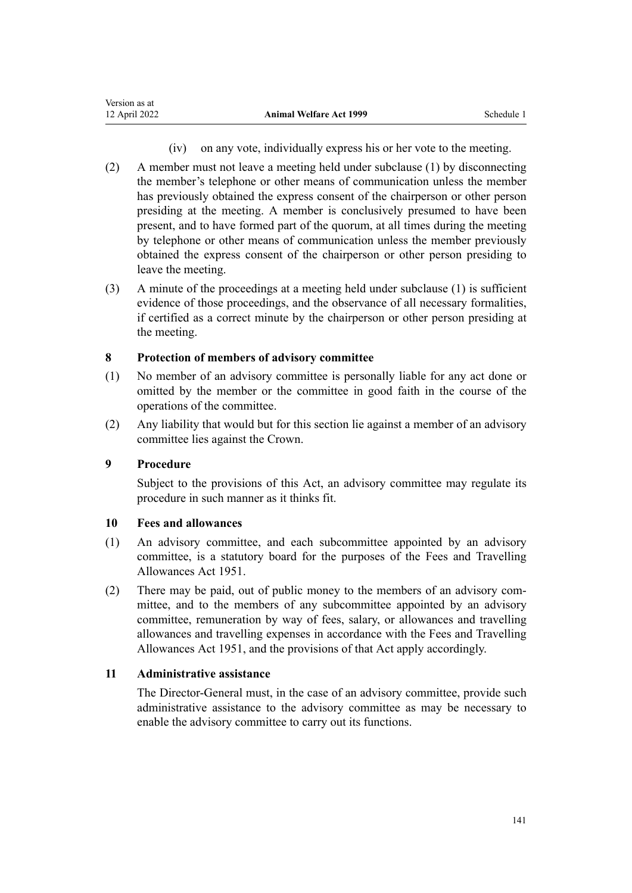(iv) on any vote, individually express his or her vote to the meeting.

(2) A member must not leave a meeting held under subclause (1) by disconnecting the member's telephone or other means of communication unless the member has previously obtained the express consent of the chairperson or other person presiding at the meeting. A member is conclusively presumed to have been present, and to have formed part of the quorum, at all times during the meeting by telephone or other means of communication unless the member previously obtained the express consent of the chairperson or other person presiding to leave the meeting.

(3) A minute of the proceedings at a meeting held under subclause (1) is sufficient evidence of those proceedings, and the observance of all necessary formalities, if certified as a correct minute by the chairperson or other person presiding at the meeting.

### 8 Protection of members of advisory committee

(1) No member of an advisory committee is personally liable for any act done or omitted by the member or the committee in good faith in the course of the operations of the committee.

(2) Any liability that would but for this section lie against a member of an advisory committee lies against the Crown.

### 9 Procedure

Subject to the provisions of this Act, an advisory committee may regulate its procedure in such manner as it thinks fit.

### 10 Fees and allowances

(1) An advisory committee, and each subcommittee appointed by an advisory committee, is a statutory board for the purposes of the Fees and Travelling Allowances Act 1951.

(2) There may be paid, out of public money to the members of an advisory committee, and to the members of any subcommittee appointed by an advisory committee, remuneration by way of fees, salary, or allowances and travelling allowances and travelling expenses in accordance with the Fees and Travelling Allowances Act 1951, and the provisions of that Act apply accordingly.

### 11 Administrative assistance

The Director-General must, in the case of an advisory committee, provide such administrative assistance to the advisory committee as may be necessary to enable the advisory committee to carry out its functions.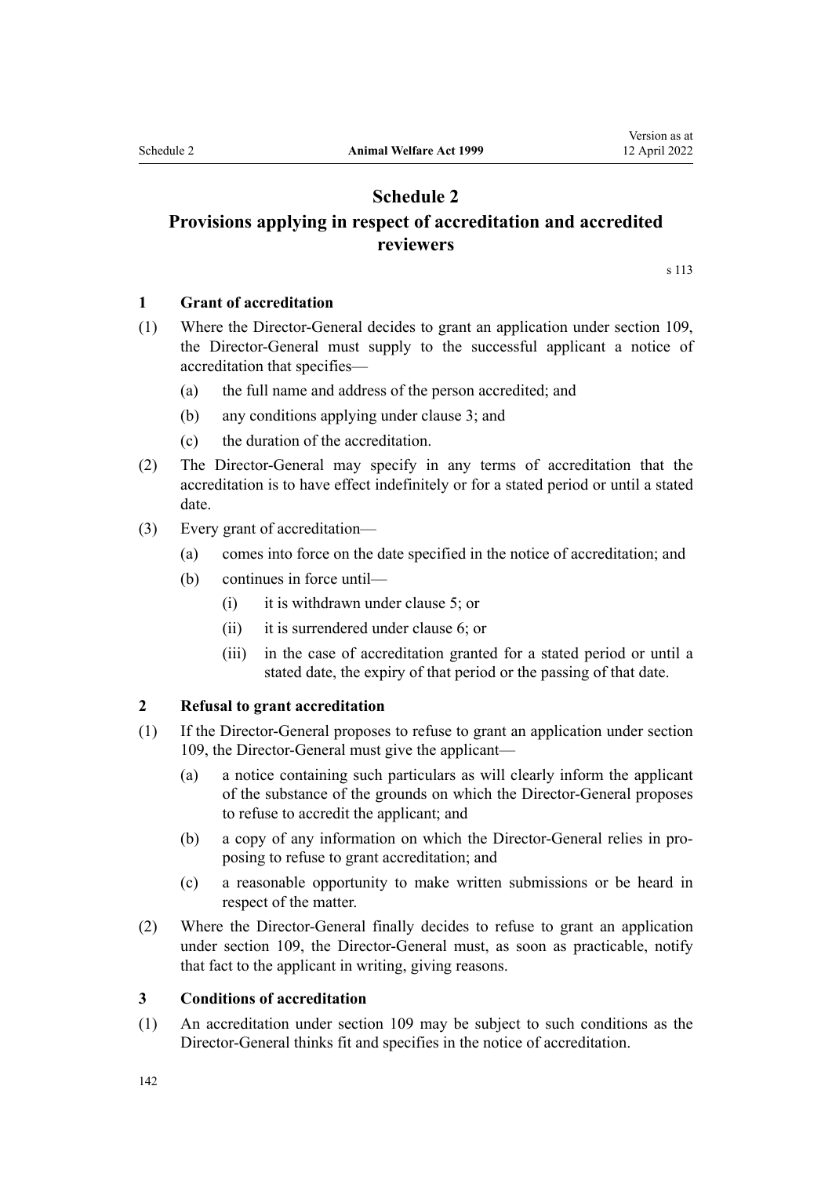# Schedule 2
## Provisions applying in respect of accreditation and accredited reviewers

s 113

### 1 Grant of accreditation

(1) Where the Director-General decides to grant an application under section 109, the Director-General must supply to the successful applicant a notice of accreditation that specifies—

(a) the full name and address of the person accredited; and

(b) any conditions applying under clause 3; and

(c) the duration of the accreditation.

(2) The Director-General may specify in any terms of accreditation that the accreditation is to have effect indefinitely or for a stated period or until a stated date.

(3) Every grant of accreditation—

(a) comes into force on the date specified in the notice of accreditation; and

(b) continues in force until—

(i) it is withdrawn under clause 5; or

(ii) it is surrendered under clause 6; or

(iii) in the case of accreditation granted for a stated period or until a stated date, the expiry of that period or the passing of that date.

### 2 Refusal to grant accreditation

(1) If the Director-General proposes to refuse to grant an application under section 109, the Director-General must give the applicant—

(a) a notice containing such particulars as will clearly inform the applicant of the substance of the grounds on which the Director-General proposes to refuse to accredit the applicant; and

(b) a copy of any information on which the Director-General relies in proposing to refuse to grant accreditation; and

(c) a reasonable opportunity to make written submissions or be heard in respect of the matter.

(2) Where the Director-General finally decides to refuse to grant an application under section 109, the Director-General must, as soon as practicable, notify that fact to the applicant in writing, giving reasons.

### 3 Conditions of accreditation

(1) An accreditation under section 109 may be subject to such conditions as the Director-General thinks fit and specifies in the notice of accreditation.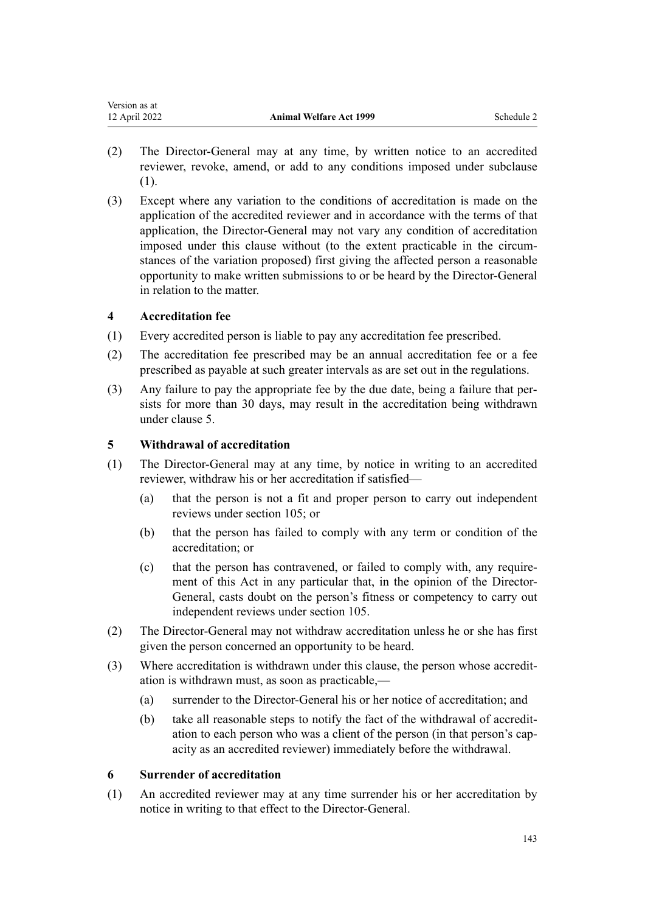(2) The Director-General may at any time, by written notice to an accredited reviewer, revoke, amend, or add to any conditions imposed under subclause (1).

(3) Except where any variation to the conditions of accreditation is made on the application of the accredited reviewer and in accordance with the terms of that application, the Director-General may not vary any condition of accreditation imposed under this clause without (to the extent practicable in the circumstances of the variation proposed) first giving the affected person a reasonable opportunity to make written submissions to or be heard by the Director-General in relation to the matter.

### 4 Accreditation fee

(1) Every accredited person is liable to pay any accreditation fee prescribed.

(2) The accreditation fee prescribed may be an annual accreditation fee or a fee prescribed as payable at such greater intervals as are set out in the regulations.

(3) Any failure to pay the appropriate fee by the due date, being a failure that persists for more than 30 days, may result in the accreditation being withdrawn under clause 5.

### 5 Withdrawal of accreditation

(1) The Director-General may at any time, by notice in writing to an accredited reviewer, withdraw his or her accreditation if satisfied—

 (a) that the person is not a fit and proper person to carry out independent reviews under section 105; or

 (b) that the person has failed to comply with any term or condition of the accreditation; or

 (c) that the person has contravened, or failed to comply with, any requirement of this Act in any particular that, in the opinion of the Director-General, casts doubt on the person's fitness or competency to carry out independent reviews under section 105.

(2) The Director-General may not withdraw accreditation unless he or she has first given the person concerned an opportunity to be heard.

(3) Where accreditation is withdrawn under this clause, the person whose accreditation is withdrawn must, as soon as practicable,—

 (a) surrender to the Director-General his or her notice of accreditation; and

 (b) take all reasonable steps to notify the fact of the withdrawal of accreditation to each person who was a client of the person (in that person's capacity as an accredited reviewer) immediately before the withdrawal.

### 6 Surrender of accreditation

(1) An accredited reviewer may at any time surrender his or her accreditation by notice in writing to that effect to the Director-General.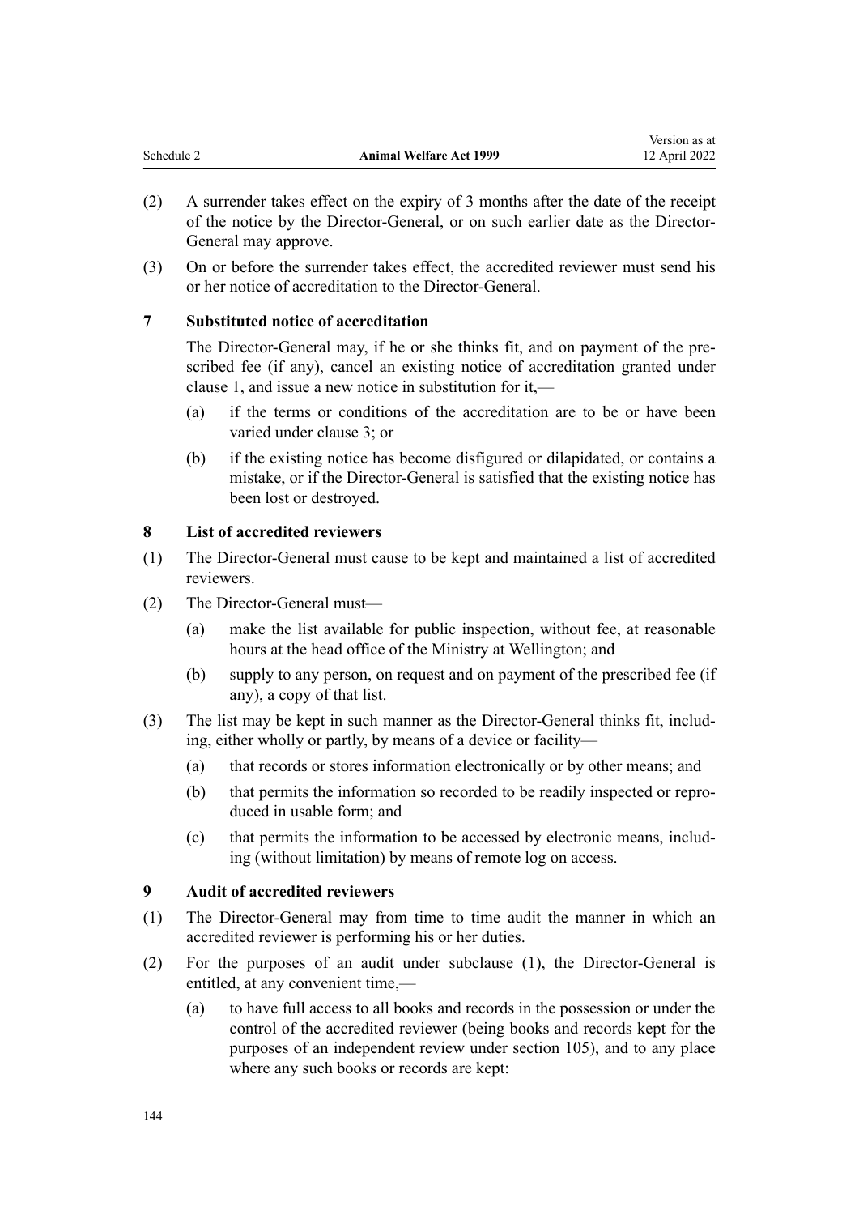(2) A surrender takes effect on the expiry of 3 months after the date of the receipt of the notice by the Director-General, or on such earlier date as the Director-General may approve.

(3) On or before the surrender takes effect, the accredited reviewer must send his or her notice of accreditation to the Director-General.

### 7 Substituted notice of accreditation

The Director-General may, if he or she thinks fit, and on payment of the prescribed fee (if any), cancel an existing notice of accreditation granted under clause 1, and issue a new notice in substitution for it,—

(a) if the terms or conditions of the accreditation are to be or have been varied under clause 3; or

(b) if the existing notice has become disfigured or dilapidated, or contains a mistake, or if the Director-General is satisfied that the existing notice has been lost or destroyed.

### 8 List of accredited reviewers

(1) The Director-General must cause to be kept and maintained a list of accredited reviewers.

(2) The Director-General must—

(a) make the list available for public inspection, without fee, at reasonable hours at the head office of the Ministry at Wellington; and

(b) supply to any person, on request and on payment of the prescribed fee (if any), a copy of that list.

(3) The list may be kept in such manner as the Director-General thinks fit, including, either wholly or partly, by means of a device or facility—

(a) that records or stores information electronically or by other means; and

(b) that permits the information so recorded to be readily inspected or reproduced in usable form; and

(c) that permits the information to be accessed by electronic means, including (without limitation) by means of remote log on access.

### 9 Audit of accredited reviewers

(1) The Director-General may from time to time audit the manner in which an accredited reviewer is performing his or her duties.

(2) For the purposes of an audit under subclause (1), the Director-General is entitled, at any convenient time,—

(a) to have full access to all books and records in the possession or under the control of the accredited reviewer (being books and records kept for the purposes of an independent review under section 105), and to any place where any such books or records are kept: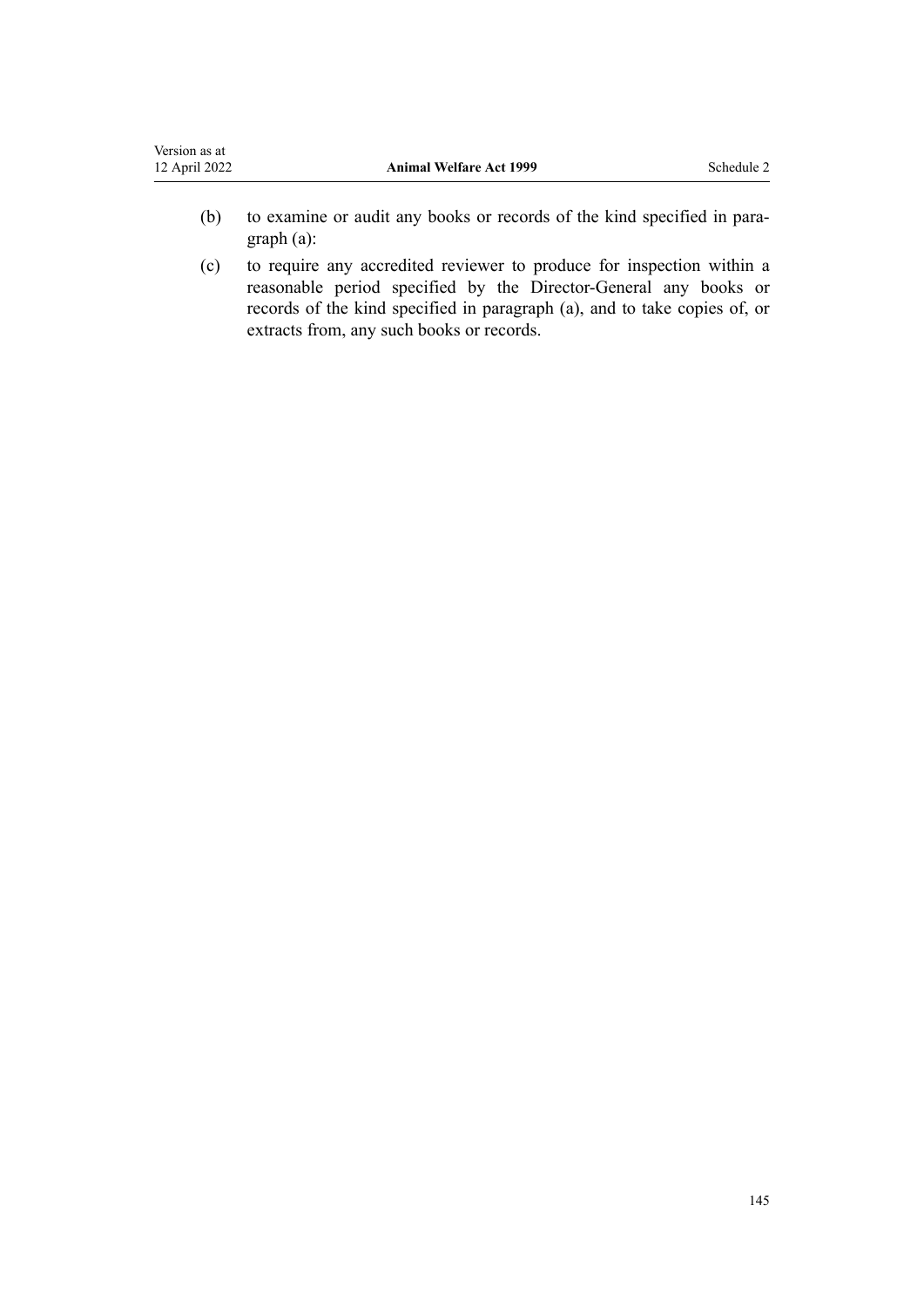(b) to examine or audit any books or records of the kind specified in paragraph (a):

(c) to require any accredited reviewer to produce for inspection within a reasonable period specified by the Director-General any books or records of the kind specified in paragraph (a), and to take copies of, or extracts from, any such books or records.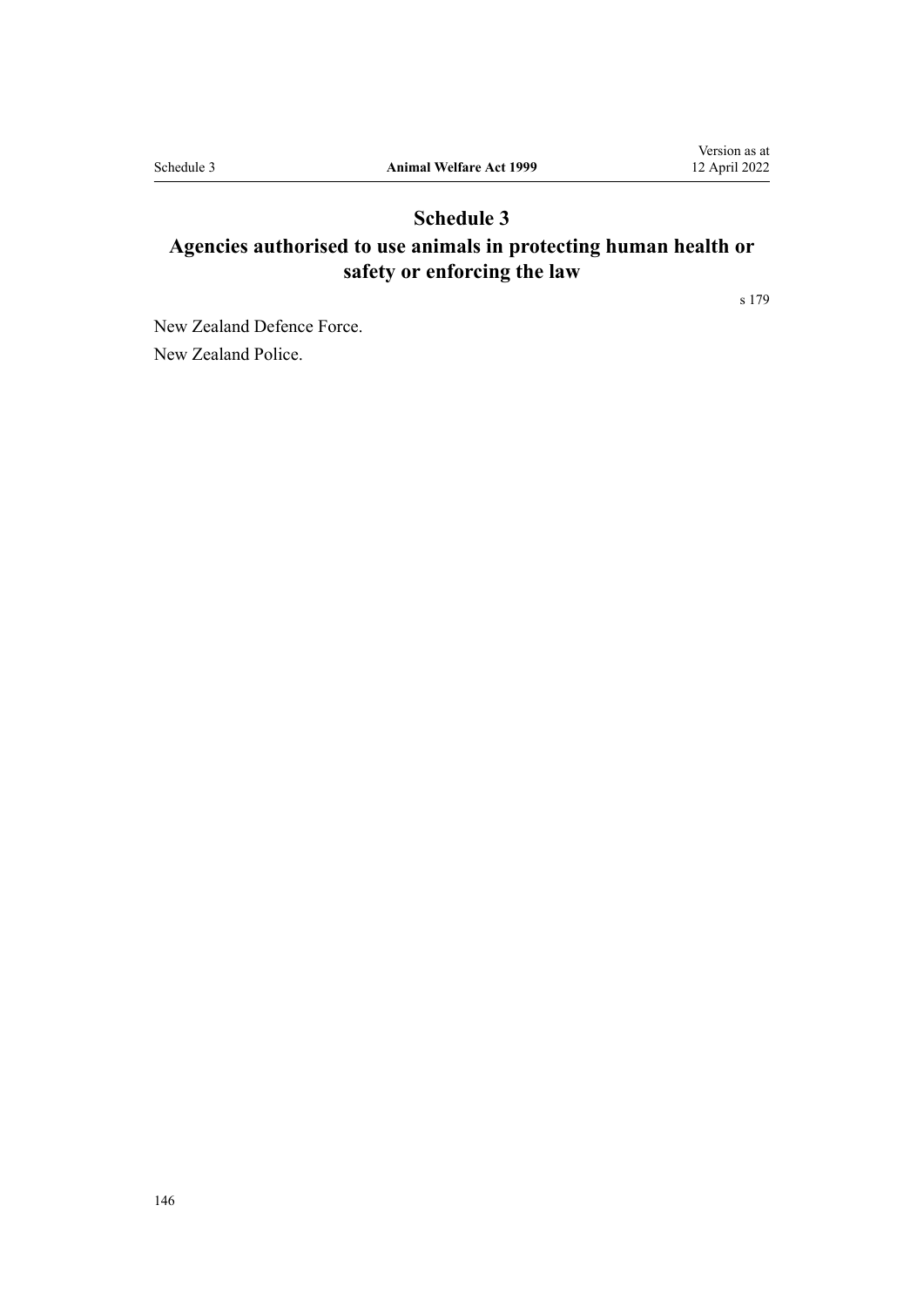# Schedule 3
## Agencies authorised to use animals in protecting human health or safety or enforcing the law

s 179

New Zealand Defence Force.

New Zealand Police.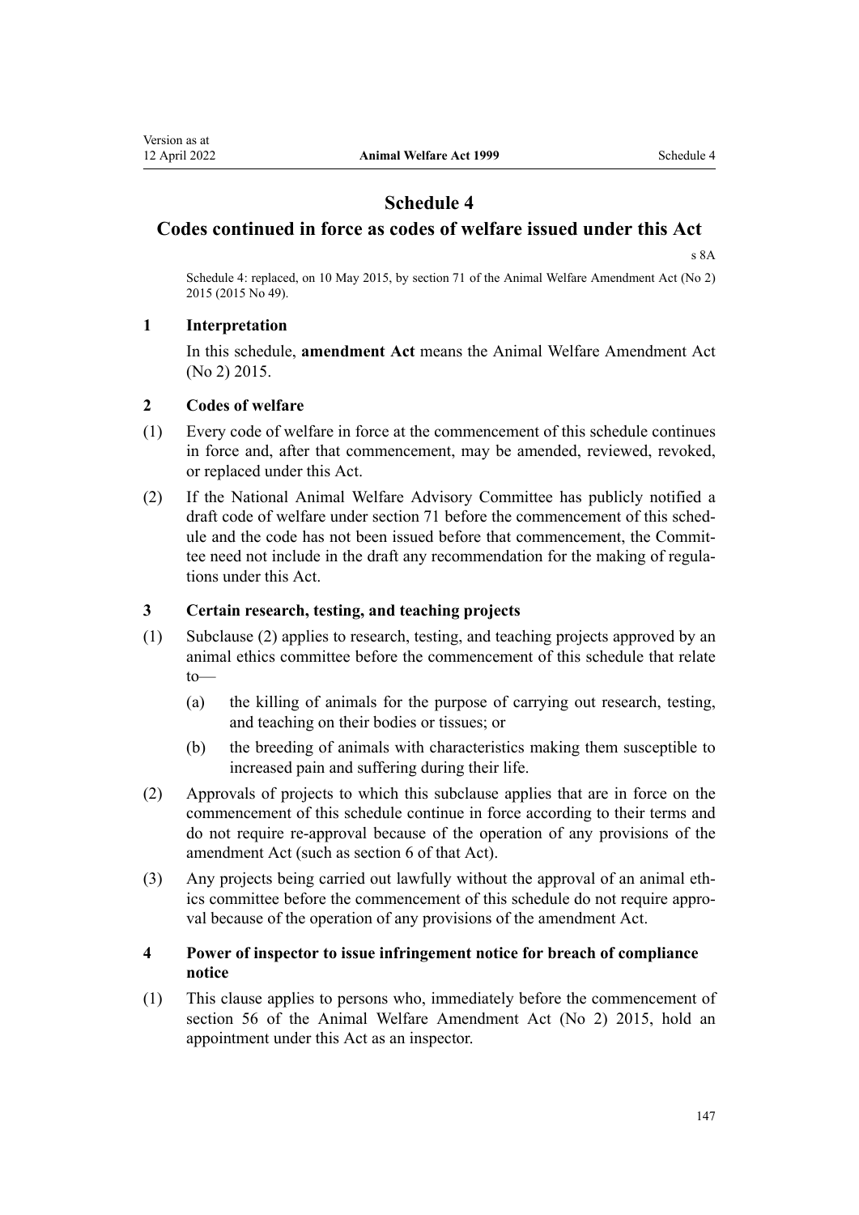# Schedule 4
## Codes continued in force as codes of welfare issued under this Act

s 8A

Schedule 4: replaced, on 10 May 2015, by section 71 of the Animal Welfare Amendment Act (No 2) 2015 (2015 No 49).

### 1 Interpretation

In this schedule, **amendment Act** means the Animal Welfare Amendment Act (No 2) 2015.

### 2 Codes of welfare

(1) Every code of welfare in force at the commencement of this schedule continues in force and, after that commencement, may be amended, reviewed, revoked, or replaced under this Act.

(2) If the National Animal Welfare Advisory Committee has publicly notified a draft code of welfare under section 71 before the commencement of this schedule and the code has not been issued before that commencement, the Committee need not include in the draft any recommendation for the making of regulations under this Act.

### 3 Certain research, testing, and teaching projects

(1) Subclause (2) applies to research, testing, and teaching projects approved by an animal ethics committee before the commencement of this schedule that relate to—

(a) the killing of animals for the purpose of carrying out research, testing, and teaching on their bodies or tissues; or

(b) the breeding of animals with characteristics making them susceptible to increased pain and suffering during their life.

(2) Approvals of projects to which this subclause applies that are in force on the commencement of this schedule continue in force according to their terms and do not require re-approval because of the operation of any provisions of the amendment Act (such as section 6 of that Act).

(3) Any projects being carried out lawfully without the approval of an animal ethics committee before the commencement of this schedule do not require approval because of the operation of any provisions of the amendment Act.

### 4 Power of inspector to issue infringement notice for breach of compliance notice

(1) This clause applies to persons who, immediately before the commencement of section 56 of the Animal Welfare Amendment Act (No 2) 2015, hold an appointment under this Act as an inspector.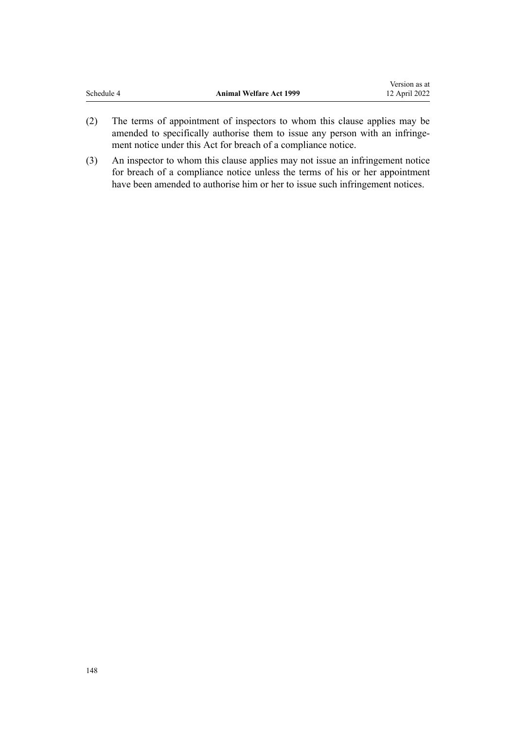(2) The terms of appointment of inspectors to whom this clause applies may be amended to specifically authorise them to issue any person with an infringement notice under this Act for breach of a compliance notice.

(3) An inspector to whom this clause applies may not issue an infringement notice for breach of a compliance notice unless the terms of his or her appointment have been amended to authorise him or her to issue such infringement notices.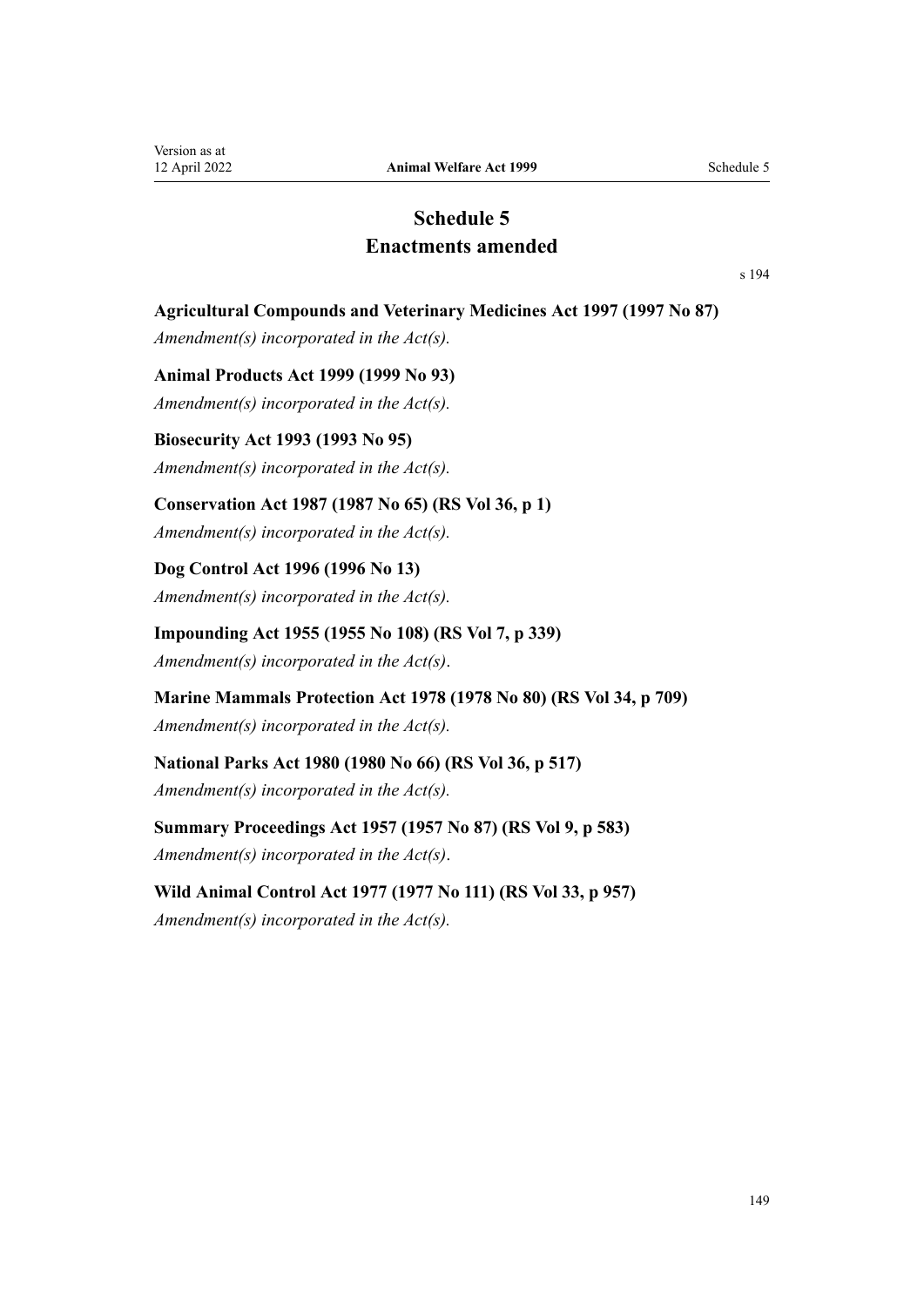# Schedule 5
# Enactments amended

s 194

**Agricultural Compounds and Veterinary Medicines Act 1997 (1997 No 87)**

*Amendment(s) incorporated in the Act(s).*

**Animal Products Act 1999 (1999 No 93)**

*Amendment(s) incorporated in the Act(s).*

**Biosecurity Act 1993 (1993 No 95)**

*Amendment(s) incorporated in the Act(s).*

**Conservation Act 1987 (1987 No 65) (RS Vol 36, p 1)**

*Amendment(s) incorporated in the Act(s).*

**Dog Control Act 1996 (1996 No 13)**

*Amendment(s) incorporated in the Act(s).*

**Impounding Act 1955 (1955 No 108) (RS Vol 7, p 339)**

*Amendment(s) incorporated in the Act(s)*.

**Marine Mammals Protection Act 1978 (1978 No 80) (RS Vol 34, p 709)**

*Amendment(s) incorporated in the Act(s).*

**National Parks Act 1980 (1980 No 66) (RS Vol 36, p 517)**

*Amendment(s) incorporated in the Act(s).*

**Summary Proceedings Act 1957 (1957 No 87) (RS Vol 9, p 583)**

*Amendment(s) incorporated in the Act(s)*.

**Wild Animal Control Act 1977 (1977 No 111) (RS Vol 33, p 957)**

*Amendment(s) incorporated in the Act(s).*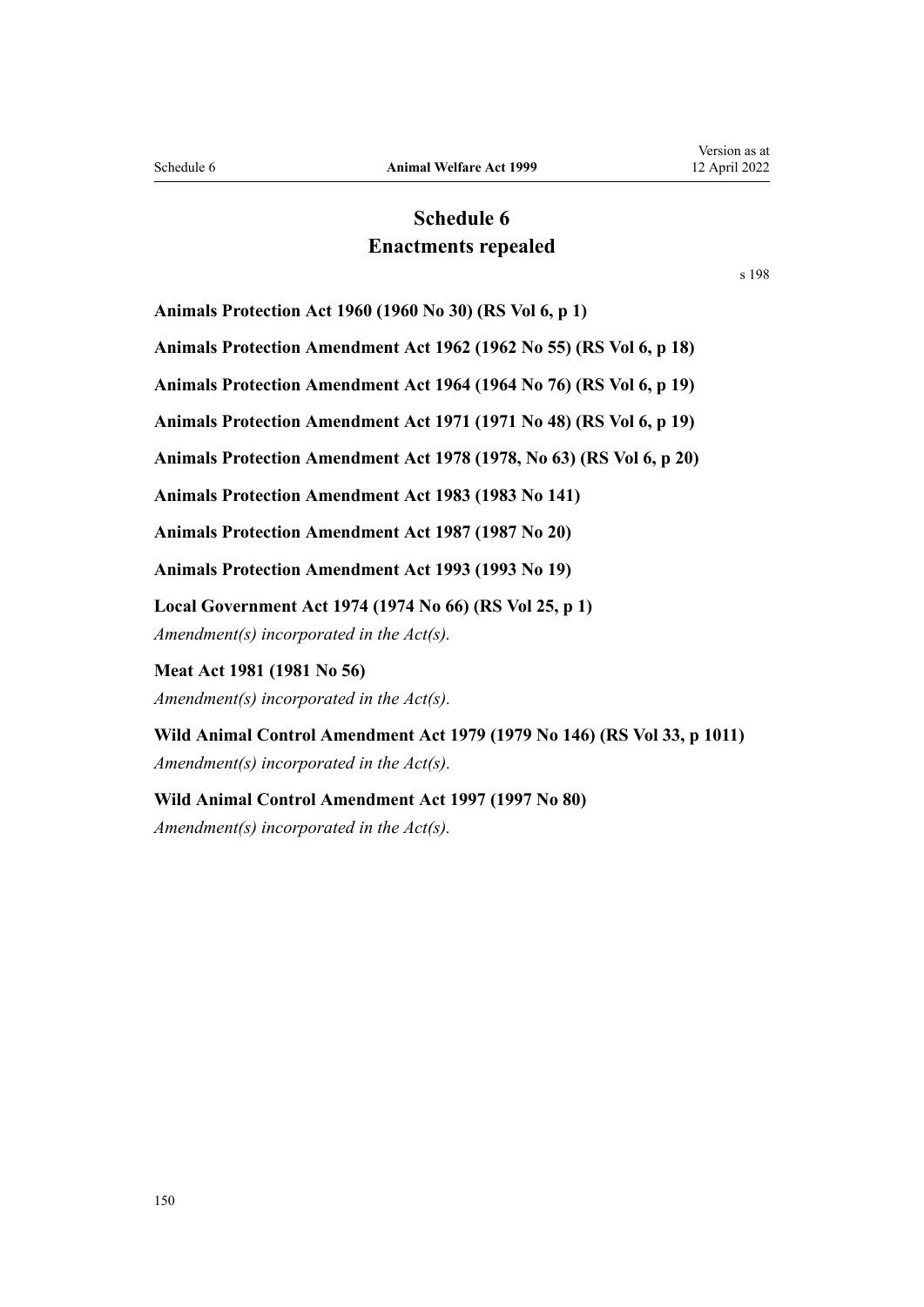# Schedule 6
# Enactments repealed

s 198

**Animals Protection Act 1960 (1960 No 30) (RS Vol 6, p 1)**

**Animals Protection Amendment Act 1962 (1962 No 55) (RS Vol 6, p 18)**

**Animals Protection Amendment Act 1964 (1964 No 76) (RS Vol 6, p 19)**

**Animals Protection Amendment Act 1971 (1971 No 48) (RS Vol 6, p 19)**

**Animals Protection Amendment Act 1978 (1978, No 63) (RS Vol 6, p 20)**

**Animals Protection Amendment Act 1983 (1983 No 141)**

**Animals Protection Amendment Act 1987 (1987 No 20)**

**Animals Protection Amendment Act 1993 (1993 No 19)**

**Local Government Act 1974 (1974 No 66) (RS Vol 25, p 1)**

*Amendment(s) incorporated in the Act(s).*

**Meat Act 1981 (1981 No 56)**

*Amendment(s) incorporated in the Act(s).*

**Wild Animal Control Amendment Act 1979 (1979 No 146) (RS Vol 33, p 1011)**

*Amendment(s) incorporated in the Act(s).*

**Wild Animal Control Amendment Act 1997 (1997 No 80)**

*Amendment(s) incorporated in the Act(s).*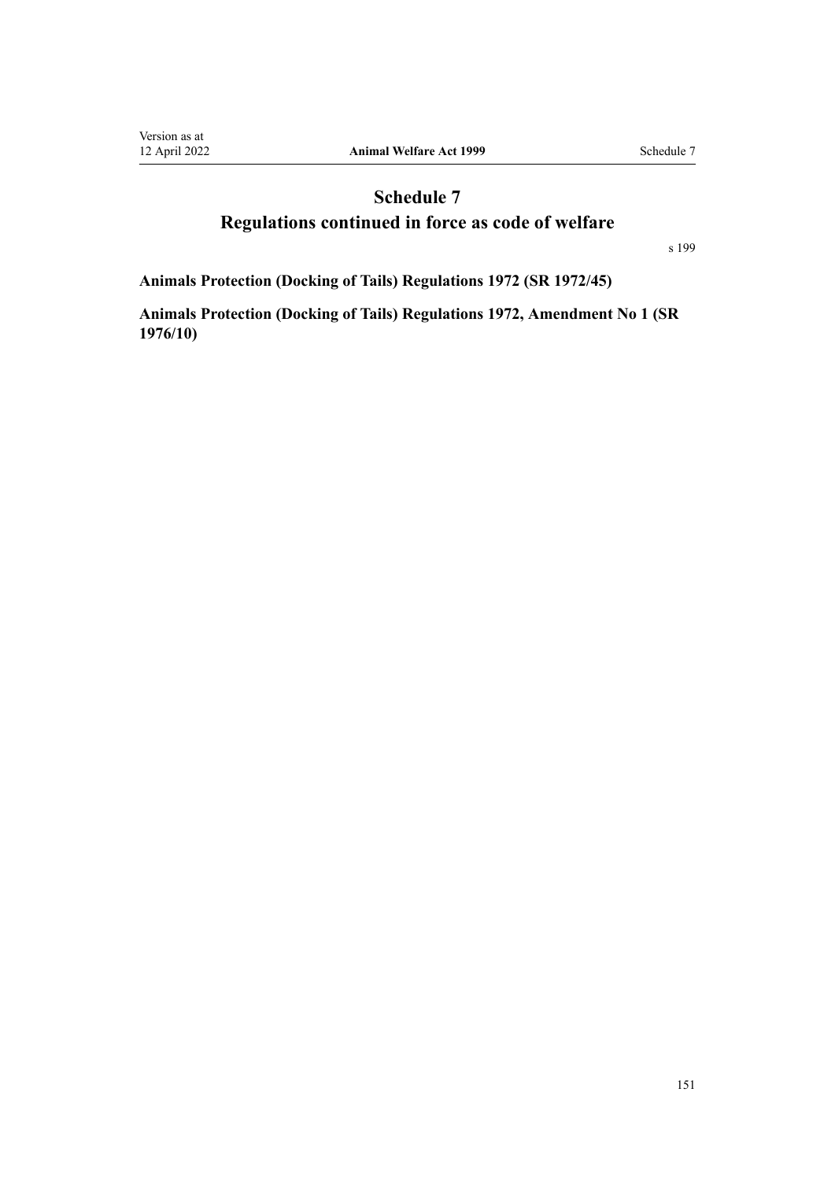# Schedule 7
# Regulations continued in force as code of welfare

s 199

**Animals Protection (Docking of Tails) Regulations 1972 (SR 1972/45)**

**Animals Protection (Docking of Tails) Regulations 1972, Amendment No 1 (SR 1976/10)**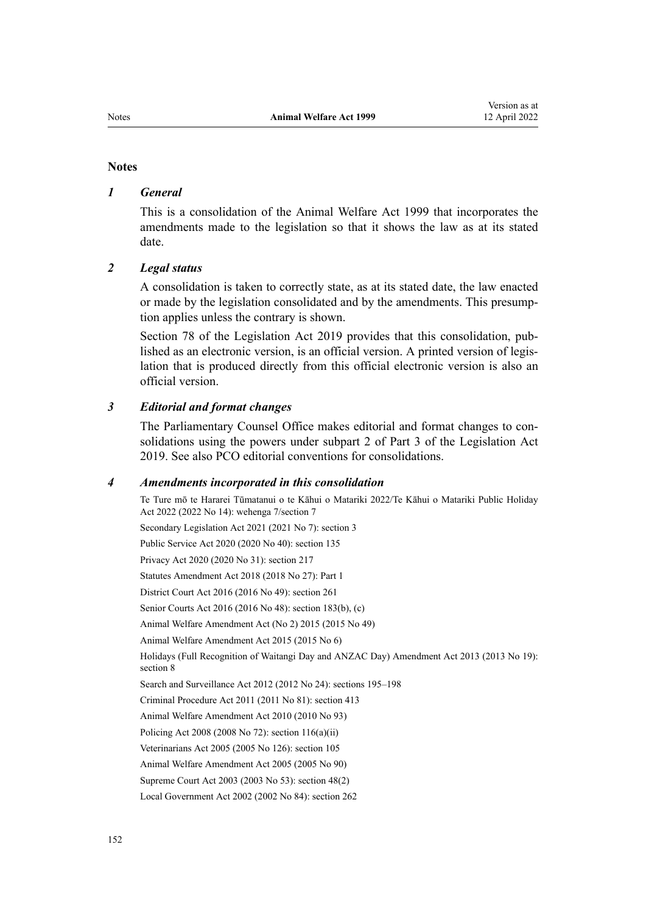## Notes

### *1 General*

This is a consolidation of the Animal Welfare Act 1999 that incorporates the amendments made to the legislation so that it shows the law as at its stated date.

### *2 Legal status*

A consolidation is taken to correctly state, as at its stated date, the law enacted or made by the legislation consolidated and by the amendments. This presumption applies unless the contrary is shown.

Section 78 of the Legislation Act 2019 provides that this consolidation, published as an electronic version, is an official version. A printed version of legislation that is produced directly from this official electronic version is also an official version.

### *3 Editorial and format changes*

The Parliamentary Counsel Office makes editorial and format changes to consolidations using the powers under subpart 2 of Part 3 of the Legislation Act 2019. See also PCO editorial conventions for consolidations.

### *4 Amendments incorporated in this consolidation*

Te Ture mō te Hararei Tūmatanui o te Kāhui o Matariki 2022/Te Kāhui o Matariki Public Holiday Act 2022 (2022 No 14): wehenga 7/section 7

Secondary Legislation Act 2021 (2021 No 7): section 3

Public Service Act 2020 (2020 No 40): section 135

Privacy Act 2020 (2020 No 31): section 217

Statutes Amendment Act 2018 (2018 No 27): Part 1

District Court Act 2016 (2016 No 49): section 261

Senior Courts Act 2016 (2016 No 48): section 183(b), (c)

Animal Welfare Amendment Act (No 2) 2015 (2015 No 49)

Animal Welfare Amendment Act 2015 (2015 No 6)

Holidays (Full Recognition of Waitangi Day and ANZAC Day) Amendment Act 2013 (2013 No 19): section 8

Search and Surveillance Act 2012 (2012 No 24): sections 195–198

Criminal Procedure Act 2011 (2011 No 81): section 413

Animal Welfare Amendment Act 2010 (2010 No 93)

Policing Act 2008 (2008 No 72): section 116(a)(ii)

Veterinarians Act 2005 (2005 No 126): section 105

Animal Welfare Amendment Act 2005 (2005 No 90)

Supreme Court Act 2003 (2003 No 53): section 48(2)

Local Government Act 2002 (2002 No 84): section 262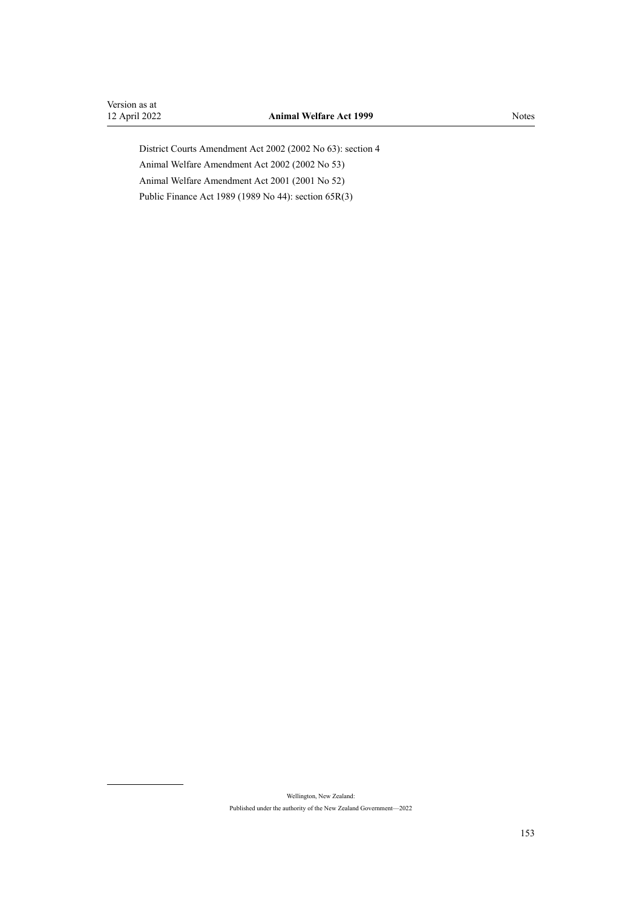District Courts Amendment Act 2002 (2002 No 63): section 4

Animal Welfare Amendment Act 2002 (2002 No 53)

Animal Welfare Amendment Act 2001 (2001 No 52)

Public Finance Act 1989 (1989 No 44): section 65R(3)

Wellington, New Zealand:

Published under the authority of the New Zealand Government—2022